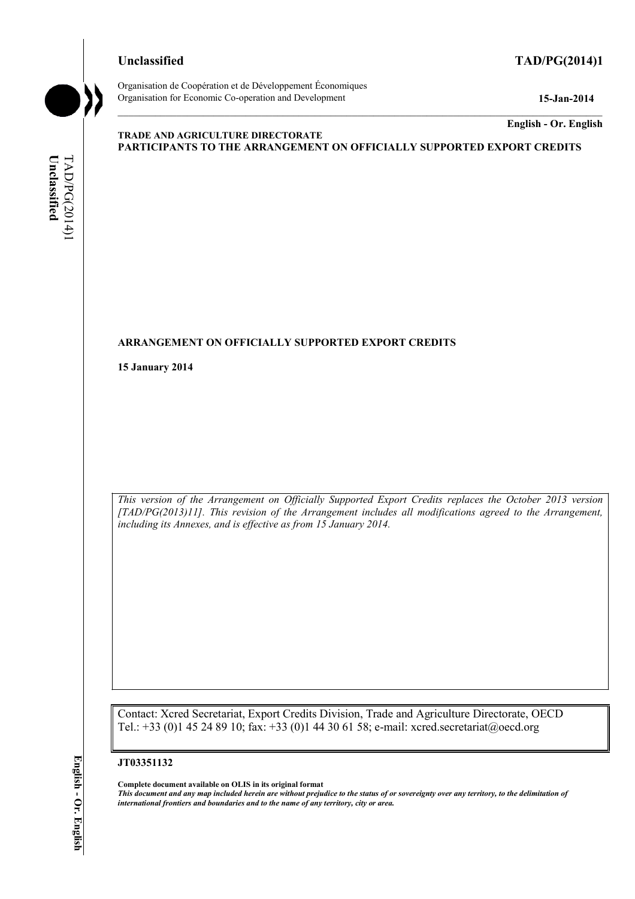**Unclassified** **TAD/PG(2014)1**

Organisation de Coopération et de Développement Économiques
Organisation for Economic Co-operation and Development **15-Jan-2014**

**English - Or. English**

**TRADE AND AGRICULTURE DIRECTORATE**
**PARTICIPANTS TO THE ARRANGEMENT ON OFFICIALLY SUPPORTED EXPORT CREDITS**

# ARRANGEMENT ON OFFICIALLY SUPPORTED EXPORT CREDITS

**15 January 2014**

*This version of the Arrangement on Officially Supported Export Credits replaces the October 2013 version [TAD/PG(2013)11]. This revision of the Arrangement includes all modifications agreed to the Arrangement, including its Annexes, and is effective as from 15 January 2014.*

Contact: Xcred Secretariat, Export Credits Division, Trade and Agriculture Directorate, OECD
Tel.: +33 (0)1 45 24 89 10; fax: +33 (0)1 44 30 61 58; e-mail: xcred.secretariat@oecd.org

**JT03351132**

**Complete document available on OLIS in its original format**
***This document and any map included herein are without prejudice to the status of or sovereignty over any territory, to the delimitation of international frontiers and boundaries and to the name of any territory, city or area.***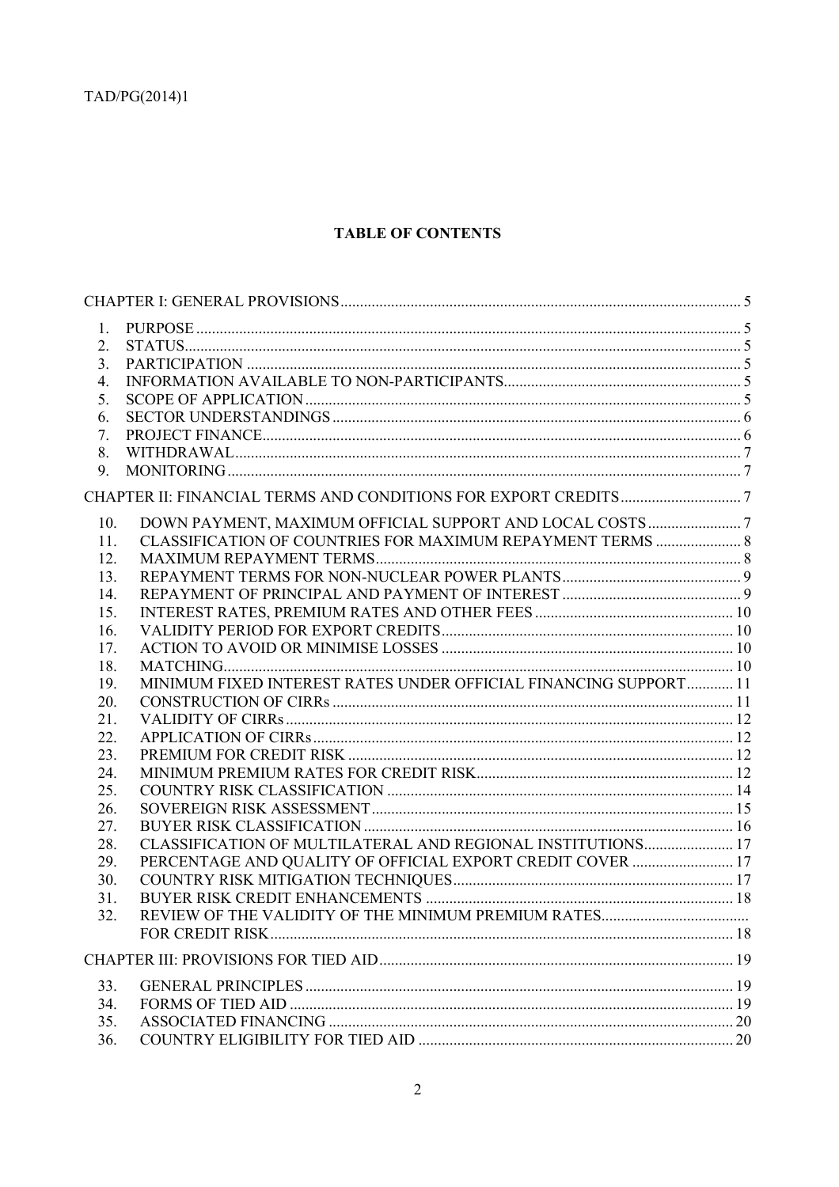**TABLE OF CONTENTS**

CHAPTER I: GENERAL PROVISIONS ... 5

1. PURPOSE ... 5
2. STATUS ... 5
3. PARTICIPATION ... 5
4. INFORMATION AVAILABLE TO NON-PARTICIPANTS ... 5
5. SCOPE OF APPLICATION ... 5
6. SECTOR UNDERSTANDINGS ... 6
7. PROJECT FINANCE ... 6
8. WITHDRAWAL ... 7
9. MONITORING ... 7

CHAPTER II: FINANCIAL TERMS AND CONDITIONS FOR EXPORT CREDITS ... 7

10. DOWN PAYMENT, MAXIMUM OFFICIAL SUPPORT AND LOCAL COSTS ... 7
11. CLASSIFICATION OF COUNTRIES FOR MAXIMUM REPAYMENT TERMS ... 8
12. MAXIMUM REPAYMENT TERMS ... 8
13. REPAYMENT TERMS FOR NON-NUCLEAR POWER PLANTS ... 9
14. REPAYMENT OF PRINCIPAL AND PAYMENT OF INTEREST ... 9
15. INTEREST RATES, PREMIUM RATES AND OTHER FEES ... 10
16. VALIDITY PERIOD FOR EXPORT CREDITS ... 10
17. ACTION TO AVOID OR MINIMISE LOSSES ... 10
18. MATCHING ... 10
19. MINIMUM FIXED INTEREST RATES UNDER OFFICIAL FINANCING SUPPORT ... 11
20. CONSTRUCTION OF CIRRs ... 11
21. VALIDITY OF CIRRs ... 12
22. APPLICATION OF CIRRs ... 12
23. PREMIUM FOR CREDIT RISK ... 12
24. MINIMUM PREMIUM RATES FOR CREDIT RISK ... 12
25. COUNTRY RISK CLASSIFICATION ... 14
26. SOVEREIGN RISK ASSESSMENT ... 15
27. BUYER RISK CLASSIFICATION ... 16
28. CLASSIFICATION OF MULTILATERAL AND REGIONAL INSTITUTIONS ... 17
29. PERCENTAGE AND QUALITY OF OFFICIAL EXPORT CREDIT COVER ... 17
30. COUNTRY RISK MITIGATION TECHNIQUES ... 17
31. BUYER RISK CREDIT ENHANCEMENTS ... 18
32. REVIEW OF THE VALIDITY OF THE MINIMUM PREMIUM RATES FOR CREDIT RISK ... 18

CHAPTER III: PROVISIONS FOR TIED AID ... 19

33. GENERAL PRINCIPLES ... 19
34. FORMS OF TIED AID ... 19
35. ASSOCIATED FINANCING ... 20
36. COUNTRY ELIGIBILITY FOR TIED AID ... 20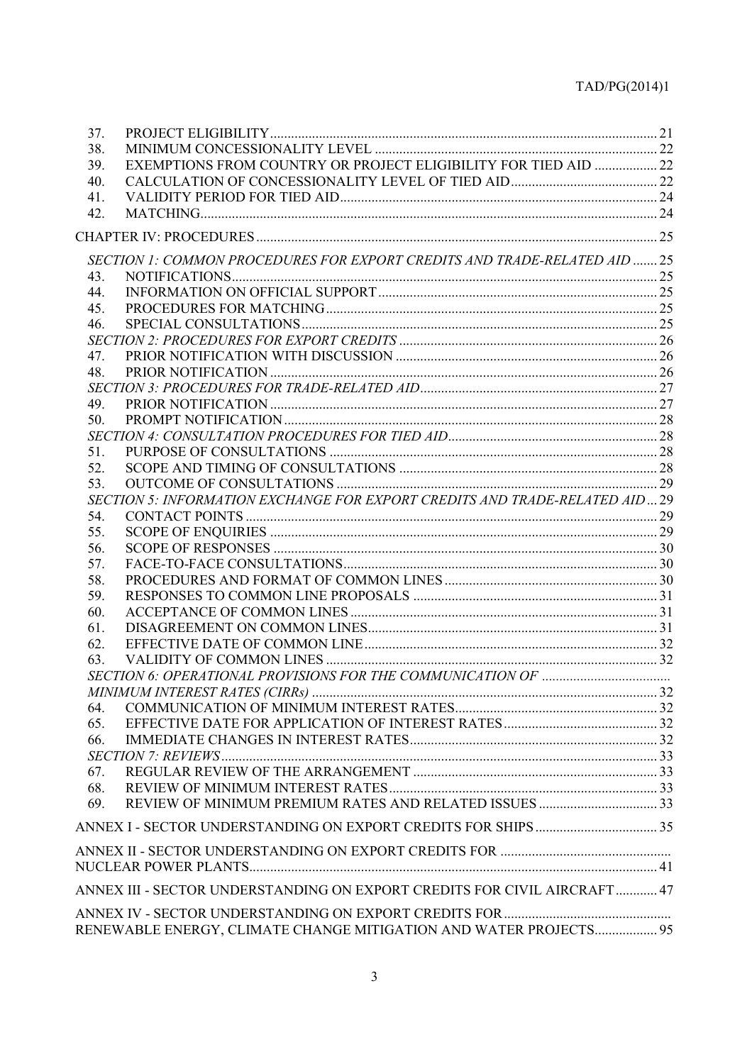37. PROJECT ELIGIBILITY ..... 21
38. MINIMUM CONCESSIONALITY LEVEL ..... 22
39. EXEMPTIONS FROM COUNTRY OR PROJECT ELIGIBILITY FOR TIED AID ..... 22
40. CALCULATION OF CONCESSIONALITY LEVEL OF TIED AID ..... 22
41. VALIDITY PERIOD FOR TIED AID ..... 24
42. MATCHING ..... 24

CHAPTER IV: PROCEDURES ..... 25

*SECTION 1: COMMON PROCEDURES FOR EXPORT CREDITS AND TRADE-RELATED AID* ..... 25

43. NOTIFICATIONS ..... 25
44. INFORMATION ON OFFICIAL SUPPORT ..... 25
45. PROCEDURES FOR MATCHING ..... 25
46. SPECIAL CONSULTATIONS ..... 25

*SECTION 2: PROCEDURES FOR EXPORT CREDITS* ..... 26

47. PRIOR NOTIFICATION WITH DISCUSSION ..... 26
48. PRIOR NOTIFICATION ..... 26

*SECTION 3: PROCEDURES FOR TRADE-RELATED AID* ..... 27

49. PRIOR NOTIFICATION ..... 27
50. PROMPT NOTIFICATION ..... 28

*SECTION 4: CONSULTATION PROCEDURES FOR TIED AID* ..... 28

51. PURPOSE OF CONSULTATIONS ..... 28
52. SCOPE AND TIMING OF CONSULTATIONS ..... 28
53. OUTCOME OF CONSULTATIONS ..... 29

*SECTION 5: INFORMATION EXCHANGE FOR EXPORT CREDITS AND TRADE-RELATED AID* ..... 29

54. CONTACT POINTS ..... 29
55. SCOPE OF ENQUIRIES ..... 29
56. SCOPE OF RESPONSES ..... 30
57. FACE-TO-FACE CONSULTATIONS ..... 30
58. PROCEDURES AND FORMAT OF COMMON LINES ..... 30
59. RESPONSES TO COMMON LINE PROPOSALS ..... 31
60. ACCEPTANCE OF COMMON LINES ..... 31
61. DISAGREEMENT ON COMMON LINES ..... 31
62. EFFECTIVE DATE OF COMMON LINE ..... 32
63. VALIDITY OF COMMON LINES ..... 32

*SECTION 6: OPERATIONAL PROVISIONS FOR THE COMMUNICATION OF MINIMUM INTEREST RATES (CIRRs)* ..... 32

64. COMMUNICATION OF MINIMUM INTEREST RATES ..... 32
65. EFFECTIVE DATE FOR APPLICATION OF INTEREST RATES ..... 32
66. IMMEDIATE CHANGES IN INTEREST RATES ..... 32

*SECTION 7: REVIEWS* ..... 33

67. REGULAR REVIEW OF THE ARRANGEMENT ..... 33
68. REVIEW OF MINIMUM INTEREST RATES ..... 33
69. REVIEW OF MINIMUM PREMIUM RATES AND RELATED ISSUES ..... 33

ANNEX I - SECTOR UNDERSTANDING ON EXPORT CREDITS FOR SHIPS ..... 35

ANNEX II - SECTOR UNDERSTANDING ON EXPORT CREDITS FOR NUCLEAR POWER PLANTS ..... 41

ANNEX III - SECTOR UNDERSTANDING ON EXPORT CREDITS FOR CIVIL AIRCRAFT ..... 47

ANNEX IV - SECTOR UNDERSTANDING ON EXPORT CREDITS FOR RENEWABLE ENERGY, CLIMATE CHANGE MITIGATION AND WATER PROJECTS ..... 95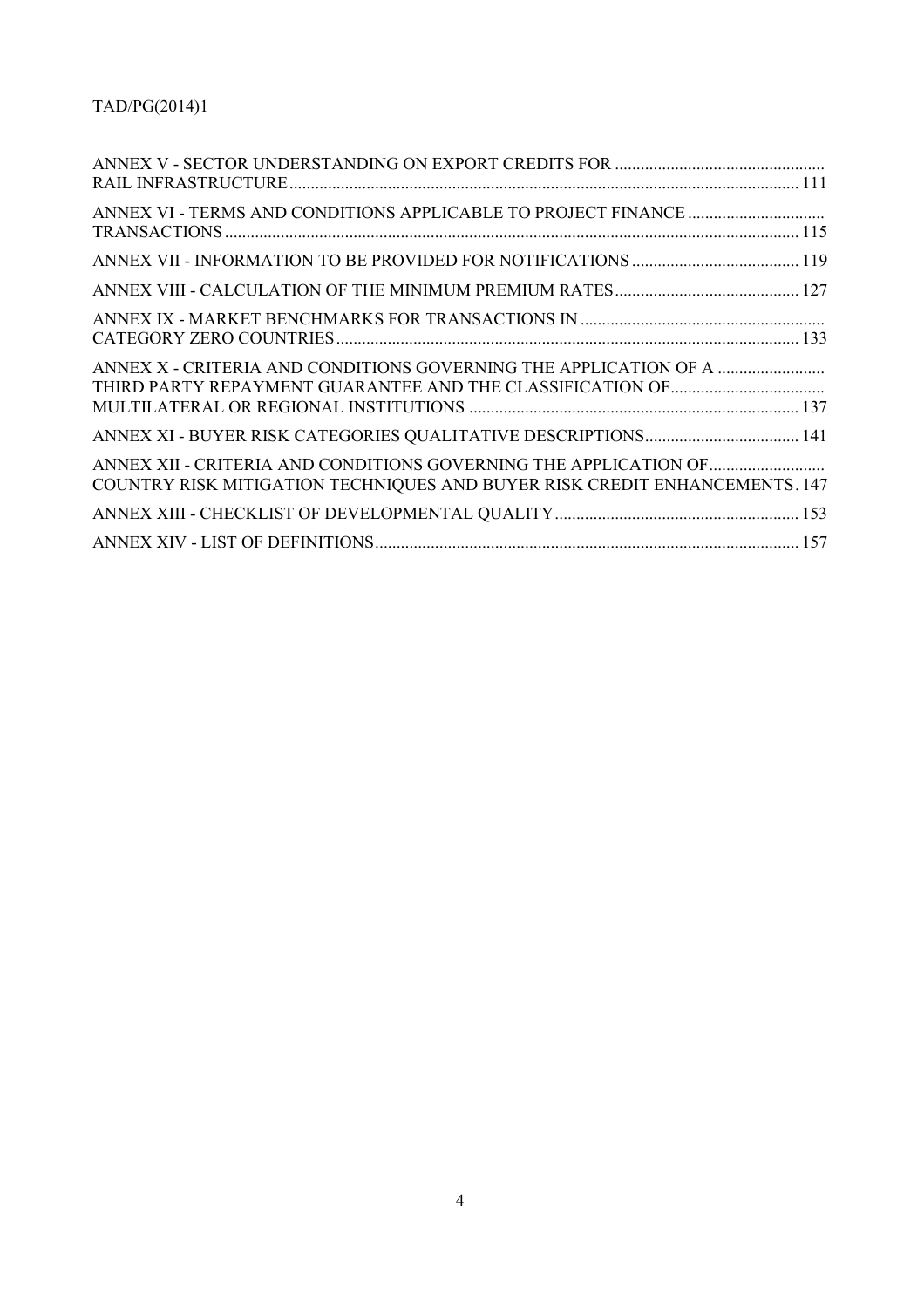ANNEX V - SECTOR UNDERSTANDING ON EXPORT CREDITS FOR RAIL INFRASTRUCTURE ..... 111

ANNEX VI - TERMS AND CONDITIONS APPLICABLE TO PROJECT FINANCE TRANSACTIONS ..... 115

ANNEX VII - INFORMATION TO BE PROVIDED FOR NOTIFICATIONS ..... 119

ANNEX VIII - CALCULATION OF THE MINIMUM PREMIUM RATES ..... 127

ANNEX IX - MARKET BENCHMARKS FOR TRANSACTIONS IN CATEGORY ZERO COUNTRIES ..... 133

ANNEX X - CRITERIA AND CONDITIONS GOVERNING THE APPLICATION OF A THIRD PARTY REPAYMENT GUARANTEE AND THE CLASSIFICATION OF MULTILATERAL OR REGIONAL INSTITUTIONS ..... 137

ANNEX XI - BUYER RISK CATEGORIES QUALITATIVE DESCRIPTIONS ..... 141

ANNEX XII - CRITERIA AND CONDITIONS GOVERNING THE APPLICATION OF COUNTRY RISK MITIGATION TECHNIQUES AND BUYER RISK CREDIT ENHANCEMENTS ..... 147

ANNEX XIII - CHECKLIST OF DEVELOPMENTAL QUALITY ..... 153

ANNEX XIV - LIST OF DEFINITIONS ..... 157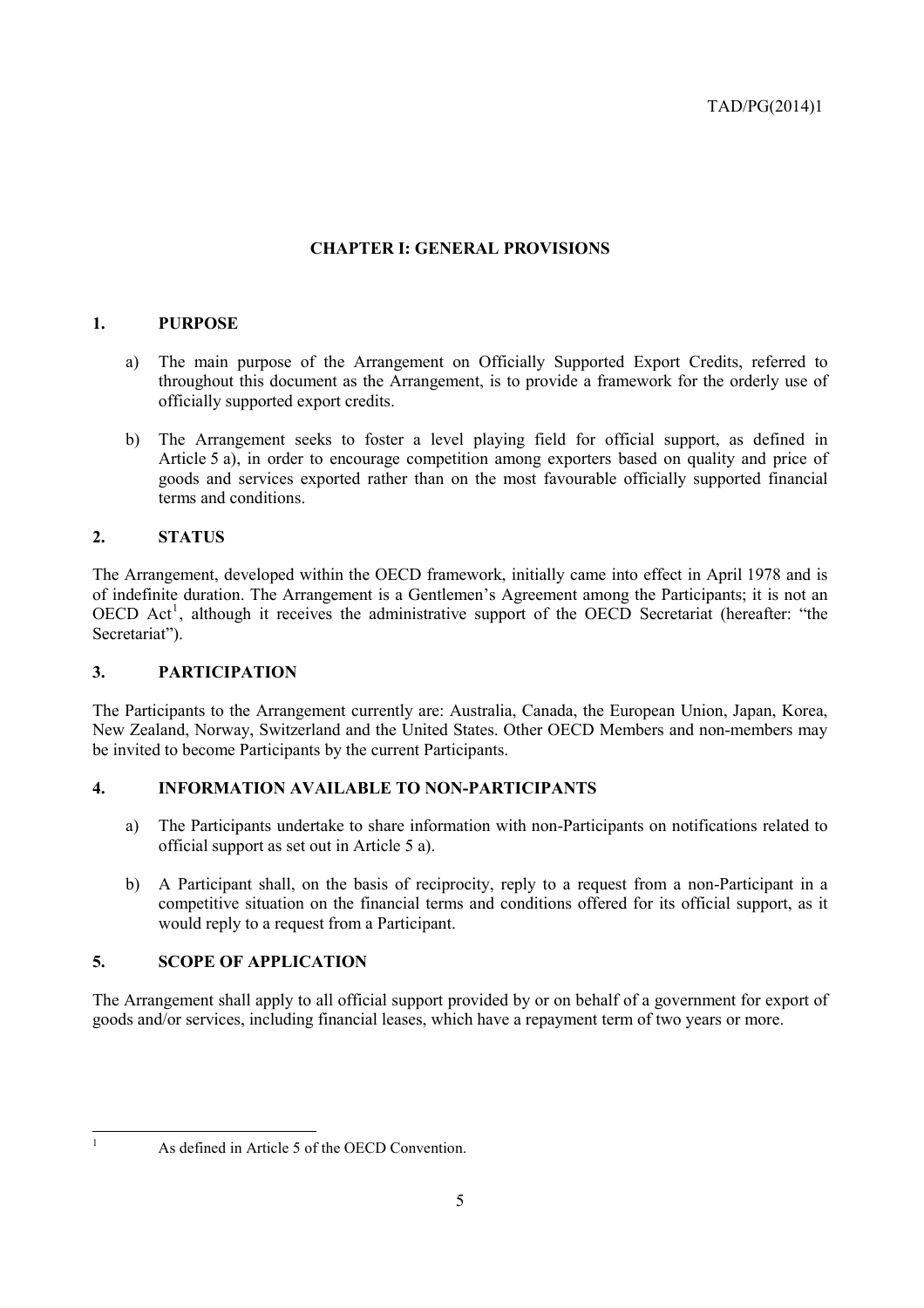# CHAPTER I: GENERAL PROVISIONS

## 1. PURPOSE

a) The main purpose of the Arrangement on Officially Supported Export Credits, referred to throughout this document as the Arrangement, is to provide a framework for the orderly use of officially supported export credits.

b) The Arrangement seeks to foster a level playing field for official support, as defined in Article 5 a), in order to encourage competition among exporters based on quality and price of goods and services exported rather than on the most favourable officially supported financial terms and conditions.

## 2. STATUS

The Arrangement, developed within the OECD framework, initially came into effect in April 1978 and is of indefinite duration. The Arrangement is a Gentlemen's Agreement among the Participants; it is not an OECD Act[1], although it receives the administrative support of the OECD Secretariat (hereafter: "the Secretariat").

## 3. PARTICIPATION

The Participants to the Arrangement currently are: Australia, Canada, the European Union, Japan, Korea, New Zealand, Norway, Switzerland and the United States. Other OECD Members and non-members may be invited to become Participants by the current Participants.

## 4. INFORMATION AVAILABLE TO NON-PARTICIPANTS

a) The Participants undertake to share information with non-Participants on notifications related to official support as set out in Article 5 a).

b) A Participant shall, on the basis of reciprocity, reply to a request from a non-Participant in a competitive situation on the financial terms and conditions offered for its official support, as it would reply to a request from a Participant.

## 5. SCOPE OF APPLICATION

The Arrangement shall apply to all official support provided by or on behalf of a government for export of goods and/or services, including financial leases, which have a repayment term of two years or more.

---

[1] As defined in Article 5 of the OECD Convention.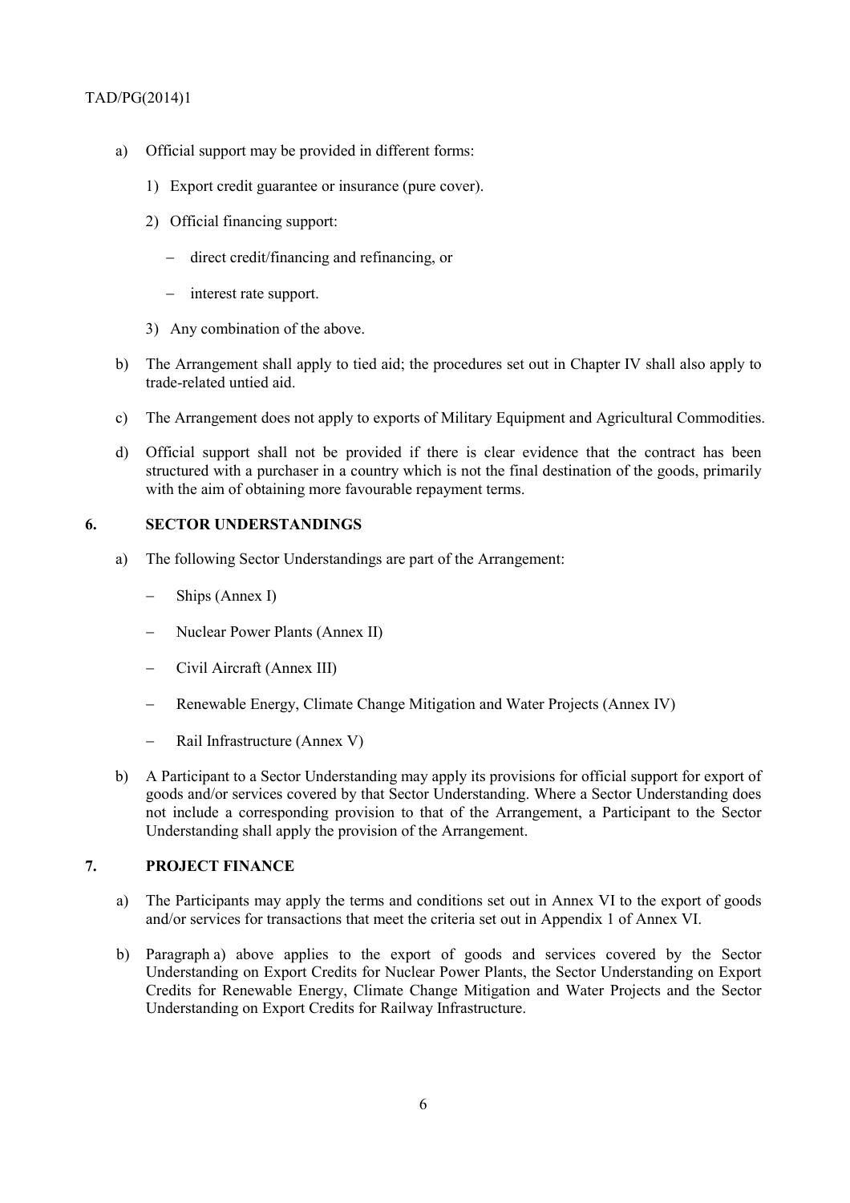a) Official support may be provided in different forms:

   1) Export credit guarantee or insurance (pure cover).

   2) Official financing support:

      – direct credit/financing and refinancing, or

      – interest rate support.

   3) Any combination of the above.

b) The Arrangement shall apply to tied aid; the procedures set out in Chapter IV shall also apply to trade-related untied aid.

c) The Arrangement does not apply to exports of Military Equipment and Agricultural Commodities.

d) Official support shall not be provided if there is clear evidence that the contract has been structured with a purchaser in a country which is not the final destination of the goods, primarily with the aim of obtaining more favourable repayment terms.

## 6. SECTOR UNDERSTANDINGS

a) The following Sector Understandings are part of the Arrangement:

   – Ships (Annex I)

   – Nuclear Power Plants (Annex II)

   – Civil Aircraft (Annex III)

   – Renewable Energy, Climate Change Mitigation and Water Projects (Annex IV)

   – Rail Infrastructure (Annex V)

b) A Participant to a Sector Understanding may apply its provisions for official support for export of goods and/or services covered by that Sector Understanding. Where a Sector Understanding does not include a corresponding provision to that of the Arrangement, a Participant to the Sector Understanding shall apply the provision of the Arrangement.

## 7. PROJECT FINANCE

a) The Participants may apply the terms and conditions set out in Annex VI to the export of goods and/or services for transactions that meet the criteria set out in Appendix 1 of Annex VI.

b) Paragraph a) above applies to the export of goods and services covered by the Sector Understanding on Export Credits for Nuclear Power Plants, the Sector Understanding on Export Credits for Renewable Energy, Climate Change Mitigation and Water Projects and the Sector Understanding on Export Credits for Railway Infrastructure.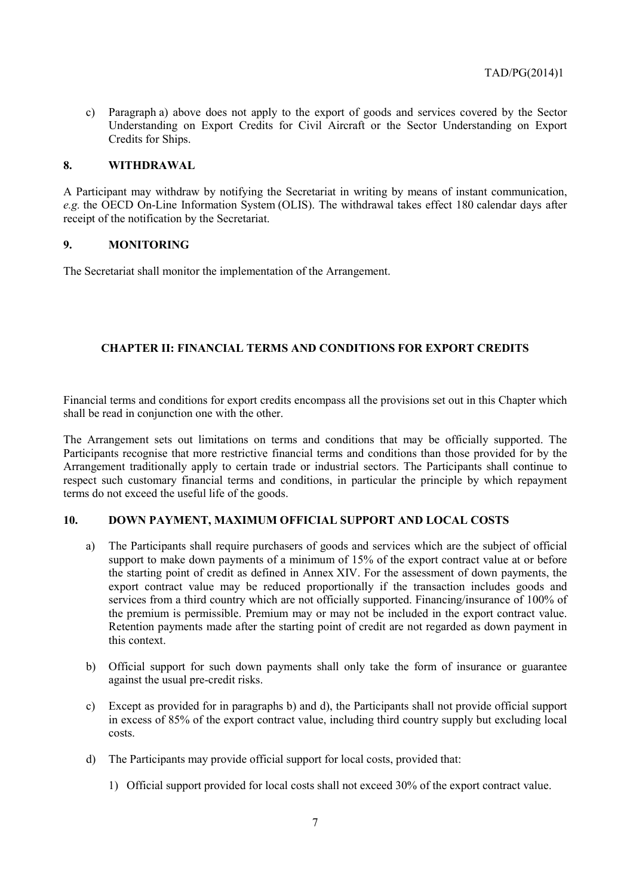c) Paragraph a) above does not apply to the export of goods and services covered by the Sector Understanding on Export Credits for Civil Aircraft or the Sector Understanding on Export Credits for Ships.

## 8. WITHDRAWAL

A Participant may withdraw by notifying the Secretariat in writing by means of instant communication, *e.g.* the OECD On-Line Information System (OLIS). The withdrawal takes effect 180 calendar days after receipt of the notification by the Secretariat.

## 9. MONITORING

The Secretariat shall monitor the implementation of the Arrangement.

# CHAPTER II: FINANCIAL TERMS AND CONDITIONS FOR EXPORT CREDITS

Financial terms and conditions for export credits encompass all the provisions set out in this Chapter which shall be read in conjunction one with the other.

The Arrangement sets out limitations on terms and conditions that may be officially supported. The Participants recognise that more restrictive financial terms and conditions than those provided for by the Arrangement traditionally apply to certain trade or industrial sectors. The Participants shall continue to respect such customary financial terms and conditions, in particular the principle by which repayment terms do not exceed the useful life of the goods.

## 10. DOWN PAYMENT, MAXIMUM OFFICIAL SUPPORT AND LOCAL COSTS

a) The Participants shall require purchasers of goods and services which are the subject of official support to make down payments of a minimum of 15% of the export contract value at or before the starting point of credit as defined in Annex XIV. For the assessment of down payments, the export contract value may be reduced proportionally if the transaction includes goods and services from a third country which are not officially supported. Financing/insurance of 100% of the premium is permissible. Premium may or may not be included in the export contract value. Retention payments made after the starting point of credit are not regarded as down payment in this context.

b) Official support for such down payments shall only take the form of insurance or guarantee against the usual pre-credit risks.

c) Except as provided for in paragraphs b) and d), the Participants shall not provide official support in excess of 85% of the export contract value, including third country supply but excluding local costs.

d) The Participants may provide official support for local costs, provided that:

   1) Official support provided for local costs shall not exceed 30% of the export contract value.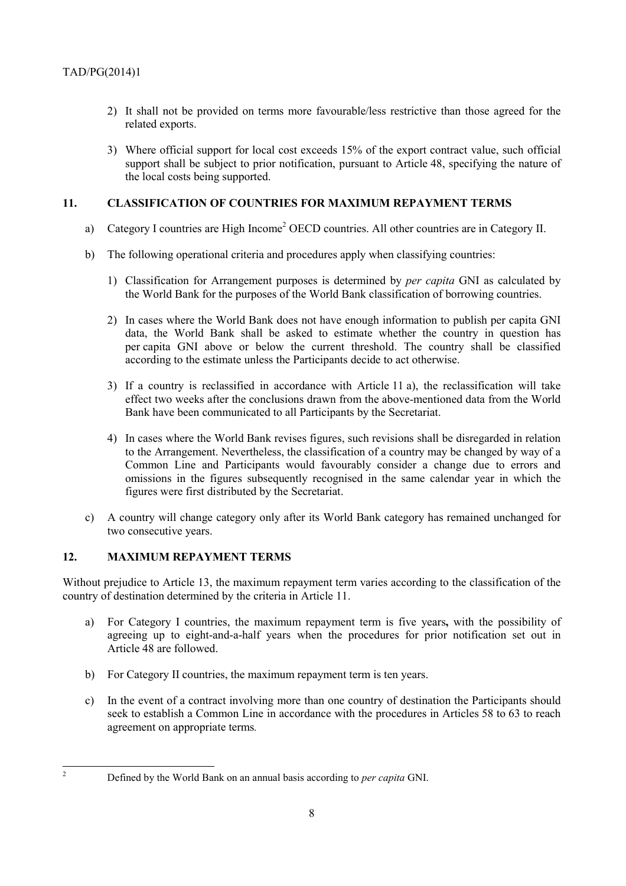2) It shall not be provided on terms more favourable/less restrictive than those agreed for the related exports.

3) Where official support for local cost exceeds 15% of the export contract value, such official support shall be subject to prior notification, pursuant to Article 48, specifying the nature of the local costs being supported.

## 11. CLASSIFICATION OF COUNTRIES FOR MAXIMUM REPAYMENT TERMS

a) Category I countries are High Income[2] OECD countries. All other countries are in Category II.

b) The following operational criteria and procedures apply when classifying countries:

1) Classification for Arrangement purposes is determined by *per capita* GNI as calculated by the World Bank for the purposes of the World Bank classification of borrowing countries.

2) In cases where the World Bank does not have enough information to publish per capita GNI data, the World Bank shall be asked to estimate whether the country in question has per capita GNI above or below the current threshold. The country shall be classified according to the estimate unless the Participants decide to act otherwise.

3) If a country is reclassified in accordance with Article 11 a), the reclassification will take effect two weeks after the conclusions drawn from the above-mentioned data from the World Bank have been communicated to all Participants by the Secretariat.

4) In cases where the World Bank revises figures, such revisions shall be disregarded in relation to the Arrangement. Nevertheless, the classification of a country may be changed by way of a Common Line and Participants would favourably consider a change due to errors and omissions in the figures subsequently recognised in the same calendar year in which the figures were first distributed by the Secretariat.

c) A country will change category only after its World Bank category has remained unchanged for two consecutive years.

## 12. MAXIMUM REPAYMENT TERMS

Without prejudice to Article 13, the maximum repayment term varies according to the classification of the country of destination determined by the criteria in Article 11.

a) For Category I countries, the maximum repayment term is five years**,** with the possibility of agreeing up to eight-and-a-half years when the procedures for prior notification set out in Article 48 are followed.

b) For Category II countries, the maximum repayment term is ten years.

c) In the event of a contract involving more than one country of destination the Participants should seek to establish a Common Line in accordance with the procedures in Articles 58 to 63 to reach agreement on appropriate terms*.*

---

[2] Defined by the World Bank on an annual basis according to *per capita* GNI.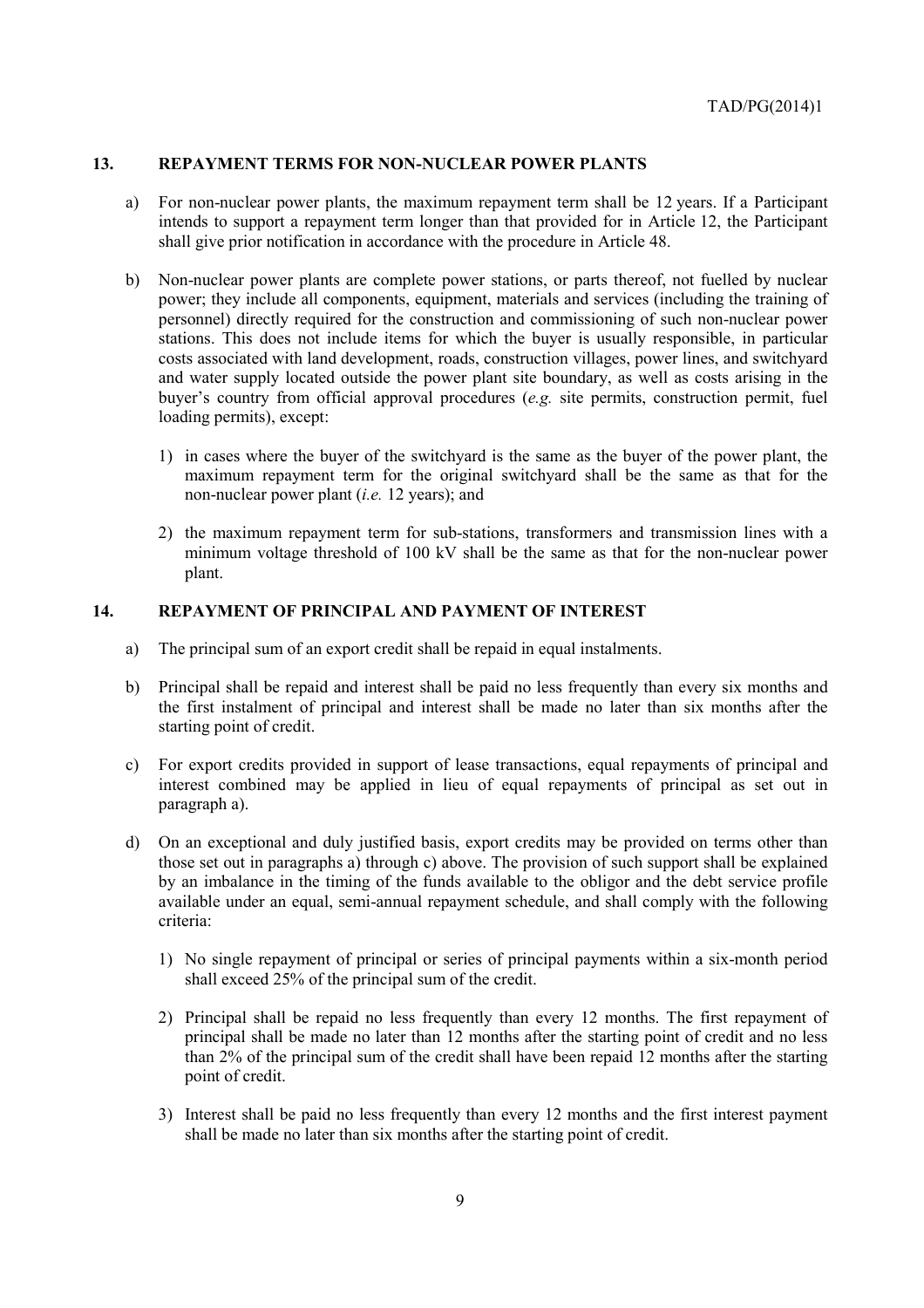## 13. REPAYMENT TERMS FOR NON-NUCLEAR POWER PLANTS

a) For non-nuclear power plants, the maximum repayment term shall be 12 years. If a Participant intends to support a repayment term longer than that provided for in Article 12, the Participant shall give prior notification in accordance with the procedure in Article 48.

b) Non-nuclear power plants are complete power stations, or parts thereof, not fuelled by nuclear power; they include all components, equipment, materials and services (including the training of personnel) directly required for the construction and commissioning of such non-nuclear power stations. This does not include items for which the buyer is usually responsible, in particular costs associated with land development, roads, construction villages, power lines, and switchyard and water supply located outside the power plant site boundary, as well as costs arising in the buyer's country from official approval procedures (*e.g.* site permits, construction permit, fuel loading permits), except:

   1) in cases where the buyer of the switchyard is the same as the buyer of the power plant, the maximum repayment term for the original switchyard shall be the same as that for the non-nuclear power plant (*i.e.* 12 years); and

   2) the maximum repayment term for sub-stations, transformers and transmission lines with a minimum voltage threshold of 100 kV shall be the same as that for the non-nuclear power plant.

## 14. REPAYMENT OF PRINCIPAL AND PAYMENT OF INTEREST

a) The principal sum of an export credit shall be repaid in equal instalments.

b) Principal shall be repaid and interest shall be paid no less frequently than every six months and the first instalment of principal and interest shall be made no later than six months after the starting point of credit.

c) For export credits provided in support of lease transactions, equal repayments of principal and interest combined may be applied in lieu of equal repayments of principal as set out in paragraph a).

d) On an exceptional and duly justified basis, export credits may be provided on terms other than those set out in paragraphs a) through c) above. The provision of such support shall be explained by an imbalance in the timing of the funds available to the obligor and the debt service profile available under an equal, semi-annual repayment schedule, and shall comply with the following criteria:

   1) No single repayment of principal or series of principal payments within a six-month period shall exceed 25% of the principal sum of the credit.

   2) Principal shall be repaid no less frequently than every 12 months. The first repayment of principal shall be made no later than 12 months after the starting point of credit and no less than 2% of the principal sum of the credit shall have been repaid 12 months after the starting point of credit.

   3) Interest shall be paid no less frequently than every 12 months and the first interest payment shall be made no later than six months after the starting point of credit.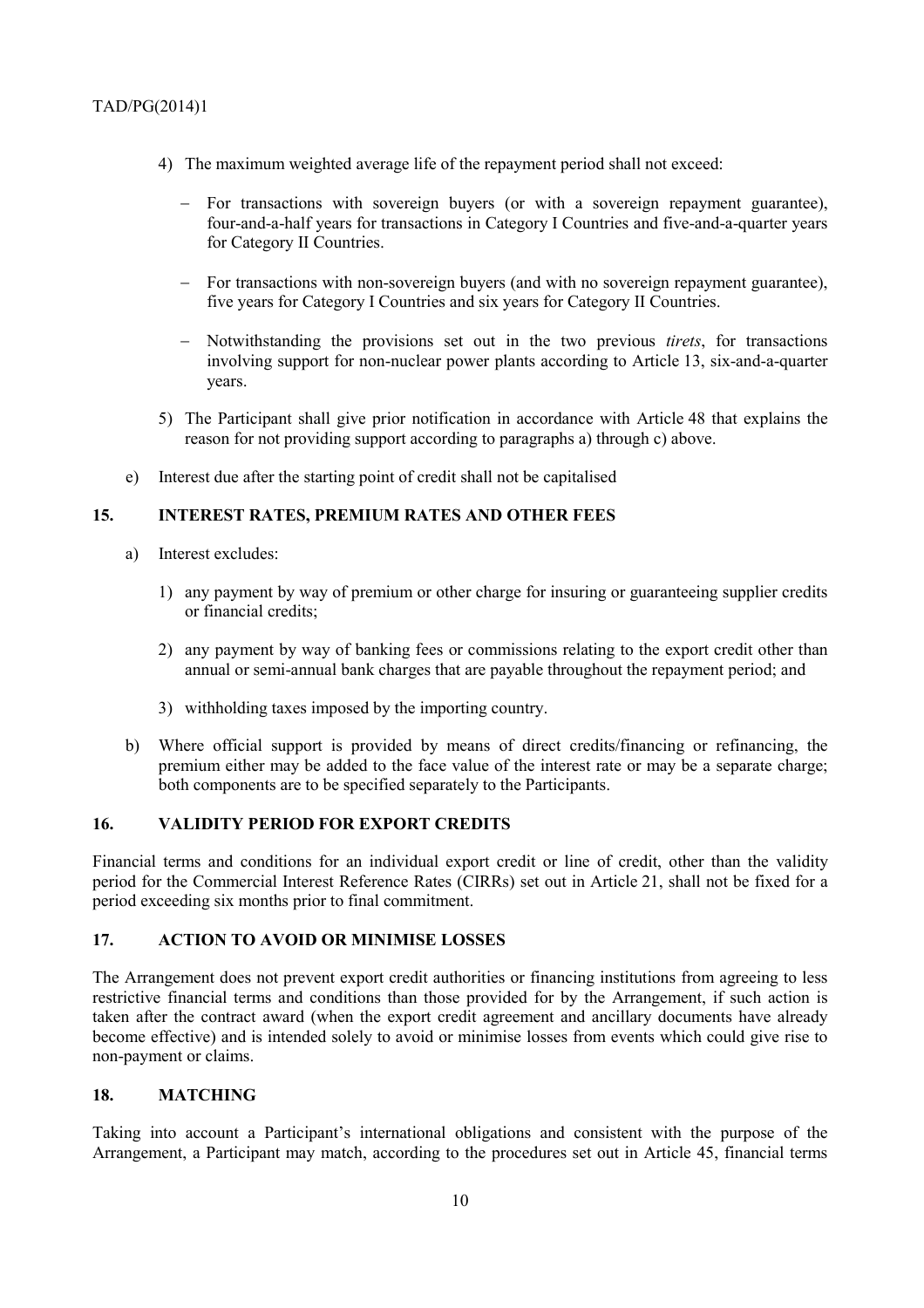4) The maximum weighted average life of the repayment period shall not exceed:

   – For transactions with sovereign buyers (or with a sovereign repayment guarantee), four-and-a-half years for transactions in Category I Countries and five-and-a-quarter years for Category II Countries.

   – For transactions with non-sovereign buyers (and with no sovereign repayment guarantee), five years for Category I Countries and six years for Category II Countries.

   – Notwithstanding the provisions set out in the two previous *tirets*, for transactions involving support for non-nuclear power plants according to Article 13, six-and-a-quarter years.

5) The Participant shall give prior notification in accordance with Article 48 that explains the reason for not providing support according to paragraphs a) through c) above.

e) Interest due after the starting point of credit shall not be capitalised

## 15. INTEREST RATES, PREMIUM RATES AND OTHER FEES

a) Interest excludes:

   1) any payment by way of premium or other charge for insuring or guaranteeing supplier credits or financial credits;

   2) any payment by way of banking fees or commissions relating to the export credit other than annual or semi-annual bank charges that are payable throughout the repayment period; and

   3) withholding taxes imposed by the importing country.

b) Where official support is provided by means of direct credits/financing or refinancing, the premium either may be added to the face value of the interest rate or may be a separate charge; both components are to be specified separately to the Participants.

## 16. VALIDITY PERIOD FOR EXPORT CREDITS

Financial terms and conditions for an individual export credit or line of credit, other than the validity period for the Commercial Interest Reference Rates (CIRRs) set out in Article 21, shall not be fixed for a period exceeding six months prior to final commitment.

## 17. ACTION TO AVOID OR MINIMISE LOSSES

The Arrangement does not prevent export credit authorities or financing institutions from agreeing to less restrictive financial terms and conditions than those provided for by the Arrangement, if such action is taken after the contract award (when the export credit agreement and ancillary documents have already become effective) and is intended solely to avoid or minimise losses from events which could give rise to non-payment or claims.

## 18. MATCHING

Taking into account a Participant's international obligations and consistent with the purpose of the Arrangement, a Participant may match, according to the procedures set out in Article 45, financial terms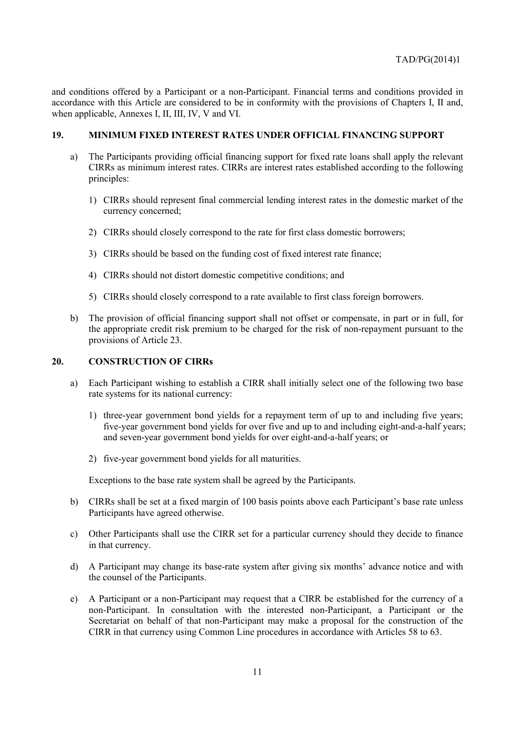and conditions offered by a Participant or a non-Participant. Financial terms and conditions provided in accordance with this Article are considered to be in conformity with the provisions of Chapters I, II and, when applicable, Annexes I, II, III, IV, V and VI.

## 19. MINIMUM FIXED INTEREST RATES UNDER OFFICIAL FINANCING SUPPORT

a) The Participants providing official financing support for fixed rate loans shall apply the relevant CIRRs as minimum interest rates. CIRRs are interest rates established according to the following principles:

   1) CIRRs should represent final commercial lending interest rates in the domestic market of the currency concerned;

   2) CIRRs should closely correspond to the rate for first class domestic borrowers;

   3) CIRRs should be based on the funding cost of fixed interest rate finance;

   4) CIRRs should not distort domestic competitive conditions; and

   5) CIRRs should closely correspond to a rate available to first class foreign borrowers.

b) The provision of official financing support shall not offset or compensate, in part or in full, for the appropriate credit risk premium to be charged for the risk of non-repayment pursuant to the provisions of Article 23.

## 20. CONSTRUCTION OF CIRRs

a) Each Participant wishing to establish a CIRR shall initially select one of the following two base rate systems for its national currency:

   1) three-year government bond yields for a repayment term of up to and including five years; five-year government bond yields for over five and up to and including eight-and-a-half years; and seven-year government bond yields for over eight-and-a-half years; or

   2) five-year government bond yields for all maturities.

   Exceptions to the base rate system shall be agreed by the Participants.

b) CIRRs shall be set at a fixed margin of 100 basis points above each Participant's base rate unless Participants have agreed otherwise.

c) Other Participants shall use the CIRR set for a particular currency should they decide to finance in that currency.

d) A Participant may change its base-rate system after giving six months' advance notice and with the counsel of the Participants.

e) A Participant or a non-Participant may request that a CIRR be established for the currency of a non-Participant. In consultation with the interested non-Participant, a Participant or the Secretariat on behalf of that non-Participant may make a proposal for the construction of the CIRR in that currency using Common Line procedures in accordance with Articles 58 to 63.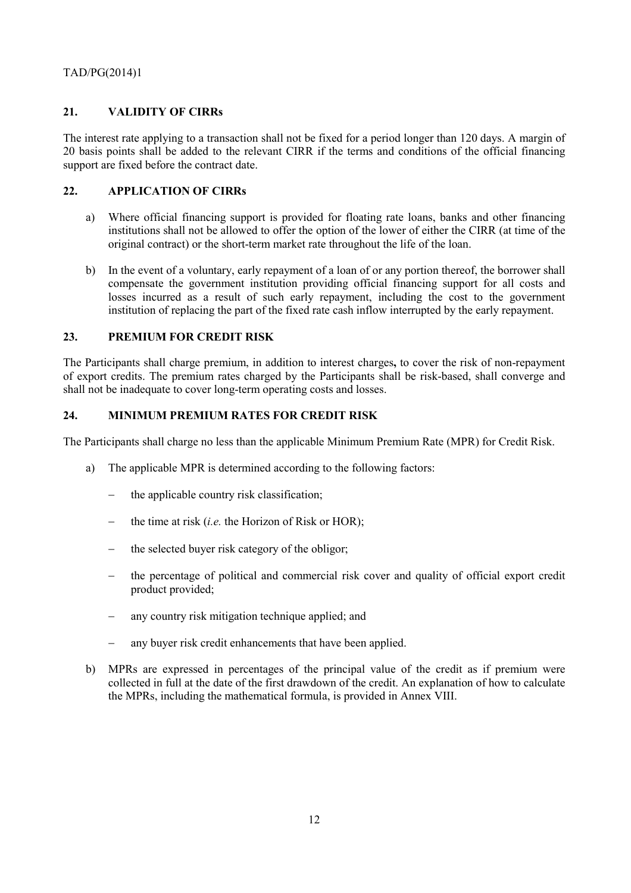## 21. VALIDITY OF CIRRs

The interest rate applying to a transaction shall not be fixed for a period longer than 120 days. A margin of 20 basis points shall be added to the relevant CIRR if the terms and conditions of the official financing support are fixed before the contract date.

## 22. APPLICATION OF CIRRs

a) Where official financing support is provided for floating rate loans, banks and other financing institutions shall not be allowed to offer the option of the lower of either the CIRR (at time of the original contract) or the short-term market rate throughout the life of the loan.

b) In the event of a voluntary, early repayment of a loan of or any portion thereof, the borrower shall compensate the government institution providing official financing support for all costs and losses incurred as a result of such early repayment, including the cost to the government institution of replacing the part of the fixed rate cash inflow interrupted by the early repayment.

## 23. PREMIUM FOR CREDIT RISK

The Participants shall charge premium, in addition to interest charges**,** to cover the risk of non-repayment of export credits. The premium rates charged by the Participants shall be risk-based, shall converge and shall not be inadequate to cover long-term operating costs and losses.

## 24. MINIMUM PREMIUM RATES FOR CREDIT RISK

The Participants shall charge no less than the applicable Minimum Premium Rate (MPR) for Credit Risk.

a) The applicable MPR is determined according to the following factors:

   - the applicable country risk classification;
   - the time at risk (*i.e.* the Horizon of Risk or HOR);
   - the selected buyer risk category of the obligor;
   - the percentage of political and commercial risk cover and quality of official export credit product provided;
   - any country risk mitigation technique applied; and
   - any buyer risk credit enhancements that have been applied.

b) MPRs are expressed in percentages of the principal value of the credit as if premium were collected in full at the date of the first drawdown of the credit. An explanation of how to calculate the MPRs, including the mathematical formula, is provided in Annex VIII.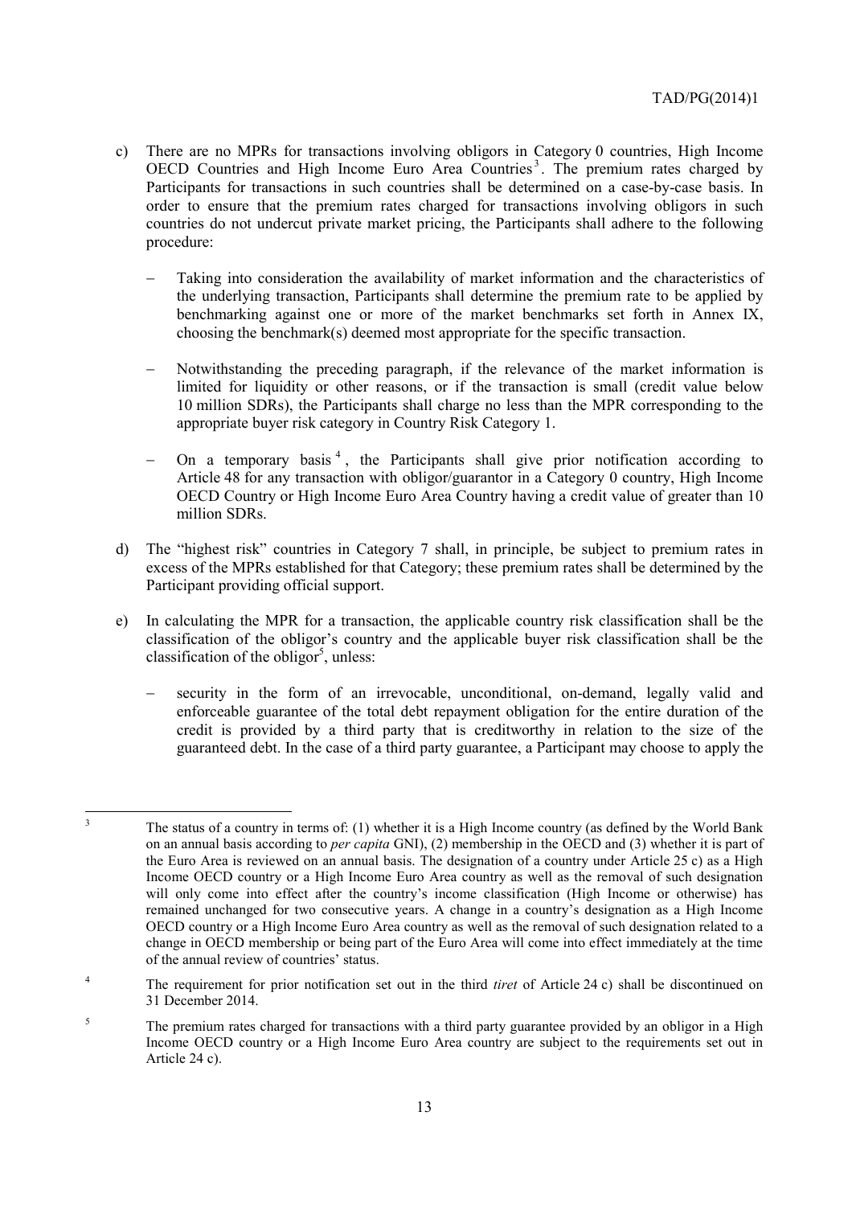c) There are no MPRs for transactions involving obligors in Category 0 countries, High Income OECD Countries and High Income Euro Area Countries[3]. The premium rates charged by Participants for transactions in such countries shall be determined on a case-by-case basis. In order to ensure that the premium rates charged for transactions involving obligors in such countries do not undercut private market pricing, the Participants shall adhere to the following procedure:

   - Taking into consideration the availability of market information and the characteristics of the underlying transaction, Participants shall determine the premium rate to be applied by benchmarking against one or more of the market benchmarks set forth in Annex IX, choosing the benchmark(s) deemed most appropriate for the specific transaction.

   - Notwithstanding the preceding paragraph, if the relevance of the market information is limited for liquidity or other reasons, or if the transaction is small (credit value below 10 million SDRs), the Participants shall charge no less than the MPR corresponding to the appropriate buyer risk category in Country Risk Category 1.

   - On a temporary basis[4], the Participants shall give prior notification according to Article 48 for any transaction with obligor/guarantor in a Category 0 country, High Income OECD Country or High Income Euro Area Country having a credit value of greater than 10 million SDRs.

d) The "highest risk" countries in Category 7 shall, in principle, be subject to premium rates in excess of the MPRs established for that Category; these premium rates shall be determined by the Participant providing official support.

e) In calculating the MPR for a transaction, the applicable country risk classification shall be the classification of the obligor's country and the applicable buyer risk classification shall be the classification of the obligor[5], unless:

   - security in the form of an irrevocable, unconditional, on-demand, legally valid and enforceable guarantee of the total debt repayment obligation for the entire duration of the credit is provided by a third party that is creditworthy in relation to the size of the guaranteed debt. In the case of a third party guarantee, a Participant may choose to apply the

---

[3] The status of a country in terms of: (1) whether it is a High Income country (as defined by the World Bank on an annual basis according to *per capita* GNI), (2) membership in the OECD and (3) whether it is part of the Euro Area is reviewed on an annual basis. The designation of a country under Article 25 c) as a High Income OECD country or a High Income Euro Area country as well as the removal of such designation will only come into effect after the country's income classification (High Income or otherwise) has remained unchanged for two consecutive years. A change in a country's designation as a High Income OECD country or a High Income Euro Area country as well as the removal of such designation related to a change in OECD membership or being part of the Euro Area will come into effect immediately at the time of the annual review of countries' status.

[4] The requirement for prior notification set out in the third *tiret* of Article 24 c) shall be discontinued on 31 December 2014.

[5] The premium rates charged for transactions with a third party guarantee provided by an obligor in a High Income OECD country or a High Income Euro Area country are subject to the requirements set out in Article 24 c).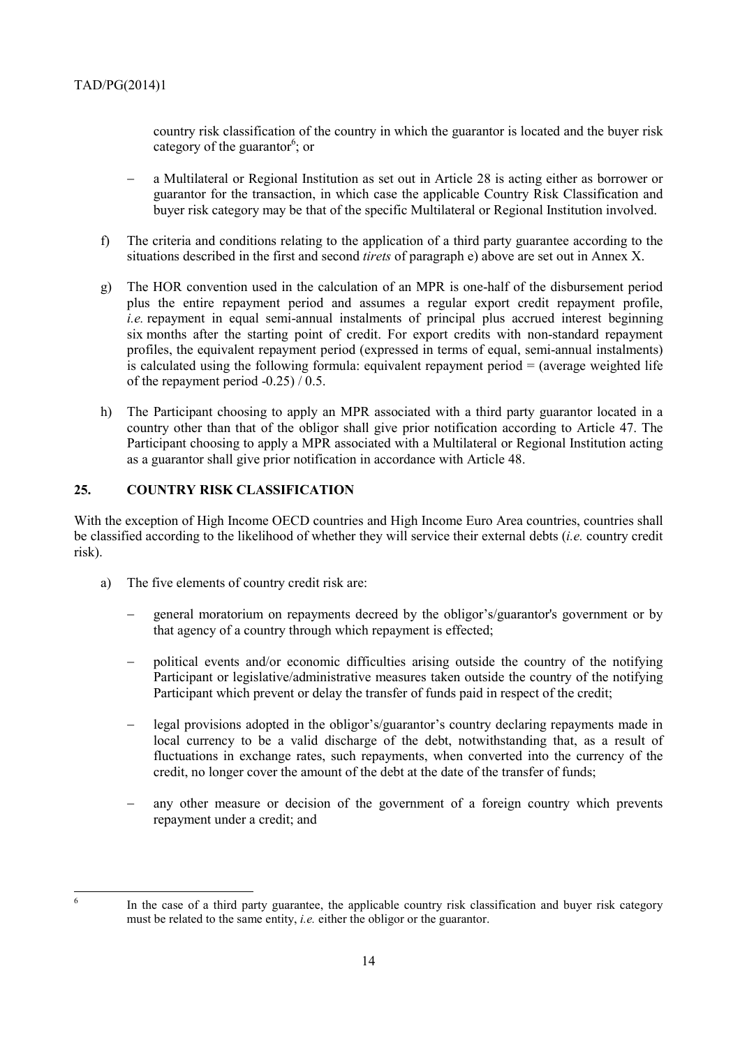country risk classification of the country in which the guarantor is located and the buyer risk category of the guarantor[6]; or

- a Multilateral or Regional Institution as set out in Article 28 is acting either as borrower or guarantor for the transaction, in which case the applicable Country Risk Classification and buyer risk category may be that of the specific Multilateral or Regional Institution involved.

f) The criteria and conditions relating to the application of a third party guarantee according to the situations described in the first and second *tirets* of paragraph e) above are set out in Annex X.

g) The HOR convention used in the calculation of an MPR is one-half of the disbursement period plus the entire repayment period and assumes a regular export credit repayment profile, *i.e.* repayment in equal semi-annual instalments of principal plus accrued interest beginning six months after the starting point of credit. For export credits with non-standard repayment profiles, the equivalent repayment period (expressed in terms of equal, semi-annual instalments) is calculated using the following formula: equivalent repayment period = (average weighted life of the repayment period -0.25) / 0.5.

h) The Participant choosing to apply an MPR associated with a third party guarantor located in a country other than that of the obligor shall give prior notification according to Article 47. The Participant choosing to apply a MPR associated with a Multilateral or Regional Institution acting as a guarantor shall give prior notification in accordance with Article 48.

## 25. COUNTRY RISK CLASSIFICATION

With the exception of High Income OECD countries and High Income Euro Area countries, countries shall be classified according to the likelihood of whether they will service their external debts (*i.e.* country credit risk).

a) The five elements of country credit risk are:

- general moratorium on repayments decreed by the obligor's/guarantor's government or by that agency of a country through which repayment is effected;

- political events and/or economic difficulties arising outside the country of the notifying Participant or legislative/administrative measures taken outside the country of the notifying Participant which prevent or delay the transfer of funds paid in respect of the credit;

- legal provisions adopted in the obligor's/guarantor's country declaring repayments made in local currency to be a valid discharge of the debt, notwithstanding that, as a result of fluctuations in exchange rates, such repayments, when converted into the currency of the credit, no longer cover the amount of the debt at the date of the transfer of funds;

- any other measure or decision of the government of a foreign country which prevents repayment under a credit; and

[6] In the case of a third party guarantee, the applicable country risk classification and buyer risk category must be related to the same entity, *i.e.* either the obligor or the guarantor.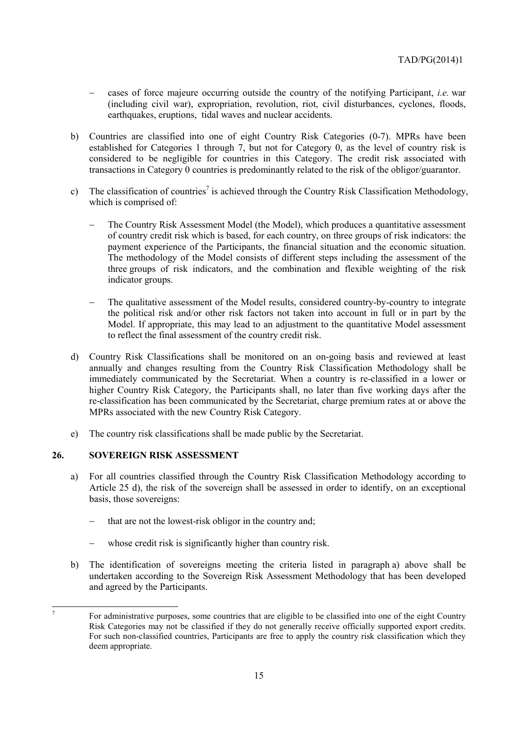- cases of force majeure occurring outside the country of the notifying Participant, *i.e.* war (including civil war), expropriation, revolution, riot, civil disturbances, cyclones, floods, earthquakes, eruptions, tidal waves and nuclear accidents.

b) Countries are classified into one of eight Country Risk Categories (0-7). MPRs have been established for Categories 1 through 7, but not for Category 0, as the level of country risk is considered to be negligible for countries in this Category. The credit risk associated with transactions in Category 0 countries is predominantly related to the risk of the obligor/guarantor.

c) The classification of countries[7] is achieved through the Country Risk Classification Methodology, which is comprised of:

   - The Country Risk Assessment Model (the Model), which produces a quantitative assessment of country credit risk which is based, for each country, on three groups of risk indicators: the payment experience of the Participants, the financial situation and the economic situation. The methodology of the Model consists of different steps including the assessment of the three groups of risk indicators, and the combination and flexible weighting of the risk indicator groups.

   - The qualitative assessment of the Model results, considered country-by-country to integrate the political risk and/or other risk factors not taken into account in full or in part by the Model. If appropriate, this may lead to an adjustment to the quantitative Model assessment to reflect the final assessment of the country credit risk.

d) Country Risk Classifications shall be monitored on an on-going basis and reviewed at least annually and changes resulting from the Country Risk Classification Methodology shall be immediately communicated by the Secretariat. When a country is re-classified in a lower or higher Country Risk Category, the Participants shall, no later than five working days after the re-classification has been communicated by the Secretariat, charge premium rates at or above the MPRs associated with the new Country Risk Category.

e) The country risk classifications shall be made public by the Secretariat.

## 26. SOVEREIGN RISK ASSESSMENT

a) For all countries classified through the Country Risk Classification Methodology according to Article 25 d), the risk of the sovereign shall be assessed in order to identify, on an exceptional basis, those sovereigns:

   - that are not the lowest-risk obligor in the country and;

   - whose credit risk is significantly higher than country risk.

b) The identification of sovereigns meeting the criteria listed in paragraph a) above shall be undertaken according to the Sovereign Risk Assessment Methodology that has been developed and agreed by the Participants.

---

[7] For administrative purposes, some countries that are eligible to be classified into one of the eight Country Risk Categories may not be classified if they do not generally receive officially supported export credits. For such non-classified countries, Participants are free to apply the country risk classification which they deem appropriate.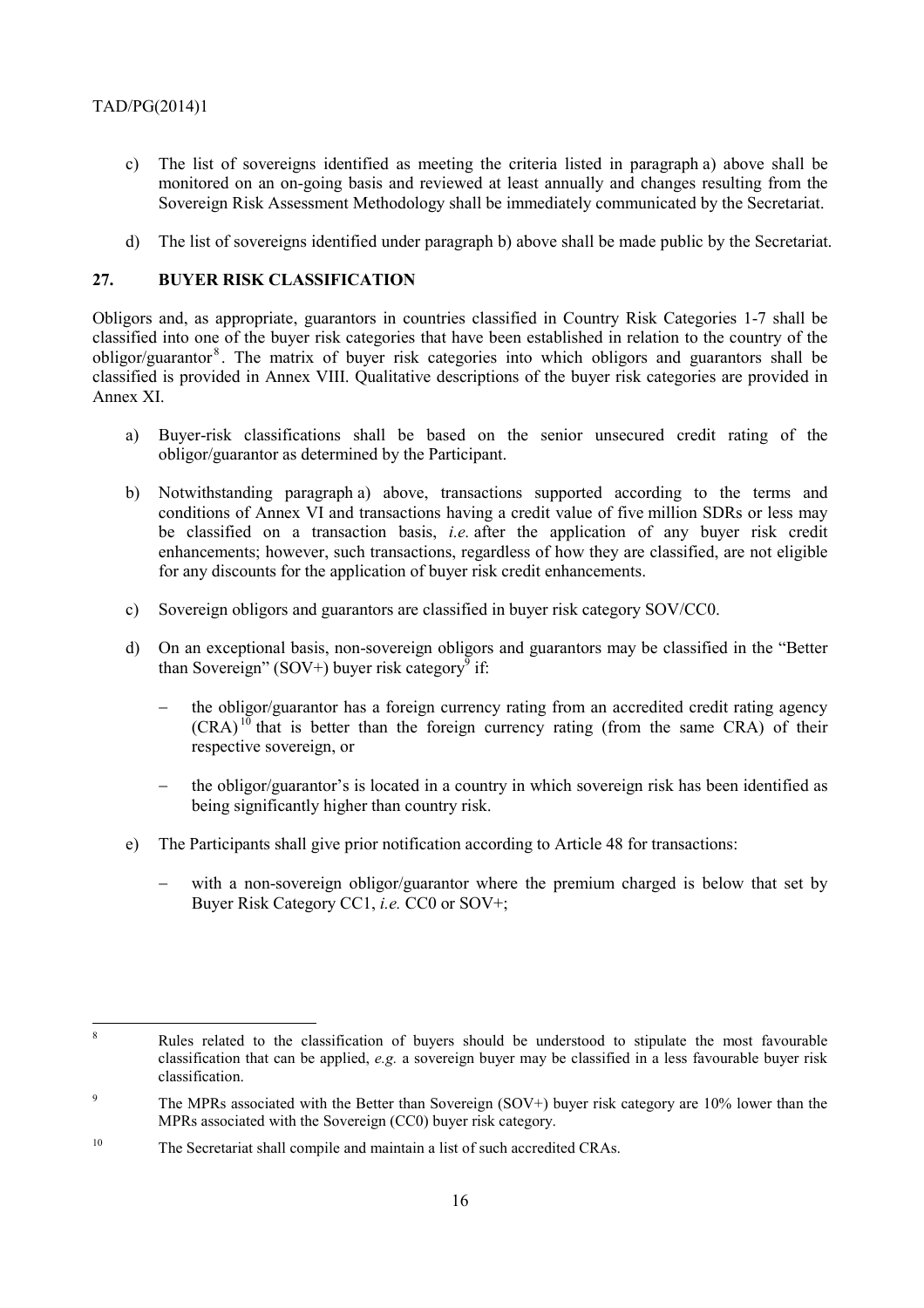c) The list of sovereigns identified as meeting the criteria listed in paragraph a) above shall be monitored on an on-going basis and reviewed at least annually and changes resulting from the Sovereign Risk Assessment Methodology shall be immediately communicated by the Secretariat.

d) The list of sovereigns identified under paragraph b) above shall be made public by the Secretariat.

## 27. BUYER RISK CLASSIFICATION

Obligors and, as appropriate, guarantors in countries classified in Country Risk Categories 1-7 shall be classified into one of the buyer risk categories that have been established in relation to the country of the obligor/guarantor[8]. The matrix of buyer risk categories into which obligors and guarantors shall be classified is provided in Annex VIII. Qualitative descriptions of the buyer risk categories are provided in Annex XI.

a) Buyer-risk classifications shall be based on the senior unsecured credit rating of the obligor/guarantor as determined by the Participant.

b) Notwithstanding paragraph a) above, transactions supported according to the terms and conditions of Annex VI and transactions having a credit value of five million SDRs or less may be classified on a transaction basis, *i.e.* after the application of any buyer risk credit enhancements; however, such transactions, regardless of how they are classified, are not eligible for any discounts for the application of buyer risk credit enhancements.

c) Sovereign obligors and guarantors are classified in buyer risk category SOV/CC0.

d) On an exceptional basis, non-sovereign obligors and guarantors may be classified in the "Better than Sovereign" (SOV+) buyer risk category[9] if:

   - the obligor/guarantor has a foreign currency rating from an accredited credit rating agency (CRA)[10] that is better than the foreign currency rating (from the same CRA) of their respective sovereign, or

   - the obligor/guarantor's is located in a country in which sovereign risk has been identified as being significantly higher than country risk.

e) The Participants shall give prior notification according to Article 48 for transactions:

   - with a non-sovereign obligor/guarantor where the premium charged is below that set by Buyer Risk Category CC1, *i.e.* CC0 or SOV+;

---

[8] Rules related to the classification of buyers should be understood to stipulate the most favourable classification that can be applied, *e.g.* a sovereign buyer may be classified in a less favourable buyer risk classification.

[9] The MPRs associated with the Better than Sovereign (SOV+) buyer risk category are 10% lower than the MPRs associated with the Sovereign (CC0) buyer risk category.

[10] The Secretariat shall compile and maintain a list of such accredited CRAs.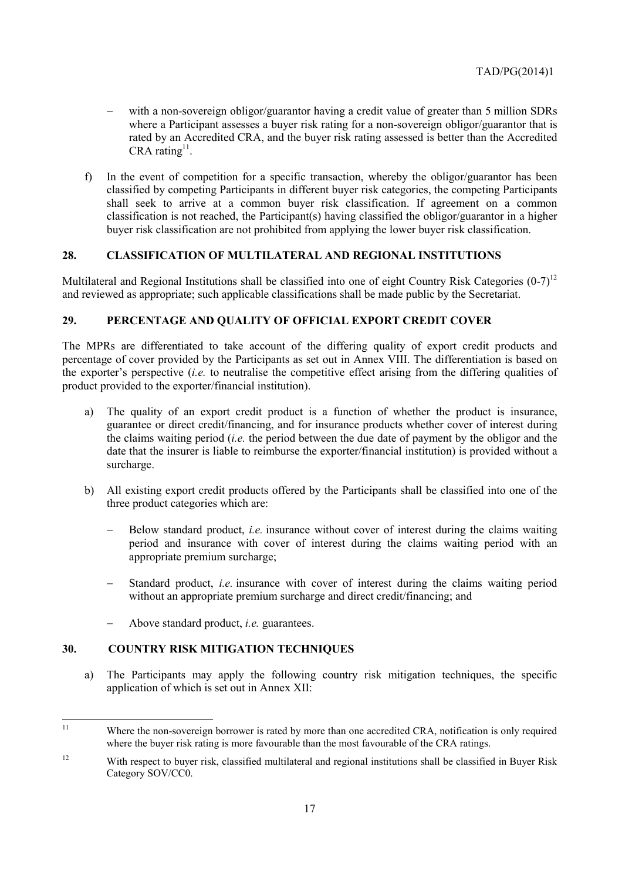- with a non-sovereign obligor/guarantor having a credit value of greater than 5 million SDRs where a Participant assesses a buyer risk rating for a non-sovereign obligor/guarantor that is rated by an Accredited CRA, and the buyer risk rating assessed is better than the Accredited CRA rating[11].

f) In the event of competition for a specific transaction, whereby the obligor/guarantor has been classified by competing Participants in different buyer risk categories, the competing Participants shall seek to arrive at a common buyer risk classification. If agreement on a common classification is not reached, the Participant(s) having classified the obligor/guarantor in a higher buyer risk classification are not prohibited from applying the lower buyer risk classification.

## 28. CLASSIFICATION OF MULTILATERAL AND REGIONAL INSTITUTIONS

Multilateral and Regional Institutions shall be classified into one of eight Country Risk Categories (0-7)[12] and reviewed as appropriate; such applicable classifications shall be made public by the Secretariat.

## 29. PERCENTAGE AND QUALITY OF OFFICIAL EXPORT CREDIT COVER

The MPRs are differentiated to take account of the differing quality of export credit products and percentage of cover provided by the Participants as set out in Annex VIII. The differentiation is based on the exporter's perspective (*i.e.* to neutralise the competitive effect arising from the differing qualities of product provided to the exporter/financial institution).

a) The quality of an export credit product is a function of whether the product is insurance, guarantee or direct credit/financing, and for insurance products whether cover of interest during the claims waiting period (*i.e.* the period between the due date of payment by the obligor and the date that the insurer is liable to reimburse the exporter/financial institution) is provided without a surcharge.

b) All existing export credit products offered by the Participants shall be classified into one of the three product categories which are:

   - Below standard product, *i.e.* insurance without cover of interest during the claims waiting period and insurance with cover of interest during the claims waiting period with an appropriate premium surcharge;
   - Standard product, *i.e.* insurance with cover of interest during the claims waiting period without an appropriate premium surcharge and direct credit/financing; and
   - Above standard product, *i.e.* guarantees.

## 30. COUNTRY RISK MITIGATION TECHNIQUES

a) The Participants may apply the following country risk mitigation techniques, the specific application of which is set out in Annex XII:

---

[11] Where the non-sovereign borrower is rated by more than one accredited CRA, notification is only required where the buyer risk rating is more favourable than the most favourable of the CRA ratings.

[12] With respect to buyer risk, classified multilateral and regional institutions shall be classified in Buyer Risk Category SOV/CC0.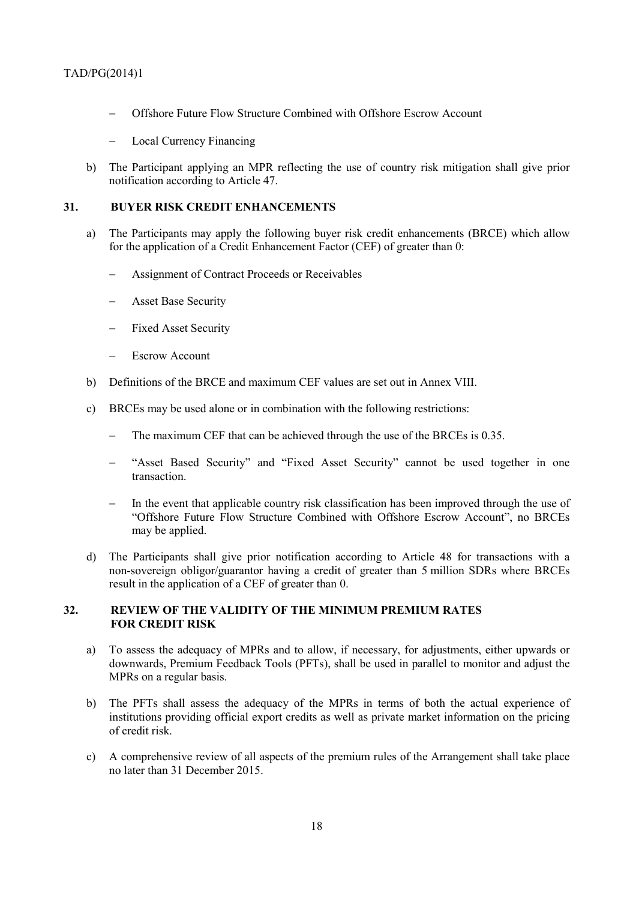- Offshore Future Flow Structure Combined with Offshore Escrow Account
- Local Currency Financing

b) The Participant applying an MPR reflecting the use of country risk mitigation shall give prior notification according to Article 47.

## 31. BUYER RISK CREDIT ENHANCEMENTS

a) The Participants may apply the following buyer risk credit enhancements (BRCE) which allow for the application of a Credit Enhancement Factor (CEF) of greater than 0:

- Assignment of Contract Proceeds or Receivables
- Asset Base Security
- Fixed Asset Security
- Escrow Account

b) Definitions of the BRCE and maximum CEF values are set out in Annex VIII.

c) BRCEs may be used alone or in combination with the following restrictions:

- The maximum CEF that can be achieved through the use of the BRCEs is 0.35.
- "Asset Based Security" and "Fixed Asset Security" cannot be used together in one transaction.
- In the event that applicable country risk classification has been improved through the use of "Offshore Future Flow Structure Combined with Offshore Escrow Account", no BRCEs may be applied.

d) The Participants shall give prior notification according to Article 48 for transactions with a non-sovereign obligor/guarantor having a credit of greater than 5 million SDRs where BRCEs result in the application of a CEF of greater than 0.

## 32. REVIEW OF THE VALIDITY OF THE MINIMUM PREMIUM RATES FOR CREDIT RISK

a) To assess the adequacy of MPRs and to allow, if necessary, for adjustments, either upwards or downwards, Premium Feedback Tools (PFTs), shall be used in parallel to monitor and adjust the MPRs on a regular basis.

b) The PFTs shall assess the adequacy of the MPRs in terms of both the actual experience of institutions providing official export credits as well as private market information on the pricing of credit risk.

c) A comprehensive review of all aspects of the premium rules of the Arrangement shall take place no later than 31 December 2015.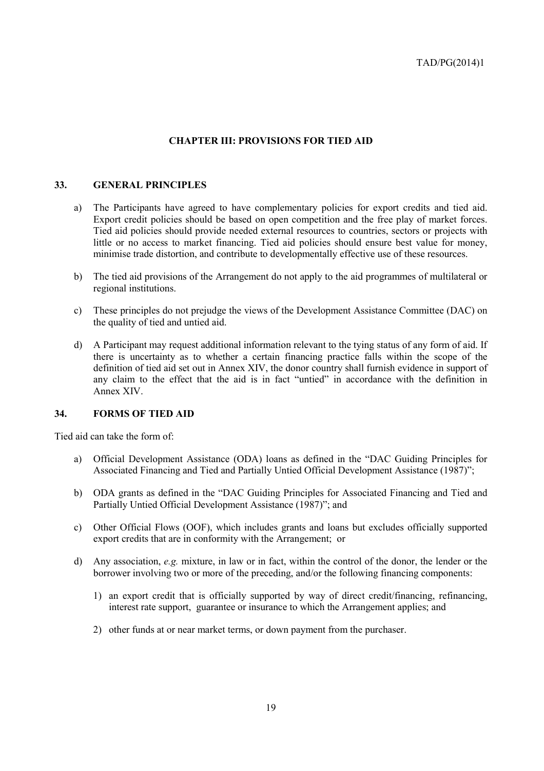## CHAPTER III: PROVISIONS FOR TIED AID

### 33. GENERAL PRINCIPLES

a) The Participants have agreed to have complementary policies for export credits and tied aid. Export credit policies should be based on open competition and the free play of market forces. Tied aid policies should provide needed external resources to countries, sectors or projects with little or no access to market financing. Tied aid policies should ensure best value for money, minimise trade distortion, and contribute to developmentally effective use of these resources.

b) The tied aid provisions of the Arrangement do not apply to the aid programmes of multilateral or regional institutions.

c) These principles do not prejudge the views of the Development Assistance Committee (DAC) on the quality of tied and untied aid.

d) A Participant may request additional information relevant to the tying status of any form of aid. If there is uncertainty as to whether a certain financing practice falls within the scope of the definition of tied aid set out in Annex XIV, the donor country shall furnish evidence in support of any claim to the effect that the aid is in fact "untied" in accordance with the definition in Annex XIV.

### 34. FORMS OF TIED AID

Tied aid can take the form of:

a) Official Development Assistance (ODA) loans as defined in the "DAC Guiding Principles for Associated Financing and Tied and Partially Untied Official Development Assistance (1987)";

b) ODA grants as defined in the "DAC Guiding Principles for Associated Financing and Tied and Partially Untied Official Development Assistance (1987)"; and

c) Other Official Flows (OOF), which includes grants and loans but excludes officially supported export credits that are in conformity with the Arrangement; or

d) Any association, *e.g.* mixture, in law or in fact, within the control of the donor, the lender or the borrower involving two or more of the preceding, and/or the following financing components:

   1) an export credit that is officially supported by way of direct credit/financing, refinancing, interest rate support, guarantee or insurance to which the Arrangement applies; and

   2) other funds at or near market terms, or down payment from the purchaser.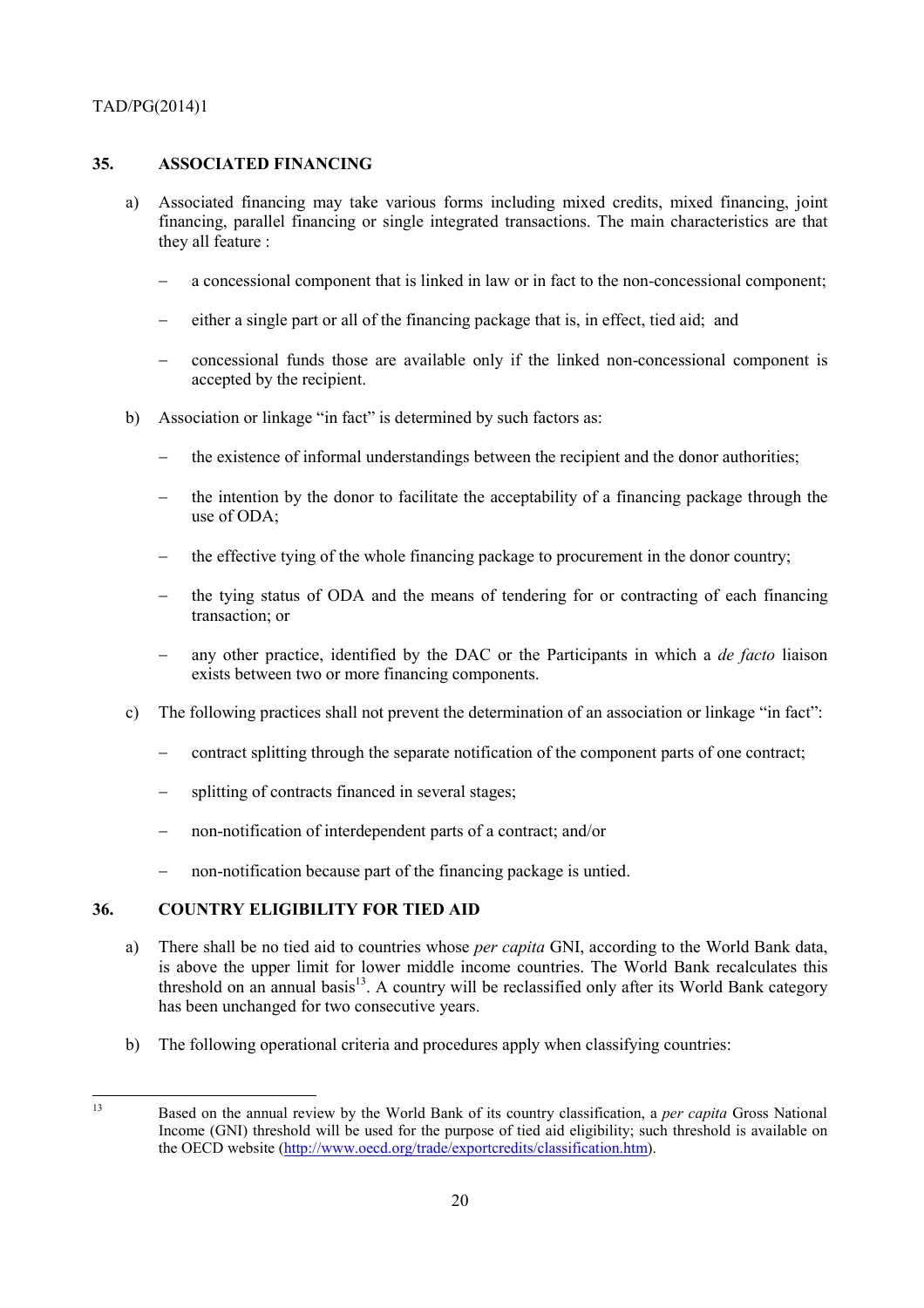## 35. ASSOCIATED FINANCING

a) Associated financing may take various forms including mixed credits, mixed financing, joint financing, parallel financing or single integrated transactions. The main characteristics are that they all feature :

- a concessional component that is linked in law or in fact to the non-concessional component;
- either a single part or all of the financing package that is, in effect, tied aid; and
- concessional funds those are available only if the linked non-concessional component is accepted by the recipient.

b) Association or linkage "in fact" is determined by such factors as:

- the existence of informal understandings between the recipient and the donor authorities;
- the intention by the donor to facilitate the acceptability of a financing package through the use of ODA;
- the effective tying of the whole financing package to procurement in the donor country;
- the tying status of ODA and the means of tendering for or contracting of each financing transaction; or
- any other practice, identified by the DAC or the Participants in which a *de facto* liaison exists between two or more financing components.

c) The following practices shall not prevent the determination of an association or linkage "in fact":

- contract splitting through the separate notification of the component parts of one contract;
- splitting of contracts financed in several stages;
- non-notification of interdependent parts of a contract; and/or
- non-notification because part of the financing package is untied.

## 36. COUNTRY ELIGIBILITY FOR TIED AID

a) There shall be no tied aid to countries whose *per capita* GNI, according to the World Bank data, is above the upper limit for lower middle income countries. The World Bank recalculates this threshold on an annual basis[13]. A country will be reclassified only after its World Bank category has been unchanged for two consecutive years.

b) The following operational criteria and procedures apply when classifying countries:

---

[13] Based on the annual review by the World Bank of its country classification, a *per capita* Gross National Income (GNI) threshold will be used for the purpose of tied aid eligibility; such threshold is available on the OECD website (http://www.oecd.org/trade/exportcredits/classification.htm).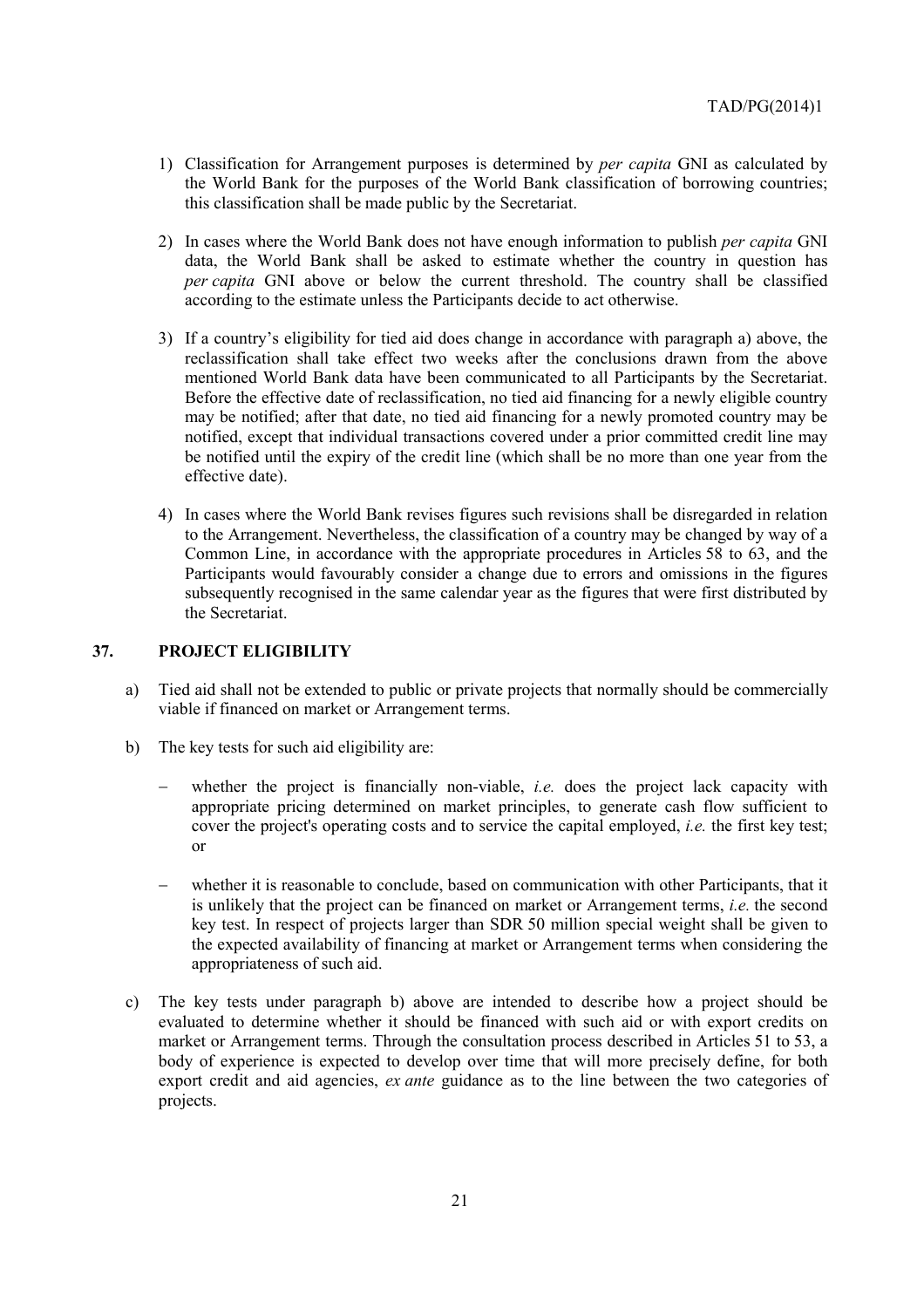1) Classification for Arrangement purposes is determined by *per capita* GNI as calculated by the World Bank for the purposes of the World Bank classification of borrowing countries; this classification shall be made public by the Secretariat.

2) In cases where the World Bank does not have enough information to publish *per capita* GNI data, the World Bank shall be asked to estimate whether the country in question has *per capita* GNI above or below the current threshold. The country shall be classified according to the estimate unless the Participants decide to act otherwise.

3) If a country's eligibility for tied aid does change in accordance with paragraph a) above, the reclassification shall take effect two weeks after the conclusions drawn from the above mentioned World Bank data have been communicated to all Participants by the Secretariat. Before the effective date of reclassification, no tied aid financing for a newly eligible country may be notified; after that date, no tied aid financing for a newly promoted country may be notified, except that individual transactions covered under a prior committed credit line may be notified until the expiry of the credit line (which shall be no more than one year from the effective date).

4) In cases where the World Bank revises figures such revisions shall be disregarded in relation to the Arrangement. Nevertheless, the classification of a country may be changed by way of a Common Line, in accordance with the appropriate procedures in Articles 58 to 63, and the Participants would favourably consider a change due to errors and omissions in the figures subsequently recognised in the same calendar year as the figures that were first distributed by the Secretariat.

## 37. PROJECT ELIGIBILITY

a) Tied aid shall not be extended to public or private projects that normally should be commercially viable if financed on market or Arrangement terms.

b) The key tests for such aid eligibility are:

   - whether the project is financially non-viable, *i.e.* does the project lack capacity with appropriate pricing determined on market principles, to generate cash flow sufficient to cover the project's operating costs and to service the capital employed, *i.e.* the first key test; or

   - whether it is reasonable to conclude, based on communication with other Participants, that it is unlikely that the project can be financed on market or Arrangement terms, *i.e.* the second key test. In respect of projects larger than SDR 50 million special weight shall be given to the expected availability of financing at market or Arrangement terms when considering the appropriateness of such aid.

c) The key tests under paragraph b) above are intended to describe how a project should be evaluated to determine whether it should be financed with such aid or with export credits on market or Arrangement terms. Through the consultation process described in Articles 51 to 53, a body of experience is expected to develop over time that will more precisely define, for both export credit and aid agencies, *ex ante* guidance as to the line between the two categories of projects.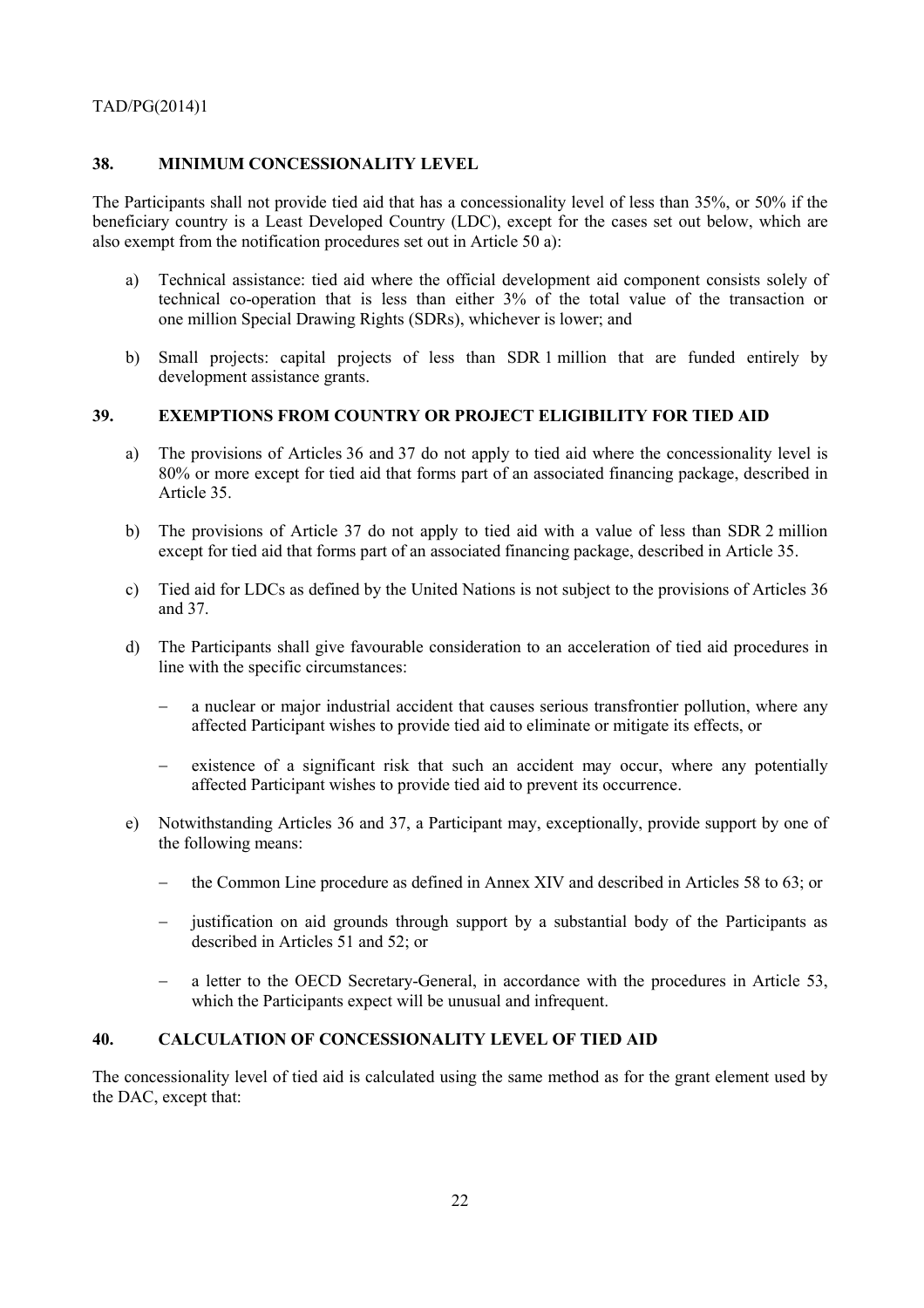## 38. MINIMUM CONCESSIONALITY LEVEL

The Participants shall not provide tied aid that has a concessionality level of less than 35%, or 50% if the beneficiary country is a Least Developed Country (LDC), except for the cases set out below, which are also exempt from the notification procedures set out in Article 50 a):

a) Technical assistance: tied aid where the official development aid component consists solely of technical co-operation that is less than either 3% of the total value of the transaction or one million Special Drawing Rights (SDRs), whichever is lower; and

b) Small projects: capital projects of less than SDR 1 million that are funded entirely by development assistance grants.

## 39. EXEMPTIONS FROM COUNTRY OR PROJECT ELIGIBILITY FOR TIED AID

a) The provisions of Articles 36 and 37 do not apply to tied aid where the concessionality level is 80% or more except for tied aid that forms part of an associated financing package, described in Article 35.

b) The provisions of Article 37 do not apply to tied aid with a value of less than SDR 2 million except for tied aid that forms part of an associated financing package, described in Article 35.

c) Tied aid for LDCs as defined by the United Nations is not subject to the provisions of Articles 36 and 37.

d) The Participants shall give favourable consideration to an acceleration of tied aid procedures in line with the specific circumstances:

   - a nuclear or major industrial accident that causes serious transfrontier pollution, where any affected Participant wishes to provide tied aid to eliminate or mitigate its effects, or

   - existence of a significant risk that such an accident may occur, where any potentially affected Participant wishes to provide tied aid to prevent its occurrence.

e) Notwithstanding Articles 36 and 37, a Participant may, exceptionally, provide support by one of the following means:

   - the Common Line procedure as defined in Annex XIV and described in Articles 58 to 63; or

   - justification on aid grounds through support by a substantial body of the Participants as described in Articles 51 and 52; or

   - a letter to the OECD Secretary-General, in accordance with the procedures in Article 53, which the Participants expect will be unusual and infrequent.

## 40. CALCULATION OF CONCESSIONALITY LEVEL OF TIED AID

The concessionality level of tied aid is calculated using the same method as for the grant element used by the DAC, except that: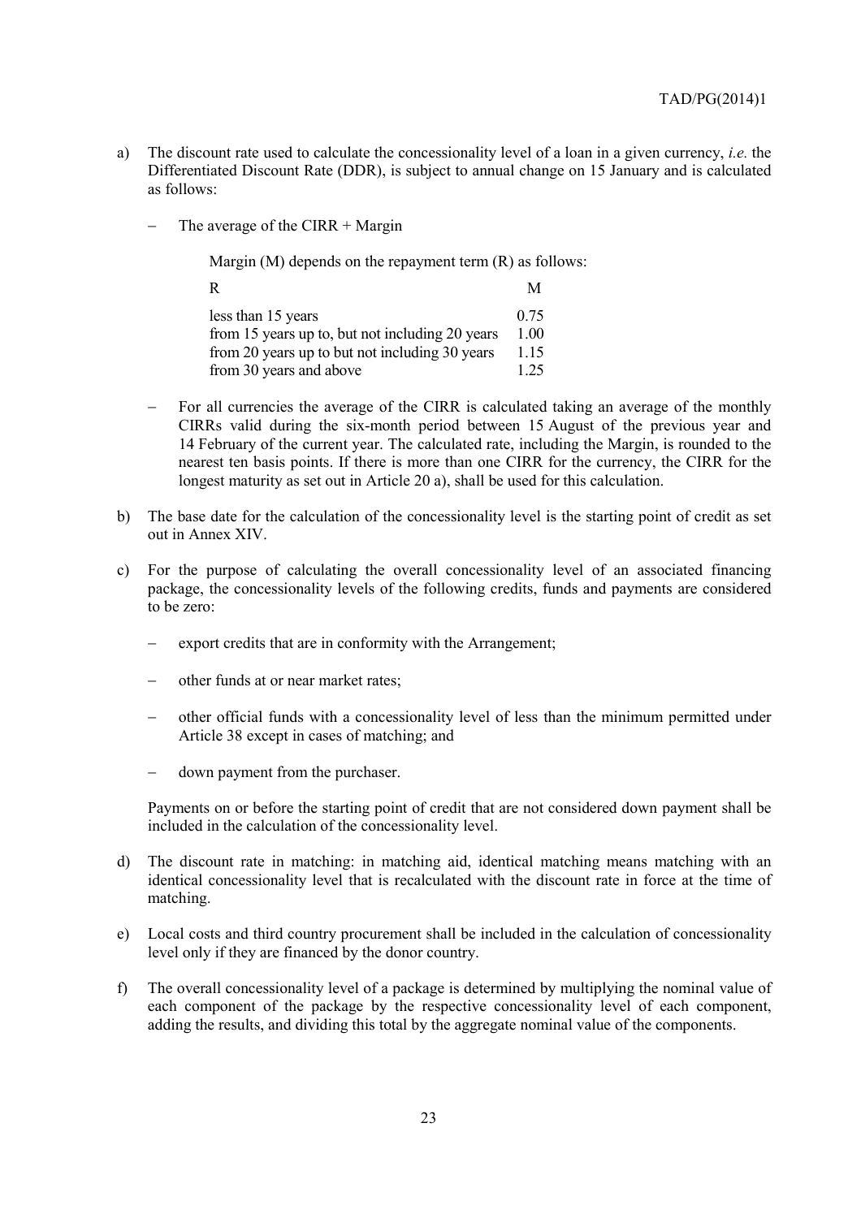a) The discount rate used to calculate the concessionality level of a loan in a given currency, *i.e.* the Differentiated Discount Rate (DDR), is subject to annual change on 15 January and is calculated as follows:

   - The average of the CIRR + Margin

     Margin (M) depends on the repayment term (R) as follows:

     | R | M |
     |---|---|
     | less than 15 years | 0.75 |
     | from 15 years up to, but not including 20 years | 1.00 |
     | from 20 years up to but not including 30 years | 1.15 |
     | from 30 years and above | 1.25 |

   - For all currencies the average of the CIRR is calculated taking an average of the monthly CIRRs valid during the six-month period between 15 August of the previous year and 14 February of the current year. The calculated rate, including the Margin, is rounded to the nearest ten basis points. If there is more than one CIRR for the currency, the CIRR for the longest maturity as set out in Article 20 a), shall be used for this calculation.

b) The base date for the calculation of the concessionality level is the starting point of credit as set out in Annex XIV.

c) For the purpose of calculating the overall concessionality level of an associated financing package, the concessionality levels of the following credits, funds and payments are considered to be zero:

   - export credits that are in conformity with the Arrangement;

   - other funds at or near market rates;

   - other official funds with a concessionality level of less than the minimum permitted under Article 38 except in cases of matching; and

   - down payment from the purchaser.

   Payments on or before the starting point of credit that are not considered down payment shall be included in the calculation of the concessionality level.

d) The discount rate in matching: in matching aid, identical matching means matching with an identical concessionality level that is recalculated with the discount rate in force at the time of matching.

e) Local costs and third country procurement shall be included in the calculation of concessionality level only if they are financed by the donor country.

f) The overall concessionality level of a package is determined by multiplying the nominal value of each component of the package by the respective concessionality level of each component, adding the results, and dividing this total by the aggregate nominal value of the components.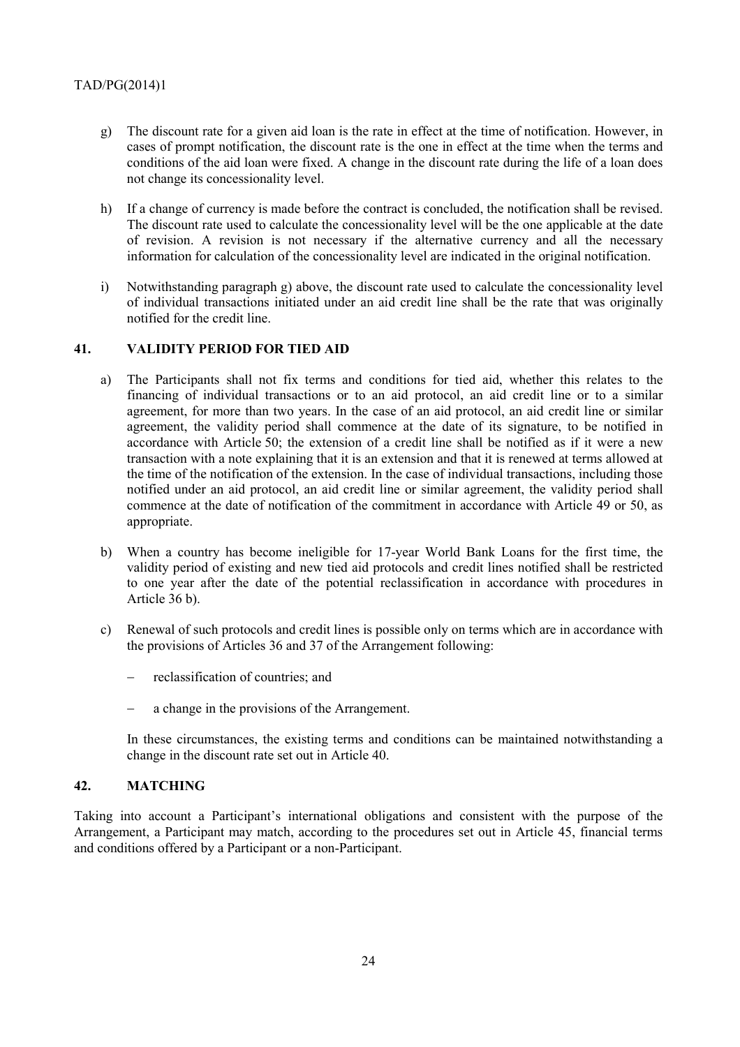g) The discount rate for a given aid loan is the rate in effect at the time of notification. However, in cases of prompt notification, the discount rate is the one in effect at the time when the terms and conditions of the aid loan were fixed. A change in the discount rate during the life of a loan does not change its concessionality level.

h) If a change of currency is made before the contract is concluded, the notification shall be revised. The discount rate used to calculate the concessionality level will be the one applicable at the date of revision. A revision is not necessary if the alternative currency and all the necessary information for calculation of the concessionality level are indicated in the original notification.

i) Notwithstanding paragraph g) above, the discount rate used to calculate the concessionality level of individual transactions initiated under an aid credit line shall be the rate that was originally notified for the credit line.

## 41. VALIDITY PERIOD FOR TIED AID

a) The Participants shall not fix terms and conditions for tied aid, whether this relates to the financing of individual transactions or to an aid protocol, an aid credit line or to a similar agreement, for more than two years. In the case of an aid protocol, an aid credit line or similar agreement, the validity period shall commence at the date of its signature, to be notified in accordance with Article 50; the extension of a credit line shall be notified as if it were a new transaction with a note explaining that it is an extension and that it is renewed at terms allowed at the time of the notification of the extension. In the case of individual transactions, including those notified under an aid protocol, an aid credit line or similar agreement, the validity period shall commence at the date of notification of the commitment in accordance with Article 49 or 50, as appropriate.

b) When a country has become ineligible for 17-year World Bank Loans for the first time, the validity period of existing and new tied aid protocols and credit lines notified shall be restricted to one year after the date of the potential reclassification in accordance with procedures in Article 36 b).

c) Renewal of such protocols and credit lines is possible only on terms which are in accordance with the provisions of Articles 36 and 37 of the Arrangement following:

- reclassification of countries; and
- a change in the provisions of the Arrangement.

In these circumstances, the existing terms and conditions can be maintained notwithstanding a change in the discount rate set out in Article 40.

## 42. MATCHING

Taking into account a Participant's international obligations and consistent with the purpose of the Arrangement, a Participant may match, according to the procedures set out in Article 45, financial terms and conditions offered by a Participant or a non-Participant.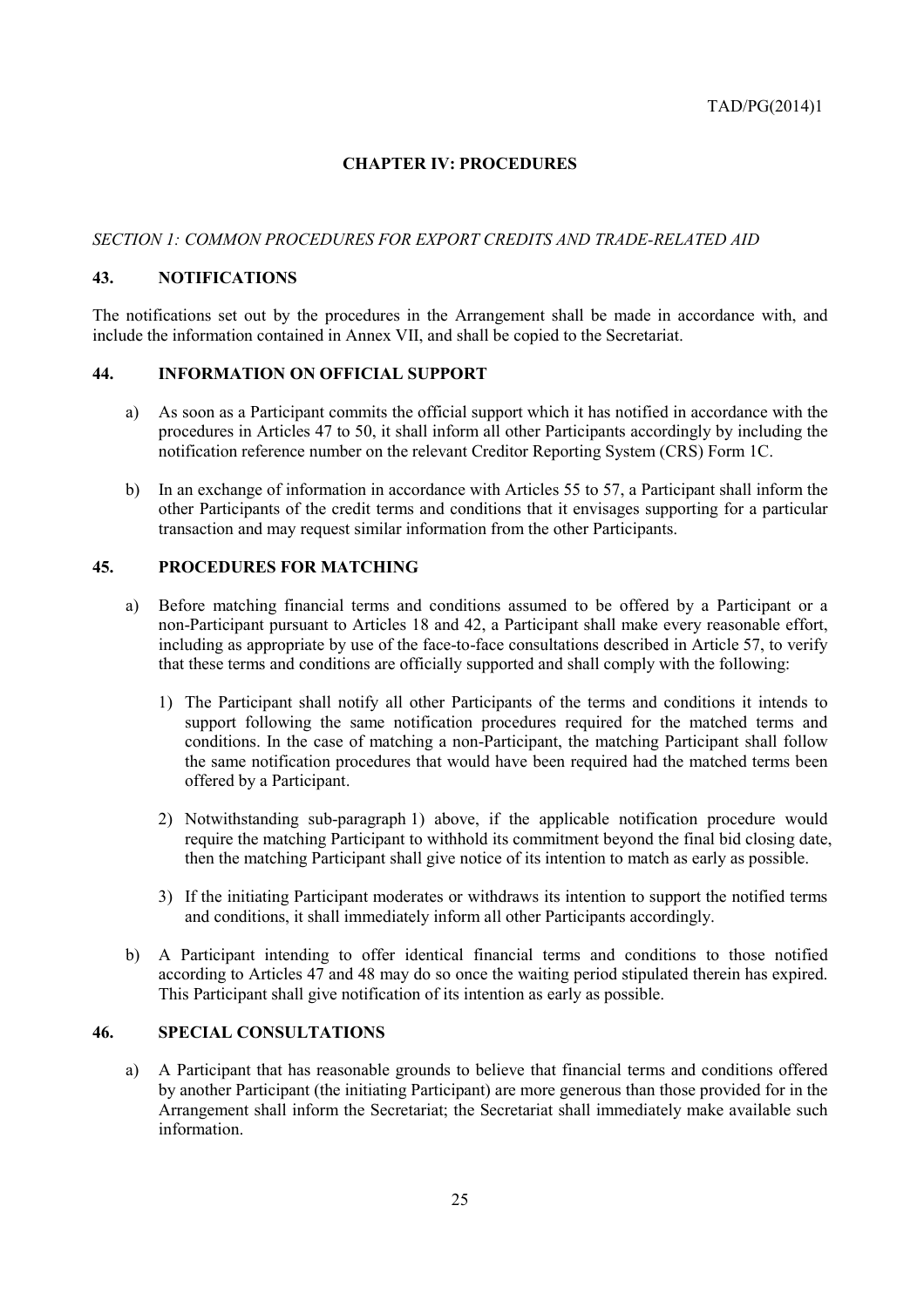## CHAPTER IV: PROCEDURES

*SECTION 1: COMMON PROCEDURES FOR EXPORT CREDITS AND TRADE-RELATED AID*

### 43. NOTIFICATIONS

The notifications set out by the procedures in the Arrangement shall be made in accordance with, and include the information contained in Annex VII, and shall be copied to the Secretariat.

### 44. INFORMATION ON OFFICIAL SUPPORT

a) As soon as a Participant commits the official support which it has notified in accordance with the procedures in Articles 47 to 50, it shall inform all other Participants accordingly by including the notification reference number on the relevant Creditor Reporting System (CRS) Form 1C.

b) In an exchange of information in accordance with Articles 55 to 57, a Participant shall inform the other Participants of the credit terms and conditions that it envisages supporting for a particular transaction and may request similar information from the other Participants.

### 45. PROCEDURES FOR MATCHING

a) Before matching financial terms and conditions assumed to be offered by a Participant or a non-Participant pursuant to Articles 18 and 42, a Participant shall make every reasonable effort, including as appropriate by use of the face-to-face consultations described in Article 57, to verify that these terms and conditions are officially supported and shall comply with the following:

   1) The Participant shall notify all other Participants of the terms and conditions it intends to support following the same notification procedures required for the matched terms and conditions. In the case of matching a non-Participant, the matching Participant shall follow the same notification procedures that would have been required had the matched terms been offered by a Participant.

   2) Notwithstanding sub-paragraph 1) above, if the applicable notification procedure would require the matching Participant to withhold its commitment beyond the final bid closing date, then the matching Participant shall give notice of its intention to match as early as possible.

   3) If the initiating Participant moderates or withdraws its intention to support the notified terms and conditions, it shall immediately inform all other Participants accordingly.

b) A Participant intending to offer identical financial terms and conditions to those notified according to Articles 47 and 48 may do so once the waiting period stipulated therein has expired. This Participant shall give notification of its intention as early as possible.

### 46. SPECIAL CONSULTATIONS

a) A Participant that has reasonable grounds to believe that financial terms and conditions offered by another Participant (the initiating Participant) are more generous than those provided for in the Arrangement shall inform the Secretariat; the Secretariat shall immediately make available such information.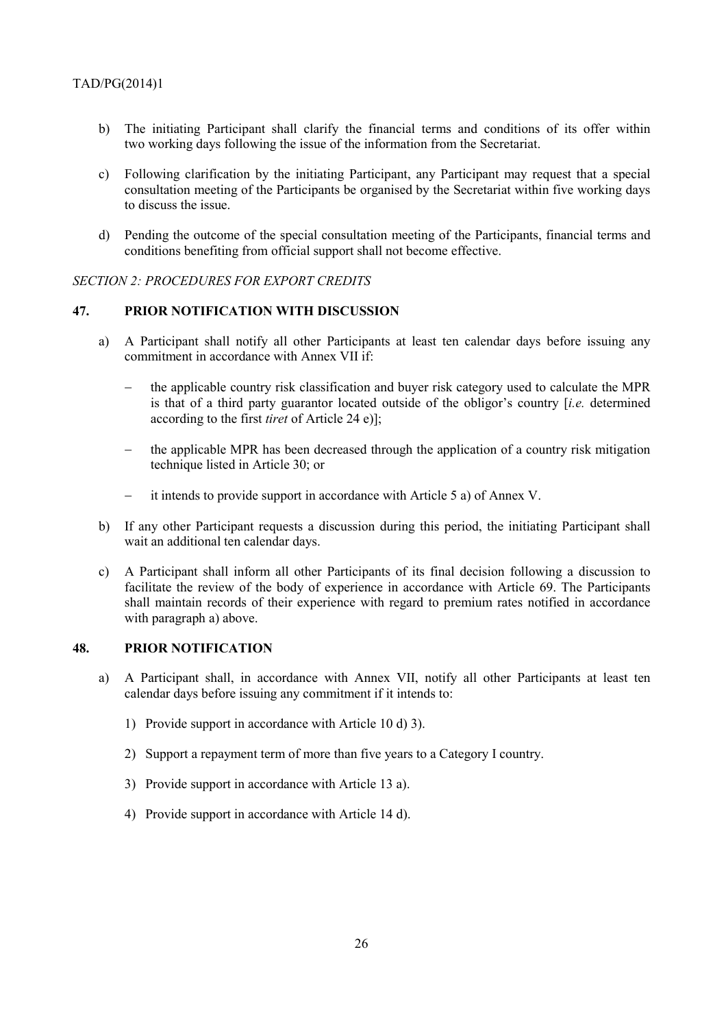b) The initiating Participant shall clarify the financial terms and conditions of its offer within two working days following the issue of the information from the Secretariat.

c) Following clarification by the initiating Participant, any Participant may request that a special consultation meeting of the Participants be organised by the Secretariat within five working days to discuss the issue.

d) Pending the outcome of the special consultation meeting of the Participants, financial terms and conditions benefiting from official support shall not become effective.

*SECTION 2: PROCEDURES FOR EXPORT CREDITS*

## 47. PRIOR NOTIFICATION WITH DISCUSSION

a) A Participant shall notify all other Participants at least ten calendar days before issuing any commitment in accordance with Annex VII if:

- the applicable country risk classification and buyer risk category used to calculate the MPR is that of a third party guarantor located outside of the obligor's country [*i.e.* determined according to the first *tiret* of Article 24 e)];
- the applicable MPR has been decreased through the application of a country risk mitigation technique listed in Article 30; or
- it intends to provide support in accordance with Article 5 a) of Annex V.

b) If any other Participant requests a discussion during this period, the initiating Participant shall wait an additional ten calendar days.

c) A Participant shall inform all other Participants of its final decision following a discussion to facilitate the review of the body of experience in accordance with Article 69. The Participants shall maintain records of their experience with regard to premium rates notified in accordance with paragraph a) above.

## 48. PRIOR NOTIFICATION

a) A Participant shall, in accordance with Annex VII, notify all other Participants at least ten calendar days before issuing any commitment if it intends to:

1) Provide support in accordance with Article 10 d) 3).

2) Support a repayment term of more than five years to a Category I country.

3) Provide support in accordance with Article 13 a).

4) Provide support in accordance with Article 14 d).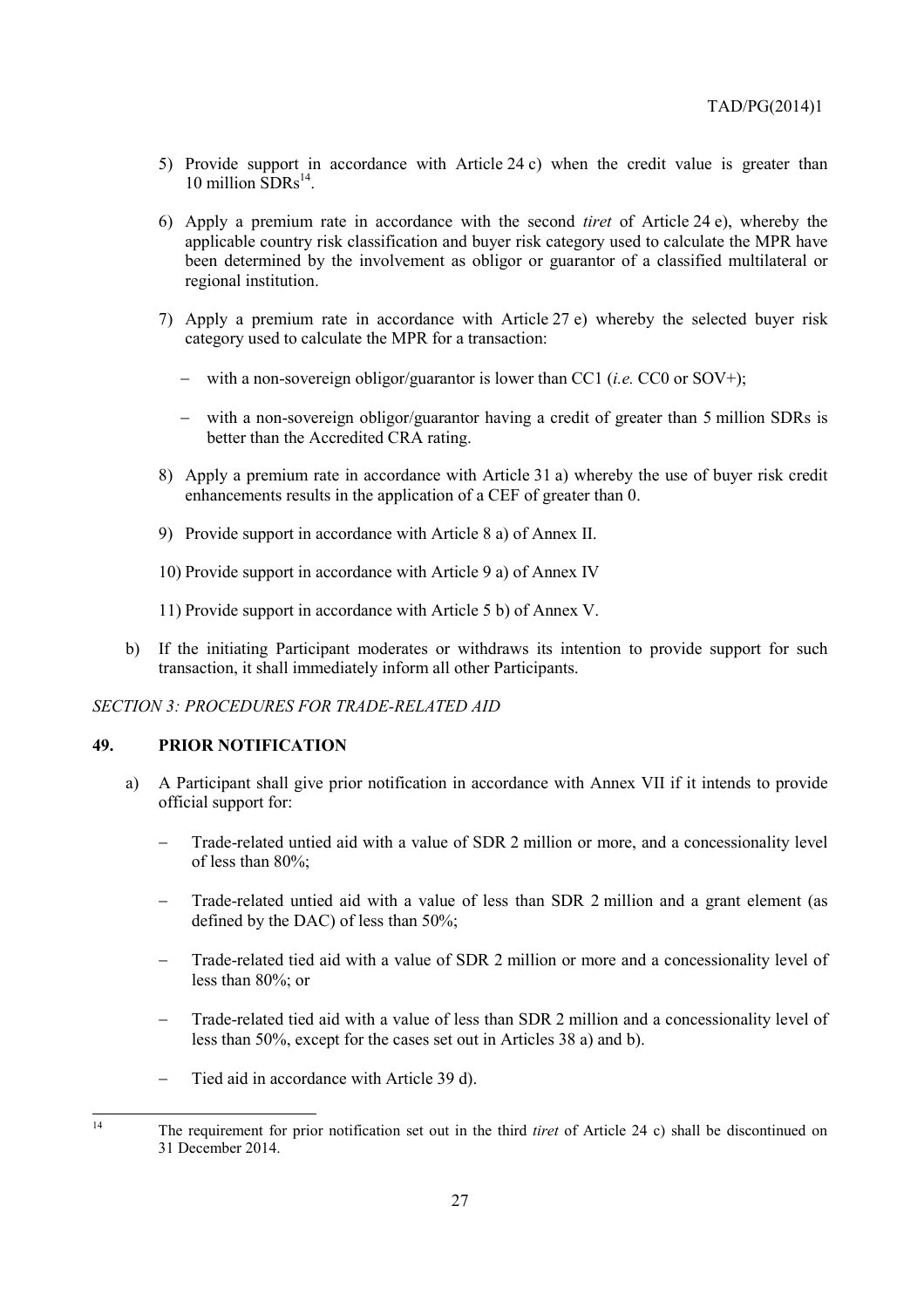5) Provide support in accordance with Article 24 c) when the credit value is greater than 10 million SDRs[14].

6) Apply a premium rate in accordance with the second *tiret* of Article 24 e), whereby the applicable country risk classification and buyer risk category used to calculate the MPR have been determined by the involvement as obligor or guarantor of a classified multilateral or regional institution.

7) Apply a premium rate in accordance with Article 27 e) whereby the selected buyer risk category used to calculate the MPR for a transaction:

   - with a non-sovereign obligor/guarantor is lower than CC1 (*i.e.* CC0 or SOV+);

   - with a non-sovereign obligor/guarantor having a credit of greater than 5 million SDRs is better than the Accredited CRA rating.

8) Apply a premium rate in accordance with Article 31 a) whereby the use of buyer risk credit enhancements results in the application of a CEF of greater than 0.

9) Provide support in accordance with Article 8 a) of Annex II.

10) Provide support in accordance with Article 9 a) of Annex IV

11) Provide support in accordance with Article 5 b) of Annex V.

b) If the initiating Participant moderates or withdraws its intention to provide support for such transaction, it shall immediately inform all other Participants.

*SECTION 3: PROCEDURES FOR TRADE-RELATED AID*

## 49. PRIOR NOTIFICATION

a) A Participant shall give prior notification in accordance with Annex VII if it intends to provide official support for:

   - Trade-related untied aid with a value of SDR 2 million or more, and a concessionality level of less than 80%;

   - Trade-related untied aid with a value of less than SDR 2 million and a grant element (as defined by the DAC) of less than 50%;

   - Trade-related tied aid with a value of SDR 2 million or more and a concessionality level of less than 80%; or

   - Trade-related tied aid with a value of less than SDR 2 million and a concessionality level of less than 50%, except for the cases set out in Articles 38 a) and b).

   - Tied aid in accordance with Article 39 d).

---

[14] The requirement for prior notification set out in the third *tiret* of Article 24 c) shall be discontinued on 31 December 2014.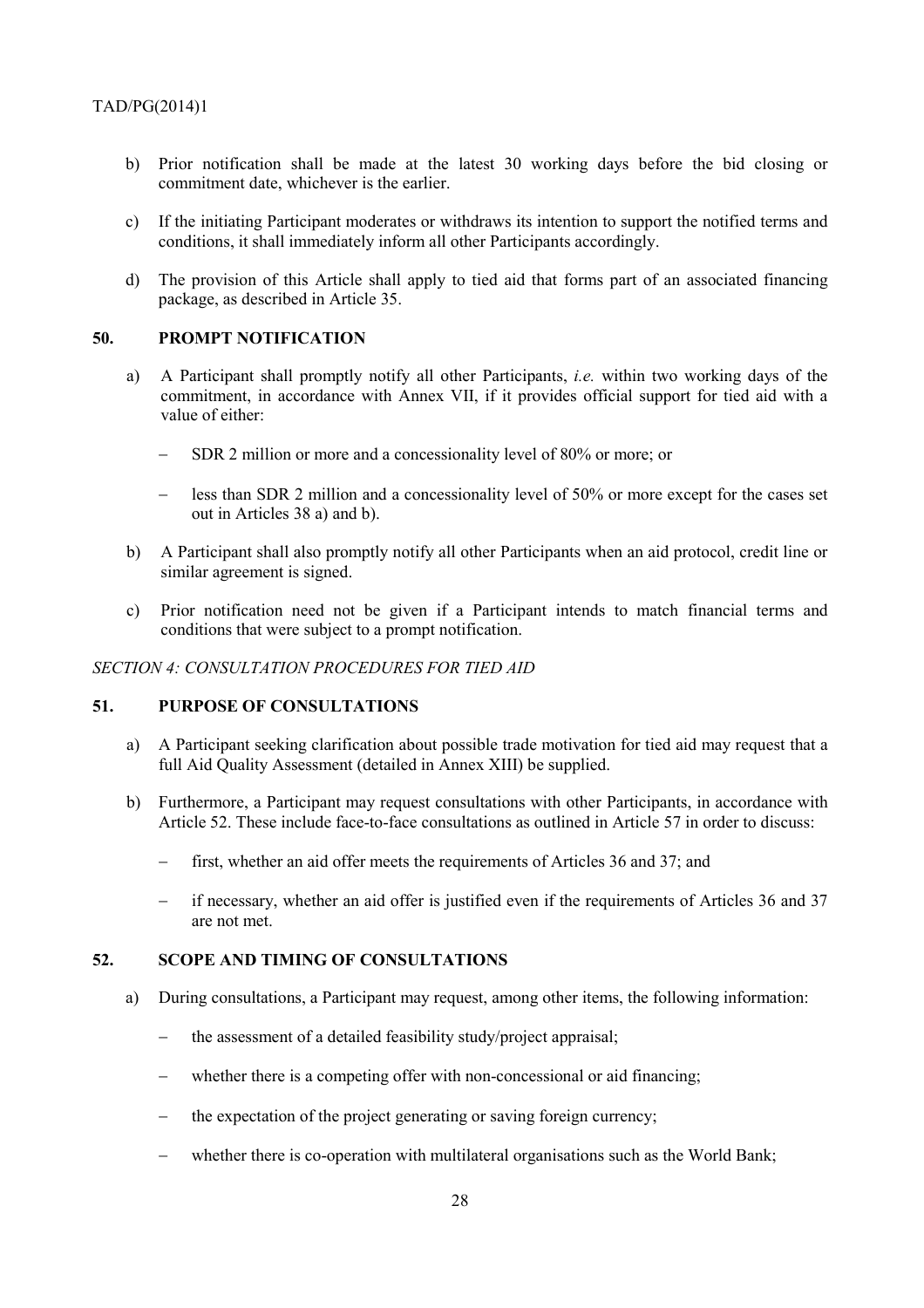b) Prior notification shall be made at the latest 30 working days before the bid closing or commitment date, whichever is the earlier.

c) If the initiating Participant moderates or withdraws its intention to support the notified terms and conditions, it shall immediately inform all other Participants accordingly.

d) The provision of this Article shall apply to tied aid that forms part of an associated financing package, as described in Article 35.

## 50. PROMPT NOTIFICATION

a) A Participant shall promptly notify all other Participants, *i.e.* within two working days of the commitment, in accordance with Annex VII, if it provides official support for tied aid with a value of either:

- SDR 2 million or more and a concessionality level of 80% or more; or
- less than SDR 2 million and a concessionality level of 50% or more except for the cases set out in Articles 38 a) and b).

b) A Participant shall also promptly notify all other Participants when an aid protocol, credit line or similar agreement is signed.

c) Prior notification need not be given if a Participant intends to match financial terms and conditions that were subject to a prompt notification.

*SECTION 4: CONSULTATION PROCEDURES FOR TIED AID*

## 51. PURPOSE OF CONSULTATIONS

a) A Participant seeking clarification about possible trade motivation for tied aid may request that a full Aid Quality Assessment (detailed in Annex XIII) be supplied.

b) Furthermore, a Participant may request consultations with other Participants, in accordance with Article 52. These include face-to-face consultations as outlined in Article 57 in order to discuss:

- first, whether an aid offer meets the requirements of Articles 36 and 37; and
- if necessary, whether an aid offer is justified even if the requirements of Articles 36 and 37 are not met.

## 52. SCOPE AND TIMING OF CONSULTATIONS

a) During consultations, a Participant may request, among other items, the following information:

- the assessment of a detailed feasibility study/project appraisal;
- whether there is a competing offer with non-concessional or aid financing;
- the expectation of the project generating or saving foreign currency;
- whether there is co-operation with multilateral organisations such as the World Bank;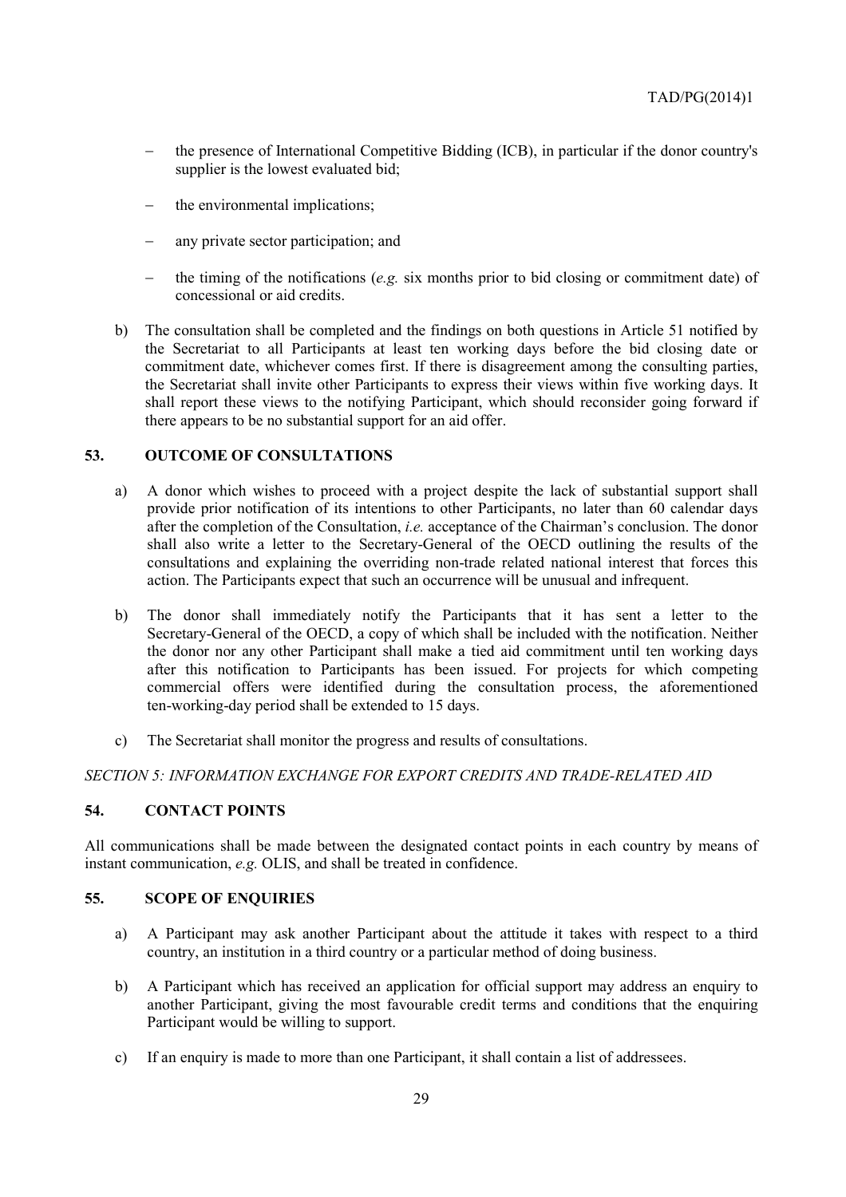- the presence of International Competitive Bidding (ICB), in particular if the donor country's supplier is the lowest evaluated bid;
- the environmental implications;
- any private sector participation; and
- the timing of the notifications (*e.g.* six months prior to bid closing or commitment date) of concessional or aid credits.

b) The consultation shall be completed and the findings on both questions in Article 51 notified by the Secretariat to all Participants at least ten working days before the bid closing date or commitment date, whichever comes first. If there is disagreement among the consulting parties, the Secretariat shall invite other Participants to express their views within five working days. It shall report these views to the notifying Participant, which should reconsider going forward if there appears to be no substantial support for an aid offer.

## 53. OUTCOME OF CONSULTATIONS

a) A donor which wishes to proceed with a project despite the lack of substantial support shall provide prior notification of its intentions to other Participants, no later than 60 calendar days after the completion of the Consultation, *i.e.* acceptance of the Chairman's conclusion. The donor shall also write a letter to the Secretary-General of the OECD outlining the results of the consultations and explaining the overriding non-trade related national interest that forces this action. The Participants expect that such an occurrence will be unusual and infrequent.

b) The donor shall immediately notify the Participants that it has sent a letter to the Secretary-General of the OECD, a copy of which shall be included with the notification. Neither the donor nor any other Participant shall make a tied aid commitment until ten working days after this notification to Participants has been issued. For projects for which competing commercial offers were identified during the consultation process, the aforementioned ten-working-day period shall be extended to 15 days.

c) The Secretariat shall monitor the progress and results of consultations.

*SECTION 5: INFORMATION EXCHANGE FOR EXPORT CREDITS AND TRADE-RELATED AID*

## 54. CONTACT POINTS

All communications shall be made between the designated contact points in each country by means of instant communication, *e.g.* OLIS, and shall be treated in confidence.

## 55. SCOPE OF ENQUIRIES

a) A Participant may ask another Participant about the attitude it takes with respect to a third country, an institution in a third country or a particular method of doing business.

b) A Participant which has received an application for official support may address an enquiry to another Participant, giving the most favourable credit terms and conditions that the enquiring Participant would be willing to support.

c) If an enquiry is made to more than one Participant, it shall contain a list of addressees.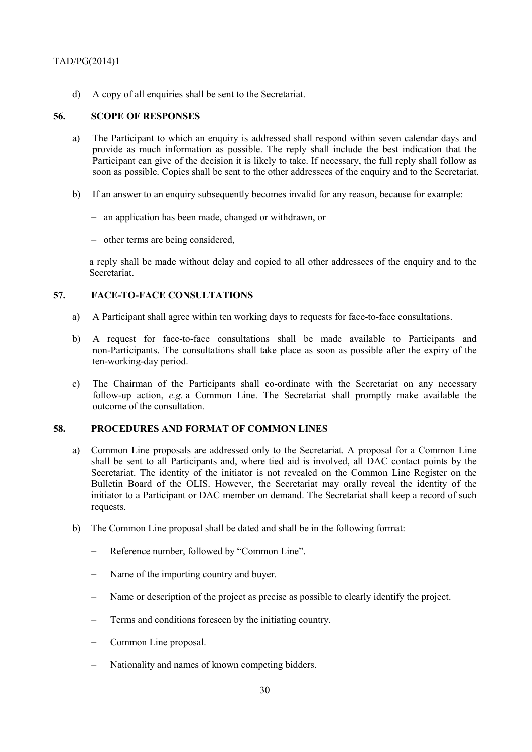d) A copy of all enquiries shall be sent to the Secretariat.

## 56. SCOPE OF RESPONSES

a) The Participant to which an enquiry is addressed shall respond within seven calendar days and provide as much information as possible. The reply shall include the best indication that the Participant can give of the decision it is likely to take. If necessary, the full reply shall follow as soon as possible. Copies shall be sent to the other addressees of the enquiry and to the Secretariat.

b) If an answer to an enquiry subsequently becomes invalid for any reason, because for example:

- an application has been made, changed or withdrawn, or
- other terms are being considered,

a reply shall be made without delay and copied to all other addressees of the enquiry and to the Secretariat.

## 57. FACE-TO-FACE CONSULTATIONS

a) A Participant shall agree within ten working days to requests for face-to-face consultations.

b) A request for face-to-face consultations shall be made available to Participants and non-Participants. The consultations shall take place as soon as possible after the expiry of the ten-working-day period.

c) The Chairman of the Participants shall co-ordinate with the Secretariat on any necessary follow-up action, *e.g.* a Common Line. The Secretariat shall promptly make available the outcome of the consultation.

## 58. PROCEDURES AND FORMAT OF COMMON LINES

a) Common Line proposals are addressed only to the Secretariat. A proposal for a Common Line shall be sent to all Participants and, where tied aid is involved, all DAC contact points by the Secretariat. The identity of the initiator is not revealed on the Common Line Register on the Bulletin Board of the OLIS. However, the Secretariat may orally reveal the identity of the initiator to a Participant or DAC member on demand. The Secretariat shall keep a record of such requests.

b) The Common Line proposal shall be dated and shall be in the following format:

- Reference number, followed by "Common Line".
- Name of the importing country and buyer.
- Name or description of the project as precise as possible to clearly identify the project.
- Terms and conditions foreseen by the initiating country.
- Common Line proposal.
- Nationality and names of known competing bidders.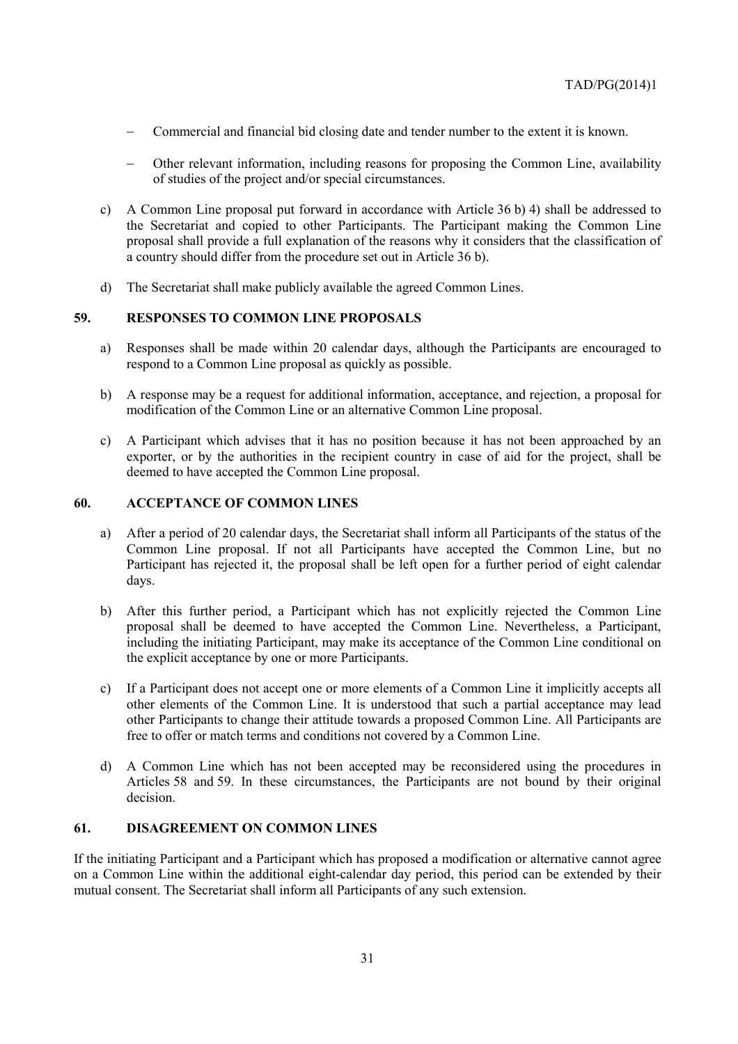- Commercial and financial bid closing date and tender number to the extent it is known.

- Other relevant information, including reasons for proposing the Common Line, availability of studies of the project and/or special circumstances.

c) A Common Line proposal put forward in accordance with Article 36 b) 4) shall be addressed to the Secretariat and copied to other Participants. The Participant making the Common Line proposal shall provide a full explanation of the reasons why it considers that the classification of a country should differ from the procedure set out in Article 36 b).

d) The Secretariat shall make publicly available the agreed Common Lines.

### 59. RESPONSES TO COMMON LINE PROPOSALS

a) Responses shall be made within 20 calendar days, although the Participants are encouraged to respond to a Common Line proposal as quickly as possible.

b) A response may be a request for additional information, acceptance, and rejection, a proposal for modification of the Common Line or an alternative Common Line proposal.

c) A Participant which advises that it has no position because it has not been approached by an exporter, or by the authorities in the recipient country in case of aid for the project, shall be deemed to have accepted the Common Line proposal.

### 60. ACCEPTANCE OF COMMON LINES

a) After a period of 20 calendar days, the Secretariat shall inform all Participants of the status of the Common Line proposal. If not all Participants have accepted the Common Line, but no Participant has rejected it, the proposal shall be left open for a further period of eight calendar days.

b) After this further period, a Participant which has not explicitly rejected the Common Line proposal shall be deemed to have accepted the Common Line. Nevertheless, a Participant, including the initiating Participant, may make its acceptance of the Common Line conditional on the explicit acceptance by one or more Participants.

c) If a Participant does not accept one or more elements of a Common Line it implicitly accepts all other elements of the Common Line. It is understood that such a partial acceptance may lead other Participants to change their attitude towards a proposed Common Line. All Participants are free to offer or match terms and conditions not covered by a Common Line.

d) A Common Line which has not been accepted may be reconsidered using the procedures in Articles 58 and 59. In these circumstances, the Participants are not bound by their original decision.

### 61. DISAGREEMENT ON COMMON LINES

If the initiating Participant and a Participant which has proposed a modification or alternative cannot agree on a Common Line within the additional eight-calendar day period, this period can be extended by their mutual consent. The Secretariat shall inform all Participants of any such extension.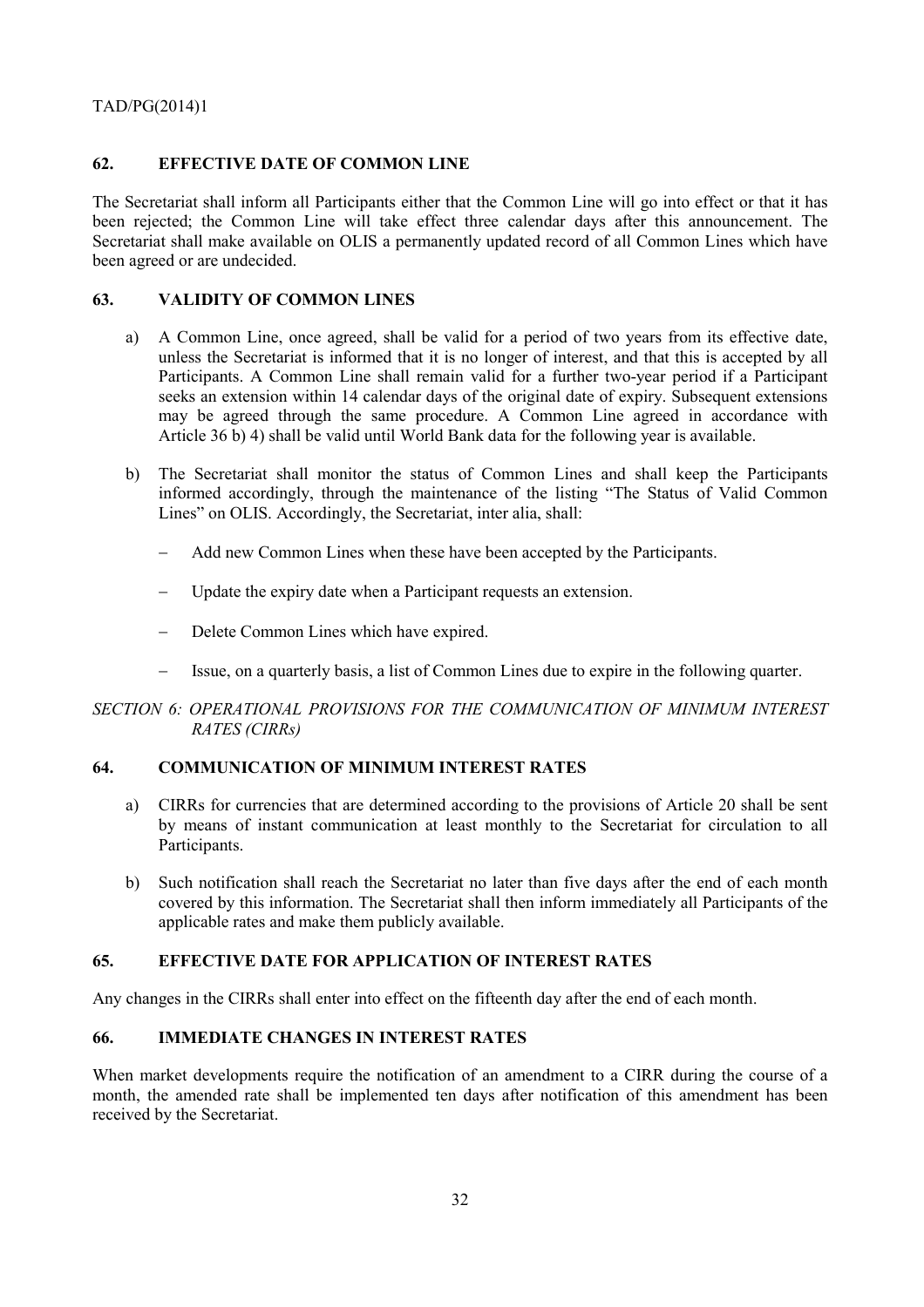## 62. EFFECTIVE DATE OF COMMON LINE

The Secretariat shall inform all Participants either that the Common Line will go into effect or that it has been rejected; the Common Line will take effect three calendar days after this announcement. The Secretariat shall make available on OLIS a permanently updated record of all Common Lines which have been agreed or are undecided.

## 63. VALIDITY OF COMMON LINES

a) A Common Line, once agreed, shall be valid for a period of two years from its effective date, unless the Secretariat is informed that it is no longer of interest, and that this is accepted by all Participants. A Common Line shall remain valid for a further two-year period if a Participant seeks an extension within 14 calendar days of the original date of expiry. Subsequent extensions may be agreed through the same procedure. A Common Line agreed in accordance with Article 36 b) 4) shall be valid until World Bank data for the following year is available.

b) The Secretariat shall monitor the status of Common Lines and shall keep the Participants informed accordingly, through the maintenance of the listing "The Status of Valid Common Lines" on OLIS. Accordingly, the Secretariat, inter alia, shall:

- Add new Common Lines when these have been accepted by the Participants.
- Update the expiry date when a Participant requests an extension.
- Delete Common Lines which have expired.
- Issue, on a quarterly basis, a list of Common Lines due to expire in the following quarter.

*SECTION 6: OPERATIONAL PROVISIONS FOR THE COMMUNICATION OF MINIMUM INTEREST RATES (CIRRs)*

## 64. COMMUNICATION OF MINIMUM INTEREST RATES

a) CIRRs for currencies that are determined according to the provisions of Article 20 shall be sent by means of instant communication at least monthly to the Secretariat for circulation to all Participants.

b) Such notification shall reach the Secretariat no later than five days after the end of each month covered by this information. The Secretariat shall then inform immediately all Participants of the applicable rates and make them publicly available.

## 65. EFFECTIVE DATE FOR APPLICATION OF INTEREST RATES

Any changes in the CIRRs shall enter into effect on the fifteenth day after the end of each month.

## 66. IMMEDIATE CHANGES IN INTEREST RATES

When market developments require the notification of an amendment to a CIRR during the course of a month, the amended rate shall be implemented ten days after notification of this amendment has been received by the Secretariat.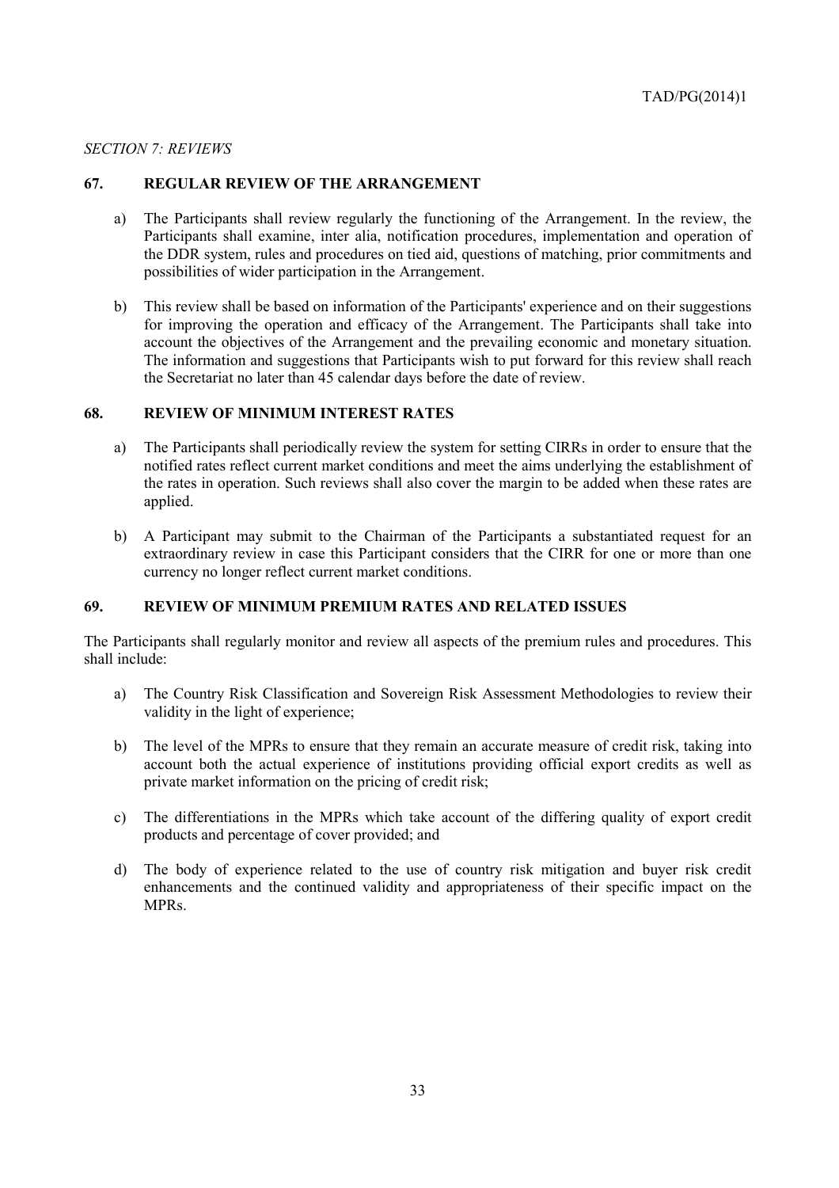*SECTION 7: REVIEWS*

## 67. REGULAR REVIEW OF THE ARRANGEMENT

a) The Participants shall review regularly the functioning of the Arrangement. In the review, the Participants shall examine, inter alia, notification procedures, implementation and operation of the DDR system, rules and procedures on tied aid, questions of matching, prior commitments and possibilities of wider participation in the Arrangement.

b) This review shall be based on information of the Participants' experience and on their suggestions for improving the operation and efficacy of the Arrangement. The Participants shall take into account the objectives of the Arrangement and the prevailing economic and monetary situation. The information and suggestions that Participants wish to put forward for this review shall reach the Secretariat no later than 45 calendar days before the date of review.

## 68. REVIEW OF MINIMUM INTEREST RATES

a) The Participants shall periodically review the system for setting CIRRs in order to ensure that the notified rates reflect current market conditions and meet the aims underlying the establishment of the rates in operation. Such reviews shall also cover the margin to be added when these rates are applied.

b) A Participant may submit to the Chairman of the Participants a substantiated request for an extraordinary review in case this Participant considers that the CIRR for one or more than one currency no longer reflect current market conditions.

## 69. REVIEW OF MINIMUM PREMIUM RATES AND RELATED ISSUES

The Participants shall regularly monitor and review all aspects of the premium rules and procedures. This shall include:

a) The Country Risk Classification and Sovereign Risk Assessment Methodologies to review their validity in the light of experience;

b) The level of the MPRs to ensure that they remain an accurate measure of credit risk, taking into account both the actual experience of institutions providing official export credits as well as private market information on the pricing of credit risk;

c) The differentiations in the MPRs which take account of the differing quality of export credit products and percentage of cover provided; and

d) The body of experience related to the use of country risk mitigation and buyer risk credit enhancements and the continued validity and appropriateness of their specific impact on the MPRs.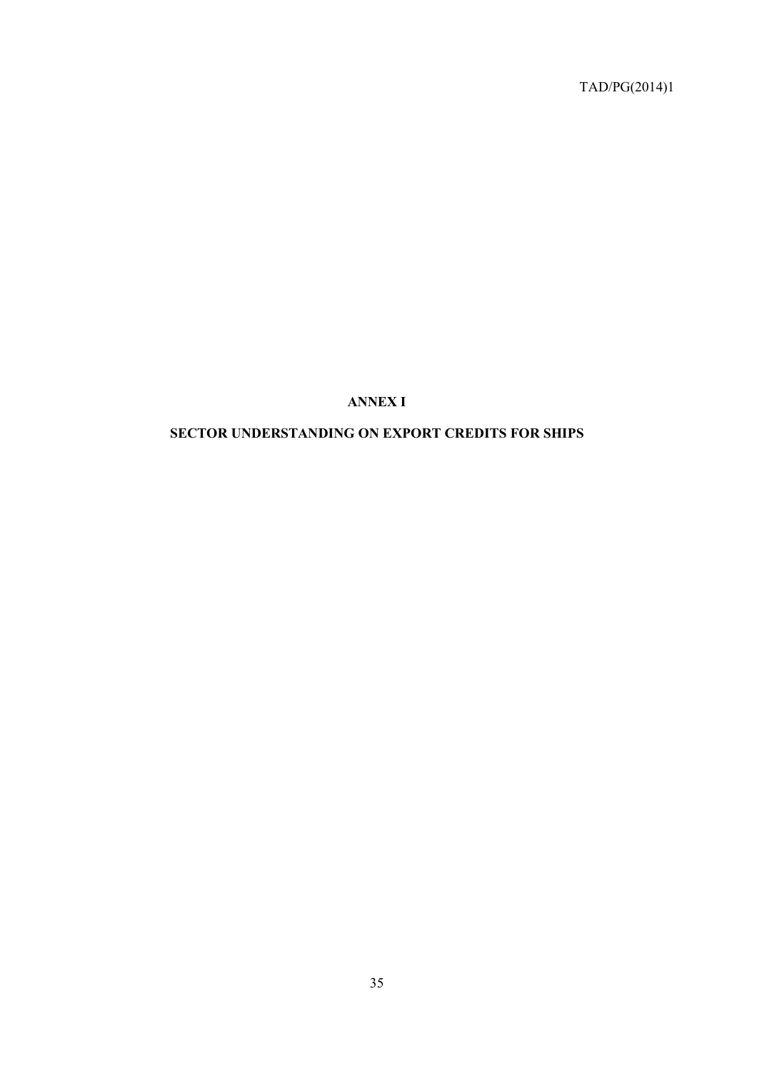# ANNEX I

## SECTOR UNDERSTANDING ON EXPORT CREDITS FOR SHIPS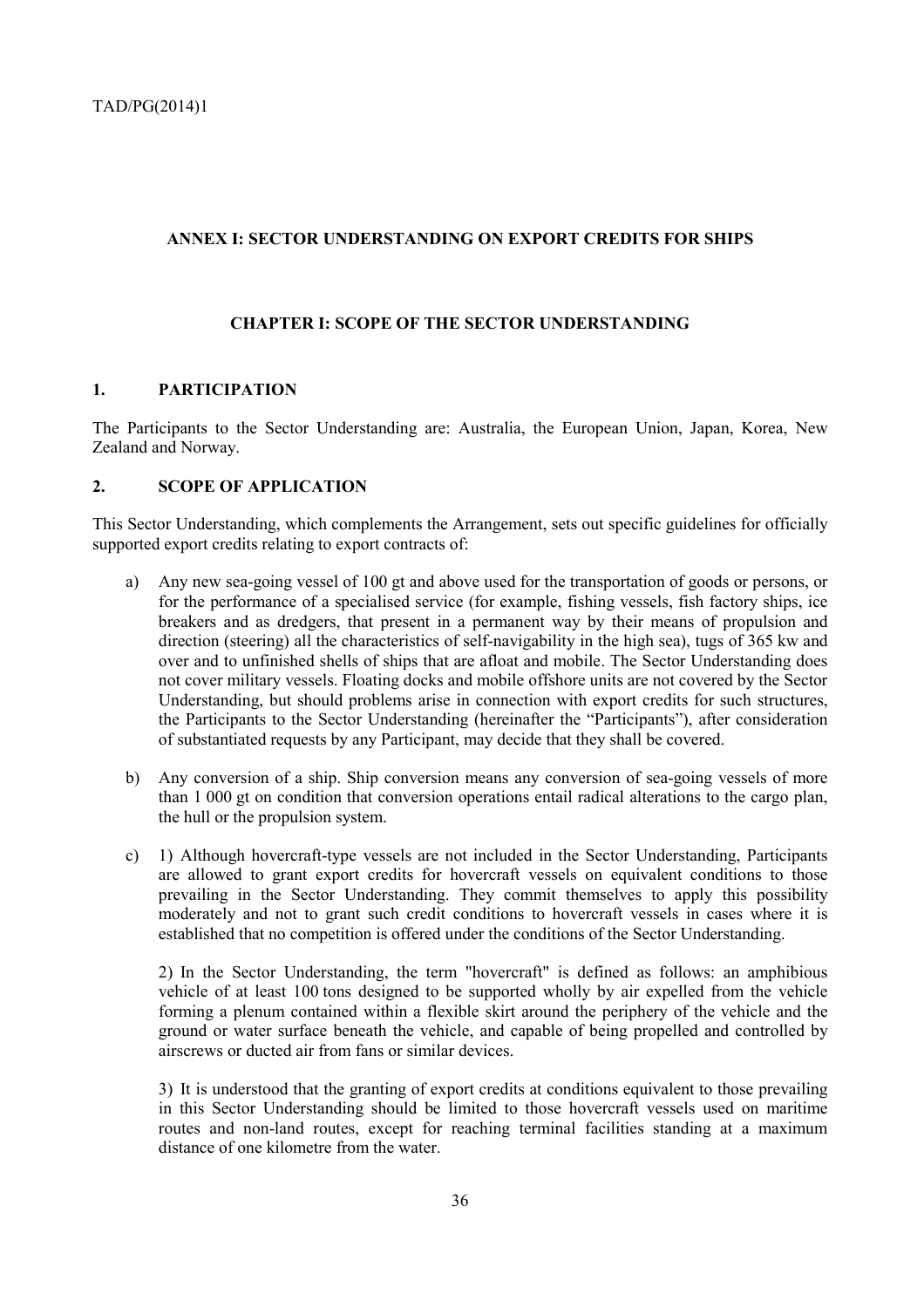## ANNEX I: SECTOR UNDERSTANDING ON EXPORT CREDITS FOR SHIPS

### CHAPTER I: SCOPE OF THE SECTOR UNDERSTANDING

#### 1. PARTICIPATION

The Participants to the Sector Understanding are: Australia, the European Union, Japan, Korea, New Zealand and Norway.

#### 2. SCOPE OF APPLICATION

This Sector Understanding, which complements the Arrangement, sets out specific guidelines for officially supported export credits relating to export contracts of:

a) Any new sea-going vessel of 100 gt and above used for the transportation of goods or persons, or for the performance of a specialised service (for example, fishing vessels, fish factory ships, ice breakers and as dredgers, that present in a permanent way by their means of propulsion and direction (steering) all the characteristics of self-navigability in the high sea), tugs of 365 kw and over and to unfinished shells of ships that are afloat and mobile. The Sector Understanding does not cover military vessels. Floating docks and mobile offshore units are not covered by the Sector Understanding, but should problems arise in connection with export credits for such structures, the Participants to the Sector Understanding (hereinafter the "Participants"), after consideration of substantiated requests by any Participant, may decide that they shall be covered.

b) Any conversion of a ship. Ship conversion means any conversion of sea-going vessels of more than 1 000 gt on condition that conversion operations entail radical alterations to the cargo plan, the hull or the propulsion system.

c) 1) Although hovercraft-type vessels are not included in the Sector Understanding, Participants are allowed to grant export credits for hovercraft vessels on equivalent conditions to those prevailing in the Sector Understanding. They commit themselves to apply this possibility moderately and not to grant such credit conditions to hovercraft vessels in cases where it is established that no competition is offered under the conditions of the Sector Understanding.

   2) In the Sector Understanding, the term "hovercraft" is defined as follows: an amphibious vehicle of at least 100 tons designed to be supported wholly by air expelled from the vehicle forming a plenum contained within a flexible skirt around the periphery of the vehicle and the ground or water surface beneath the vehicle, and capable of being propelled and controlled by airscrews or ducted air from fans or similar devices.

   3) It is understood that the granting of export credits at conditions equivalent to those prevailing in this Sector Understanding should be limited to those hovercraft vessels used on maritime routes and non-land routes, except for reaching terminal facilities standing at a maximum distance of one kilometre from the water.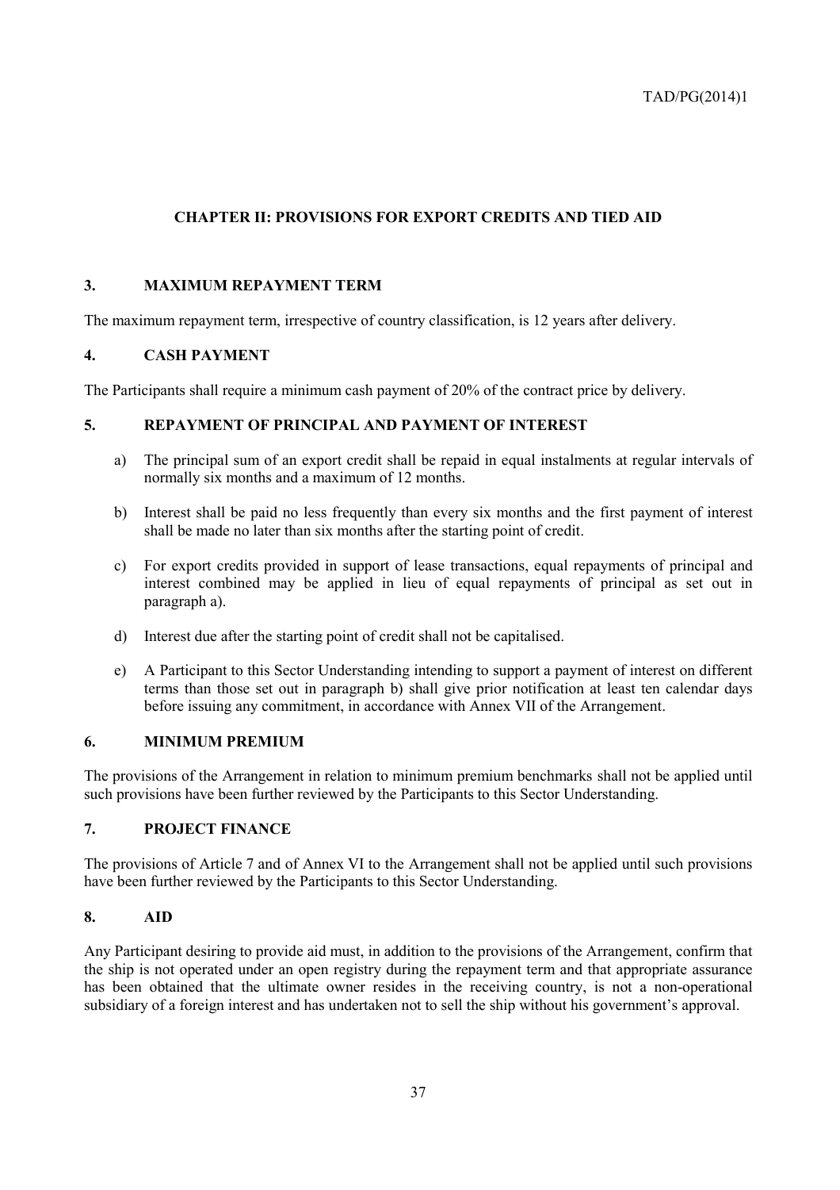## CHAPTER II: PROVISIONS FOR EXPORT CREDITS AND TIED AID

### 3. MAXIMUM REPAYMENT TERM

The maximum repayment term, irrespective of country classification, is 12 years after delivery.

### 4. CASH PAYMENT

The Participants shall require a minimum cash payment of 20% of the contract price by delivery.

### 5. REPAYMENT OF PRINCIPAL AND PAYMENT OF INTEREST

a) The principal sum of an export credit shall be repaid in equal instalments at regular intervals of normally six months and a maximum of 12 months.

b) Interest shall be paid no less frequently than every six months and the first payment of interest shall be made no later than six months after the starting point of credit.

c) For export credits provided in support of lease transactions, equal repayments of principal and interest combined may be applied in lieu of equal repayments of principal as set out in paragraph a).

d) Interest due after the starting point of credit shall not be capitalised.

e) A Participant to this Sector Understanding intending to support a payment of interest on different terms than those set out in paragraph b) shall give prior notification at least ten calendar days before issuing any commitment, in accordance with Annex VII of the Arrangement.

### 6. MINIMUM PREMIUM

The provisions of the Arrangement in relation to minimum premium benchmarks shall not be applied until such provisions have been further reviewed by the Participants to this Sector Understanding.

### 7. PROJECT FINANCE

The provisions of Article 7 and of Annex VI to the Arrangement shall not be applied until such provisions have been further reviewed by the Participants to this Sector Understanding.

### 8. AID

Any Participant desiring to provide aid must, in addition to the provisions of the Arrangement, confirm that the ship is not operated under an open registry during the repayment term and that appropriate assurance has been obtained that the ultimate owner resides in the receiving country, is not a non-operational subsidiary of a foreign interest and has undertaken not to sell the ship without his government's approval.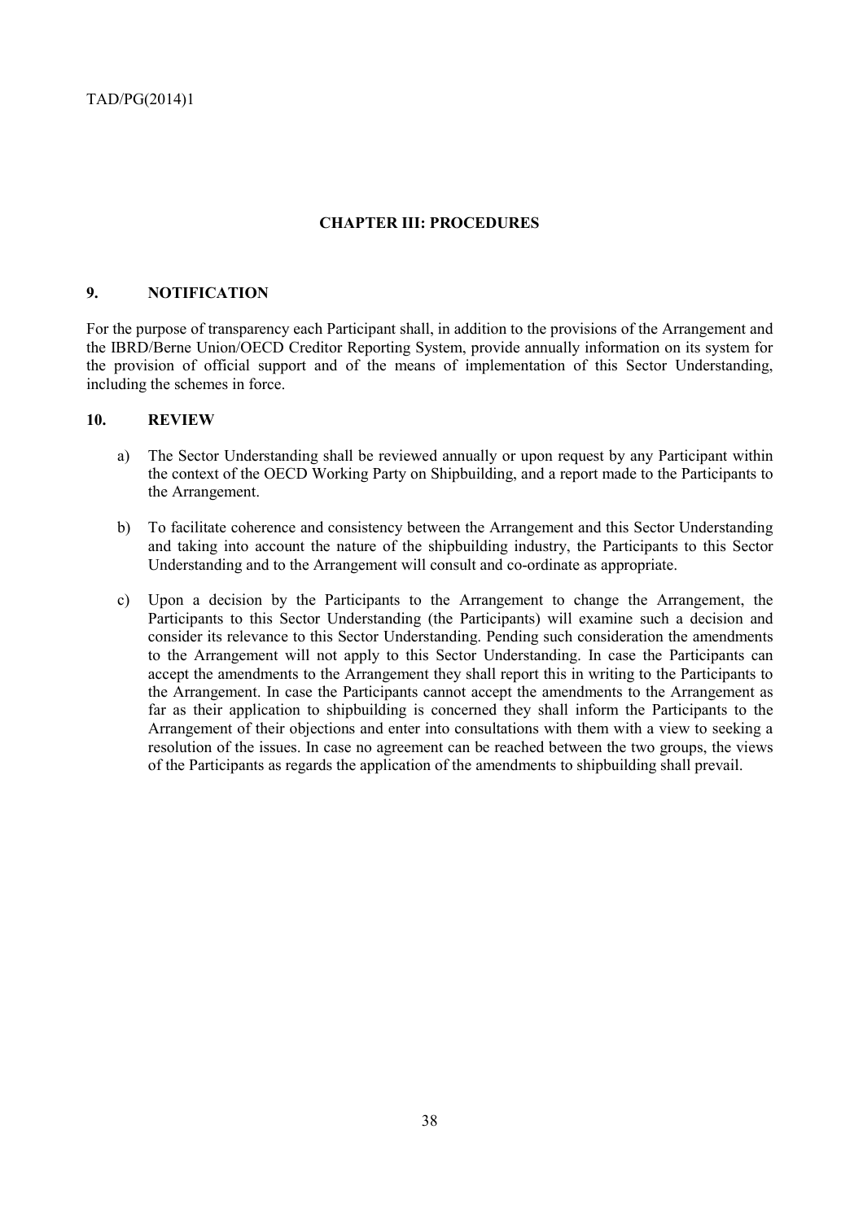## CHAPTER III: PROCEDURES

### 9. NOTIFICATION

For the purpose of transparency each Participant shall, in addition to the provisions of the Arrangement and the IBRD/Berne Union/OECD Creditor Reporting System, provide annually information on its system for the provision of official support and of the means of implementation of this Sector Understanding, including the schemes in force.

### 10. REVIEW

a) The Sector Understanding shall be reviewed annually or upon request by any Participant within the context of the OECD Working Party on Shipbuilding, and a report made to the Participants to the Arrangement.

b) To facilitate coherence and consistency between the Arrangement and this Sector Understanding and taking into account the nature of the shipbuilding industry, the Participants to this Sector Understanding and to the Arrangement will consult and co-ordinate as appropriate.

c) Upon a decision by the Participants to the Arrangement to change the Arrangement, the Participants to this Sector Understanding (the Participants) will examine such a decision and consider its relevance to this Sector Understanding. Pending such consideration the amendments to the Arrangement will not apply to this Sector Understanding. In case the Participants can accept the amendments to the Arrangement they shall report this in writing to the Participants to the Arrangement. In case the Participants cannot accept the amendments to the Arrangement as far as their application to shipbuilding is concerned they shall inform the Participants to the Arrangement of their objections and enter into consultations with them with a view to seeking a resolution of the issues. In case no agreement can be reached between the two groups, the views of the Participants as regards the application of the amendments to shipbuilding shall prevail.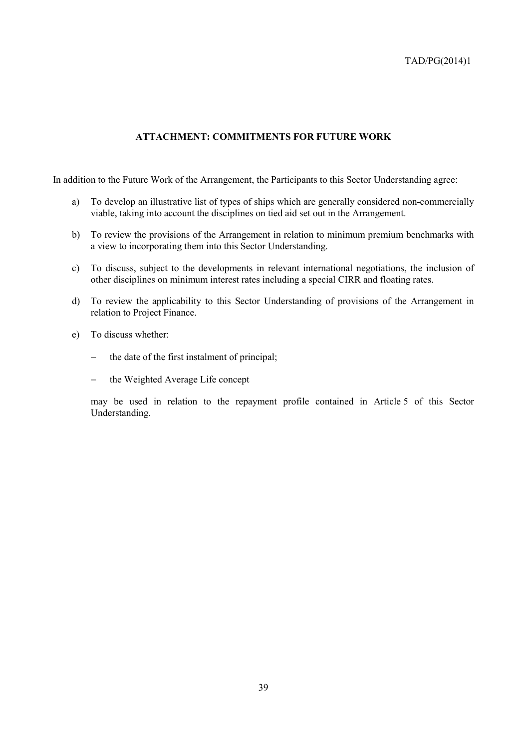## ATTACHMENT: COMMITMENTS FOR FUTURE WORK

In addition to the Future Work of the Arrangement, the Participants to this Sector Understanding agree:

a) To develop an illustrative list of types of ships which are generally considered non-commercially viable, taking into account the disciplines on tied aid set out in the Arrangement.

b) To review the provisions of the Arrangement in relation to minimum premium benchmarks with a view to incorporating them into this Sector Understanding.

c) To discuss, subject to the developments in relevant international negotiations, the inclusion of other disciplines on minimum interest rates including a special CIRR and floating rates.

d) To review the applicability to this Sector Understanding of provisions of the Arrangement in relation to Project Finance.

e) To discuss whether:

   - the date of the first instalment of principal;
   - the Weighted Average Life concept

   may be used in relation to the repayment profile contained in Article 5 of this Sector Understanding.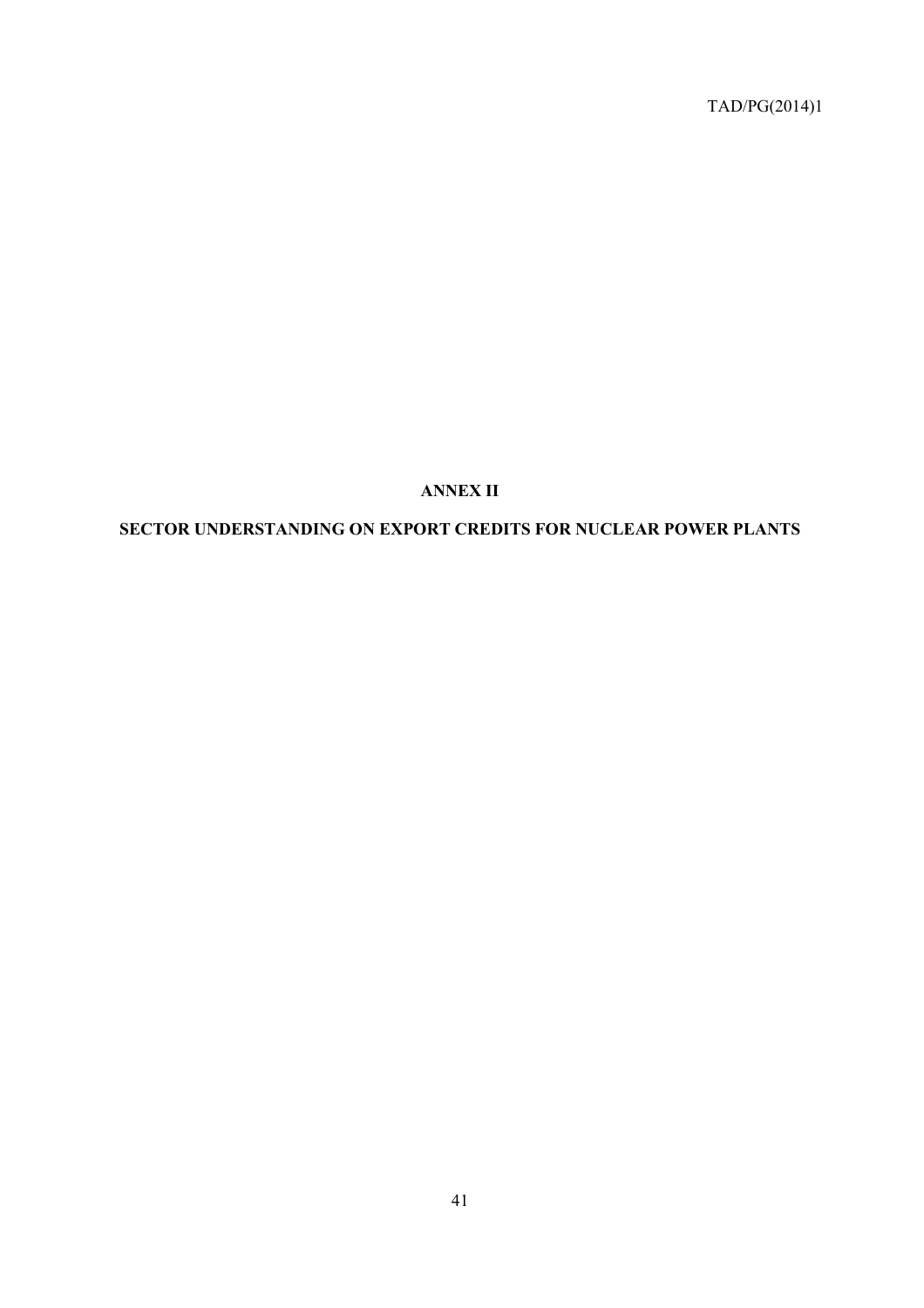# ANNEX II

# SECTOR UNDERSTANDING ON EXPORT CREDITS FOR NUCLEAR POWER PLANTS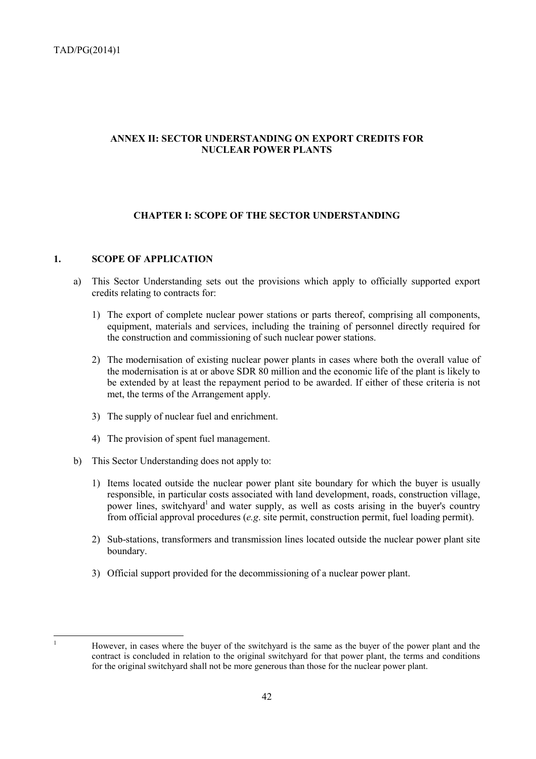## ANNEX II: SECTOR UNDERSTANDING ON EXPORT CREDITS FOR NUCLEAR POWER PLANTS

### CHAPTER I: SCOPE OF THE SECTOR UNDERSTANDING

#### 1. SCOPE OF APPLICATION

a) This Sector Understanding sets out the provisions which apply to officially supported export credits relating to contracts for:

   1) The export of complete nuclear power stations or parts thereof, comprising all components, equipment, materials and services, including the training of personnel directly required for the construction and commissioning of such nuclear power stations.

   2) The modernisation of existing nuclear power plants in cases where both the overall value of the modernisation is at or above SDR 80 million and the economic life of the plant is likely to be extended by at least the repayment period to be awarded. If either of these criteria is not met, the terms of the Arrangement apply.

   3) The supply of nuclear fuel and enrichment.

   4) The provision of spent fuel management.

b) This Sector Understanding does not apply to:

   1) Items located outside the nuclear power plant site boundary for which the buyer is usually responsible, in particular costs associated with land development, roads, construction village, power lines, switchyard[1] and water supply, as well as costs arising in the buyer's country from official approval procedures (*e.g*. site permit, construction permit, fuel loading permit).

   2) Sub-stations, transformers and transmission lines located outside the nuclear power plant site boundary.

   3) Official support provided for the decommissioning of a nuclear power plant.

---

[1] However, in cases where the buyer of the switchyard is the same as the buyer of the power plant and the contract is concluded in relation to the original switchyard for that power plant, the terms and conditions for the original switchyard shall not be more generous than those for the nuclear power plant.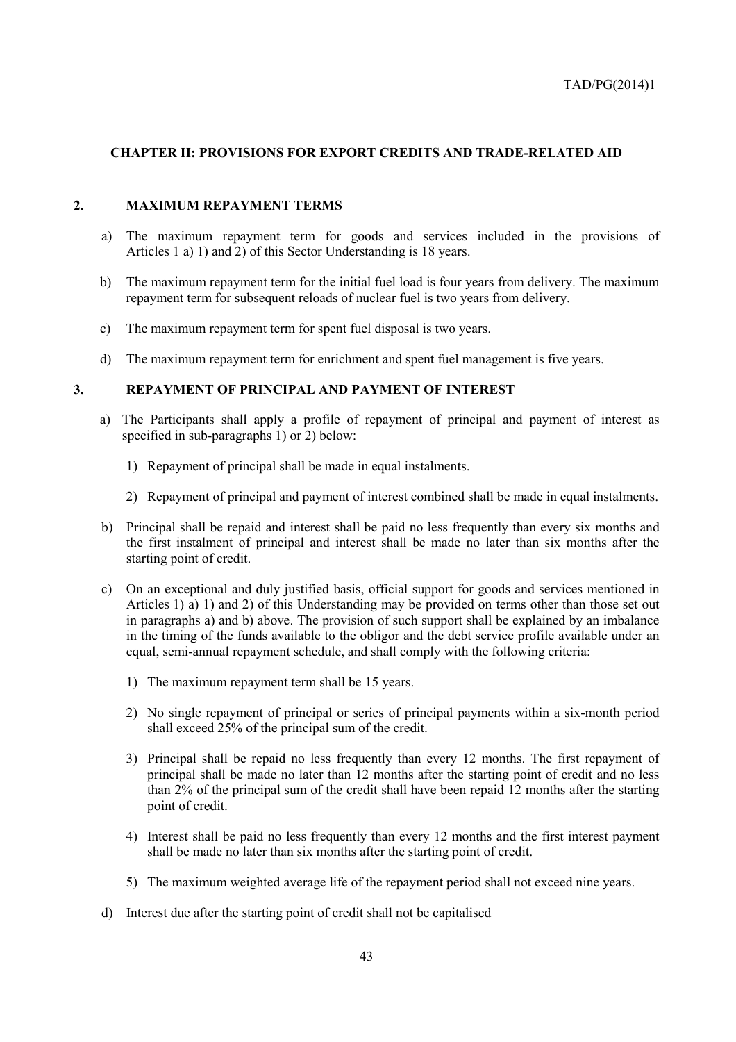## CHAPTER II: PROVISIONS FOR EXPORT CREDITS AND TRADE-RELATED AID

### 2. MAXIMUM REPAYMENT TERMS

a) The maximum repayment term for goods and services included in the provisions of Articles 1 a) 1) and 2) of this Sector Understanding is 18 years.

b) The maximum repayment term for the initial fuel load is four years from delivery. The maximum repayment term for subsequent reloads of nuclear fuel is two years from delivery.

c) The maximum repayment term for spent fuel disposal is two years.

d) The maximum repayment term for enrichment and spent fuel management is five years.

### 3. REPAYMENT OF PRINCIPAL AND PAYMENT OF INTEREST

a) The Participants shall apply a profile of repayment of principal and payment of interest as specified in sub-paragraphs 1) or 2) below:

1) Repayment of principal shall be made in equal instalments.

2) Repayment of principal and payment of interest combined shall be made in equal instalments.

b) Principal shall be repaid and interest shall be paid no less frequently than every six months and the first instalment of principal and interest shall be made no later than six months after the starting point of credit.

c) On an exceptional and duly justified basis, official support for goods and services mentioned in Articles 1) a) 1) and 2) of this Understanding may be provided on terms other than those set out in paragraphs a) and b) above. The provision of such support shall be explained by an imbalance in the timing of the funds available to the obligor and the debt service profile available under an equal, semi-annual repayment schedule, and shall comply with the following criteria:

1) The maximum repayment term shall be 15 years.

2) No single repayment of principal or series of principal payments within a six-month period shall exceed 25% of the principal sum of the credit.

3) Principal shall be repaid no less frequently than every 12 months. The first repayment of principal shall be made no later than 12 months after the starting point of credit and no less than 2% of the principal sum of the credit shall have been repaid 12 months after the starting point of credit.

4) Interest shall be paid no less frequently than every 12 months and the first interest payment shall be made no later than six months after the starting point of credit.

5) The maximum weighted average life of the repayment period shall not exceed nine years.

d) Interest due after the starting point of credit shall not be capitalised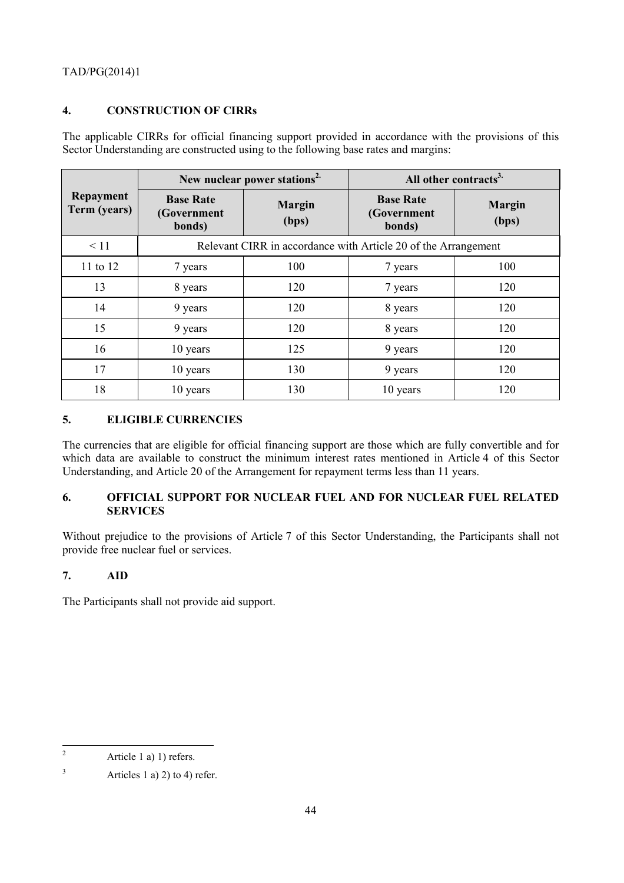## 4. CONSTRUCTION OF CIRRs

The applicable CIRRs for official financing support provided in accordance with the provisions of this Sector Understanding are constructed using to the following base rates and margins:

| Repayment Term (years) | New nuclear power stations[2.] | | All other contracts[3.] | |
|---|---|---|---|---|
| | Base Rate (Government bonds) | Margin (bps) | Base Rate (Government bonds) | Margin (bps) |
| < 11 | Relevant CIRR in accordance with Article 20 of the Arrangement | | | |
| 11 to 12 | 7 years | 100 | 7 years | 100 |
| 13 | 8 years | 120 | 7 years | 120 |
| 14 | 9 years | 120 | 8 years | 120 |
| 15 | 9 years | 120 | 8 years | 120 |
| 16 | 10 years | 125 | 9 years | 120 |
| 17 | 10 years | 130 | 9 years | 120 |
| 18 | 10 years | 130 | 10 years | 120 |

## 5. ELIGIBLE CURRENCIES

The currencies that are eligible for official financing support are those which are fully convertible and for which data are available to construct the minimum interest rates mentioned in Article 4 of this Sector Understanding, and Article 20 of the Arrangement for repayment terms less than 11 years.

## 6. OFFICIAL SUPPORT FOR NUCLEAR FUEL AND FOR NUCLEAR FUEL RELATED SERVICES

Without prejudice to the provisions of Article 7 of this Sector Understanding, the Participants shall not provide free nuclear fuel or services.

## 7. AID

The Participants shall not provide aid support.

---

[2] Article 1 a) 1) refers.

[3] Articles 1 a) 2) to 4) refer.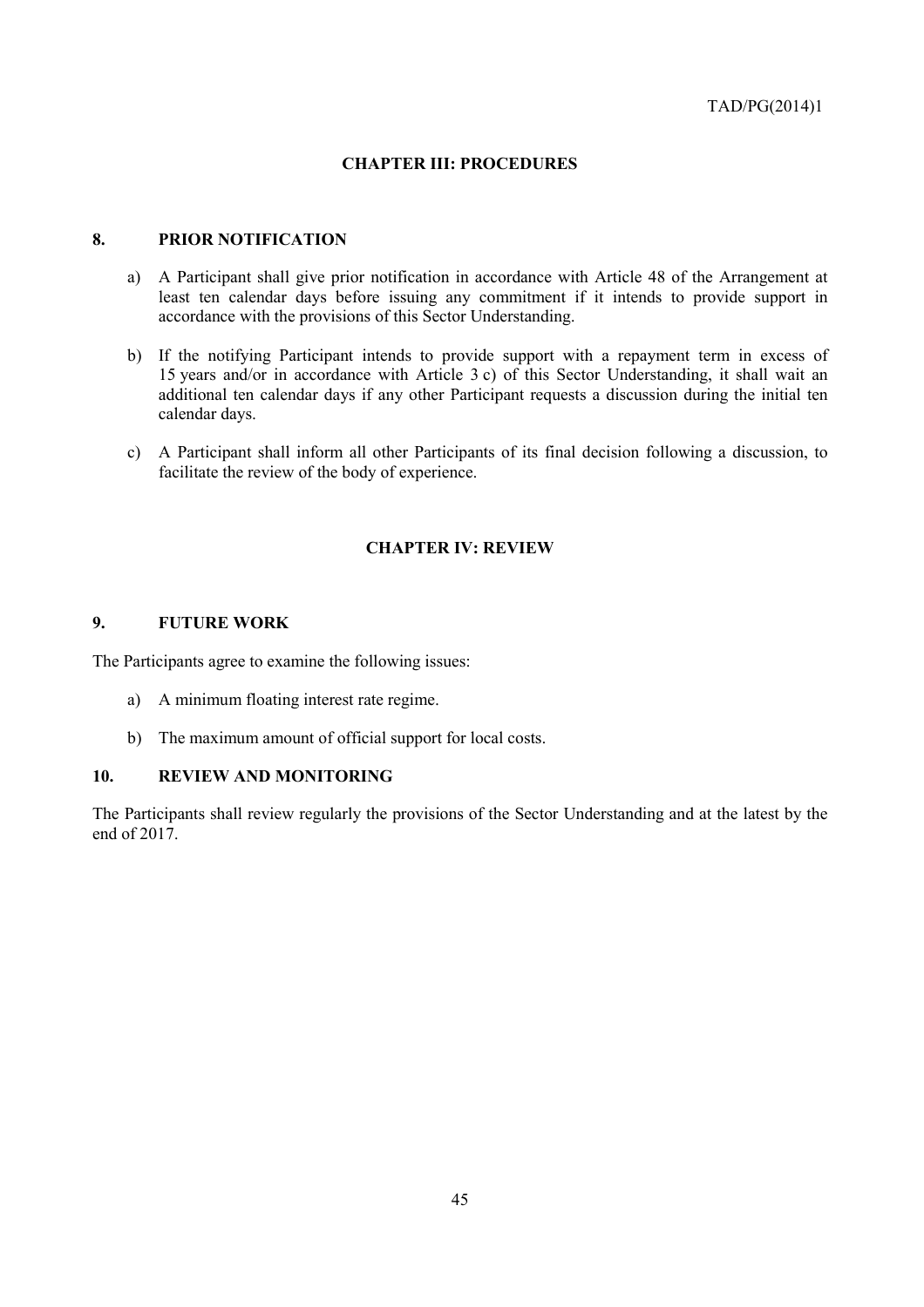## CHAPTER III: PROCEDURES

### 8. PRIOR NOTIFICATION

a) A Participant shall give prior notification in accordance with Article 48 of the Arrangement at least ten calendar days before issuing any commitment if it intends to provide support in accordance with the provisions of this Sector Understanding.

b) If the notifying Participant intends to provide support with a repayment term in excess of 15 years and/or in accordance with Article 3 c) of this Sector Understanding, it shall wait an additional ten calendar days if any other Participant requests a discussion during the initial ten calendar days.

c) A Participant shall inform all other Participants of its final decision following a discussion, to facilitate the review of the body of experience.

## CHAPTER IV: REVIEW

### 9. FUTURE WORK

The Participants agree to examine the following issues:

a) A minimum floating interest rate regime.

b) The maximum amount of official support for local costs.

### 10. REVIEW AND MONITORING

The Participants shall review regularly the provisions of the Sector Understanding and at the latest by the end of 2017.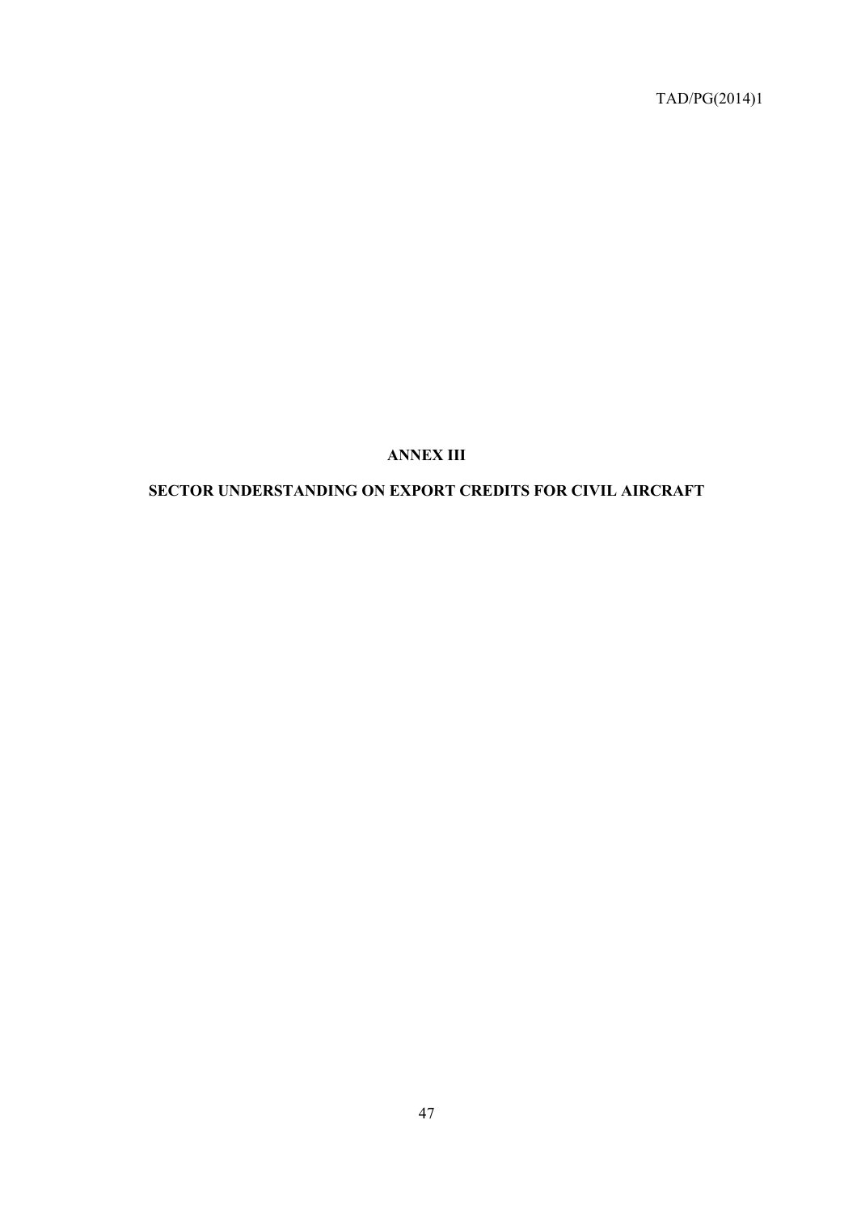# ANNEX III

## SECTOR UNDERSTANDING ON EXPORT CREDITS FOR CIVIL AIRCRAFT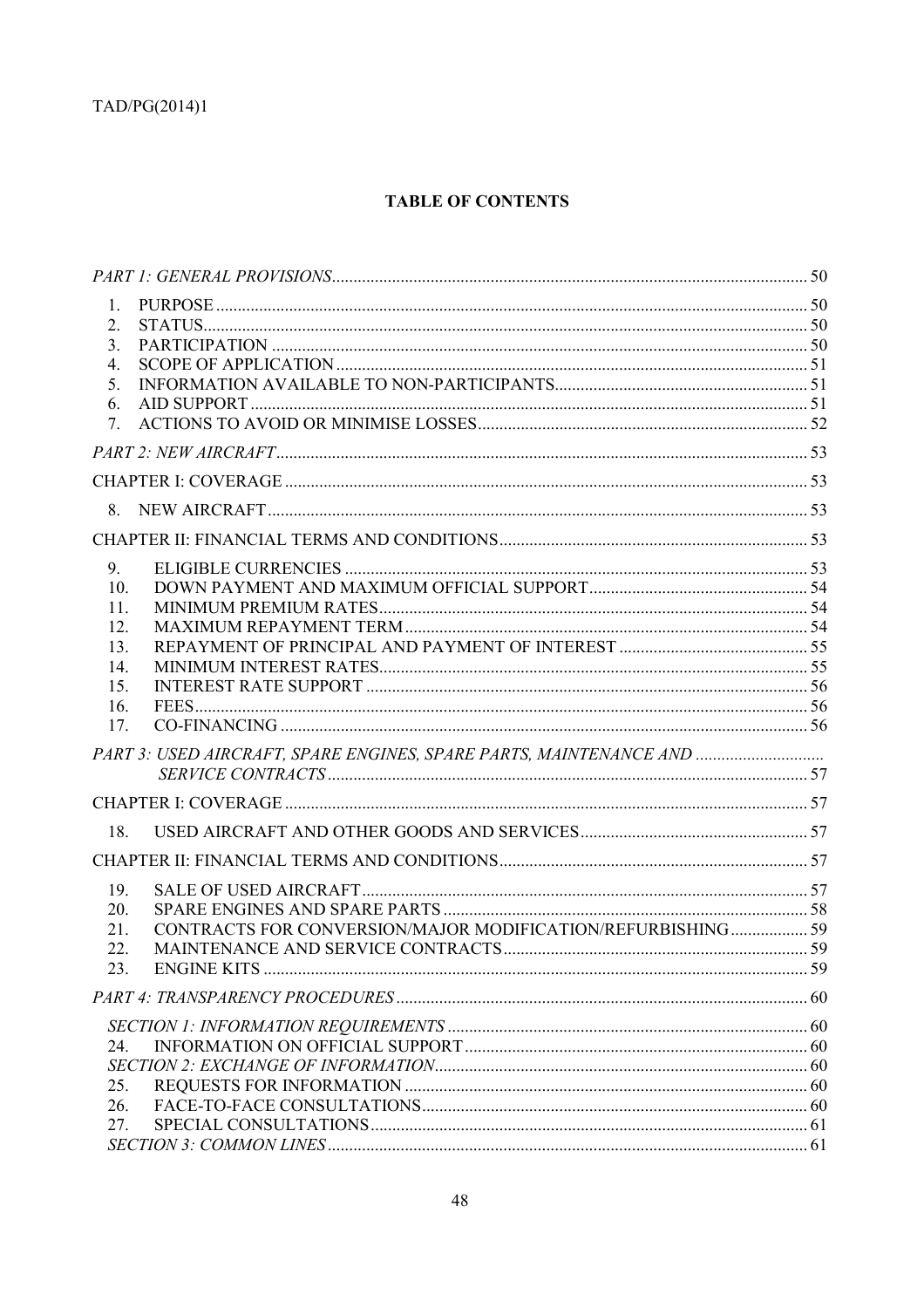## TABLE OF CONTENTS

*PART 1: GENERAL PROVISIONS* .......... 50

1. PURPOSE .......... 50
2. STATUS .......... 50
3. PARTICIPATION .......... 50
4. SCOPE OF APPLICATION .......... 51
5. INFORMATION AVAILABLE TO NON-PARTICIPANTS .......... 51
6. AID SUPPORT .......... 51
7. ACTIONS TO AVOID OR MINIMISE LOSSES .......... 52

*PART 2: NEW AIRCRAFT* .......... 53

CHAPTER I: COVERAGE .......... 53

8. NEW AIRCRAFT .......... 53

CHAPTER II: FINANCIAL TERMS AND CONDITIONS .......... 53

9. ELIGIBLE CURRENCIES .......... 53
10. DOWN PAYMENT AND MAXIMUM OFFICIAL SUPPORT .......... 54
11. MINIMUM PREMIUM RATES .......... 54
12. MAXIMUM REPAYMENT TERM .......... 54
13. REPAYMENT OF PRINCIPAL AND PAYMENT OF INTEREST .......... 55
14. MINIMUM INTEREST RATES .......... 55
15. INTEREST RATE SUPPORT .......... 56
16. FEES .......... 56
17. CO-FINANCING .......... 56

*PART 3: USED AIRCRAFT, SPARE ENGINES, SPARE PARTS, MAINTENANCE AND SERVICE CONTRACTS* .......... 57

CHAPTER I: COVERAGE .......... 57

18. USED AIRCRAFT AND OTHER GOODS AND SERVICES .......... 57

CHAPTER II: FINANCIAL TERMS AND CONDITIONS .......... 57

19. SALE OF USED AIRCRAFT .......... 57
20. SPARE ENGINES AND SPARE PARTS .......... 58
21. CONTRACTS FOR CONVERSION/MAJOR MODIFICATION/REFURBISHING .......... 59
22. MAINTENANCE AND SERVICE CONTRACTS .......... 59
23. ENGINE KITS .......... 59

*PART 4: TRANSPARENCY PROCEDURES* .......... 60

*SECTION 1: INFORMATION REQUIREMENTS* .......... 60

24. INFORMATION ON OFFICIAL SUPPORT .......... 60

*SECTION 2: EXCHANGE OF INFORMATION* .......... 60

25. REQUESTS FOR INFORMATION .......... 60
26. FACE-TO-FACE CONSULTATIONS .......... 60
27. SPECIAL CONSULTATIONS .......... 61

*SECTION 3: COMMON LINES* .......... 61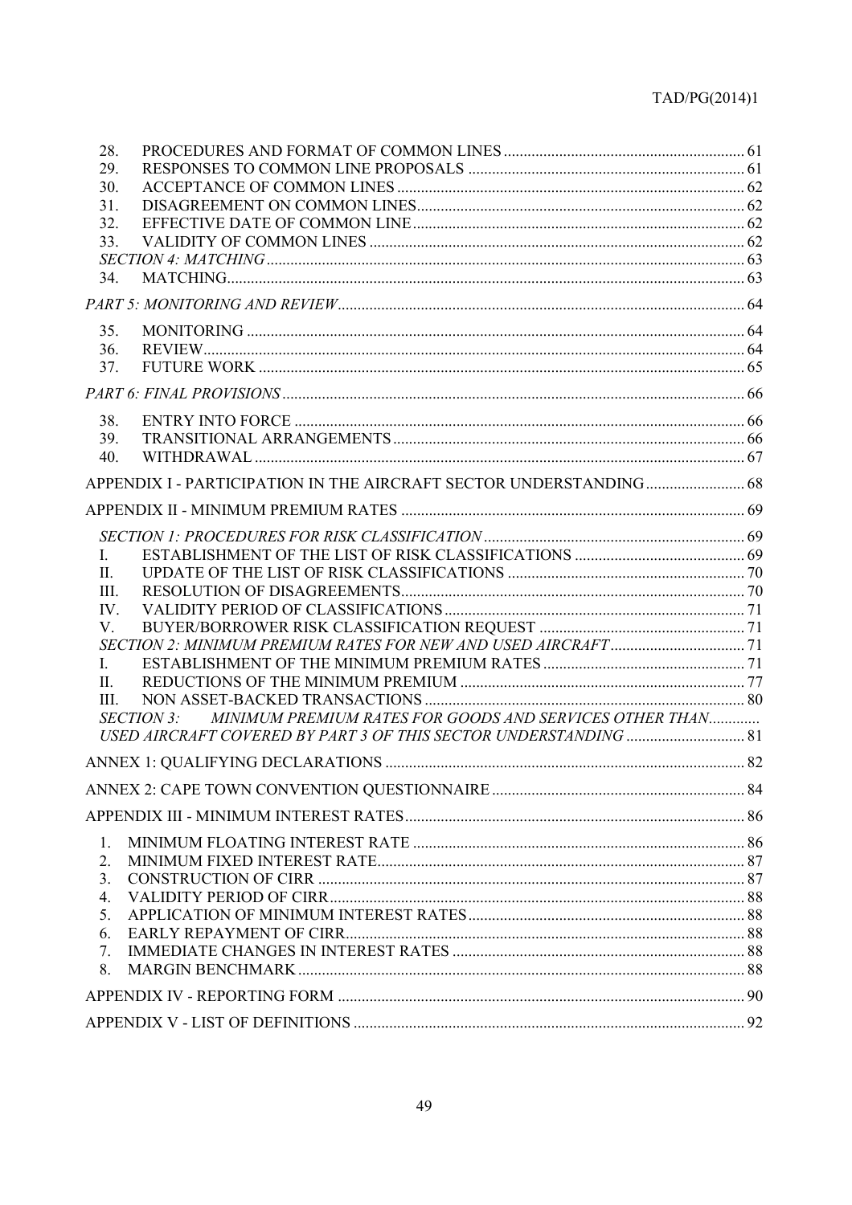28. PROCEDURES AND FORMAT OF COMMON LINES ... 61
29. RESPONSES TO COMMON LINE PROPOSALS ... 61
30. ACCEPTANCE OF COMMON LINES ... 62
31. DISAGREEMENT ON COMMON LINES ... 62
32. EFFECTIVE DATE OF COMMON LINE ... 62
33. VALIDITY OF COMMON LINES ... 62

*SECTION 4: MATCHING* ... 63

34. MATCHING ... 63

*PART 5: MONITORING AND REVIEW* ... 64

35. MONITORING ... 64
36. REVIEW ... 64
37. FUTURE WORK ... 65

*PART 6: FINAL PROVISIONS* ... 66

38. ENTRY INTO FORCE ... 66
39. TRANSITIONAL ARRANGEMENTS ... 66
40. WITHDRAWAL ... 67

APPENDIX I - PARTICIPATION IN THE AIRCRAFT SECTOR UNDERSTANDING ... 68

APPENDIX II - MINIMUM PREMIUM RATES ... 69

*SECTION 1: PROCEDURES FOR RISK CLASSIFICATION* ... 69

I. ESTABLISHMENT OF THE LIST OF RISK CLASSIFICATIONS ... 69
II. UPDATE OF THE LIST OF RISK CLASSIFICATIONS ... 70
III. RESOLUTION OF DISAGREEMENTS ... 70
IV. VALIDITY PERIOD OF CLASSIFICATIONS ... 71
V. BUYER/BORROWER RISK CLASSIFICATION REQUEST ... 71

*SECTION 2: MINIMUM PREMIUM RATES FOR NEW AND USED AIRCRAFT* ... 71

I. ESTABLISHMENT OF THE MINIMUM PREMIUM RATES ... 71
II. REDUCTIONS OF THE MINIMUM PREMIUM ... 77
III. NON ASSET-BACKED TRANSACTIONS ... 80

*SECTION 3: MINIMUM PREMIUM RATES FOR GOODS AND SERVICES OTHER THAN USED AIRCRAFT COVERED BY PART 3 OF THIS SECTOR UNDERSTANDING* ... 81

ANNEX 1: QUALIFYING DECLARATIONS ... 82

ANNEX 2: CAPE TOWN CONVENTION QUESTIONNAIRE ... 84

APPENDIX III - MINIMUM INTEREST RATES ... 86

1. MINIMUM FLOATING INTEREST RATE ... 86
2. MINIMUM FIXED INTEREST RATE ... 87
3. CONSTRUCTION OF CIRR ... 87
4. VALIDITY PERIOD OF CIRR ... 88
5. APPLICATION OF MINIMUM INTEREST RATES ... 88
6. EARLY REPAYMENT OF CIRR ... 88
7. IMMEDIATE CHANGES IN INTEREST RATES ... 88
8. MARGIN BENCHMARK ... 88

APPENDIX IV - REPORTING FORM ... 90

APPENDIX V - LIST OF DEFINITIONS ... 92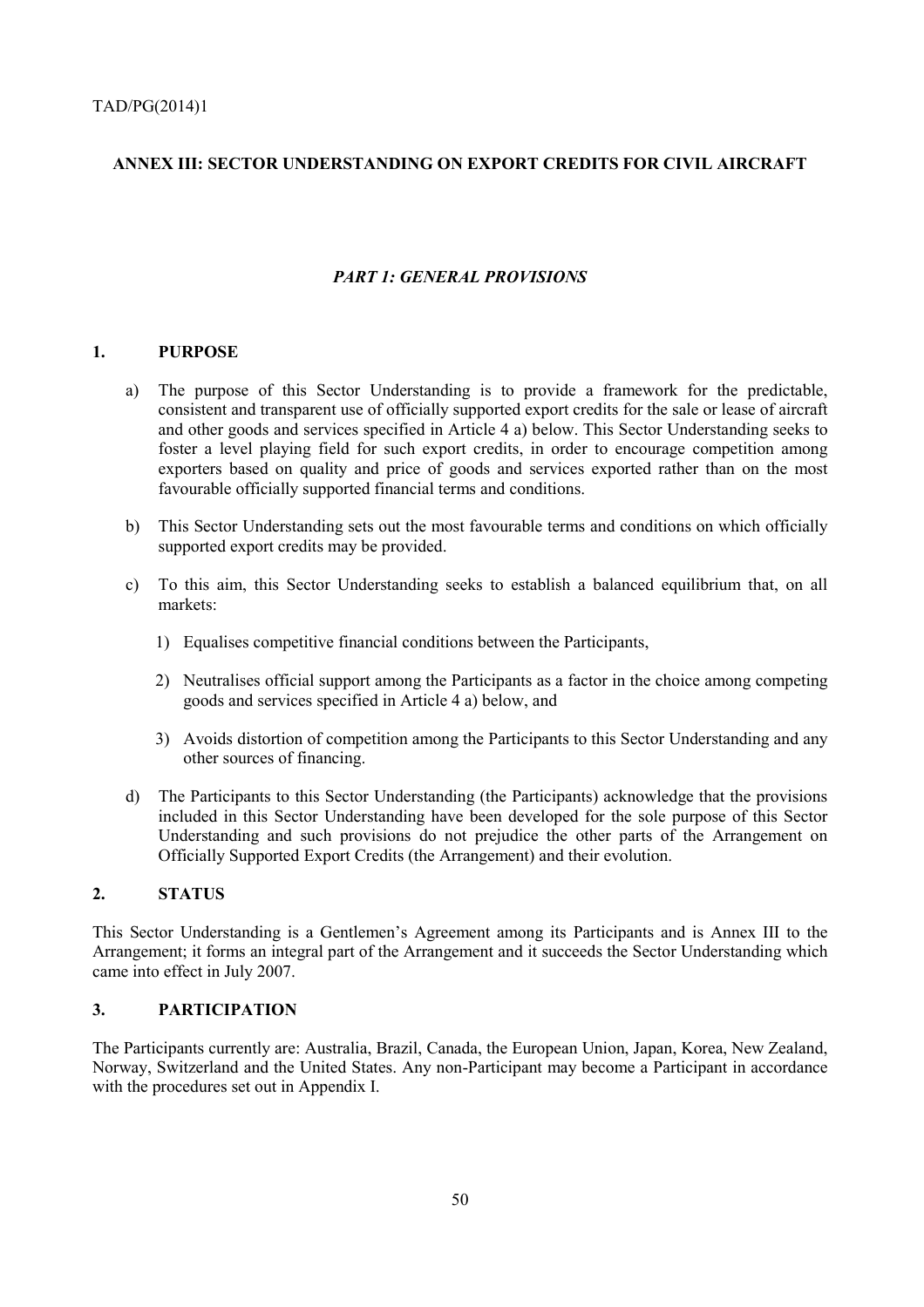## ANNEX III: SECTOR UNDERSTANDING ON EXPORT CREDITS FOR CIVIL AIRCRAFT

### *PART 1: GENERAL PROVISIONS*

#### 1. PURPOSE

a) The purpose of this Sector Understanding is to provide a framework for the predictable, consistent and transparent use of officially supported export credits for the sale or lease of aircraft and other goods and services specified in Article 4 a) below. This Sector Understanding seeks to foster a level playing field for such export credits, in order to encourage competition among exporters based on quality and price of goods and services exported rather than on the most favourable officially supported financial terms and conditions.

b) This Sector Understanding sets out the most favourable terms and conditions on which officially supported export credits may be provided.

c) To this aim, this Sector Understanding seeks to establish a balanced equilibrium that, on all markets:

1) Equalises competitive financial conditions between the Participants,

2) Neutralises official support among the Participants as a factor in the choice among competing goods and services specified in Article 4 a) below, and

3) Avoids distortion of competition among the Participants to this Sector Understanding and any other sources of financing.

d) The Participants to this Sector Understanding (the Participants) acknowledge that the provisions included in this Sector Understanding have been developed for the sole purpose of this Sector Understanding and such provisions do not prejudice the other parts of the Arrangement on Officially Supported Export Credits (the Arrangement) and their evolution.

#### 2. STATUS

This Sector Understanding is a Gentlemen's Agreement among its Participants and is Annex III to the Arrangement; it forms an integral part of the Arrangement and it succeeds the Sector Understanding which came into effect in July 2007.

#### 3. PARTICIPATION

The Participants currently are: Australia, Brazil, Canada, the European Union, Japan, Korea, New Zealand, Norway, Switzerland and the United States. Any non-Participant may become a Participant in accordance with the procedures set out in Appendix I.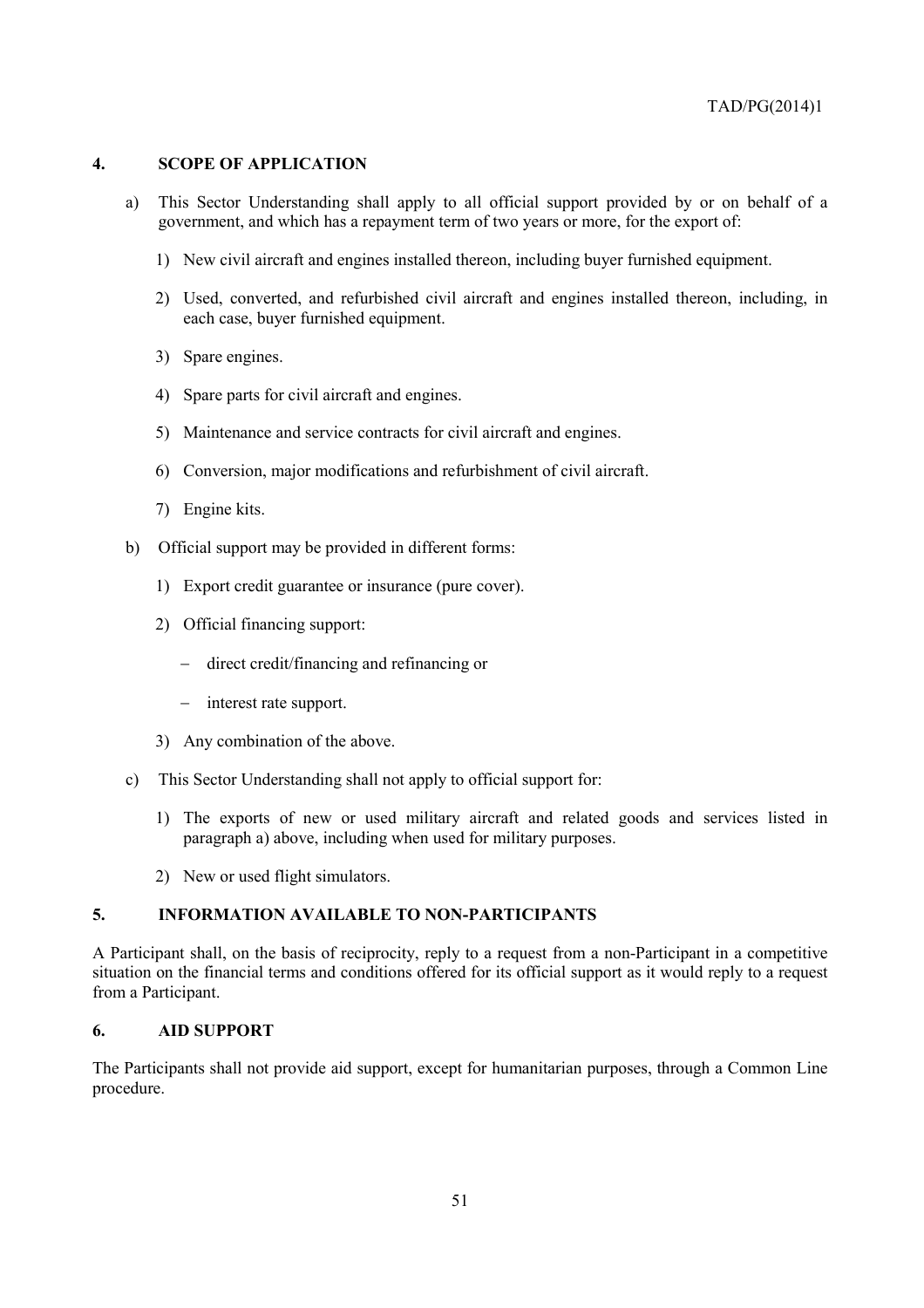## 4. SCOPE OF APPLICATION

a) This Sector Understanding shall apply to all official support provided by or on behalf of a government, and which has a repayment term of two years or more, for the export of:

   1) New civil aircraft and engines installed thereon, including buyer furnished equipment.

   2) Used, converted, and refurbished civil aircraft and engines installed thereon, including, in each case, buyer furnished equipment.

   3) Spare engines.

   4) Spare parts for civil aircraft and engines.

   5) Maintenance and service contracts for civil aircraft and engines.

   6) Conversion, major modifications and refurbishment of civil aircraft.

   7) Engine kits.

b) Official support may be provided in different forms:

   1) Export credit guarantee or insurance (pure cover).

   2) Official financing support:

      – direct credit/financing and refinancing or

      – interest rate support.

   3) Any combination of the above.

c) This Sector Understanding shall not apply to official support for:

   1) The exports of new or used military aircraft and related goods and services listed in paragraph a) above, including when used for military purposes.

   2) New or used flight simulators.

## 5. INFORMATION AVAILABLE TO NON-PARTICIPANTS

A Participant shall, on the basis of reciprocity, reply to a request from a non-Participant in a competitive situation on the financial terms and conditions offered for its official support as it would reply to a request from a Participant.

## 6. AID SUPPORT

The Participants shall not provide aid support, except for humanitarian purposes, through a Common Line procedure.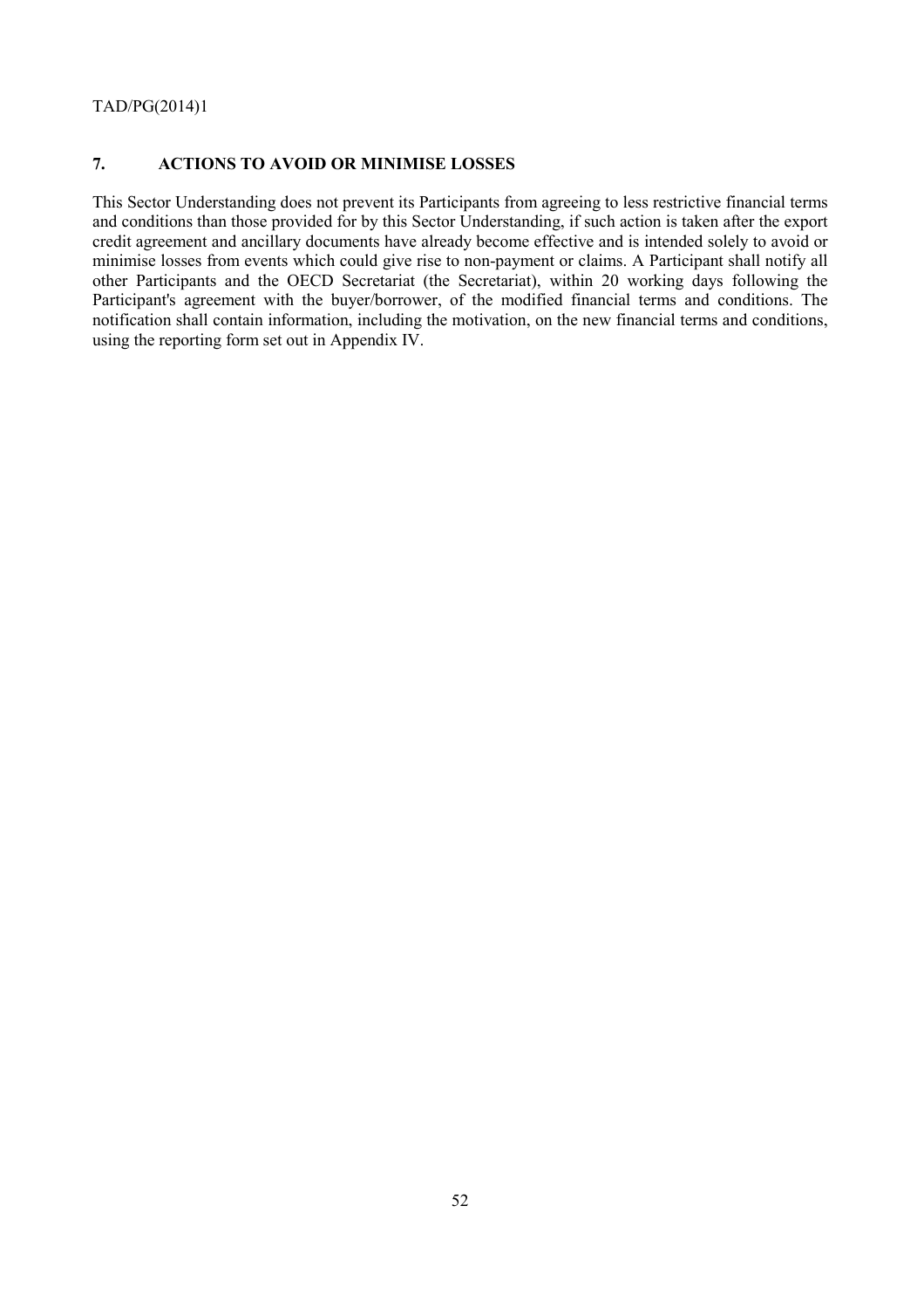## 7. ACTIONS TO AVOID OR MINIMISE LOSSES

This Sector Understanding does not prevent its Participants from agreeing to less restrictive financial terms and conditions than those provided for by this Sector Understanding, if such action is taken after the export credit agreement and ancillary documents have already become effective and is intended solely to avoid or minimise losses from events which could give rise to non-payment or claims. A Participant shall notify all other Participants and the OECD Secretariat (the Secretariat), within 20 working days following the Participant's agreement with the buyer/borrower, of the modified financial terms and conditions. The notification shall contain information, including the motivation, on the new financial terms and conditions, using the reporting form set out in Appendix IV.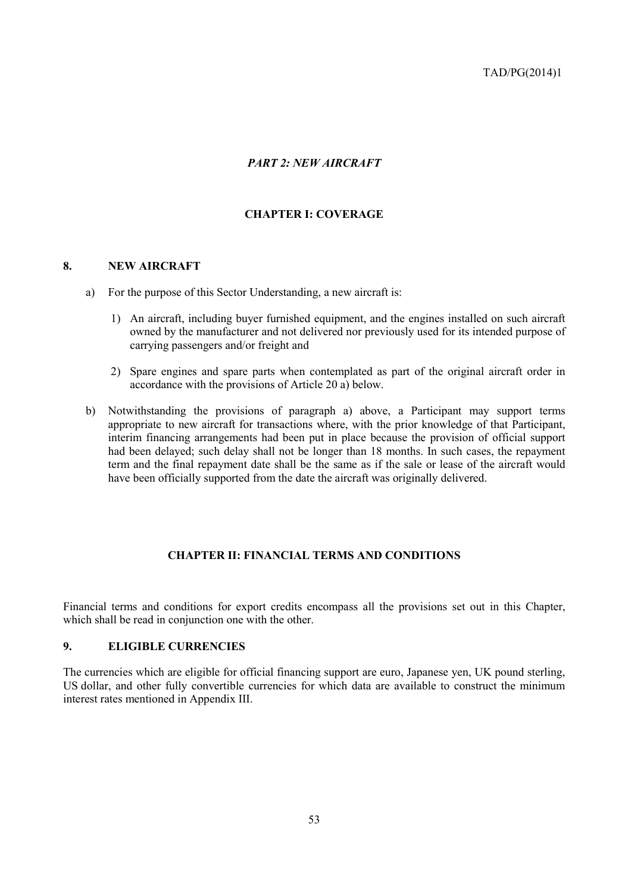## *PART 2: NEW AIRCRAFT*

### CHAPTER I: COVERAGE

#### 8. NEW AIRCRAFT

a) For the purpose of this Sector Understanding, a new aircraft is:

1) An aircraft, including buyer furnished equipment, and the engines installed on such aircraft owned by the manufacturer and not delivered nor previously used for its intended purpose of carrying passengers and/or freight and

2) Spare engines and spare parts when contemplated as part of the original aircraft order in accordance with the provisions of Article 20 a) below.

b) Notwithstanding the provisions of paragraph a) above, a Participant may support terms appropriate to new aircraft for transactions where, with the prior knowledge of that Participant, interim financing arrangements had been put in place because the provision of official support had been delayed; such delay shall not be longer than 18 months. In such cases, the repayment term and the final repayment date shall be the same as if the sale or lease of the aircraft would have been officially supported from the date the aircraft was originally delivered.

### CHAPTER II: FINANCIAL TERMS AND CONDITIONS

Financial terms and conditions for export credits encompass all the provisions set out in this Chapter, which shall be read in conjunction one with the other.

#### 9. ELIGIBLE CURRENCIES

The currencies which are eligible for official financing support are euro, Japanese yen, UK pound sterling, US dollar, and other fully convertible currencies for which data are available to construct the minimum interest rates mentioned in Appendix III.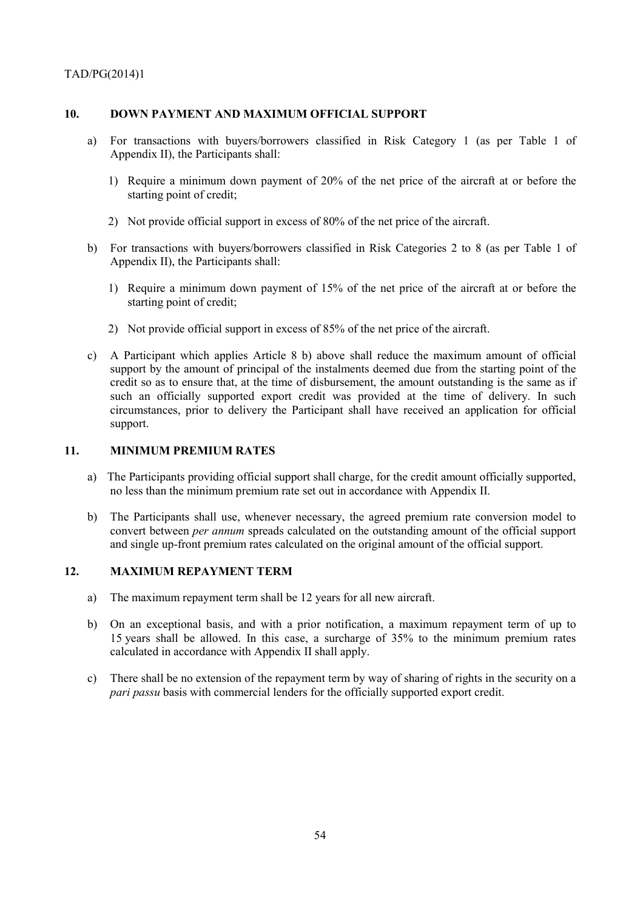## 10. DOWN PAYMENT AND MAXIMUM OFFICIAL SUPPORT

a) For transactions with buyers/borrowers classified in Risk Category 1 (as per Table 1 of Appendix II), the Participants shall:

   1) Require a minimum down payment of 20% of the net price of the aircraft at or before the starting point of credit;

   2) Not provide official support in excess of 80% of the net price of the aircraft.

b) For transactions with buyers/borrowers classified in Risk Categories 2 to 8 (as per Table 1 of Appendix II), the Participants shall:

   1) Require a minimum down payment of 15% of the net price of the aircraft at or before the starting point of credit;

   2) Not provide official support in excess of 85% of the net price of the aircraft.

c) A Participant which applies Article 8 b) above shall reduce the maximum amount of official support by the amount of principal of the instalments deemed due from the starting point of the credit so as to ensure that, at the time of disbursement, the amount outstanding is the same as if such an officially supported export credit was provided at the time of delivery. In such circumstances, prior to delivery the Participant shall have received an application for official support.

## 11. MINIMUM PREMIUM RATES

a) The Participants providing official support shall charge, for the credit amount officially supported, no less than the minimum premium rate set out in accordance with Appendix II.

b) The Participants shall use, whenever necessary, the agreed premium rate conversion model to convert between *per annum* spreads calculated on the outstanding amount of the official support and single up-front premium rates calculated on the original amount of the official support.

## 12. MAXIMUM REPAYMENT TERM

a) The maximum repayment term shall be 12 years for all new aircraft.

b) On an exceptional basis, and with a prior notification, a maximum repayment term of up to 15 years shall be allowed. In this case, a surcharge of 35% to the minimum premium rates calculated in accordance with Appendix II shall apply.

c) There shall be no extension of the repayment term by way of sharing of rights in the security on a *pari passu* basis with commercial lenders for the officially supported export credit.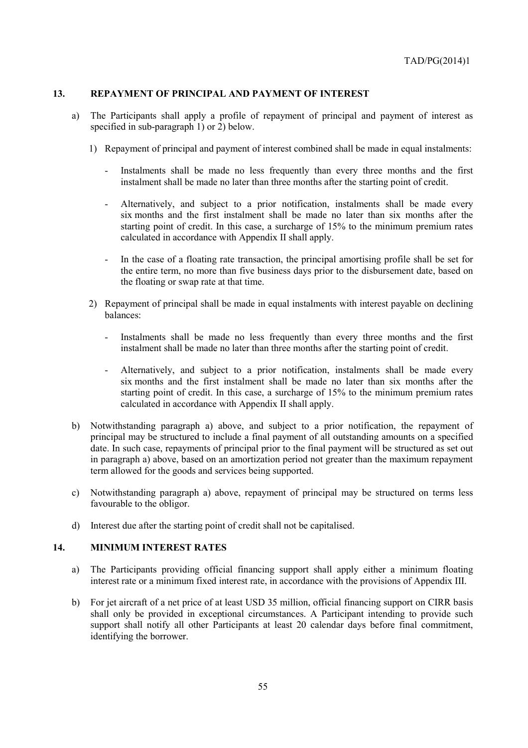## 13. REPAYMENT OF PRINCIPAL AND PAYMENT OF INTEREST

a) The Participants shall apply a profile of repayment of principal and payment of interest as specified in sub-paragraph 1) or 2) below.

1) Repayment of principal and payment of interest combined shall be made in equal instalments:

- Instalments shall be made no less frequently than every three months and the first instalment shall be made no later than three months after the starting point of credit.

- Alternatively, and subject to a prior notification, instalments shall be made every six months and the first instalment shall be made no later than six months after the starting point of credit. In this case, a surcharge of 15% to the minimum premium rates calculated in accordance with Appendix II shall apply.

- In the case of a floating rate transaction, the principal amortising profile shall be set for the entire term, no more than five business days prior to the disbursement date, based on the floating or swap rate at that time.

2) Repayment of principal shall be made in equal instalments with interest payable on declining balances:

- Instalments shall be made no less frequently than every three months and the first instalment shall be made no later than three months after the starting point of credit.

- Alternatively, and subject to a prior notification, instalments shall be made every six months and the first instalment shall be made no later than six months after the starting point of credit. In this case, a surcharge of 15% to the minimum premium rates calculated in accordance with Appendix II shall apply.

b) Notwithstanding paragraph a) above, and subject to a prior notification, the repayment of principal may be structured to include a final payment of all outstanding amounts on a specified date. In such case, repayments of principal prior to the final payment will be structured as set out in paragraph a) above, based on an amortization period not greater than the maximum repayment term allowed for the goods and services being supported.

c) Notwithstanding paragraph a) above, repayment of principal may be structured on terms less favourable to the obligor.

d) Interest due after the starting point of credit shall not be capitalised.

## 14. MINIMUM INTEREST RATES

a) The Participants providing official financing support shall apply either a minimum floating interest rate or a minimum fixed interest rate, in accordance with the provisions of Appendix III.

b) For jet aircraft of a net price of at least USD 35 million, official financing support on CIRR basis shall only be provided in exceptional circumstances. A Participant intending to provide such support shall notify all other Participants at least 20 calendar days before final commitment, identifying the borrower.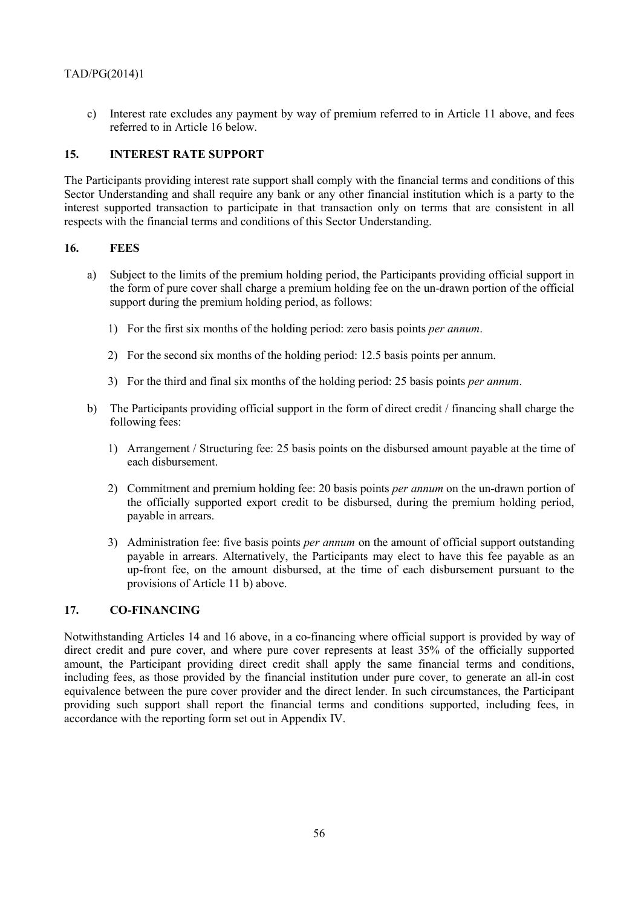c) Interest rate excludes any payment by way of premium referred to in Article 11 above, and fees referred to in Article 16 below.

## 15. INTEREST RATE SUPPORT

The Participants providing interest rate support shall comply with the financial terms and conditions of this Sector Understanding and shall require any bank or any other financial institution which is a party to the interest supported transaction to participate in that transaction only on terms that are consistent in all respects with the financial terms and conditions of this Sector Understanding.

## 16. FEES

a) Subject to the limits of the premium holding period, the Participants providing official support in the form of pure cover shall charge a premium holding fee on the un-drawn portion of the official support during the premium holding period, as follows:

   1) For the first six months of the holding period: zero basis points *per annum*.

   2) For the second six months of the holding period: 12.5 basis points per annum.

   3) For the third and final six months of the holding period: 25 basis points *per annum*.

b) The Participants providing official support in the form of direct credit / financing shall charge the following fees:

   1) Arrangement / Structuring fee: 25 basis points on the disbursed amount payable at the time of each disbursement.

   2) Commitment and premium holding fee: 20 basis points *per annum* on the un-drawn portion of the officially supported export credit to be disbursed, during the premium holding period, payable in arrears.

   3) Administration fee: five basis points *per annum* on the amount of official support outstanding payable in arrears. Alternatively, the Participants may elect to have this fee payable as an up-front fee, on the amount disbursed, at the time of each disbursement pursuant to the provisions of Article 11 b) above.

## 17. CO-FINANCING

Notwithstanding Articles 14 and 16 above, in a co-financing where official support is provided by way of direct credit and pure cover, and where pure cover represents at least 35% of the officially supported amount, the Participant providing direct credit shall apply the same financial terms and conditions, including fees, as those provided by the financial institution under pure cover, to generate an all-in cost equivalence between the pure cover provider and the direct lender. In such circumstances, the Participant providing such support shall report the financial terms and conditions supported, including fees, in accordance with the reporting form set out in Appendix IV.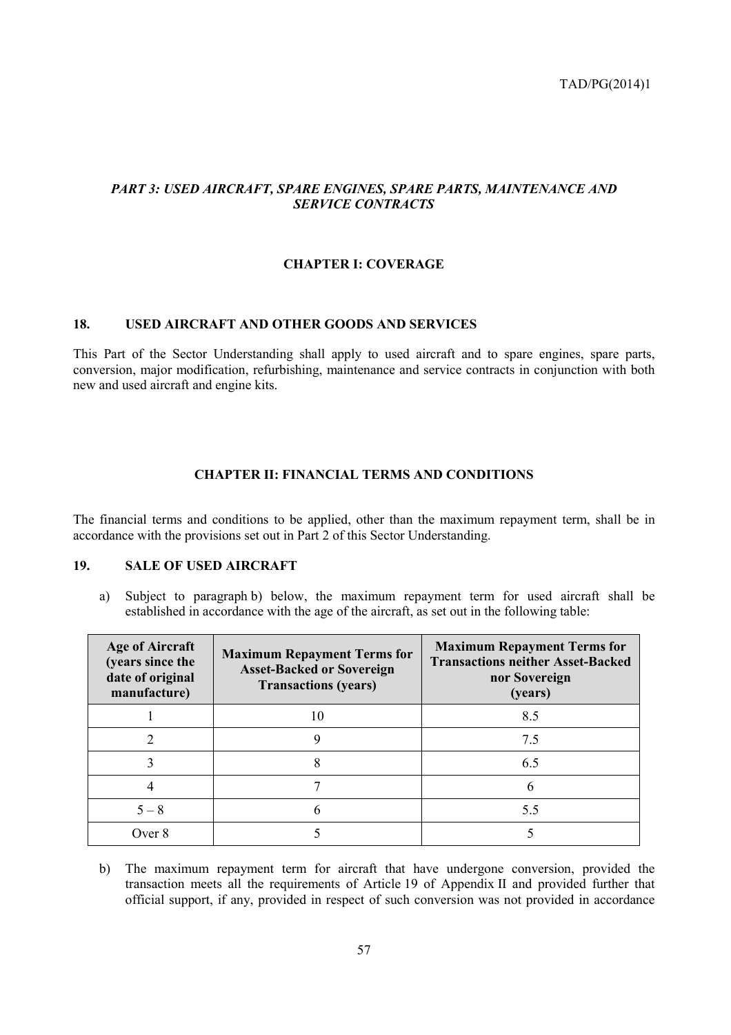## *PART 3: USED AIRCRAFT, SPARE ENGINES, SPARE PARTS, MAINTENANCE AND SERVICE CONTRACTS*

### CHAPTER I: COVERAGE

#### 18. USED AIRCRAFT AND OTHER GOODS AND SERVICES

This Part of the Sector Understanding shall apply to used aircraft and to spare engines, spare parts, conversion, major modification, refurbishing, maintenance and service contracts in conjunction with both new and used aircraft and engine kits.

### CHAPTER II: FINANCIAL TERMS AND CONDITIONS

The financial terms and conditions to be applied, other than the maximum repayment term, shall be in accordance with the provisions set out in Part 2 of this Sector Understanding.

#### 19. SALE OF USED AIRCRAFT

a) Subject to paragraph b) below, the maximum repayment term for used aircraft shall be established in accordance with the age of the aircraft, as set out in the following table:

| Age of Aircraft (years since the date of original manufacture) | Maximum Repayment Terms for Asset-Backed or Sovereign Transactions (years) | Maximum Repayment Terms for Transactions neither Asset-Backed nor Sovereign (years) |
|---|---|---|
| 1 | 10 | 8.5 |
| 2 | 9 | 7.5 |
| 3 | 8 | 6.5 |
| 4 | 7 | 6 |
| 5 – 8 | 6 | 5.5 |
| Over 8 | 5 | 5 |

b) The maximum repayment term for aircraft that have undergone conversion, provided the transaction meets all the requirements of Article 19 of Appendix II and provided further that official support, if any, provided in respect of such conversion was not provided in accordance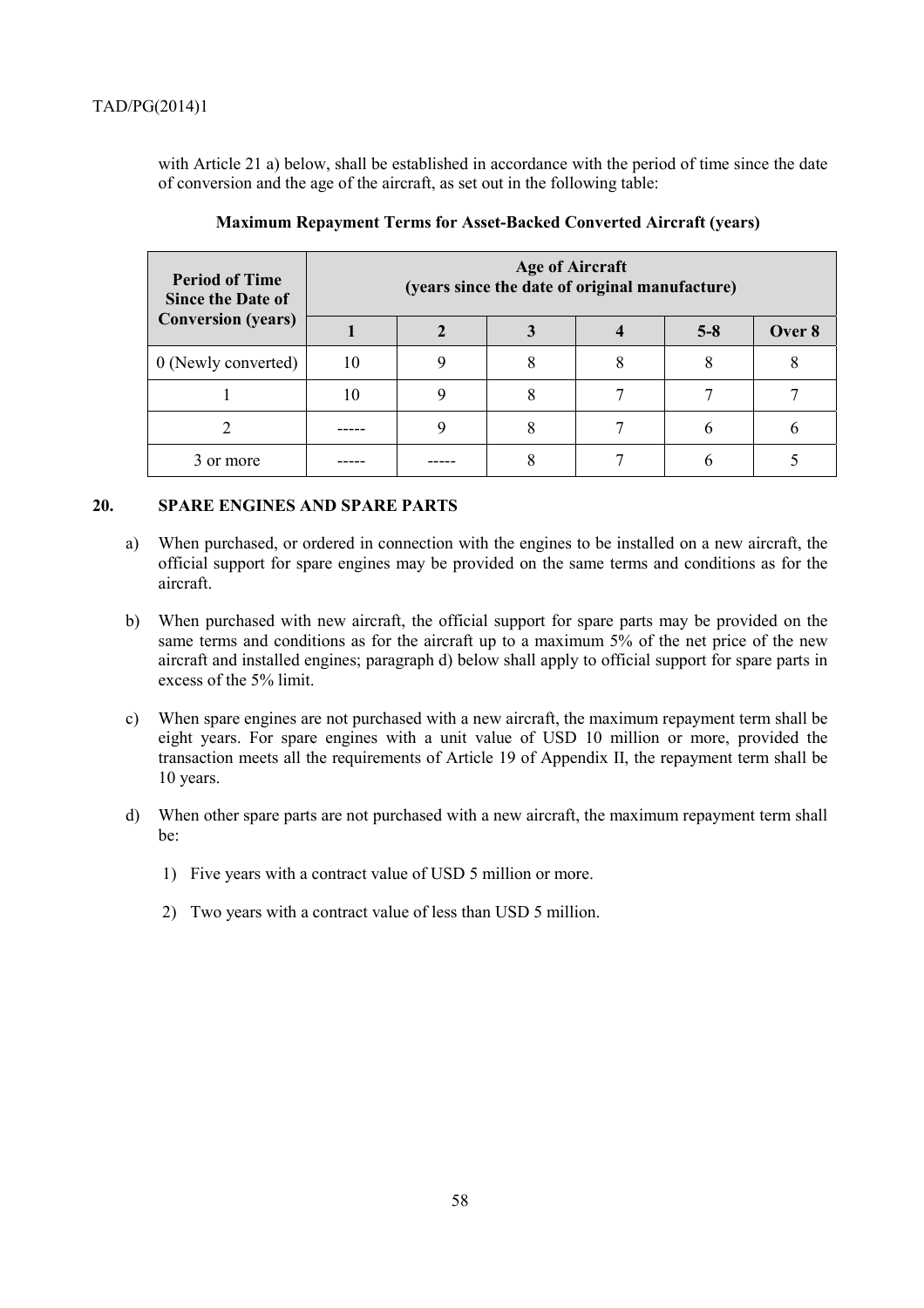with Article 21 a) below, shall be established in accordance with the period of time since the date of conversion and the age of the aircraft, as set out in the following table:

**Maximum Repayment Terms for Asset-Backed Converted Aircraft (years)**

| Period of Time Since the Date of Conversion (years) | Age of Aircraft (years since the date of original manufacture) | | | | | |
|---|---|---|---|---|---|---|
| | **1** | **2** | **3** | **4** | **5-8** | **Over 8** |
| 0 (Newly converted) | 10 | 9 | 8 | 8 | 8 | 8 |
| 1 | 10 | 9 | 8 | 7 | 7 | 7 |
| 2 | ----- | 9 | 8 | 7 | 6 | 6 |
| 3 or more | ----- | ----- | 8 | 7 | 6 | 5 |

## 20. SPARE ENGINES AND SPARE PARTS

a) When purchased, or ordered in connection with the engines to be installed on a new aircraft, the official support for spare engines may be provided on the same terms and conditions as for the aircraft.

b) When purchased with new aircraft, the official support for spare parts may be provided on the same terms and conditions as for the aircraft up to a maximum 5% of the net price of the new aircraft and installed engines; paragraph d) below shall apply to official support for spare parts in excess of the 5% limit.

c) When spare engines are not purchased with a new aircraft, the maximum repayment term shall be eight years. For spare engines with a unit value of USD 10 million or more, provided the transaction meets all the requirements of Article 19 of Appendix II, the repayment term shall be 10 years.

d) When other spare parts are not purchased with a new aircraft, the maximum repayment term shall be:

1) Five years with a contract value of USD 5 million or more.

2) Two years with a contract value of less than USD 5 million.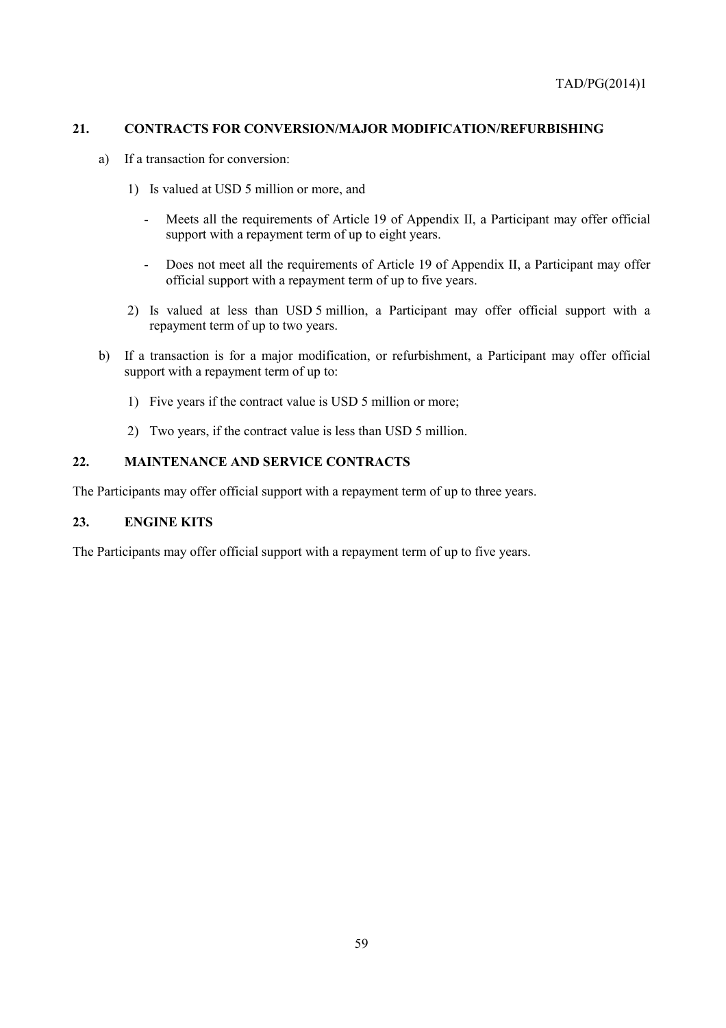## 21. CONTRACTS FOR CONVERSION/MAJOR MODIFICATION/REFURBISHING

a) If a transaction for conversion:

   1) Is valued at USD 5 million or more, and

      - Meets all the requirements of Article 19 of Appendix II, a Participant may offer official support with a repayment term of up to eight years.

      - Does not meet all the requirements of Article 19 of Appendix II, a Participant may offer official support with a repayment term of up to five years.

   2) Is valued at less than USD 5 million, a Participant may offer official support with a repayment term of up to two years.

b) If a transaction is for a major modification, or refurbishment, a Participant may offer official support with a repayment term of up to:

   1) Five years if the contract value is USD 5 million or more;

   2) Two years, if the contract value is less than USD 5 million.

## 22. MAINTENANCE AND SERVICE CONTRACTS

The Participants may offer official support with a repayment term of up to three years.

## 23. ENGINE KITS

The Participants may offer official support with a repayment term of up to five years.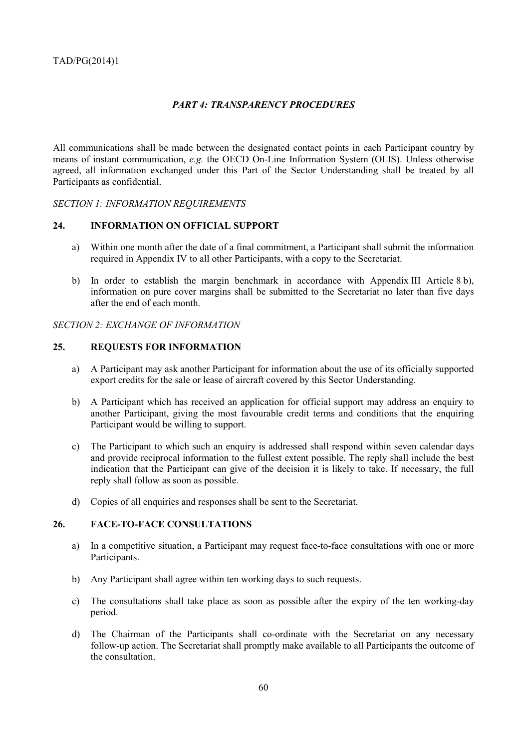## *PART 4: TRANSPARENCY PROCEDURES*

All communications shall be made between the designated contact points in each Participant country by means of instant communication, *e.g.* the OECD On-Line Information System (OLIS). Unless otherwise agreed, all information exchanged under this Part of the Sector Understanding shall be treated by all Participants as confidential.

*SECTION 1: INFORMATION REQUIREMENTS*

### 24. INFORMATION ON OFFICIAL SUPPORT

a) Within one month after the date of a final commitment, a Participant shall submit the information required in Appendix IV to all other Participants, with a copy to the Secretariat.

b) In order to establish the margin benchmark in accordance with Appendix III Article 8 b), information on pure cover margins shall be submitted to the Secretariat no later than five days after the end of each month.

*SECTION 2: EXCHANGE OF INFORMATION*

### 25. REQUESTS FOR INFORMATION

a) A Participant may ask another Participant for information about the use of its officially supported export credits for the sale or lease of aircraft covered by this Sector Understanding.

b) A Participant which has received an application for official support may address an enquiry to another Participant, giving the most favourable credit terms and conditions that the enquiring Participant would be willing to support.

c) The Participant to which such an enquiry is addressed shall respond within seven calendar days and provide reciprocal information to the fullest extent possible. The reply shall include the best indication that the Participant can give of the decision it is likely to take. If necessary, the full reply shall follow as soon as possible.

d) Copies of all enquiries and responses shall be sent to the Secretariat.

### 26. FACE-TO-FACE CONSULTATIONS

a) In a competitive situation, a Participant may request face-to-face consultations with one or more Participants.

b) Any Participant shall agree within ten working days to such requests.

c) The consultations shall take place as soon as possible after the expiry of the ten working-day period.

d) The Chairman of the Participants shall co-ordinate with the Secretariat on any necessary follow-up action. The Secretariat shall promptly make available to all Participants the outcome of the consultation.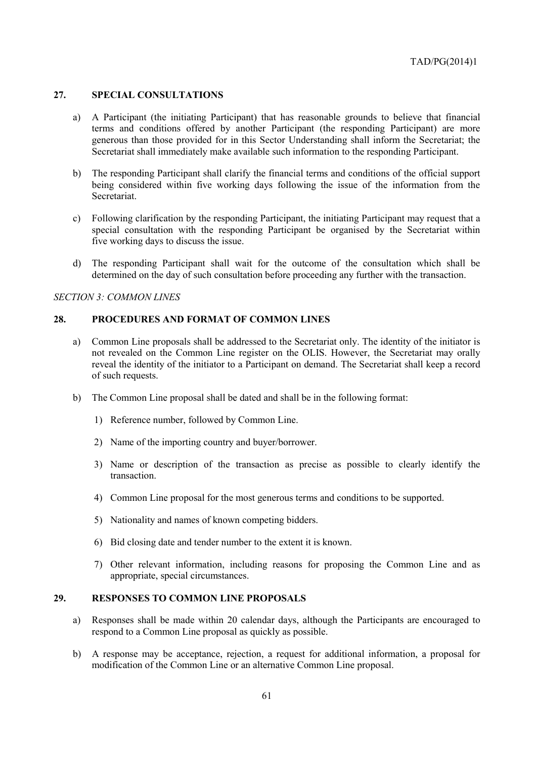## 27. SPECIAL CONSULTATIONS

a) A Participant (the initiating Participant) that has reasonable grounds to believe that financial terms and conditions offered by another Participant (the responding Participant) are more generous than those provided for in this Sector Understanding shall inform the Secretariat; the Secretariat shall immediately make available such information to the responding Participant.

b) The responding Participant shall clarify the financial terms and conditions of the official support being considered within five working days following the issue of the information from the Secretariat.

c) Following clarification by the responding Participant, the initiating Participant may request that a special consultation with the responding Participant be organised by the Secretariat within five working days to discuss the issue.

d) The responding Participant shall wait for the outcome of the consultation which shall be determined on the day of such consultation before proceeding any further with the transaction.

*SECTION 3: COMMON LINES*

## 28. PROCEDURES AND FORMAT OF COMMON LINES

a) Common Line proposals shall be addressed to the Secretariat only. The identity of the initiator is not revealed on the Common Line register on the OLIS. However, the Secretariat may orally reveal the identity of the initiator to a Participant on demand. The Secretariat shall keep a record of such requests.

b) The Common Line proposal shall be dated and shall be in the following format:

1) Reference number, followed by Common Line.

2) Name of the importing country and buyer/borrower.

3) Name or description of the transaction as precise as possible to clearly identify the transaction.

4) Common Line proposal for the most generous terms and conditions to be supported.

5) Nationality and names of known competing bidders.

6) Bid closing date and tender number to the extent it is known.

7) Other relevant information, including reasons for proposing the Common Line and as appropriate, special circumstances.

## 29. RESPONSES TO COMMON LINE PROPOSALS

a) Responses shall be made within 20 calendar days, although the Participants are encouraged to respond to a Common Line proposal as quickly as possible.

b) A response may be acceptance, rejection, a request for additional information, a proposal for modification of the Common Line or an alternative Common Line proposal.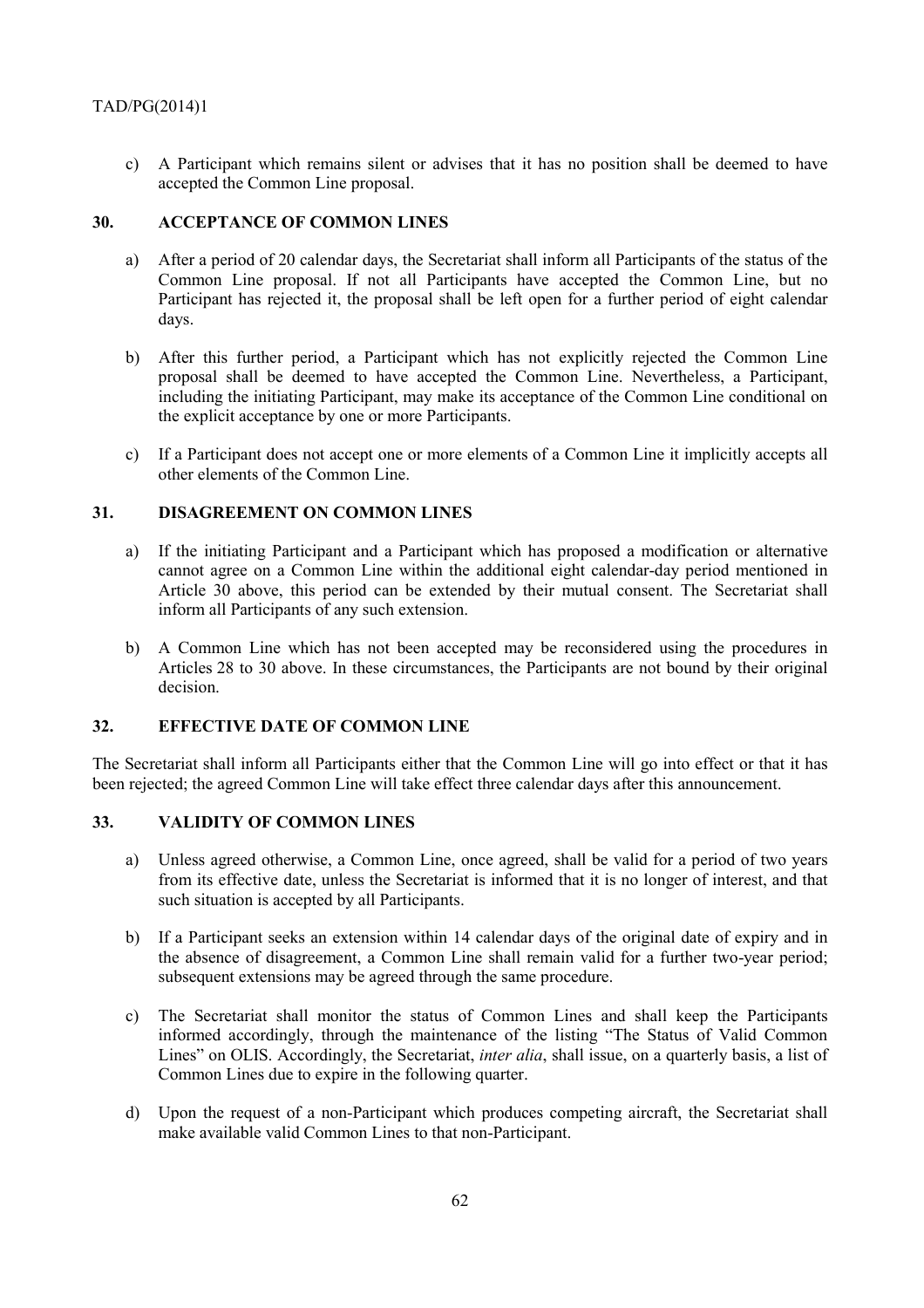c) A Participant which remains silent or advises that it has no position shall be deemed to have accepted the Common Line proposal.

## 30. ACCEPTANCE OF COMMON LINES

a) After a period of 20 calendar days, the Secretariat shall inform all Participants of the status of the Common Line proposal. If not all Participants have accepted the Common Line, but no Participant has rejected it, the proposal shall be left open for a further period of eight calendar days.

b) After this further period, a Participant which has not explicitly rejected the Common Line proposal shall be deemed to have accepted the Common Line. Nevertheless, a Participant, including the initiating Participant, may make its acceptance of the Common Line conditional on the explicit acceptance by one or more Participants.

c) If a Participant does not accept one or more elements of a Common Line it implicitly accepts all other elements of the Common Line.

## 31. DISAGREEMENT ON COMMON LINES

a) If the initiating Participant and a Participant which has proposed a modification or alternative cannot agree on a Common Line within the additional eight calendar-day period mentioned in Article 30 above, this period can be extended by their mutual consent. The Secretariat shall inform all Participants of any such extension.

b) A Common Line which has not been accepted may be reconsidered using the procedures in Articles 28 to 30 above. In these circumstances, the Participants are not bound by their original decision.

## 32. EFFECTIVE DATE OF COMMON LINE

The Secretariat shall inform all Participants either that the Common Line will go into effect or that it has been rejected; the agreed Common Line will take effect three calendar days after this announcement.

## 33. VALIDITY OF COMMON LINES

a) Unless agreed otherwise, a Common Line, once agreed, shall be valid for a period of two years from its effective date, unless the Secretariat is informed that it is no longer of interest, and that such situation is accepted by all Participants.

b) If a Participant seeks an extension within 14 calendar days of the original date of expiry and in the absence of disagreement, a Common Line shall remain valid for a further two-year period; subsequent extensions may be agreed through the same procedure.

c) The Secretariat shall monitor the status of Common Lines and shall keep the Participants informed accordingly, through the maintenance of the listing "The Status of Valid Common Lines" on OLIS. Accordingly, the Secretariat, *inter alia*, shall issue, on a quarterly basis, a list of Common Lines due to expire in the following quarter.

d) Upon the request of a non-Participant which produces competing aircraft, the Secretariat shall make available valid Common Lines to that non-Participant.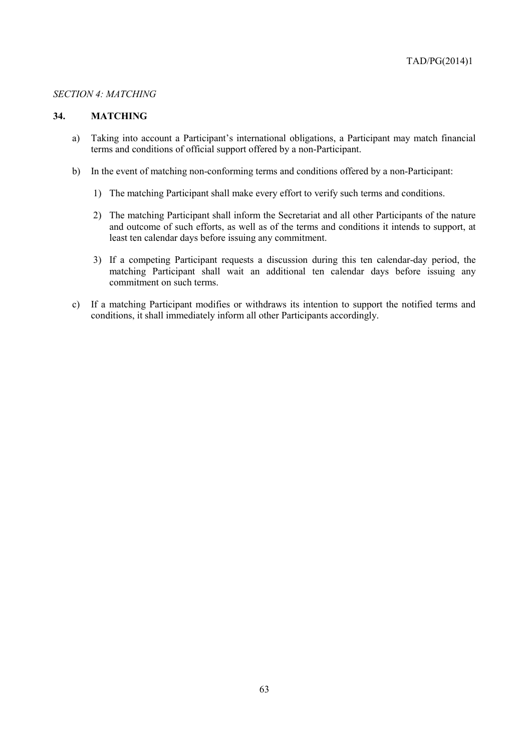*SECTION 4: MATCHING*

## 34. MATCHING

a) Taking into account a Participant's international obligations, a Participant may match financial terms and conditions of official support offered by a non-Participant.

b) In the event of matching non-conforming terms and conditions offered by a non-Participant:

   1) The matching Participant shall make every effort to verify such terms and conditions.

   2) The matching Participant shall inform the Secretariat and all other Participants of the nature and outcome of such efforts, as well as of the terms and conditions it intends to support, at least ten calendar days before issuing any commitment.

   3) If a competing Participant requests a discussion during this ten calendar-day period, the matching Participant shall wait an additional ten calendar days before issuing any commitment on such terms.

c) If a matching Participant modifies or withdraws its intention to support the notified terms and conditions, it shall immediately inform all other Participants accordingly.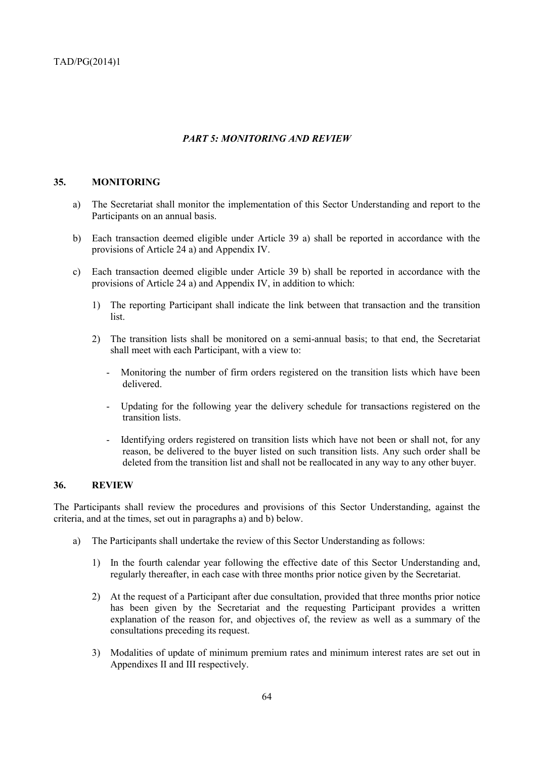## *PART 5: MONITORING AND REVIEW*

### 35. MONITORING

a) The Secretariat shall monitor the implementation of this Sector Understanding and report to the Participants on an annual basis.

b) Each transaction deemed eligible under Article 39 a) shall be reported in accordance with the provisions of Article 24 a) and Appendix IV.

c) Each transaction deemed eligible under Article 39 b) shall be reported in accordance with the provisions of Article 24 a) and Appendix IV, in addition to which:

   1) The reporting Participant shall indicate the link between that transaction and the transition list.

   2) The transition lists shall be monitored on a semi-annual basis; to that end, the Secretariat shall meet with each Participant, with a view to:

      - Monitoring the number of firm orders registered on the transition lists which have been delivered.

      - Updating for the following year the delivery schedule for transactions registered on the transition lists.

      - Identifying orders registered on transition lists which have not been or shall not, for any reason, be delivered to the buyer listed on such transition lists. Any such order shall be deleted from the transition list and shall not be reallocated in any way to any other buyer.

### 36. REVIEW

The Participants shall review the procedures and provisions of this Sector Understanding, against the criteria, and at the times, set out in paragraphs a) and b) below.

a) The Participants shall undertake the review of this Sector Understanding as follows:

   1) In the fourth calendar year following the effective date of this Sector Understanding and, regularly thereafter, in each case with three months prior notice given by the Secretariat.

   2) At the request of a Participant after due consultation, provided that three months prior notice has been given by the Secretariat and the requesting Participant provides a written explanation of the reason for, and objectives of, the review as well as a summary of the consultations preceding its request.

   3) Modalities of update of minimum premium rates and minimum interest rates are set out in Appendixes II and III respectively.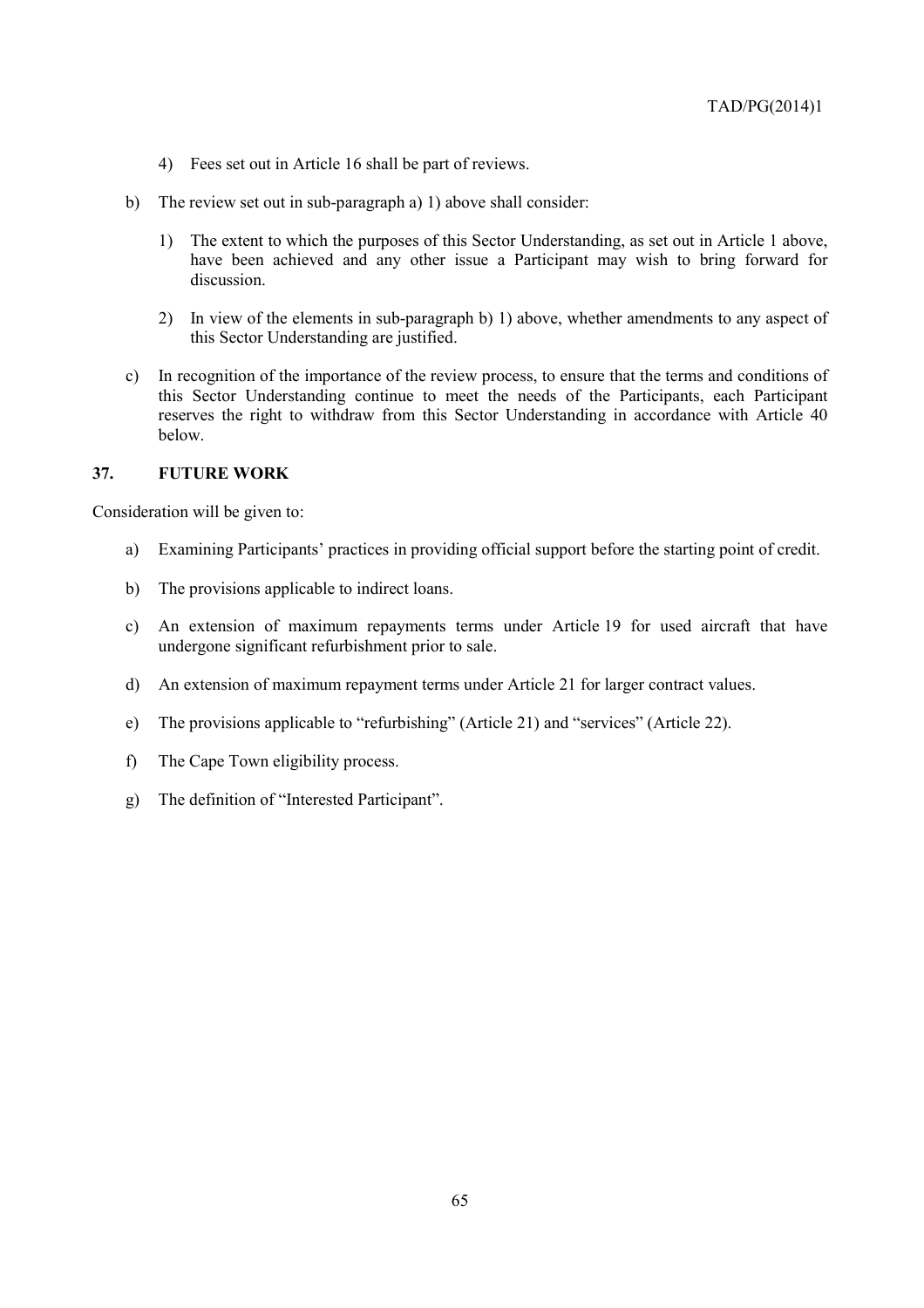4) Fees set out in Article 16 shall be part of reviews.

b) The review set out in sub-paragraph a) 1) above shall consider:

   1) The extent to which the purposes of this Sector Understanding, as set out in Article 1 above, have been achieved and any other issue a Participant may wish to bring forward for discussion.

   2) In view of the elements in sub-paragraph b) 1) above, whether amendments to any aspect of this Sector Understanding are justified.

c) In recognition of the importance of the review process, to ensure that the terms and conditions of this Sector Understanding continue to meet the needs of the Participants, each Participant reserves the right to withdraw from this Sector Understanding in accordance with Article 40 below.

## 37. FUTURE WORK

Consideration will be given to:

a) Examining Participants' practices in providing official support before the starting point of credit.

b) The provisions applicable to indirect loans.

c) An extension of maximum repayments terms under Article 19 for used aircraft that have undergone significant refurbishment prior to sale.

d) An extension of maximum repayment terms under Article 21 for larger contract values.

e) The provisions applicable to "refurbishing" (Article 21) and "services" (Article 22).

f) The Cape Town eligibility process.

g) The definition of "Interested Participant".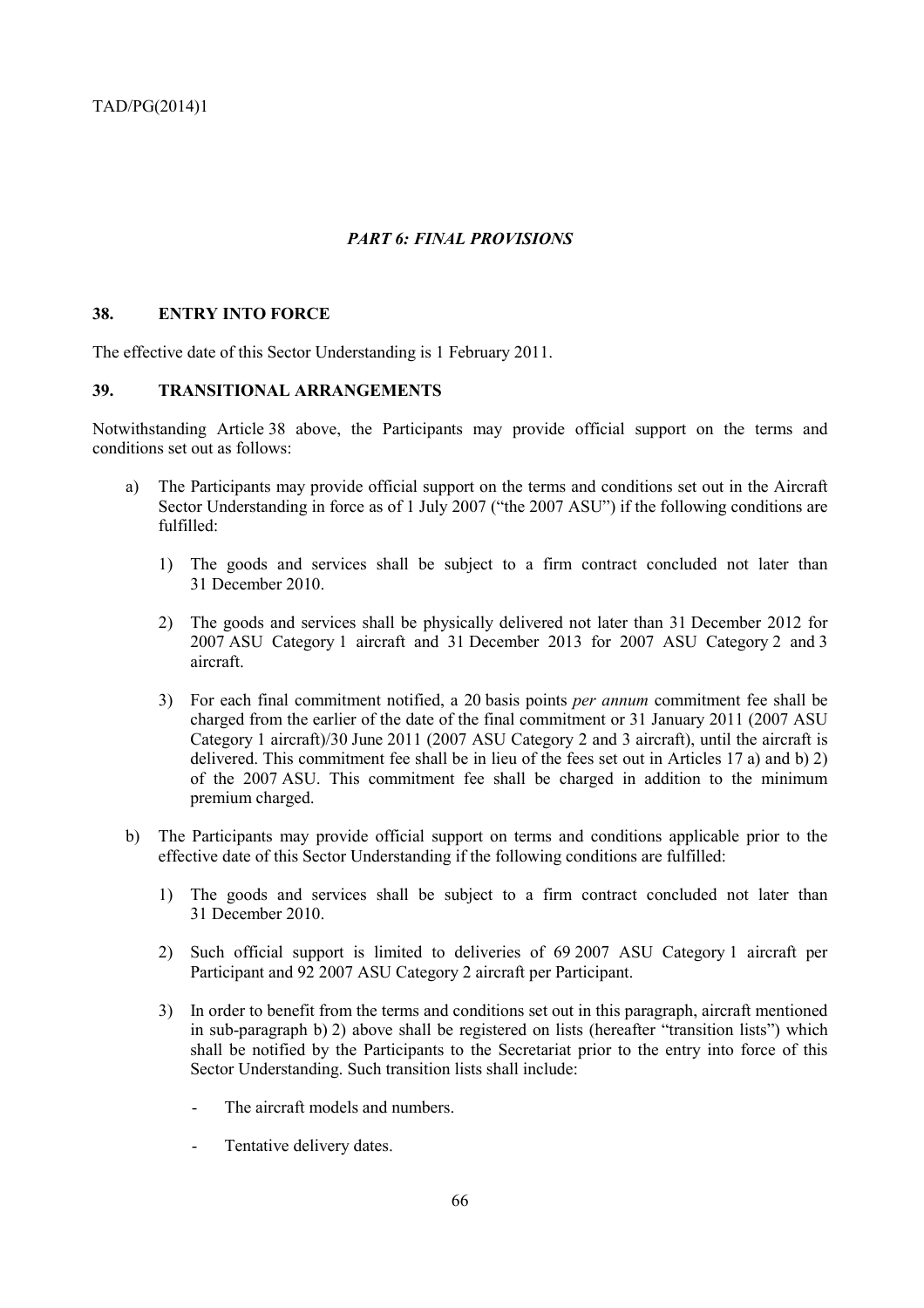*PART 6: FINAL PROVISIONS*

## 38. ENTRY INTO FORCE

The effective date of this Sector Understanding is 1 February 2011.

## 39. TRANSITIONAL ARRANGEMENTS

Notwithstanding Article 38 above, the Participants may provide official support on the terms and conditions set out as follows:

a) The Participants may provide official support on the terms and conditions set out in the Aircraft Sector Understanding in force as of 1 July 2007 ("the 2007 ASU") if the following conditions are fulfilled:

   1) The goods and services shall be subject to a firm contract concluded not later than 31 December 2010.

   2) The goods and services shall be physically delivered not later than 31 December 2012 for 2007 ASU Category 1 aircraft and 31 December 2013 for 2007 ASU Category 2 and 3 aircraft.

   3) For each final commitment notified, a 20 basis points *per annum* commitment fee shall be charged from the earlier of the date of the final commitment or 31 January 2011 (2007 ASU Category 1 aircraft)/30 June 2011 (2007 ASU Category 2 and 3 aircraft), until the aircraft is delivered. This commitment fee shall be in lieu of the fees set out in Articles 17 a) and b) 2) of the 2007 ASU. This commitment fee shall be charged in addition to the minimum premium charged.

b) The Participants may provide official support on terms and conditions applicable prior to the effective date of this Sector Understanding if the following conditions are fulfilled:

   1) The goods and services shall be subject to a firm contract concluded not later than 31 December 2010.

   2) Such official support is limited to deliveries of 69 2007 ASU Category 1 aircraft per Participant and 92 2007 ASU Category 2 aircraft per Participant.

   3) In order to benefit from the terms and conditions set out in this paragraph, aircraft mentioned in sub-paragraph b) 2) above shall be registered on lists (hereafter "transition lists") which shall be notified by the Participants to the Secretariat prior to the entry into force of this Sector Understanding. Such transition lists shall include:

      - The aircraft models and numbers.

      - Tentative delivery dates.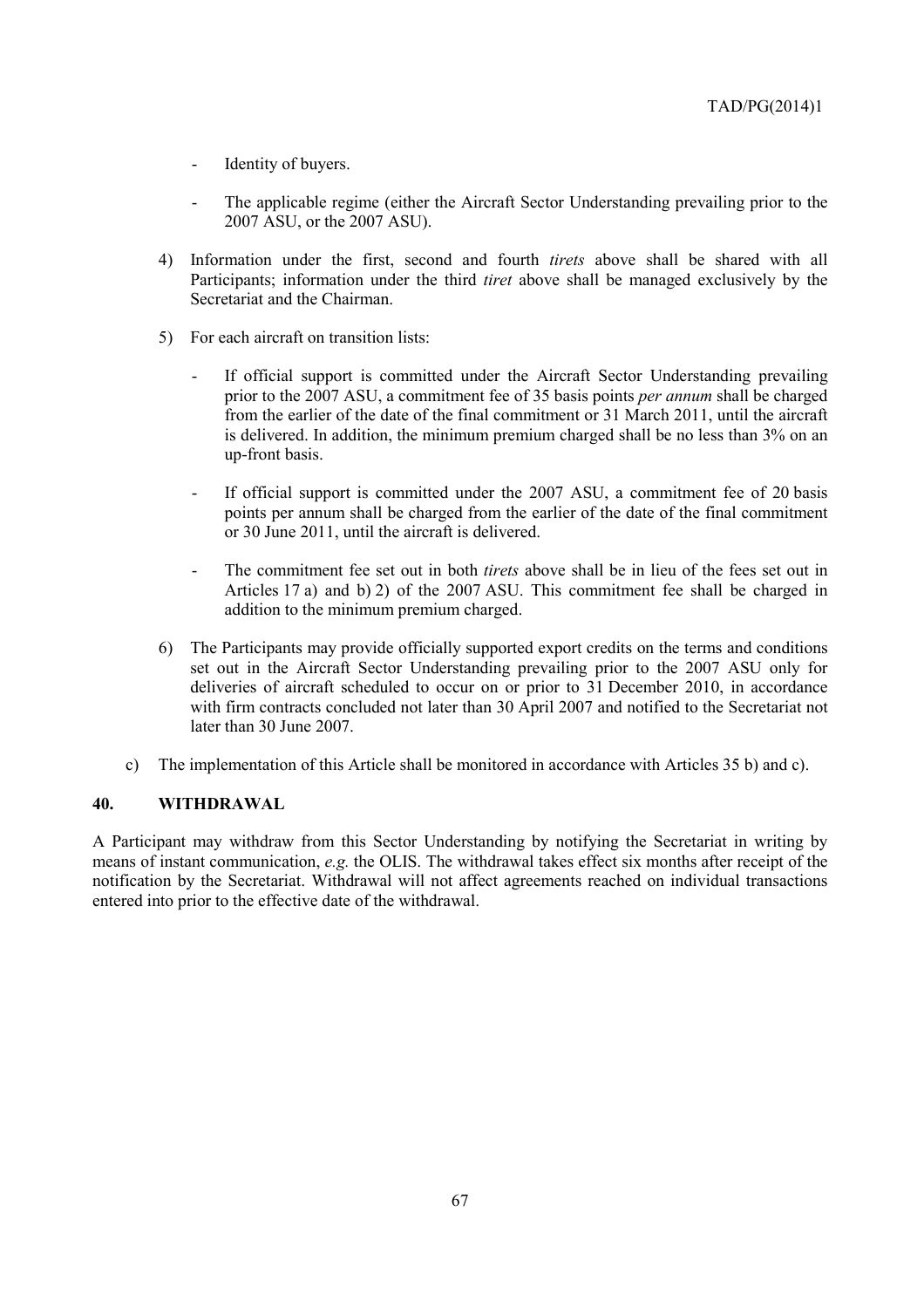- Identity of buyers.

- The applicable regime (either the Aircraft Sector Understanding prevailing prior to the 2007 ASU, or the 2007 ASU).

4) Information under the first, second and fourth *tirets* above shall be shared with all Participants; information under the third *tiret* above shall be managed exclusively by the Secretariat and the Chairman.

5) For each aircraft on transition lists:

   - If official support is committed under the Aircraft Sector Understanding prevailing prior to the 2007 ASU, a commitment fee of 35 basis points *per annum* shall be charged from the earlier of the date of the final commitment or 31 March 2011, until the aircraft is delivered. In addition, the minimum premium charged shall be no less than 3% on an up-front basis.

   - If official support is committed under the 2007 ASU, a commitment fee of 20 basis points per annum shall be charged from the earlier of the date of the final commitment or 30 June 2011, until the aircraft is delivered.

   - The commitment fee set out in both *tirets* above shall be in lieu of the fees set out in Articles 17 a) and b) 2) of the 2007 ASU. This commitment fee shall be charged in addition to the minimum premium charged.

6) The Participants may provide officially supported export credits on the terms and conditions set out in the Aircraft Sector Understanding prevailing prior to the 2007 ASU only for deliveries of aircraft scheduled to occur on or prior to 31 December 2010, in accordance with firm contracts concluded not later than 30 April 2007 and notified to the Secretariat not later than 30 June 2007.

c) The implementation of this Article shall be monitored in accordance with Articles 35 b) and c).

## 40. WITHDRAWAL

A Participant may withdraw from this Sector Understanding by notifying the Secretariat in writing by means of instant communication, *e.g.* the OLIS. The withdrawal takes effect six months after receipt of the notification by the Secretariat. Withdrawal will not affect agreements reached on individual transactions entered into prior to the effective date of the withdrawal.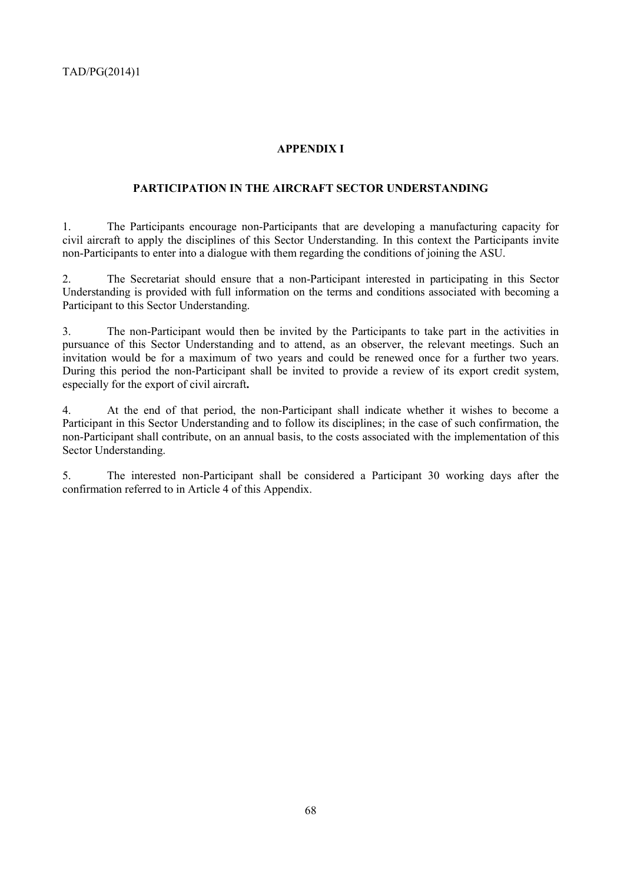# APPENDIX I

## PARTICIPATION IN THE AIRCRAFT SECTOR UNDERSTANDING

1. The Participants encourage non-Participants that are developing a manufacturing capacity for civil aircraft to apply the disciplines of this Sector Understanding. In this context the Participants invite non-Participants to enter into a dialogue with them regarding the conditions of joining the ASU.

2. The Secretariat should ensure that a non-Participant interested in participating in this Sector Understanding is provided with full information on the terms and conditions associated with becoming a Participant to this Sector Understanding.

3. The non-Participant would then be invited by the Participants to take part in the activities in pursuance of this Sector Understanding and to attend, as an observer, the relevant meetings. Such an invitation would be for a maximum of two years and could be renewed once for a further two years. During this period the non-Participant shall be invited to provide a review of its export credit system, especially for the export of civil aircraft**.**

4. At the end of that period, the non-Participant shall indicate whether it wishes to become a Participant in this Sector Understanding and to follow its disciplines; in the case of such confirmation, the non-Participant shall contribute, on an annual basis, to the costs associated with the implementation of this Sector Understanding.

5. The interested non-Participant shall be considered a Participant 30 working days after the confirmation referred to in Article 4 of this Appendix.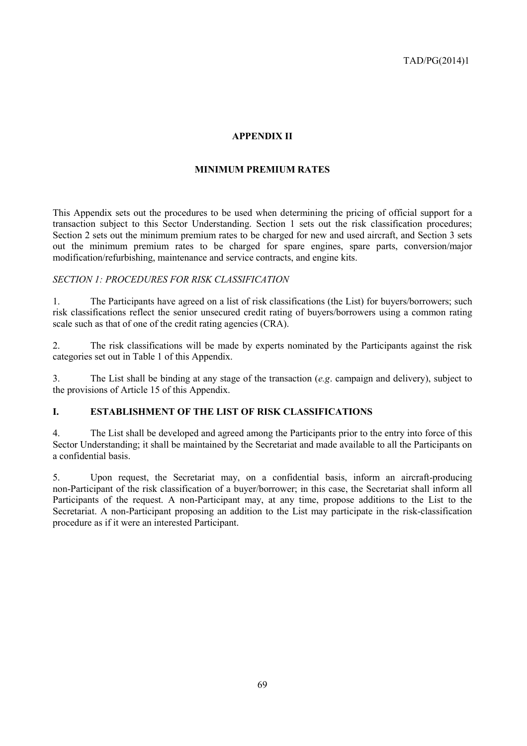## APPENDIX II

## MINIMUM PREMIUM RATES

This Appendix sets out the procedures to be used when determining the pricing of official support for a transaction subject to this Sector Understanding. Section 1 sets out the risk classification procedures; Section 2 sets out the minimum premium rates to be charged for new and used aircraft, and Section 3 sets out the minimum premium rates to be charged for spare engines, spare parts, conversion/major modification/refurbishing, maintenance and service contracts, and engine kits.

*SECTION 1: PROCEDURES FOR RISK CLASSIFICATION*

1. The Participants have agreed on a list of risk classifications (the List) for buyers/borrowers; such risk classifications reflect the senior unsecured credit rating of buyers/borrowers using a common rating scale such as that of one of the credit rating agencies (CRA).

2. The risk classifications will be made by experts nominated by the Participants against the risk categories set out in Table 1 of this Appendix.

3. The List shall be binding at any stage of the transaction (*e.g*. campaign and delivery), subject to the provisions of Article 15 of this Appendix.

### I. ESTABLISHMENT OF THE LIST OF RISK CLASSIFICATIONS

4. The List shall be developed and agreed among the Participants prior to the entry into force of this Sector Understanding; it shall be maintained by the Secretariat and made available to all the Participants on a confidential basis.

5. Upon request, the Secretariat may, on a confidential basis, inform an aircraft-producing non-Participant of the risk classification of a buyer/borrower; in this case, the Secretariat shall inform all Participants of the request. A non-Participant may, at any time, propose additions to the List to the Secretariat. A non-Participant proposing an addition to the List may participate in the risk-classification procedure as if it were an interested Participant.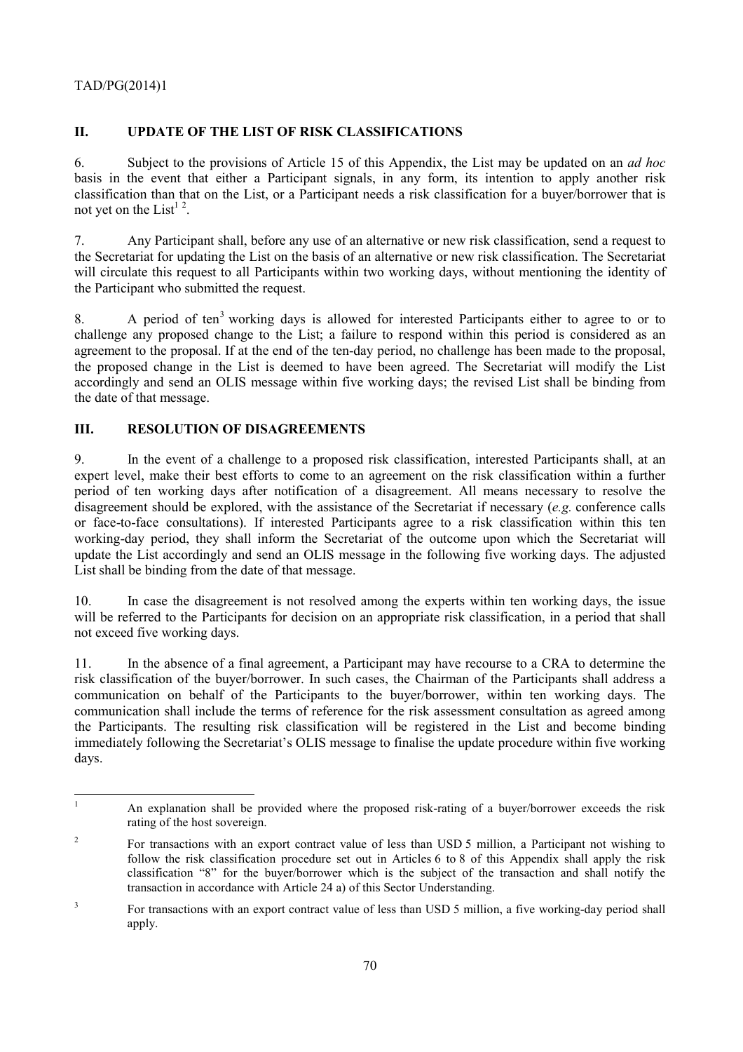## II. UPDATE OF THE LIST OF RISK CLASSIFICATIONS

6. Subject to the provisions of Article 15 of this Appendix, the List may be updated on an *ad hoc* basis in the event that either a Participant signals, in any form, its intention to apply another risk classification than that on the List, or a Participant needs a risk classification for a buyer/borrower that is not yet on the List[1 2].

7. Any Participant shall, before any use of an alternative or new risk classification, send a request to the Secretariat for updating the List on the basis of an alternative or new risk classification. The Secretariat will circulate this request to all Participants within two working days, without mentioning the identity of the Participant who submitted the request.

8. A period of ten[3] working days is allowed for interested Participants either to agree to or to challenge any proposed change to the List; a failure to respond within this period is considered as an agreement to the proposal. If at the end of the ten-day period, no challenge has been made to the proposal, the proposed change in the List is deemed to have been agreed. The Secretariat will modify the List accordingly and send an OLIS message within five working days; the revised List shall be binding from the date of that message.

## III. RESOLUTION OF DISAGREEMENTS

9. In the event of a challenge to a proposed risk classification, interested Participants shall, at an expert level, make their best efforts to come to an agreement on the risk classification within a further period of ten working days after notification of a disagreement. All means necessary to resolve the disagreement should be explored, with the assistance of the Secretariat if necessary (*e.g.* conference calls or face-to-face consultations). If interested Participants agree to a risk classification within this ten working-day period, they shall inform the Secretariat of the outcome upon which the Secretariat will update the List accordingly and send an OLIS message in the following five working days. The adjusted List shall be binding from the date of that message.

10. In case the disagreement is not resolved among the experts within ten working days, the issue will be referred to the Participants for decision on an appropriate risk classification, in a period that shall not exceed five working days.

11. In the absence of a final agreement, a Participant may have recourse to a CRA to determine the risk classification of the buyer/borrower. In such cases, the Chairman of the Participants shall address a communication on behalf of the Participants to the buyer/borrower, within ten working days. The communication shall include the terms of reference for the risk assessment consultation as agreed among the Participants. The resulting risk classification will be registered in the List and become binding immediately following the Secretariat's OLIS message to finalise the update procedure within five working days.

---

[1] An explanation shall be provided where the proposed risk-rating of a buyer/borrower exceeds the risk rating of the host sovereign.

[2] For transactions with an export contract value of less than USD 5 million, a Participant not wishing to follow the risk classification procedure set out in Articles 6 to 8 of this Appendix shall apply the risk classification "8" for the buyer/borrower which is the subject of the transaction and shall notify the transaction in accordance with Article 24 a) of this Sector Understanding.

[3] For transactions with an export contract value of less than USD 5 million, a five working-day period shall apply.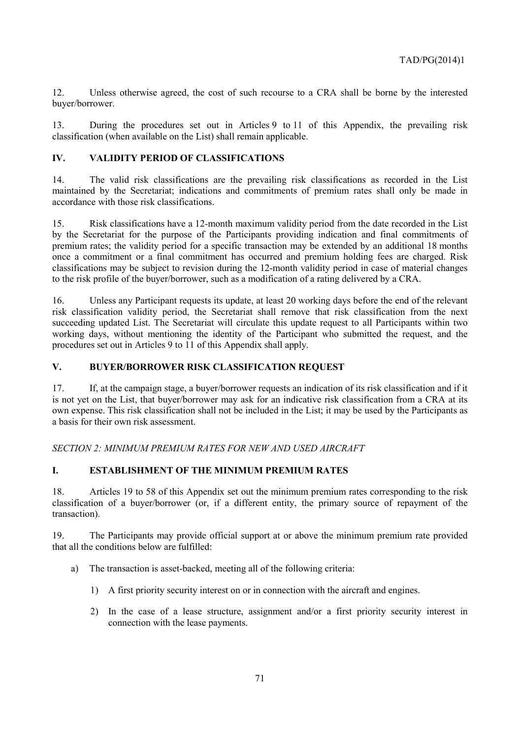12. Unless otherwise agreed, the cost of such recourse to a CRA shall be borne by the interested buyer/borrower.

13. During the procedures set out in Articles 9 to 11 of this Appendix, the prevailing risk classification (when available on the List) shall remain applicable.

## IV. VALIDITY PERIOD OF CLASSIFICATIONS

14. The valid risk classifications are the prevailing risk classifications as recorded in the List maintained by the Secretariat; indications and commitments of premium rates shall only be made in accordance with those risk classifications.

15. Risk classifications have a 12-month maximum validity period from the date recorded in the List by the Secretariat for the purpose of the Participants providing indication and final commitments of premium rates; the validity period for a specific transaction may be extended by an additional 18 months once a commitment or a final commitment has occurred and premium holding fees are charged. Risk classifications may be subject to revision during the 12-month validity period in case of material changes to the risk profile of the buyer/borrower, such as a modification of a rating delivered by a CRA.

16. Unless any Participant requests its update, at least 20 working days before the end of the relevant risk classification validity period, the Secretariat shall remove that risk classification from the next succeeding updated List. The Secretariat will circulate this update request to all Participants within two working days, without mentioning the identity of the Participant who submitted the request, and the procedures set out in Articles 9 to 11 of this Appendix shall apply.

## V. BUYER/BORROWER RISK CLASSIFICATION REQUEST

17. If, at the campaign stage, a buyer/borrower requests an indication of its risk classification and if it is not yet on the List, that buyer/borrower may ask for an indicative risk classification from a CRA at its own expense. This risk classification shall not be included in the List; it may be used by the Participants as a basis for their own risk assessment.

*SECTION 2: MINIMUM PREMIUM RATES FOR NEW AND USED AIRCRAFT*

## I. ESTABLISHMENT OF THE MINIMUM PREMIUM RATES

18. Articles 19 to 58 of this Appendix set out the minimum premium rates corresponding to the risk classification of a buyer/borrower (or, if a different entity, the primary source of repayment of the transaction).

19. The Participants may provide official support at or above the minimum premium rate provided that all the conditions below are fulfilled:

a) The transaction is asset-backed, meeting all of the following criteria:

   1) A first priority security interest on or in connection with the aircraft and engines.

   2) In the case of a lease structure, assignment and/or a first priority security interest in connection with the lease payments.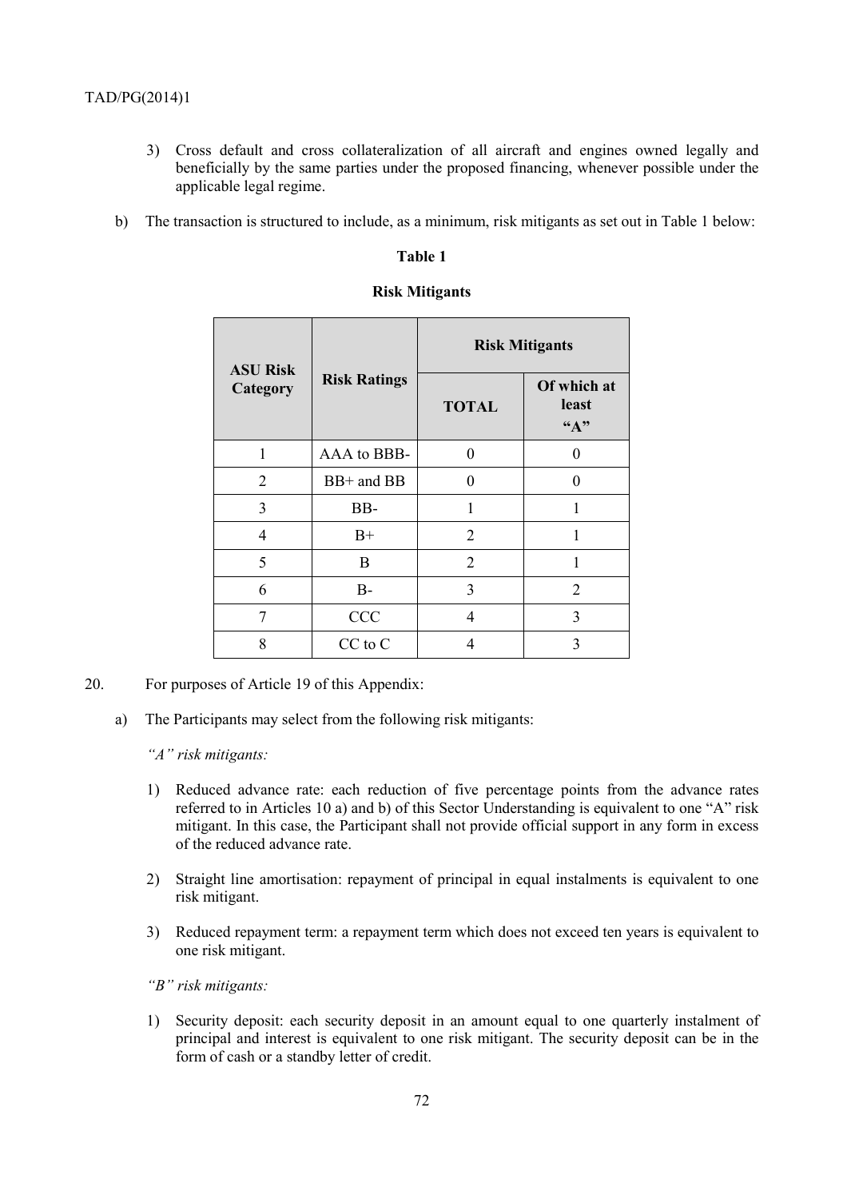3) Cross default and cross collateralization of all aircraft and engines owned legally and beneficially by the same parties under the proposed financing, whenever possible under the applicable legal regime.

b) The transaction is structured to include, as a minimum, risk mitigants as set out in Table 1 below:

**Table 1**

**Risk Mitigants**

| ASU Risk Category | Risk Ratings | Risk Mitigants | |
|---|---|---|---|
| | | TOTAL | Of which at least "A" |
| 1 | AAA to BBB- | 0 | 0 |
| 2 | BB+ and BB | 0 | 0 |
| 3 | BB- | 1 | 1 |
| 4 | B+ | 2 | 1 |
| 5 | B | 2 | 1 |
| 6 | B- | 3 | 2 |
| 7 | CCC | 4 | 3 |
| 8 | CC to C | 4 | 3 |

20. For purposes of Article 19 of this Appendix:

a) The Participants may select from the following risk mitigants:

*"A" risk mitigants:*

1) Reduced advance rate: each reduction of five percentage points from the advance rates referred to in Articles 10 a) and b) of this Sector Understanding is equivalent to one "A" risk mitigant. In this case, the Participant shall not provide official support in any form in excess of the reduced advance rate.

2) Straight line amortisation: repayment of principal in equal instalments is equivalent to one risk mitigant.

3) Reduced repayment term: a repayment term which does not exceed ten years is equivalent to one risk mitigant.

*"B" risk mitigants:*

1) Security deposit: each security deposit in an amount equal to one quarterly instalment of principal and interest is equivalent to one risk mitigant. The security deposit can be in the form of cash or a standby letter of credit.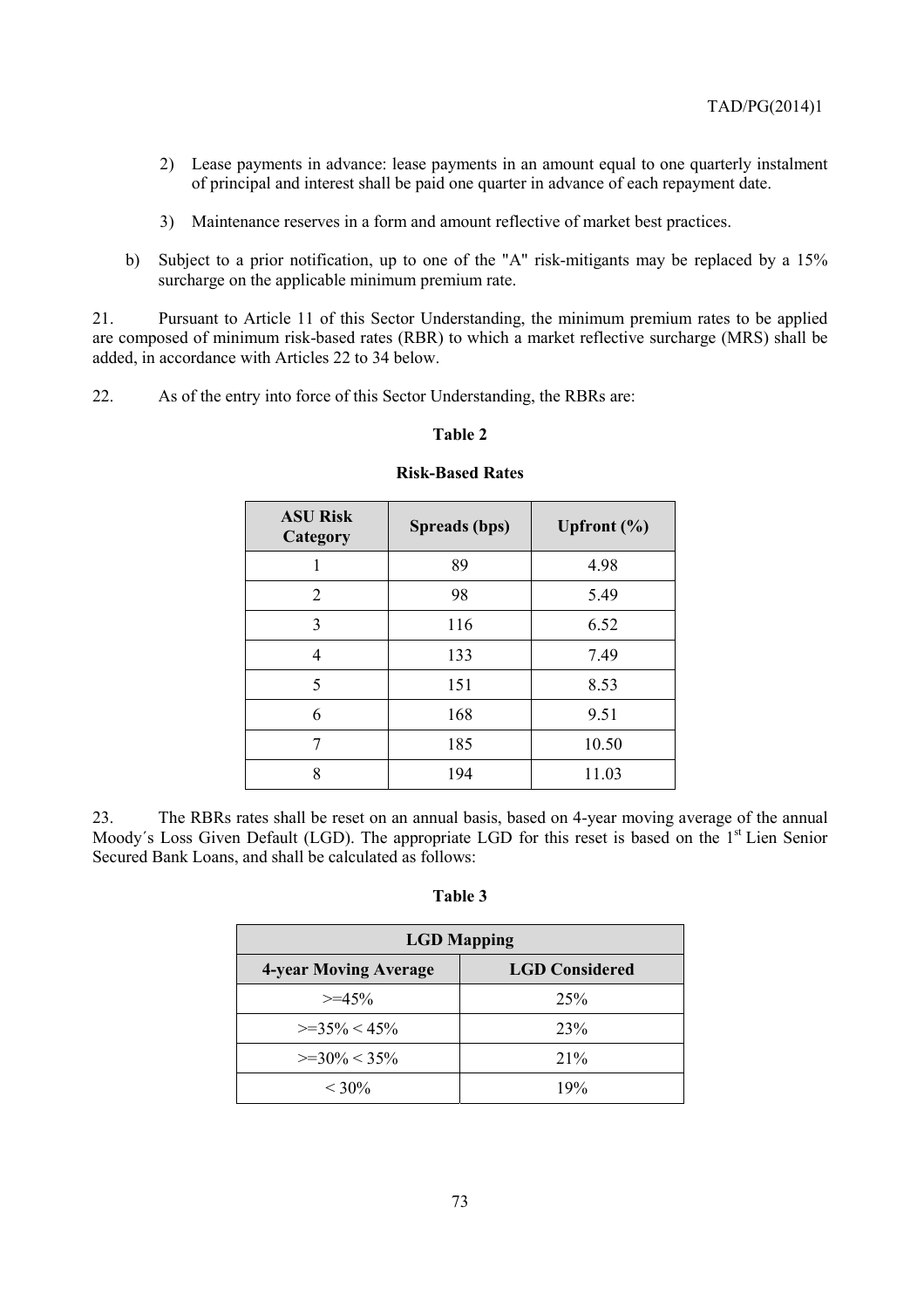2) Lease payments in advance: lease payments in an amount equal to one quarterly instalment of principal and interest shall be paid one quarter in advance of each repayment date.

3) Maintenance reserves in a form and amount reflective of market best practices.

b) Subject to a prior notification, up to one of the "A" risk-mitigants may be replaced by a 15% surcharge on the applicable minimum premium rate.

21. Pursuant to Article 11 of this Sector Understanding, the minimum premium rates to be applied are composed of minimum risk-based rates (RBR) to which a market reflective surcharge (MRS) shall be added, in accordance with Articles 22 to 34 below.

22. As of the entry into force of this Sector Understanding, the RBRs are:

**Table 2**

**Risk-Based Rates**

| ASU Risk Category | Spreads (bps) | Upfront (%) |
|---|---|---|
| 1 | 89 | 4.98 |
| 2 | 98 | 5.49 |
| 3 | 116 | 6.52 |
| 4 | 133 | 7.49 |
| 5 | 151 | 8.53 |
| 6 | 168 | 9.51 |
| 7 | 185 | 10.50 |
| 8 | 194 | 11.03 |

23. The RBRs rates shall be reset on an annual basis, based on 4-year moving average of the annual Moody´s Loss Given Default (LGD). The appropriate LGD for this reset is based on the 1st Lien Senior Secured Bank Loans, and shall be calculated as follows:

**Table 3**

| LGD Mapping | |
|---|---|
| **4-year Moving Average** | **LGD Considered** |
| >=45% | 25% |
| >=35% < 45% | 23% |
| >=30% < 35% | 21% |
| < 30% | 19% |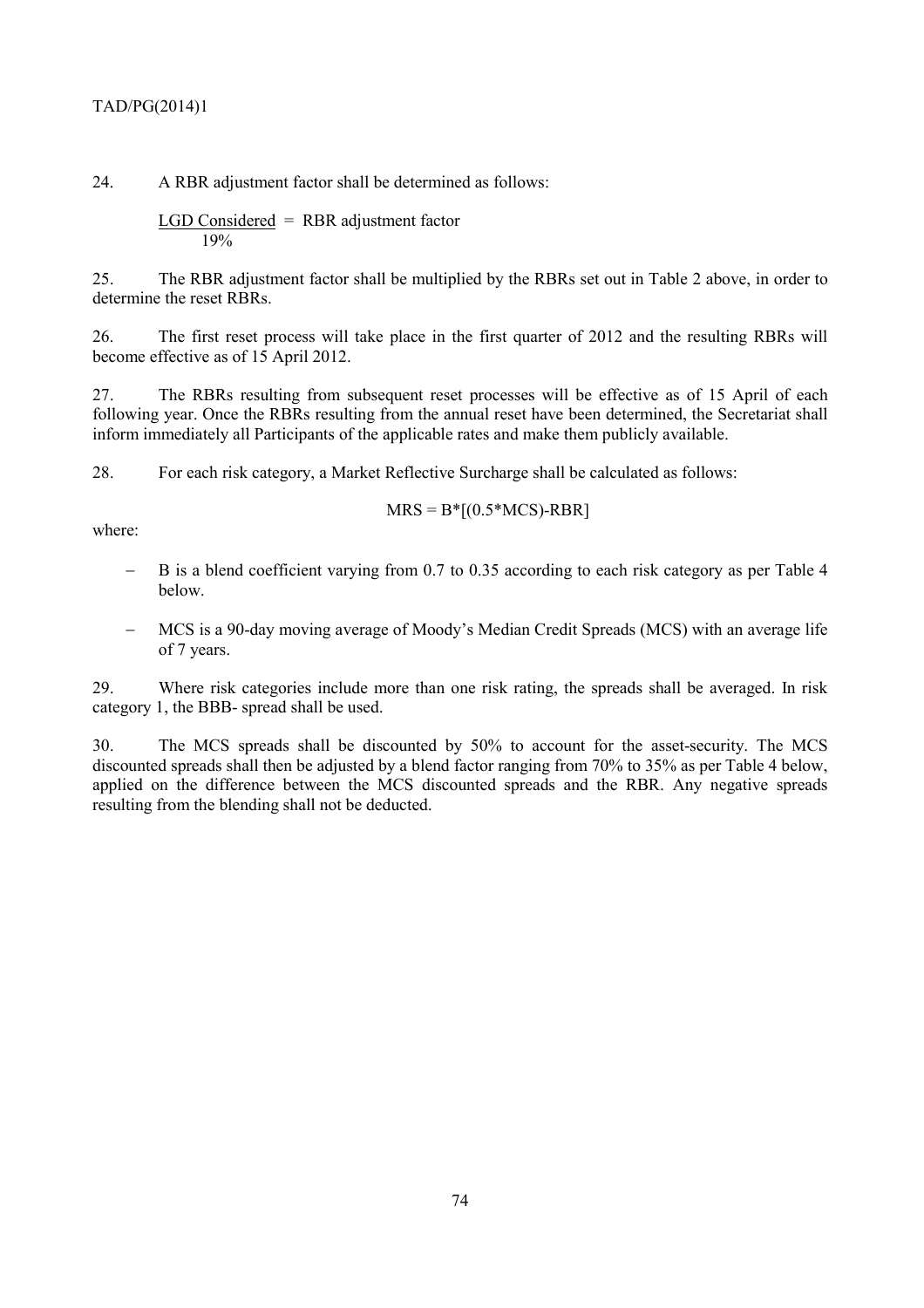24. A RBR adjustment factor shall be determined as follows:

$$\frac{\text{LGD Considered}}{19\%} = \text{RBR adjustment factor}$$

25. The RBR adjustment factor shall be multiplied by the RBRs set out in Table 2 above, in order to determine the reset RBRs.

26. The first reset process will take place in the first quarter of 2012 and the resulting RBRs will become effective as of 15 April 2012.

27. The RBRs resulting from subsequent reset processes will be effective as of 15 April of each following year. Once the RBRs resulting from the annual reset have been determined, the Secretariat shall inform immediately all Participants of the applicable rates and make them publicly available.

28. For each risk category, a Market Reflective Surcharge shall be calculated as follows:

$$MRS = B*[(0.5*MCS)-RBR]$$

where:

- B is a blend coefficient varying from 0.7 to 0.35 according to each risk category as per Table 4 below.
- MCS is a 90-day moving average of Moody's Median Credit Spreads (MCS) with an average life of 7 years.

29. Where risk categories include more than one risk rating, the spreads shall be averaged. In risk category 1, the BBB- spread shall be used.

30. The MCS spreads shall be discounted by 50% to account for the asset-security. The MCS discounted spreads shall then be adjusted by a blend factor ranging from 70% to 35% as per Table 4 below, applied on the difference between the MCS discounted spreads and the RBR. Any negative spreads resulting from the blending shall not be deducted.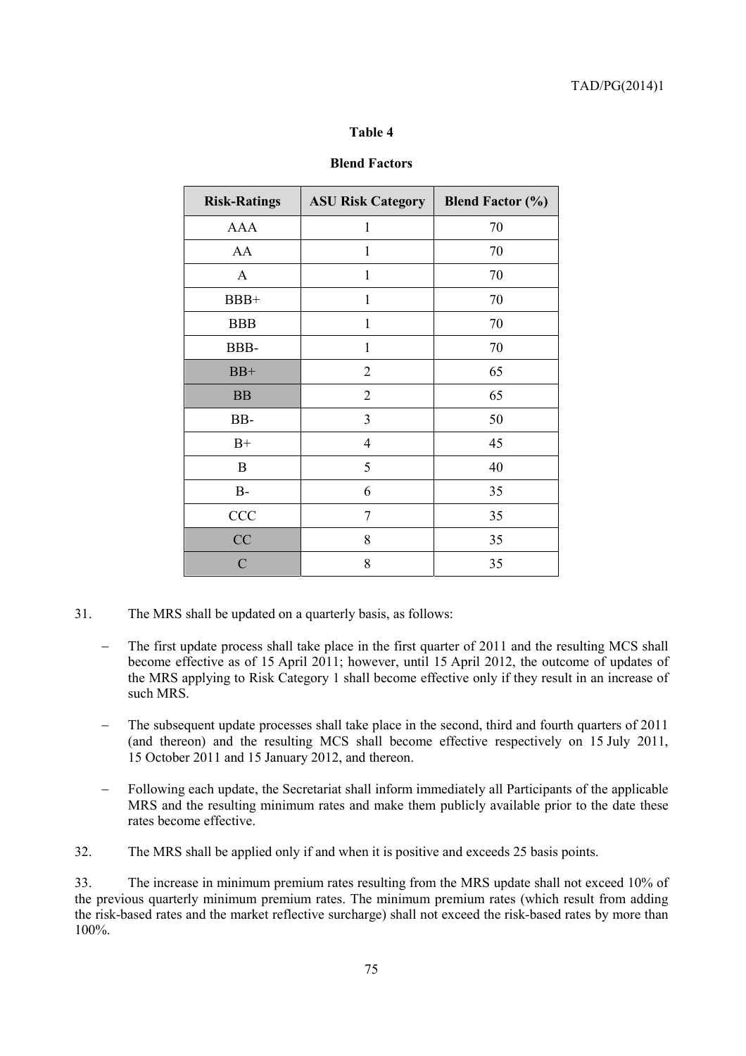**Table 4**

**Blend Factors**

| Risk-Ratings | ASU Risk Category | Blend Factor (%) |
|---|---|---|
| AAA | 1 | 70 |
| AA | 1 | 70 |
| A | 1 | 70 |
| BBB+ | 1 | 70 |
| BBB | 1 | 70 |
| BBB- | 1 | 70 |
| BB+ | 2 | 65 |
| BB | 2 | 65 |
| BB- | 3 | 50 |
| B+ | 4 | 45 |
| B | 5 | 40 |
| B- | 6 | 35 |
| CCC | 7 | 35 |
| CC | 8 | 35 |
| C | 8 | 35 |

31. The MRS shall be updated on a quarterly basis, as follows:

- The first update process shall take place in the first quarter of 2011 and the resulting MCS shall become effective as of 15 April 2011; however, until 15 April 2012, the outcome of updates of the MRS applying to Risk Category 1 shall become effective only if they result in an increase of such MRS.
- The subsequent update processes shall take place in the second, third and fourth quarters of 2011 (and thereon) and the resulting MCS shall become effective respectively on 15 July 2011, 15 October 2011 and 15 January 2012, and thereon.
- Following each update, the Secretariat shall inform immediately all Participants of the applicable MRS and the resulting minimum rates and make them publicly available prior to the date these rates become effective.

32. The MRS shall be applied only if and when it is positive and exceeds 25 basis points.

33. The increase in minimum premium rates resulting from the MRS update shall not exceed 10% of the previous quarterly minimum premium rates. The minimum premium rates (which result from adding the risk-based rates and the market reflective surcharge) shall not exceed the risk-based rates by more than 100%.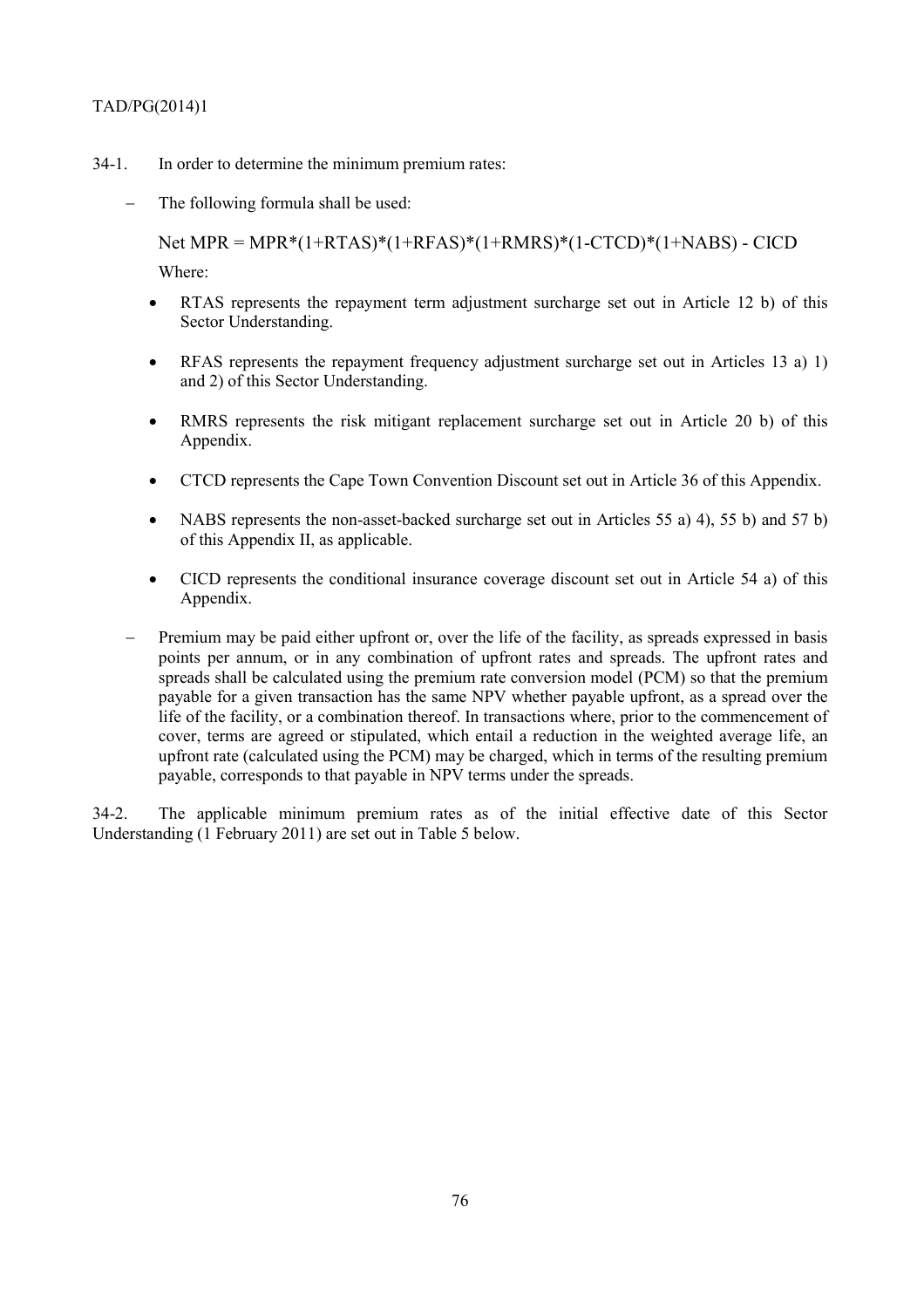34-1. In order to determine the minimum premium rates:

- The following formula shall be used:

  Net MPR = MPR*(1+RTAS)*(1+RFAS)*(1+RMRS)*(1-CTCD)*(1+NABS) - CICD

  Where:

  - RTAS represents the repayment term adjustment surcharge set out in Article 12 b) of this Sector Understanding.
  - RFAS represents the repayment frequency adjustment surcharge set out in Articles 13 a) 1) and 2) of this Sector Understanding.
  - RMRS represents the risk mitigant replacement surcharge set out in Article 20 b) of this Appendix.
  - CTCD represents the Cape Town Convention Discount set out in Article 36 of this Appendix.
  - NABS represents the non-asset-backed surcharge set out in Articles 55 a) 4), 55 b) and 57 b) of this Appendix II, as applicable.
  - CICD represents the conditional insurance coverage discount set out in Article 54 a) of this Appendix.

- Premium may be paid either upfront or, over the life of the facility, as spreads expressed in basis points per annum, or in any combination of upfront rates and spreads. The upfront rates and spreads shall be calculated using the premium rate conversion model (PCM) so that the premium payable for a given transaction has the same NPV whether payable upfront, as a spread over the life of the facility, or a combination thereof. In transactions where, prior to the commencement of cover, terms are agreed or stipulated, which entail a reduction in the weighted average life, an upfront rate (calculated using the PCM) may be charged, which in terms of the resulting premium payable, corresponds to that payable in NPV terms under the spreads.

34-2. The applicable minimum premium rates as of the initial effective date of this Sector Understanding (1 February 2011) are set out in Table 5 below.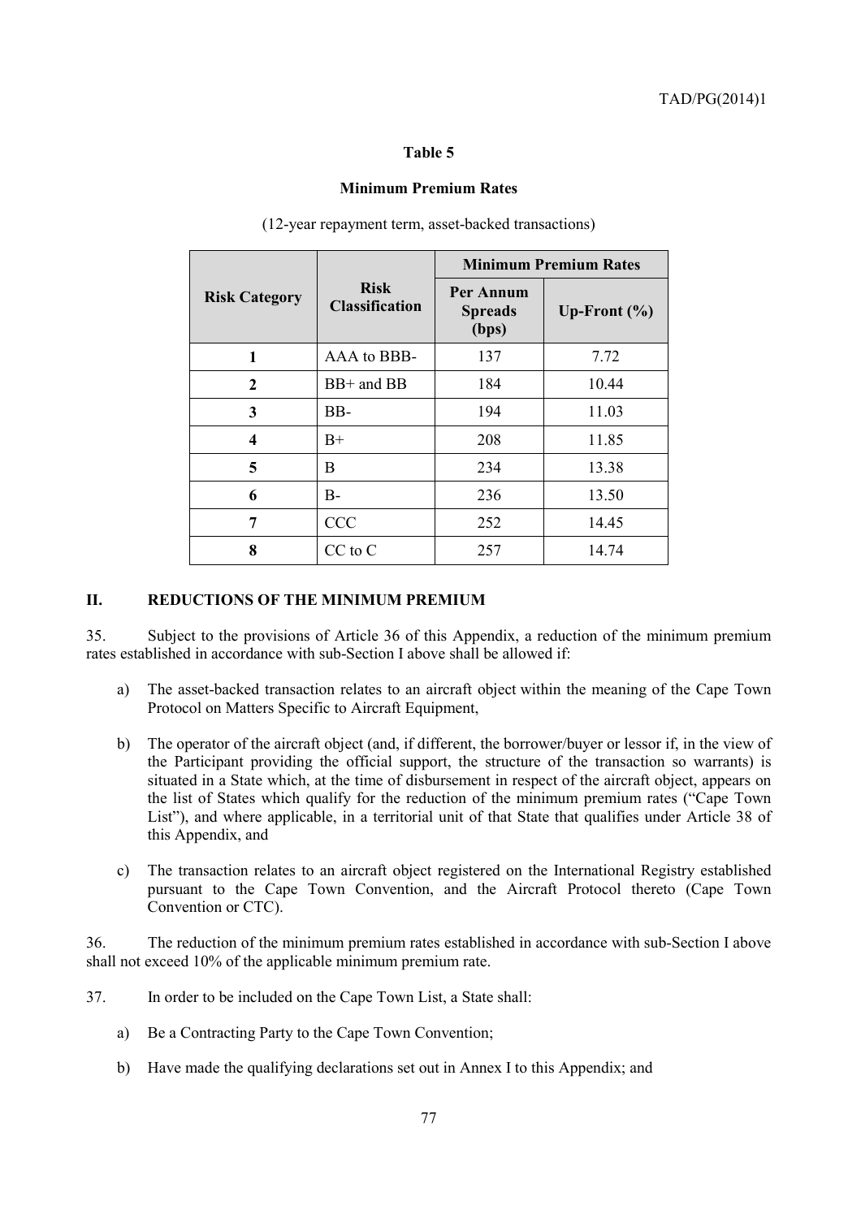**Table 5**

**Minimum Premium Rates**

(12-year repayment term, asset-backed transactions)

| Risk Category | Risk Classification | Minimum Premium Rates | |
|---|---|---|---|
| | | Per Annum Spreads (bps) | Up-Front (%) |
| **1** | AAA to BBB- | 137 | 7.72 |
| **2** | BB+ and BB | 184 | 10.44 |
| **3** | BB- | 194 | 11.03 |
| **4** | B+ | 208 | 11.85 |
| **5** | B | 234 | 13.38 |
| **6** | B- | 236 | 13.50 |
| **7** | CCC | 252 | 14.45 |
| **8** | CC to C | 257 | 14.74 |

## II. REDUCTIONS OF THE MINIMUM PREMIUM

35. Subject to the provisions of Article 36 of this Appendix, a reduction of the minimum premium rates established in accordance with sub-Section I above shall be allowed if:

a) The asset-backed transaction relates to an aircraft object within the meaning of the Cape Town Protocol on Matters Specific to Aircraft Equipment,

b) The operator of the aircraft object (and, if different, the borrower/buyer or lessor if, in the view of the Participant providing the official support, the structure of the transaction so warrants) is situated in a State which, at the time of disbursement in respect of the aircraft object, appears on the list of States which qualify for the reduction of the minimum premium rates ("Cape Town List"), and where applicable, in a territorial unit of that State that qualifies under Article 38 of this Appendix, and

c) The transaction relates to an aircraft object registered on the International Registry established pursuant to the Cape Town Convention, and the Aircraft Protocol thereto (Cape Town Convention or CTC).

36. The reduction of the minimum premium rates established in accordance with sub-Section I above shall not exceed 10% of the applicable minimum premium rate.

37. In order to be included on the Cape Town List, a State shall:

a) Be a Contracting Party to the Cape Town Convention;

b) Have made the qualifying declarations set out in Annex I to this Appendix; and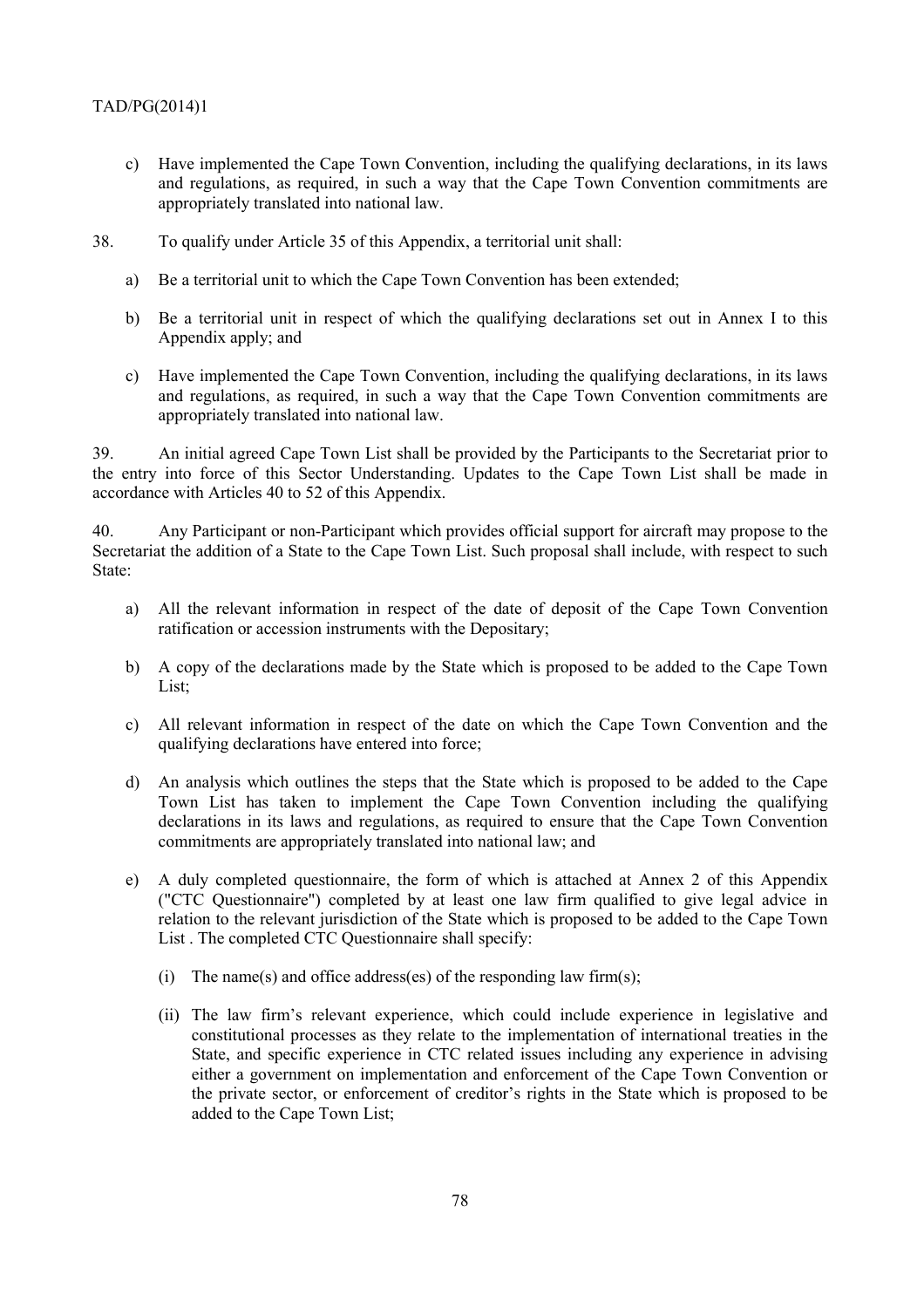c) Have implemented the Cape Town Convention, including the qualifying declarations, in its laws and regulations, as required, in such a way that the Cape Town Convention commitments are appropriately translated into national law.

38. To qualify under Article 35 of this Appendix, a territorial unit shall:

a) Be a territorial unit to which the Cape Town Convention has been extended;

b) Be a territorial unit in respect of which the qualifying declarations set out in Annex I to this Appendix apply; and

c) Have implemented the Cape Town Convention, including the qualifying declarations, in its laws and regulations, as required, in such a way that the Cape Town Convention commitments are appropriately translated into national law.

39. An initial agreed Cape Town List shall be provided by the Participants to the Secretariat prior to the entry into force of this Sector Understanding. Updates to the Cape Town List shall be made in accordance with Articles 40 to 52 of this Appendix.

40. Any Participant or non-Participant which provides official support for aircraft may propose to the Secretariat the addition of a State to the Cape Town List. Such proposal shall include, with respect to such State:

a) All the relevant information in respect of the date of deposit of the Cape Town Convention ratification or accession instruments with the Depositary;

b) A copy of the declarations made by the State which is proposed to be added to the Cape Town List;

c) All relevant information in respect of the date on which the Cape Town Convention and the qualifying declarations have entered into force;

d) An analysis which outlines the steps that the State which is proposed to be added to the Cape Town List has taken to implement the Cape Town Convention including the qualifying declarations in its laws and regulations, as required to ensure that the Cape Town Convention commitments are appropriately translated into national law; and

e) A duly completed questionnaire, the form of which is attached at Annex 2 of this Appendix ("CTC Questionnaire") completed by at least one law firm qualified to give legal advice in relation to the relevant jurisdiction of the State which is proposed to be added to the Cape Town List . The completed CTC Questionnaire shall specify:

   (i) The name(s) and office address(es) of the responding law firm(s);

   (ii) The law firm's relevant experience, which could include experience in legislative and constitutional processes as they relate to the implementation of international treaties in the State, and specific experience in CTC related issues including any experience in advising either a government on implementation and enforcement of the Cape Town Convention or the private sector, or enforcement of creditor's rights in the State which is proposed to be added to the Cape Town List;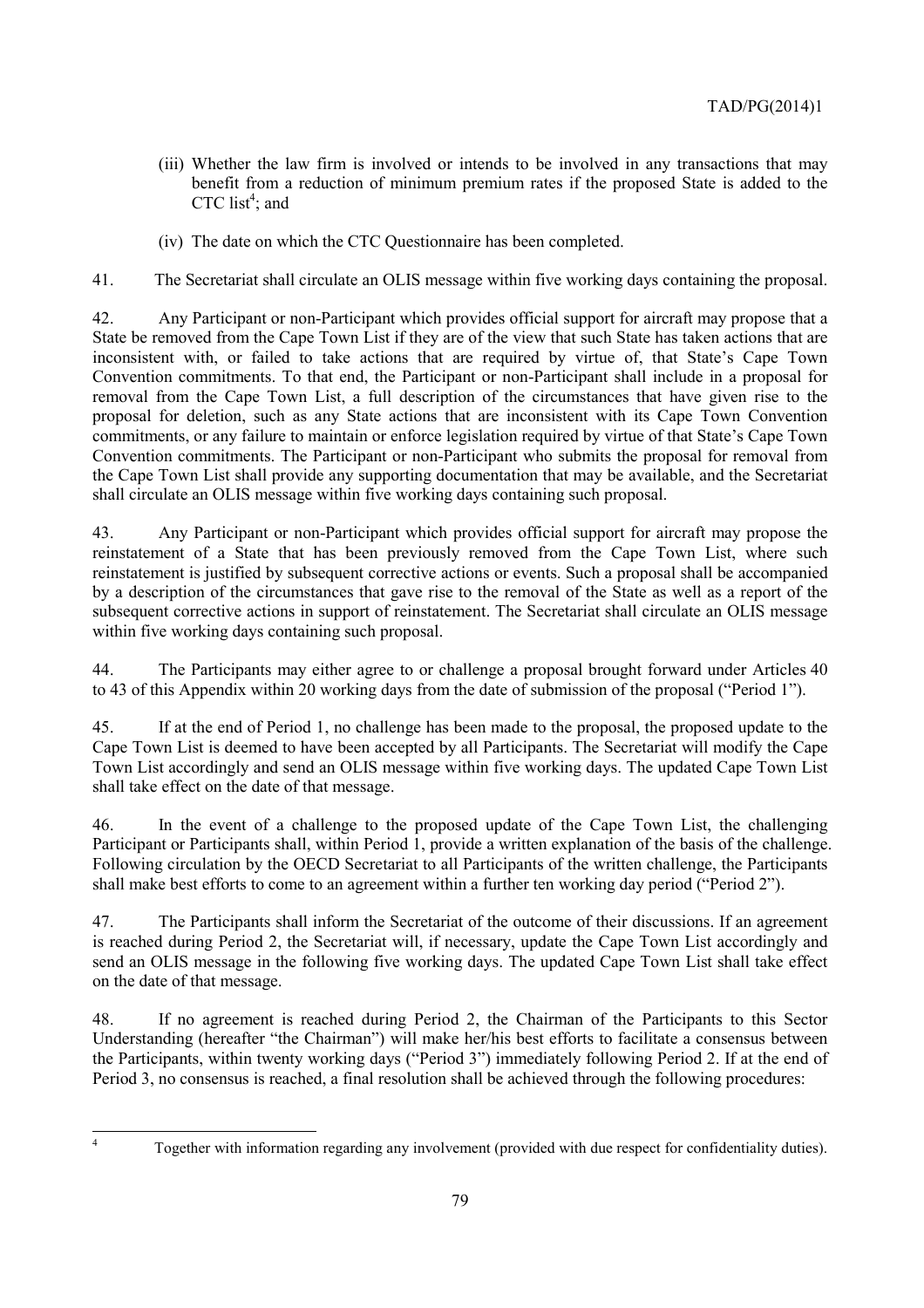(iii) Whether the law firm is involved or intends to be involved in any transactions that may benefit from a reduction of minimum premium rates if the proposed State is added to the CTC list[4]; and

(iv) The date on which the CTC Questionnaire has been completed.

41. The Secretariat shall circulate an OLIS message within five working days containing the proposal.

42. Any Participant or non-Participant which provides official support for aircraft may propose that a State be removed from the Cape Town List if they are of the view that such State has taken actions that are inconsistent with, or failed to take actions that are required by virtue of, that State's Cape Town Convention commitments. To that end, the Participant or non-Participant shall include in a proposal for removal from the Cape Town List, a full description of the circumstances that have given rise to the proposal for deletion, such as any State actions that are inconsistent with its Cape Town Convention commitments, or any failure to maintain or enforce legislation required by virtue of that State's Cape Town Convention commitments. The Participant or non-Participant who submits the proposal for removal from the Cape Town List shall provide any supporting documentation that may be available, and the Secretariat shall circulate an OLIS message within five working days containing such proposal.

43. Any Participant or non-Participant which provides official support for aircraft may propose the reinstatement of a State that has been previously removed from the Cape Town List, where such reinstatement is justified by subsequent corrective actions or events. Such a proposal shall be accompanied by a description of the circumstances that gave rise to the removal of the State as well as a report of the subsequent corrective actions in support of reinstatement. The Secretariat shall circulate an OLIS message within five working days containing such proposal.

44. The Participants may either agree to or challenge a proposal brought forward under Articles 40 to 43 of this Appendix within 20 working days from the date of submission of the proposal ("Period 1").

45. If at the end of Period 1, no challenge has been made to the proposal, the proposed update to the Cape Town List is deemed to have been accepted by all Participants. The Secretariat will modify the Cape Town List accordingly and send an OLIS message within five working days. The updated Cape Town List shall take effect on the date of that message.

46. In the event of a challenge to the proposed update of the Cape Town List, the challenging Participant or Participants shall, within Period 1, provide a written explanation of the basis of the challenge. Following circulation by the OECD Secretariat to all Participants of the written challenge, the Participants shall make best efforts to come to an agreement within a further ten working day period ("Period 2").

47. The Participants shall inform the Secretariat of the outcome of their discussions. If an agreement is reached during Period 2, the Secretariat will, if necessary, update the Cape Town List accordingly and send an OLIS message in the following five working days. The updated Cape Town List shall take effect on the date of that message.

48. If no agreement is reached during Period 2, the Chairman of the Participants to this Sector Understanding (hereafter "the Chairman") will make her/his best efforts to facilitate a consensus between the Participants, within twenty working days ("Period 3") immediately following Period 2. If at the end of Period 3, no consensus is reached, a final resolution shall be achieved through the following procedures:

---

[4] Together with information regarding any involvement (provided with due respect for confidentiality duties).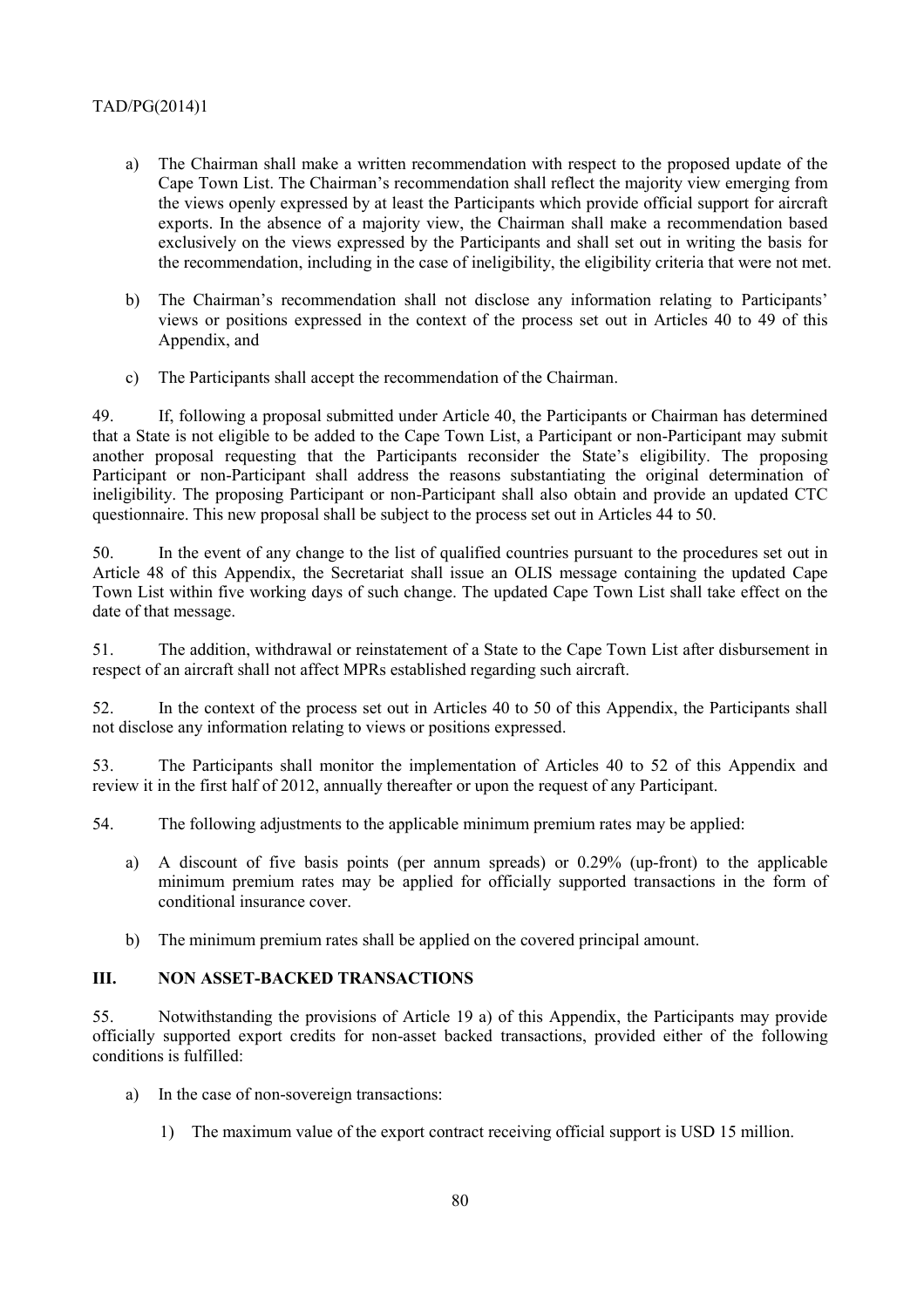a) The Chairman shall make a written recommendation with respect to the proposed update of the Cape Town List. The Chairman's recommendation shall reflect the majority view emerging from the views openly expressed by at least the Participants which provide official support for aircraft exports. In the absence of a majority view, the Chairman shall make a recommendation based exclusively on the views expressed by the Participants and shall set out in writing the basis for the recommendation, including in the case of ineligibility, the eligibility criteria that were not met.

b) The Chairman's recommendation shall not disclose any information relating to Participants' views or positions expressed in the context of the process set out in Articles 40 to 49 of this Appendix, and

c) The Participants shall accept the recommendation of the Chairman.

49. If, following a proposal submitted under Article 40, the Participants or Chairman has determined that a State is not eligible to be added to the Cape Town List, a Participant or non-Participant may submit another proposal requesting that the Participants reconsider the State's eligibility. The proposing Participant or non-Participant shall address the reasons substantiating the original determination of ineligibility. The proposing Participant or non-Participant shall also obtain and provide an updated CTC questionnaire. This new proposal shall be subject to the process set out in Articles 44 to 50.

50. In the event of any change to the list of qualified countries pursuant to the procedures set out in Article 48 of this Appendix, the Secretariat shall issue an OLIS message containing the updated Cape Town List within five working days of such change. The updated Cape Town List shall take effect on the date of that message.

51. The addition, withdrawal or reinstatement of a State to the Cape Town List after disbursement in respect of an aircraft shall not affect MPRs established regarding such aircraft.

52. In the context of the process set out in Articles 40 to 50 of this Appendix, the Participants shall not disclose any information relating to views or positions expressed.

53. The Participants shall monitor the implementation of Articles 40 to 52 of this Appendix and review it in the first half of 2012, annually thereafter or upon the request of any Participant.

54. The following adjustments to the applicable minimum premium rates may be applied:

a) A discount of five basis points (per annum spreads) or 0.29% (up-front) to the applicable minimum premium rates may be applied for officially supported transactions in the form of conditional insurance cover.

b) The minimum premium rates shall be applied on the covered principal amount.

## III. NON ASSET-BACKED TRANSACTIONS

55. Notwithstanding the provisions of Article 19 a) of this Appendix, the Participants may provide officially supported export credits for non-asset backed transactions, provided either of the following conditions is fulfilled:

a) In the case of non-sovereign transactions:

   1) The maximum value of the export contract receiving official support is USD 15 million.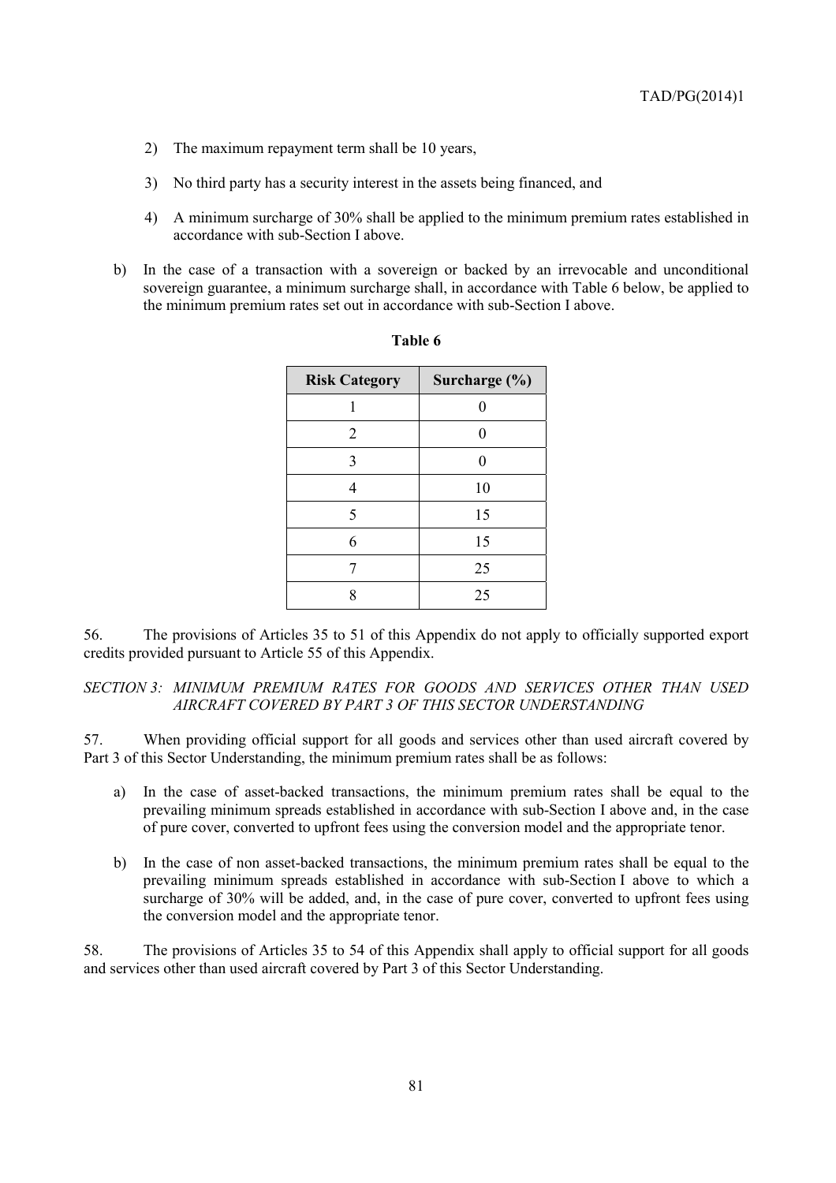2) The maximum repayment term shall be 10 years,

3) No third party has a security interest in the assets being financed, and

4) A minimum surcharge of 30% shall be applied to the minimum premium rates established in accordance with sub-Section I above.

b) In the case of a transaction with a sovereign or backed by an irrevocable and unconditional sovereign guarantee, a minimum surcharge shall, in accordance with Table 6 below, be applied to the minimum premium rates set out in accordance with sub-Section I above.

**Table 6**

| Risk Category | Surcharge (%) |
|---|---|
| 1 | 0 |
| 2 | 0 |
| 3 | 0 |
| 4 | 10 |
| 5 | 15 |
| 6 | 15 |
| 7 | 25 |
| 8 | 25 |

56. The provisions of Articles 35 to 51 of this Appendix do not apply to officially supported export credits provided pursuant to Article 55 of this Appendix.

*SECTION 3: MINIMUM PREMIUM RATES FOR GOODS AND SERVICES OTHER THAN USED AIRCRAFT COVERED BY PART 3 OF THIS SECTOR UNDERSTANDING*

57. When providing official support for all goods and services other than used aircraft covered by Part 3 of this Sector Understanding, the minimum premium rates shall be as follows:

a) In the case of asset-backed transactions, the minimum premium rates shall be equal to the prevailing minimum spreads established in accordance with sub-Section I above and, in the case of pure cover, converted to upfront fees using the conversion model and the appropriate tenor.

b) In the case of non asset-backed transactions, the minimum premium rates shall be equal to the prevailing minimum spreads established in accordance with sub-Section I above to which a surcharge of 30% will be added, and, in the case of pure cover, converted to upfront fees using the conversion model and the appropriate tenor.

58. The provisions of Articles 35 to 54 of this Appendix shall apply to official support for all goods and services other than used aircraft covered by Part 3 of this Sector Understanding.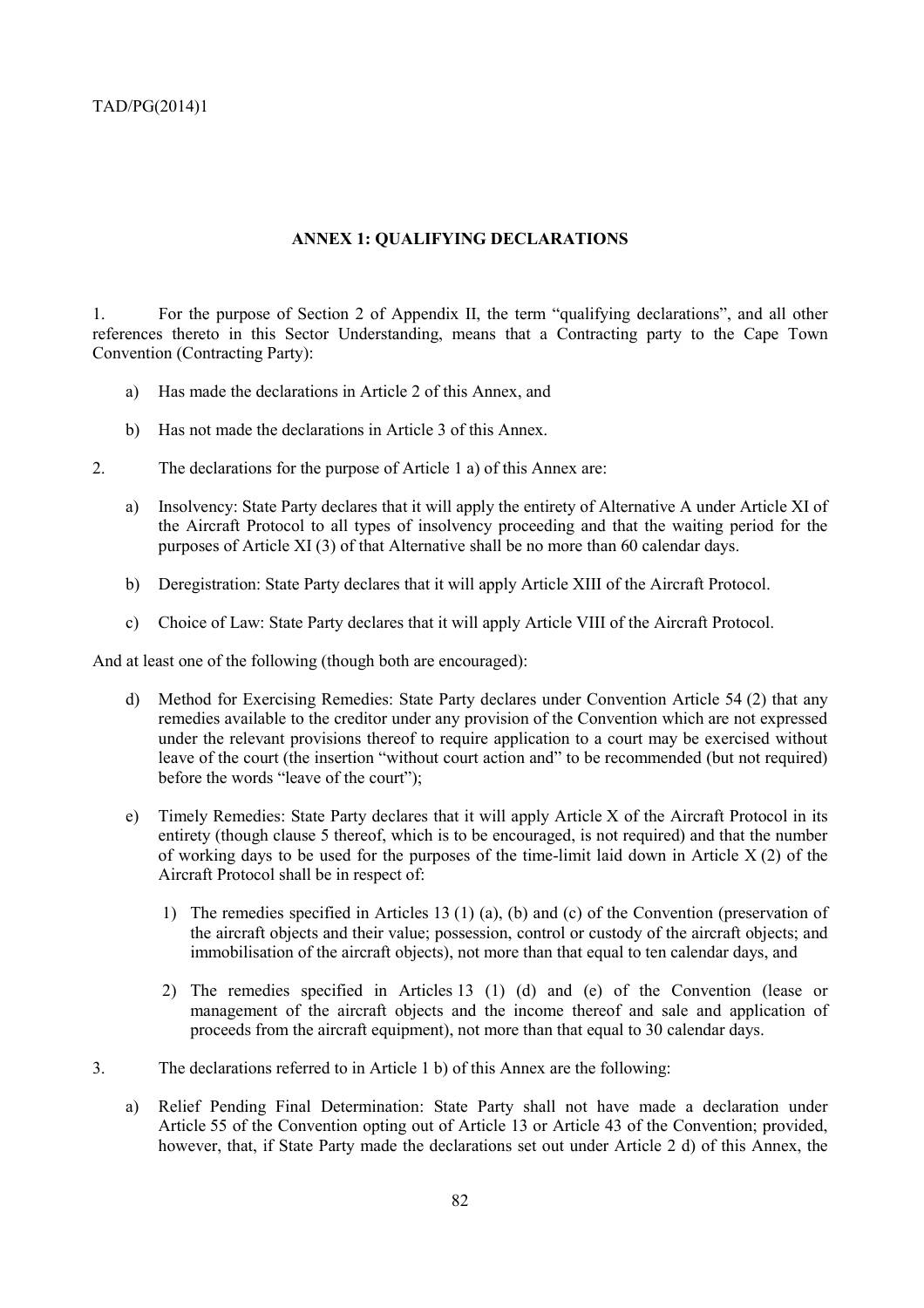## ANNEX 1: QUALIFYING DECLARATIONS

1. For the purpose of Section 2 of Appendix II, the term "qualifying declarations", and all other references thereto in this Sector Understanding, means that a Contracting party to the Cape Town Convention (Contracting Party):

   a) Has made the declarations in Article 2 of this Annex, and

   b) Has not made the declarations in Article 3 of this Annex.

2. The declarations for the purpose of Article 1 a) of this Annex are:

   a) Insolvency: State Party declares that it will apply the entirety of Alternative A under Article XI of the Aircraft Protocol to all types of insolvency proceeding and that the waiting period for the purposes of Article XI (3) of that Alternative shall be no more than 60 calendar days.

   b) Deregistration: State Party declares that it will apply Article XIII of the Aircraft Protocol.

   c) Choice of Law: State Party declares that it will apply Article VIII of the Aircraft Protocol.

And at least one of the following (though both are encouraged):

   d) Method for Exercising Remedies: State Party declares under Convention Article 54 (2) that any remedies available to the creditor under any provision of the Convention which are not expressed under the relevant provisions thereof to require application to a court may be exercised without leave of the court (the insertion "without court action and" to be recommended (but not required) before the words "leave of the court");

   e) Timely Remedies: State Party declares that it will apply Article X of the Aircraft Protocol in its entirety (though clause 5 thereof, which is to be encouraged, is not required) and that the number of working days to be used for the purposes of the time-limit laid down in Article X (2) of the Aircraft Protocol shall be in respect of:

      1) The remedies specified in Articles 13 (1) (a), (b) and (c) of the Convention (preservation of the aircraft objects and their value; possession, control or custody of the aircraft objects; and immobilisation of the aircraft objects), not more than that equal to ten calendar days, and

      2) The remedies specified in Articles 13 (1) (d) and (e) of the Convention (lease or management of the aircraft objects and the income thereof and sale and application of proceeds from the aircraft equipment), not more than that equal to 30 calendar days.

3. The declarations referred to in Article 1 b) of this Annex are the following:

   a) Relief Pending Final Determination: State Party shall not have made a declaration under Article 55 of the Convention opting out of Article 13 or Article 43 of the Convention; provided, however, that, if State Party made the declarations set out under Article 2 d) of this Annex, the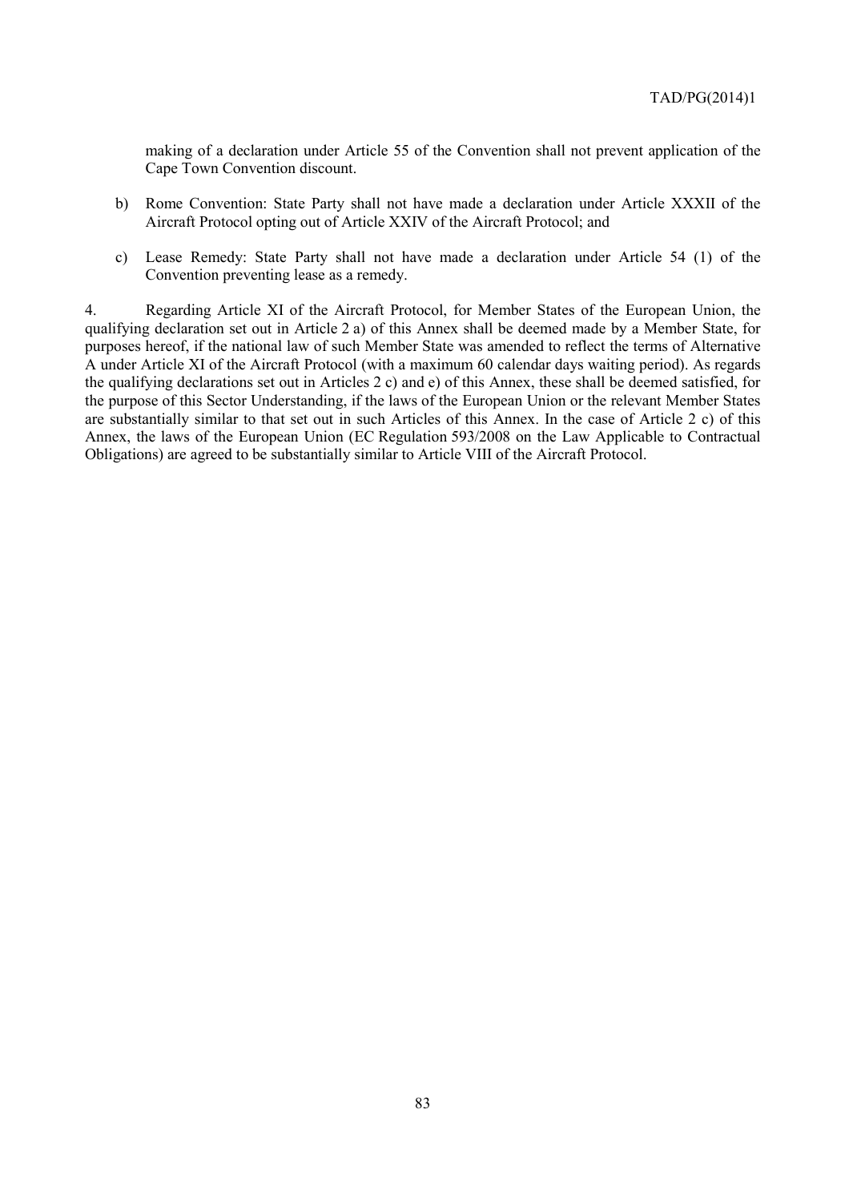making of a declaration under Article 55 of the Convention shall not prevent application of the Cape Town Convention discount.

b) Rome Convention: State Party shall not have made a declaration under Article XXXII of the Aircraft Protocol opting out of Article XXIV of the Aircraft Protocol; and

c) Lease Remedy: State Party shall not have made a declaration under Article 54 (1) of the Convention preventing lease as a remedy.

4. Regarding Article XI of the Aircraft Protocol, for Member States of the European Union, the qualifying declaration set out in Article 2 a) of this Annex shall be deemed made by a Member State, for purposes hereof, if the national law of such Member State was amended to reflect the terms of Alternative A under Article XI of the Aircraft Protocol (with a maximum 60 calendar days waiting period). As regards the qualifying declarations set out in Articles 2 c) and e) of this Annex, these shall be deemed satisfied, for the purpose of this Sector Understanding, if the laws of the European Union or the relevant Member States are substantially similar to that set out in such Articles of this Annex. In the case of Article 2 c) of this Annex, the laws of the European Union (EC Regulation 593/2008 on the Law Applicable to Contractual Obligations) are agreed to be substantially similar to Article VIII of the Aircraft Protocol.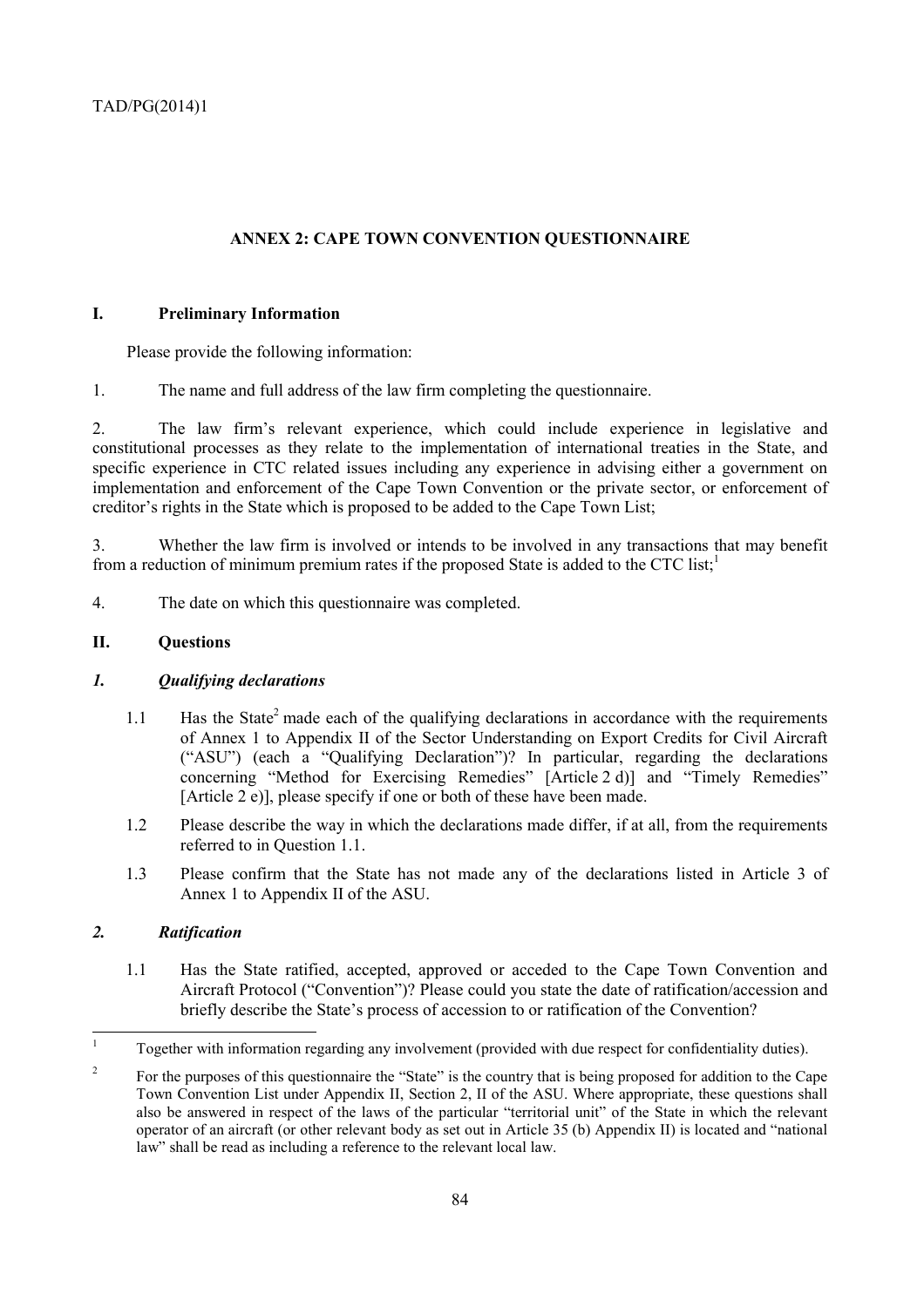## ANNEX 2: CAPE TOWN CONVENTION QUESTIONNAIRE

### I. Preliminary Information

Please provide the following information:

1. The name and full address of the law firm completing the questionnaire.

2. The law firm's relevant experience, which could include experience in legislative and constitutional processes as they relate to the implementation of international treaties in the State, and specific experience in CTC related issues including any experience in advising either a government on implementation and enforcement of the Cape Town Convention or the private sector, or enforcement of creditor's rights in the State which is proposed to be added to the Cape Town List;

3. Whether the law firm is involved or intends to be involved in any transactions that may benefit from a reduction of minimum premium rates if the proposed State is added to the CTC list;[1]

4. The date on which this questionnaire was completed.

### II. Questions

#### *1. Qualifying declarations*

1.1 Has the State[2] made each of the qualifying declarations in accordance with the requirements of Annex 1 to Appendix II of the Sector Understanding on Export Credits for Civil Aircraft ("ASU") (each a "Qualifying Declaration")? In particular, regarding the declarations concerning "Method for Exercising Remedies" [Article 2 d)] and "Timely Remedies" [Article 2 e)], please specify if one or both of these have been made.

1.2 Please describe the way in which the declarations made differ, if at all, from the requirements referred to in Question 1.1.

1.3 Please confirm that the State has not made any of the declarations listed in Article 3 of Annex 1 to Appendix II of the ASU.

#### *2. Ratification*

1.1 Has the State ratified, accepted, approved or acceded to the Cape Town Convention and Aircraft Protocol ("Convention")? Please could you state the date of ratification/accession and briefly describe the State's process of accession to or ratification of the Convention?

---

[1] Together with information regarding any involvement (provided with due respect for confidentiality duties).

[2] For the purposes of this questionnaire the "State" is the country that is being proposed for addition to the Cape Town Convention List under Appendix II, Section 2, II of the ASU. Where appropriate, these questions shall also be answered in respect of the laws of the particular "territorial unit" of the State in which the relevant operator of an aircraft (or other relevant body as set out in Article 35 (b) Appendix II) is located and "national law" shall be read as including a reference to the relevant local law.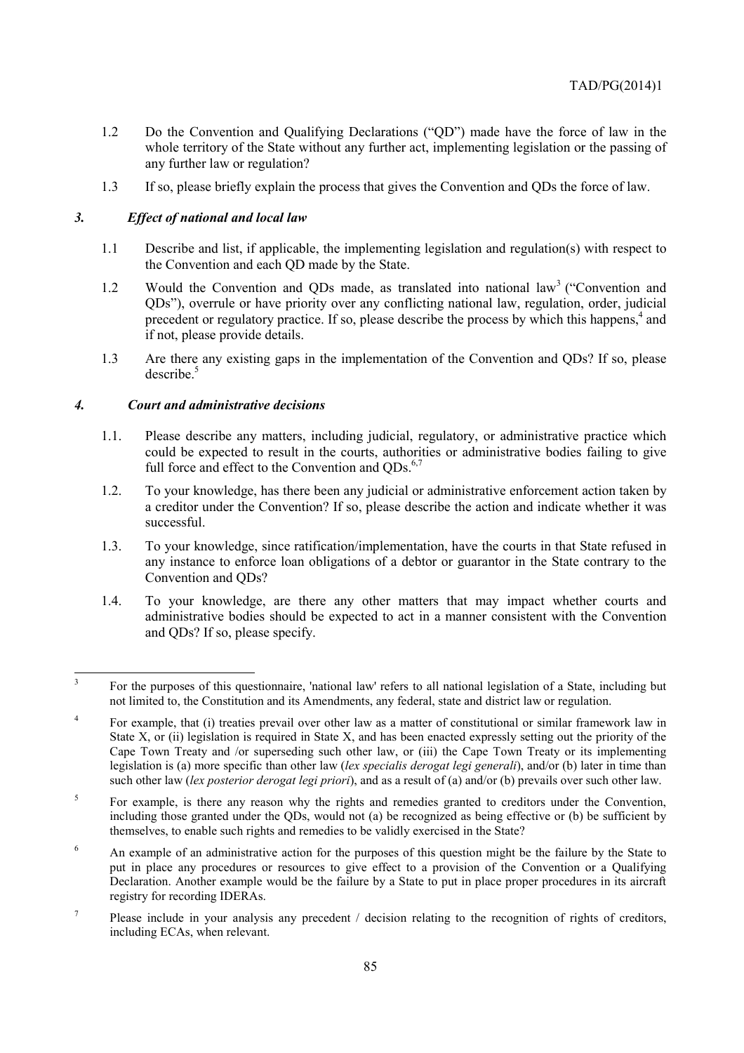1.2 Do the Convention and Qualifying Declarations ("QD") made have the force of law in the whole territory of the State without any further act, implementing legislation or the passing of any further law or regulation?

1.3 If so, please briefly explain the process that gives the Convention and QDs the force of law.

### *3. Effect of national and local law*

1.1 Describe and list, if applicable, the implementing legislation and regulation(s) with respect to the Convention and each QD made by the State.

1.2 Would the Convention and QDs made, as translated into national law[3] ("Convention and QDs"), overrule or have priority over any conflicting national law, regulation, order, judicial precedent or regulatory practice. If so, please describe the process by which this happens,[4] and if not, please provide details.

1.3 Are there any existing gaps in the implementation of the Convention and QDs? If so, please describe.[5]

### *4. Court and administrative decisions*

1.1. Please describe any matters, including judicial, regulatory, or administrative practice which could be expected to result in the courts, authorities or administrative bodies failing to give full force and effect to the Convention and QDs.[6,7]

1.2. To your knowledge, has there been any judicial or administrative enforcement action taken by a creditor under the Convention? If so, please describe the action and indicate whether it was successful.

1.3. To your knowledge, since ratification/implementation, have the courts in that State refused in any instance to enforce loan obligations of a debtor or guarantor in the State contrary to the Convention and QDs?

1.4. To your knowledge, are there any other matters that may impact whether courts and administrative bodies should be expected to act in a manner consistent with the Convention and QDs? If so, please specify.

---

[3] For the purposes of this questionnaire, 'national law' refers to all national legislation of a State, including but not limited to, the Constitution and its Amendments, any federal, state and district law or regulation.

[4] For example, that (i) treaties prevail over other law as a matter of constitutional or similar framework law in State X, or (ii) legislation is required in State X, and has been enacted expressly setting out the priority of the Cape Town Treaty and /or superseding such other law, or (iii) the Cape Town Treaty or its implementing legislation is (a) more specific than other law (*lex specialis derogat legi generali*), and/or (b) later in time than such other law (*lex posterior derogat legi priori*), and as a result of (a) and/or (b) prevails over such other law.

[5] For example, is there any reason why the rights and remedies granted to creditors under the Convention, including those granted under the QDs, would not (a) be recognized as being effective or (b) be sufficient by themselves, to enable such rights and remedies to be validly exercised in the State?

[6] An example of an administrative action for the purposes of this question might be the failure by the State to put in place any procedures or resources to give effect to a provision of the Convention or a Qualifying Declaration. Another example would be the failure by a State to put in place proper procedures in its aircraft registry for recording IDERAs.

[7] Please include in your analysis any precedent / decision relating to the recognition of rights of creditors, including ECAs, when relevant.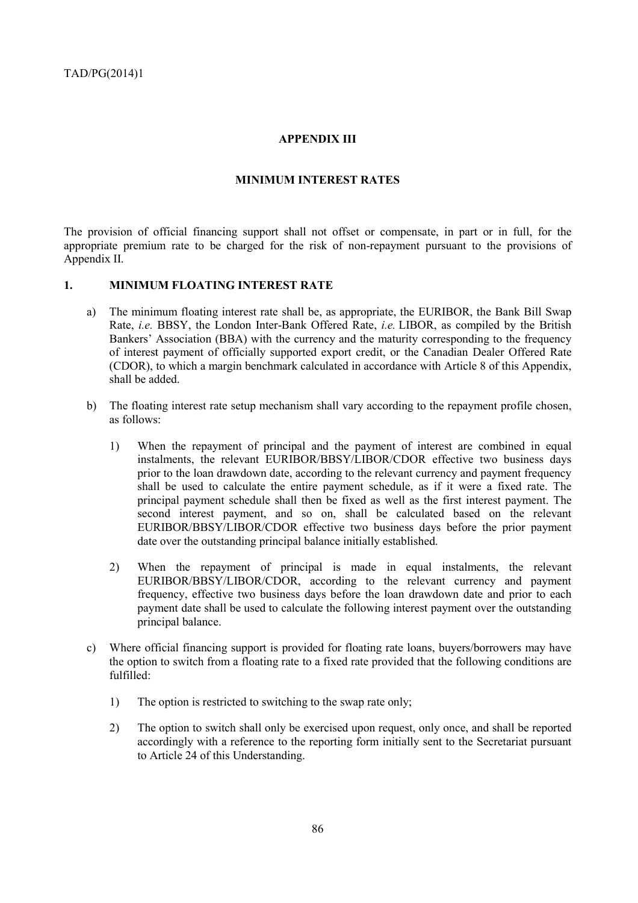## APPENDIX III

## MINIMUM INTEREST RATES

The provision of official financing support shall not offset or compensate, in part or in full, for the appropriate premium rate to be charged for the risk of non-repayment pursuant to the provisions of Appendix II.

### 1. MINIMUM FLOATING INTEREST RATE

a) The minimum floating interest rate shall be, as appropriate, the EURIBOR, the Bank Bill Swap Rate, *i.e.* BBSY, the London Inter-Bank Offered Rate, *i.e.* LIBOR, as compiled by the British Bankers' Association (BBA) with the currency and the maturity corresponding to the frequency of interest payment of officially supported export credit, or the Canadian Dealer Offered Rate (CDOR), to which a margin benchmark calculated in accordance with Article 8 of this Appendix, shall be added.

b) The floating interest rate setup mechanism shall vary according to the repayment profile chosen, as follows:

   1) When the repayment of principal and the payment of interest are combined in equal instalments, the relevant EURIBOR/BBSY/LIBOR/CDOR effective two business days prior to the loan drawdown date, according to the relevant currency and payment frequency shall be used to calculate the entire payment schedule, as if it were a fixed rate. The principal payment schedule shall then be fixed as well as the first interest payment. The second interest payment, and so on, shall be calculated based on the relevant EURIBOR/BBSY/LIBOR/CDOR effective two business days before the prior payment date over the outstanding principal balance initially established.

   2) When the repayment of principal is made in equal instalments, the relevant EURIBOR/BBSY/LIBOR/CDOR, according to the relevant currency and payment frequency, effective two business days before the loan drawdown date and prior to each payment date shall be used to calculate the following interest payment over the outstanding principal balance.

c) Where official financing support is provided for floating rate loans, buyers/borrowers may have the option to switch from a floating rate to a fixed rate provided that the following conditions are fulfilled:

   1) The option is restricted to switching to the swap rate only;

   2) The option to switch shall only be exercised upon request, only once, and shall be reported accordingly with a reference to the reporting form initially sent to the Secretariat pursuant to Article 24 of this Understanding.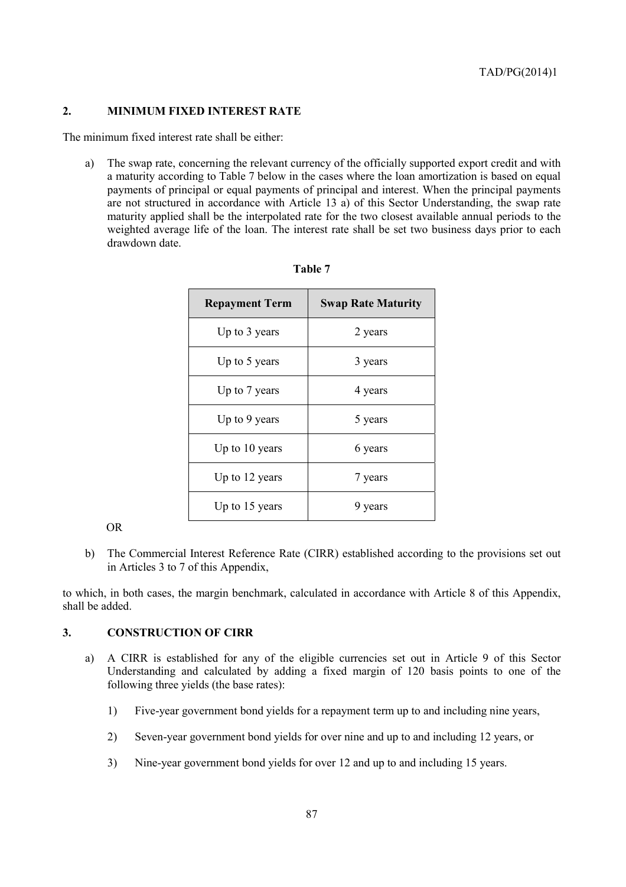## 2. MINIMUM FIXED INTEREST RATE

The minimum fixed interest rate shall be either:

a) The swap rate, concerning the relevant currency of the officially supported export credit and with a maturity according to Table 7 below in the cases where the loan amortization is based on equal payments of principal or equal payments of principal and interest. When the principal payments are not structured in accordance with Article 13 a) of this Sector Understanding, the swap rate maturity applied shall be the interpolated rate for the two closest available annual periods to the weighted average life of the loan. The interest rate shall be set two business days prior to each drawdown date.

**Table 7**

| Repayment Term | Swap Rate Maturity |
|---|---|
| Up to 3 years | 2 years |
| Up to 5 years | 3 years |
| Up to 7 years | 4 years |
| Up to 9 years | 5 years |
| Up to 10 years | 6 years |
| Up to 12 years | 7 years |
| Up to 15 years | 9 years |

OR

b) The Commercial Interest Reference Rate (CIRR) established according to the provisions set out in Articles 3 to 7 of this Appendix,

to which, in both cases, the margin benchmark, calculated in accordance with Article 8 of this Appendix, shall be added.

## 3. CONSTRUCTION OF CIRR

a) A CIRR is established for any of the eligible currencies set out in Article 9 of this Sector Understanding and calculated by adding a fixed margin of 120 basis points to one of the following three yields (the base rates):

   1) Five-year government bond yields for a repayment term up to and including nine years,

   2) Seven-year government bond yields for over nine and up to and including 12 years, or

   3) Nine-year government bond yields for over 12 and up to and including 15 years.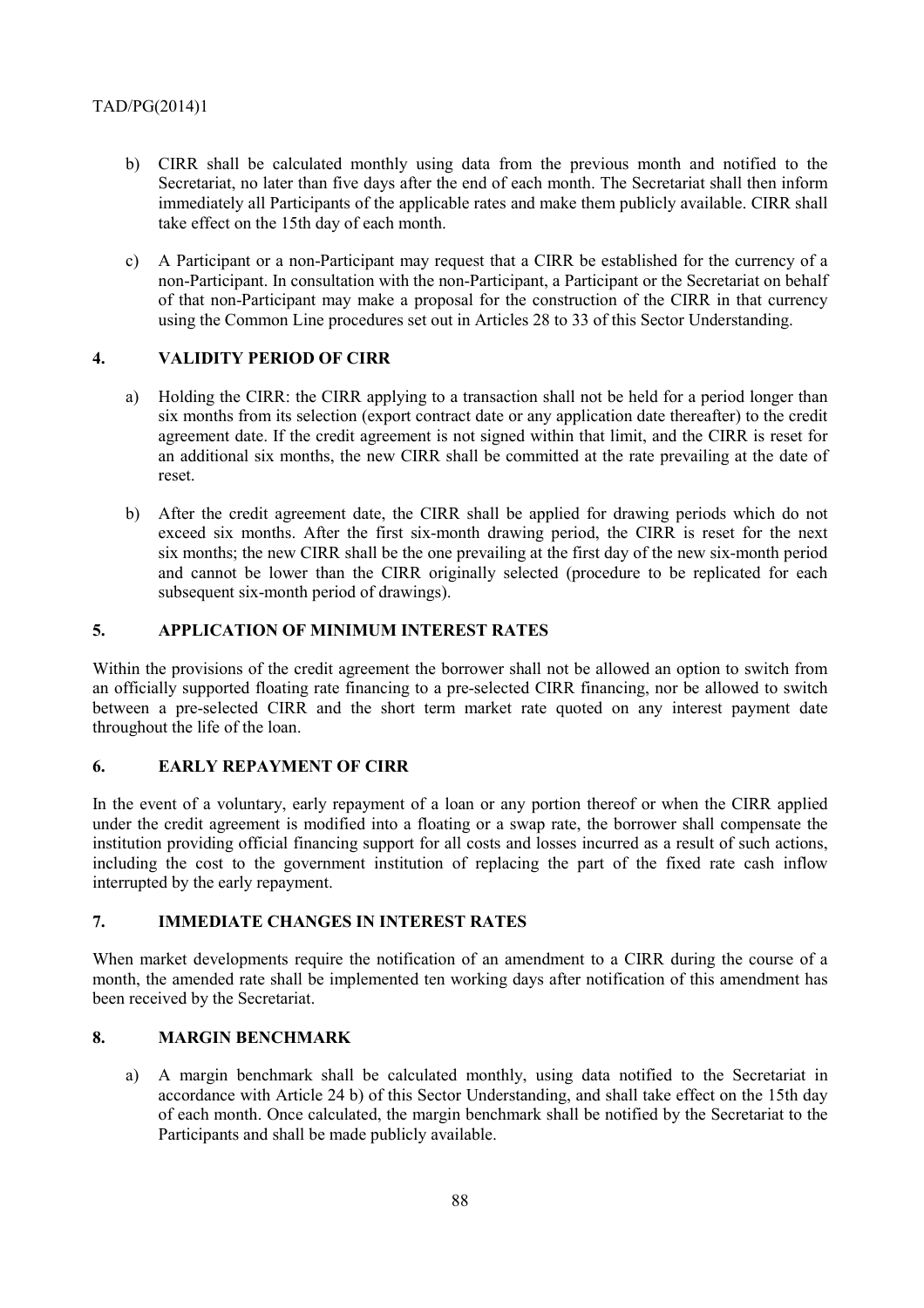b) CIRR shall be calculated monthly using data from the previous month and notified to the Secretariat, no later than five days after the end of each month. The Secretariat shall then inform immediately all Participants of the applicable rates and make them publicly available. CIRR shall take effect on the 15th day of each month.

c) A Participant or a non-Participant may request that a CIRR be established for the currency of a non-Participant. In consultation with the non-Participant, a Participant or the Secretariat on behalf of that non-Participant may make a proposal for the construction of the CIRR in that currency using the Common Line procedures set out in Articles 28 to 33 of this Sector Understanding.

## 4. VALIDITY PERIOD OF CIRR

a) Holding the CIRR: the CIRR applying to a transaction shall not be held for a period longer than six months from its selection (export contract date or any application date thereafter) to the credit agreement date. If the credit agreement is not signed within that limit, and the CIRR is reset for an additional six months, the new CIRR shall be committed at the rate prevailing at the date of reset.

b) After the credit agreement date, the CIRR shall be applied for drawing periods which do not exceed six months. After the first six-month drawing period, the CIRR is reset for the next six months; the new CIRR shall be the one prevailing at the first day of the new six-month period and cannot be lower than the CIRR originally selected (procedure to be replicated for each subsequent six-month period of drawings).

## 5. APPLICATION OF MINIMUM INTEREST RATES

Within the provisions of the credit agreement the borrower shall not be allowed an option to switch from an officially supported floating rate financing to a pre-selected CIRR financing, nor be allowed to switch between a pre-selected CIRR and the short term market rate quoted on any interest payment date throughout the life of the loan.

## 6. EARLY REPAYMENT OF CIRR

In the event of a voluntary, early repayment of a loan or any portion thereof or when the CIRR applied under the credit agreement is modified into a floating or a swap rate, the borrower shall compensate the institution providing official financing support for all costs and losses incurred as a result of such actions, including the cost to the government institution of replacing the part of the fixed rate cash inflow interrupted by the early repayment.

## 7. IMMEDIATE CHANGES IN INTEREST RATES

When market developments require the notification of an amendment to a CIRR during the course of a month, the amended rate shall be implemented ten working days after notification of this amendment has been received by the Secretariat.

## 8. MARGIN BENCHMARK

a) A margin benchmark shall be calculated monthly, using data notified to the Secretariat in accordance with Article 24 b) of this Sector Understanding, and shall take effect on the 15th day of each month. Once calculated, the margin benchmark shall be notified by the Secretariat to the Participants and shall be made publicly available.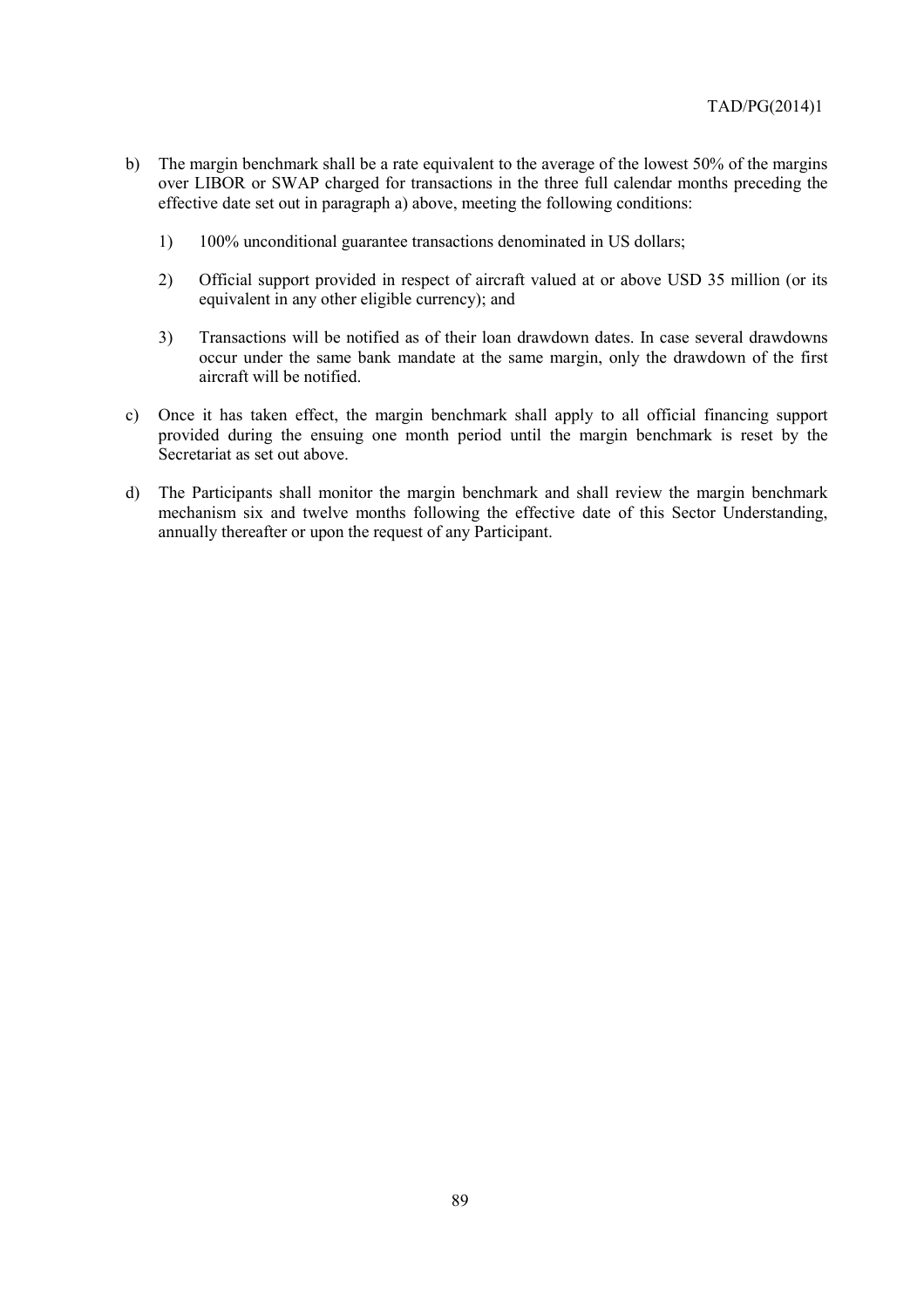b) The margin benchmark shall be a rate equivalent to the average of the lowest 50% of the margins over LIBOR or SWAP charged for transactions in the three full calendar months preceding the effective date set out in paragraph a) above, meeting the following conditions:

   1) 100% unconditional guarantee transactions denominated in US dollars;

   2) Official support provided in respect of aircraft valued at or above USD 35 million (or its equivalent in any other eligible currency); and

   3) Transactions will be notified as of their loan drawdown dates. In case several drawdowns occur under the same bank mandate at the same margin, only the drawdown of the first aircraft will be notified.

c) Once it has taken effect, the margin benchmark shall apply to all official financing support provided during the ensuing one month period until the margin benchmark is reset by the Secretariat as set out above.

d) The Participants shall monitor the margin benchmark and shall review the margin benchmark mechanism six and twelve months following the effective date of this Sector Understanding, annually thereafter or upon the request of any Participant.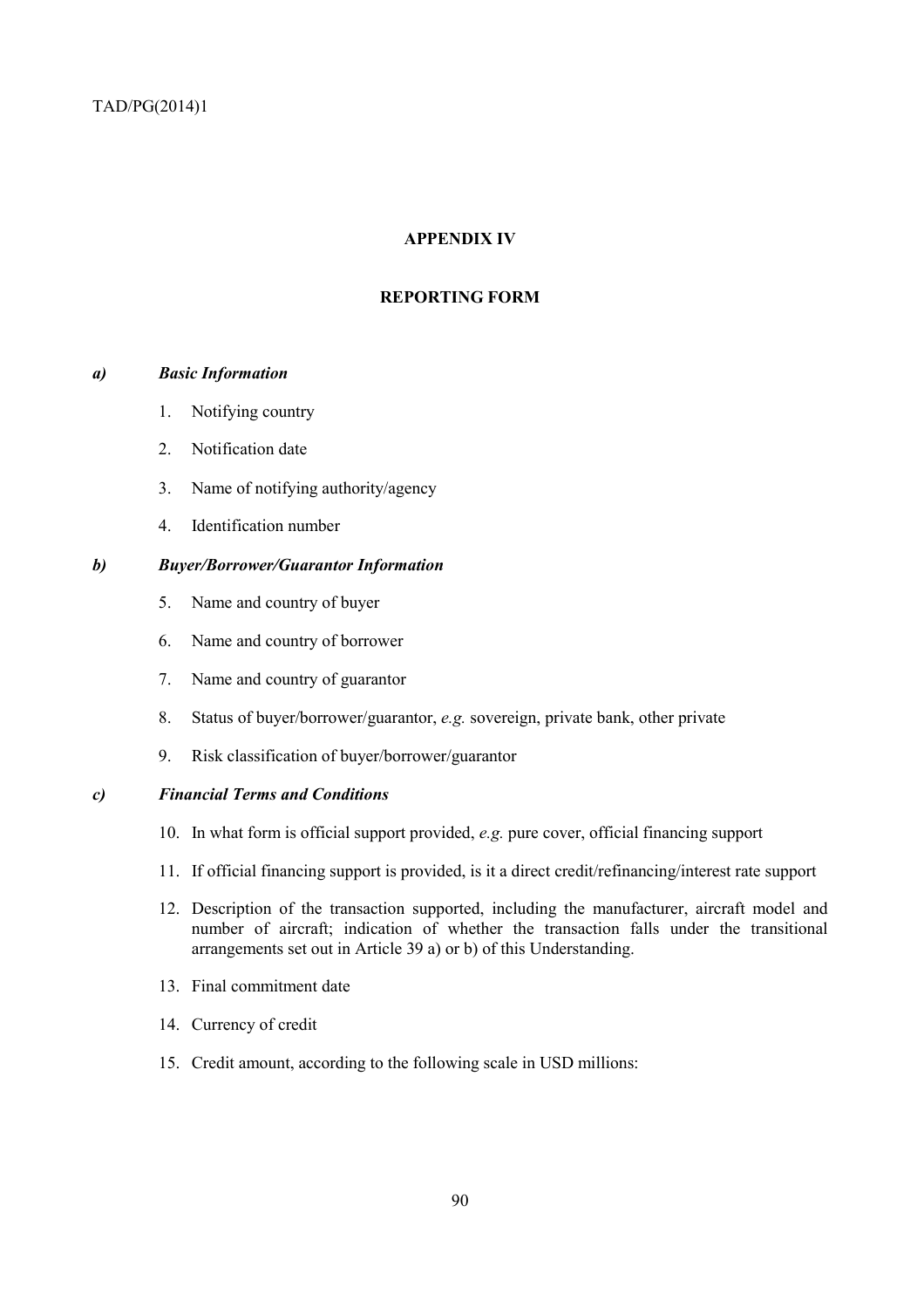## APPENDIX IV

## REPORTING FORM

### *a) Basic Information*

1. Notifying country
2. Notification date
3. Name of notifying authority/agency
4. Identification number

### *b) Buyer/Borrower/Guarantor Information*

5. Name and country of buyer
6. Name and country of borrower
7. Name and country of guarantor
8. Status of buyer/borrower/guarantor, *e.g.* sovereign, private bank, other private
9. Risk classification of buyer/borrower/guarantor

### *c) Financial Terms and Conditions*

10. In what form is official support provided, *e.g.* pure cover, official financing support
11. If official financing support is provided, is it a direct credit/refinancing/interest rate support
12. Description of the transaction supported, including the manufacturer, aircraft model and number of aircraft; indication of whether the transaction falls under the transitional arrangements set out in Article 39 a) or b) of this Understanding.
13. Final commitment date
14. Currency of credit
15. Credit amount, according to the following scale in USD millions: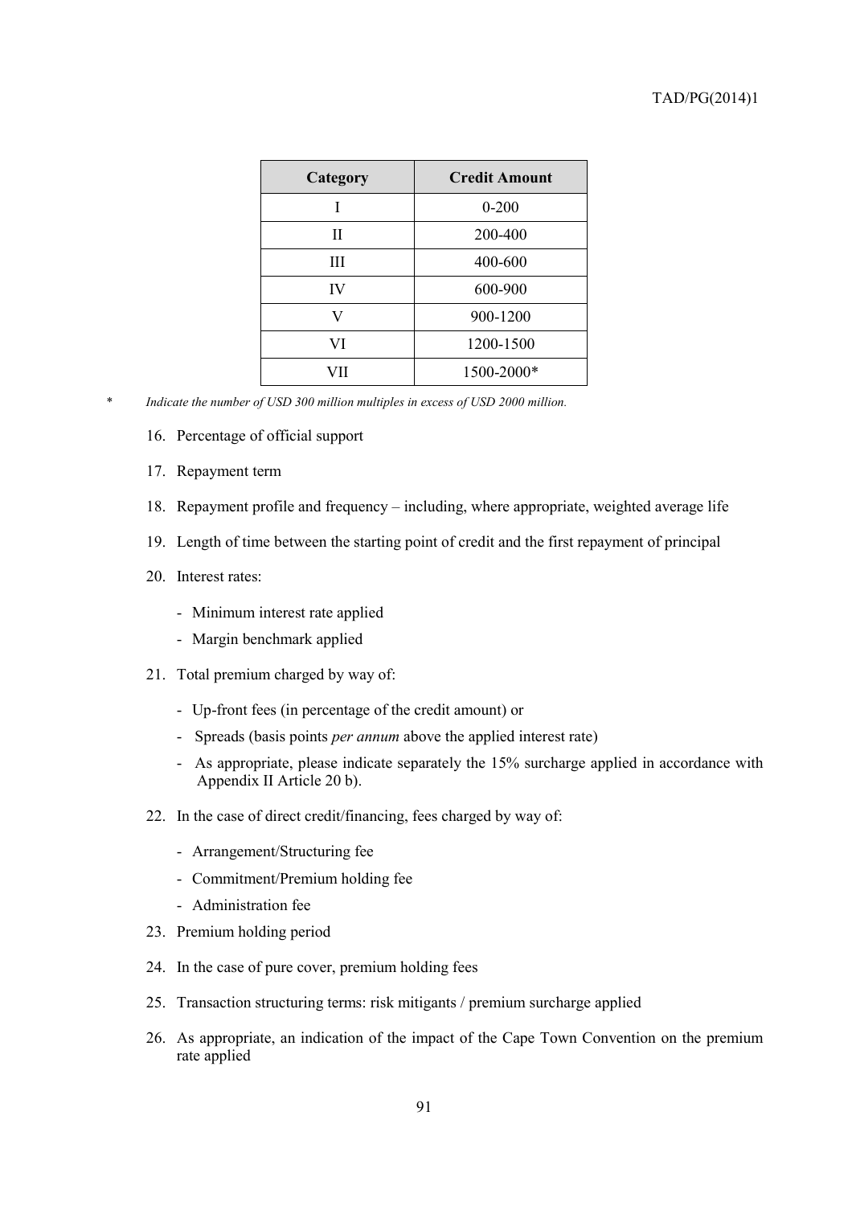| Category | Credit Amount |
|---|---|
| I | 0-200 |
| II | 200-400 |
| III | 400-600 |
| IV | 600-900 |
| V | 900-1200 |
| VI | 1200-1500 |
| VII | 1500-2000* |

\* *Indicate the number of USD 300 million multiples in excess of USD 2000 million.*

16. Percentage of official support

17. Repayment term

18. Repayment profile and frequency – including, where appropriate, weighted average life

19. Length of time between the starting point of credit and the first repayment of principal

20. Interest rates:

    - Minimum interest rate applied
    - Margin benchmark applied

21. Total premium charged by way of:

    - Up-front fees (in percentage of the credit amount) or
    - Spreads (basis points *per annum* above the applied interest rate)
    - As appropriate, please indicate separately the 15% surcharge applied in accordance with Appendix II Article 20 b).

22. In the case of direct credit/financing, fees charged by way of:

    - Arrangement/Structuring fee
    - Commitment/Premium holding fee
    - Administration fee

23. Premium holding period

24. In the case of pure cover, premium holding fees

25. Transaction structuring terms: risk mitigants / premium surcharge applied

26. As appropriate, an indication of the impact of the Cape Town Convention on the premium rate applied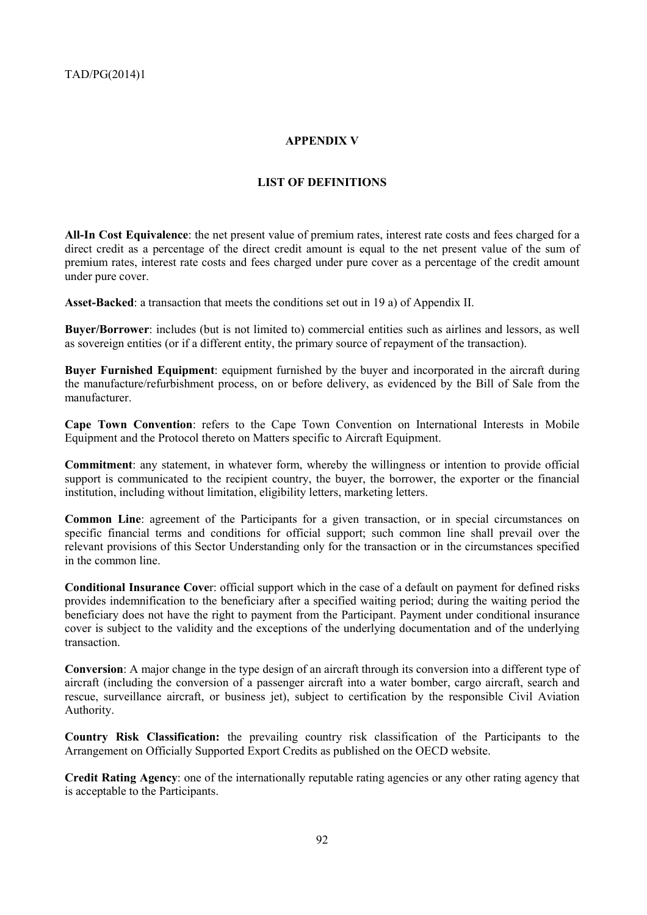## APPENDIX V

## LIST OF DEFINITIONS

**All-In Cost Equivalence**: the net present value of premium rates, interest rate costs and fees charged for a direct credit as a percentage of the direct credit amount is equal to the net present value of the sum of premium rates, interest rate costs and fees charged under pure cover as a percentage of the credit amount under pure cover.

**Asset-Backed**: a transaction that meets the conditions set out in 19 a) of Appendix II.

**Buyer/Borrower**: includes (but is not limited to) commercial entities such as airlines and lessors, as well as sovereign entities (or if a different entity, the primary source of repayment of the transaction).

**Buyer Furnished Equipment**: equipment furnished by the buyer and incorporated in the aircraft during the manufacture/refurbishment process, on or before delivery, as evidenced by the Bill of Sale from the manufacturer.

**Cape Town Convention**: refers to the Cape Town Convention on International Interests in Mobile Equipment and the Protocol thereto on Matters specific to Aircraft Equipment.

**Commitment**: any statement, in whatever form, whereby the willingness or intention to provide official support is communicated to the recipient country, the buyer, the borrower, the exporter or the financial institution, including without limitation, eligibility letters, marketing letters.

**Common Line**: agreement of the Participants for a given transaction, or in special circumstances on specific financial terms and conditions for official support; such common line shall prevail over the relevant provisions of this Sector Understanding only for the transaction or in the circumstances specified in the common line.

**Conditional Insurance Cover**: official support which in the case of a default on payment for defined risks provides indemnification to the beneficiary after a specified waiting period; during the waiting period the beneficiary does not have the right to payment from the Participant. Payment under conditional insurance cover is subject to the validity and the exceptions of the underlying documentation and of the underlying transaction.

**Conversion**: A major change in the type design of an aircraft through its conversion into a different type of aircraft (including the conversion of a passenger aircraft into a water bomber, cargo aircraft, search and rescue, surveillance aircraft, or business jet), subject to certification by the responsible Civil Aviation Authority.

**Country Risk Classification:** the prevailing country risk classification of the Participants to the Arrangement on Officially Supported Export Credits as published on the OECD website.

**Credit Rating Agency**: one of the internationally reputable rating agencies or any other rating agency that is acceptable to the Participants.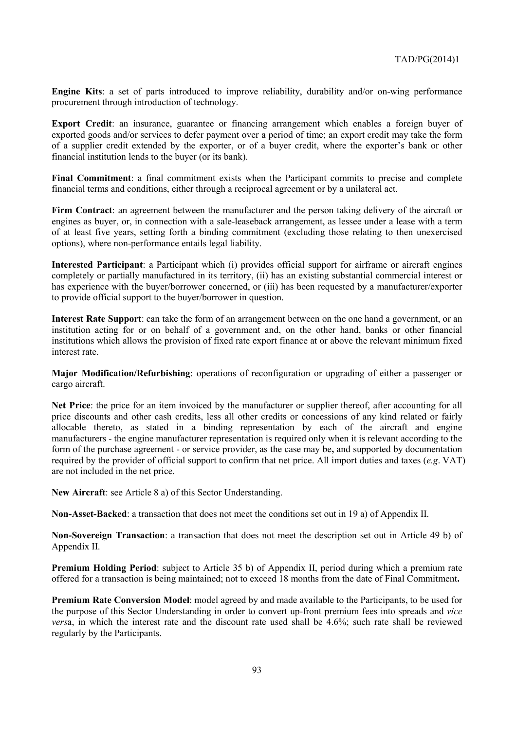**Engine Kits**: a set of parts introduced to improve reliability, durability and/or on-wing performance procurement through introduction of technology.

**Export Credit**: an insurance, guarantee or financing arrangement which enables a foreign buyer of exported goods and/or services to defer payment over a period of time; an export credit may take the form of a supplier credit extended by the exporter, or of a buyer credit, where the exporter's bank or other financial institution lends to the buyer (or its bank).

**Final Commitment**: a final commitment exists when the Participant commits to precise and complete financial terms and conditions, either through a reciprocal agreement or by a unilateral act.

**Firm Contract**: an agreement between the manufacturer and the person taking delivery of the aircraft or engines as buyer, or, in connection with a sale-leaseback arrangement, as lessee under a lease with a term of at least five years, setting forth a binding commitment (excluding those relating to then unexercised options), where non-performance entails legal liability.

**Interested Participant**: a Participant which (i) provides official support for airframe or aircraft engines completely or partially manufactured in its territory, (ii) has an existing substantial commercial interest or has experience with the buyer/borrower concerned, or (iii) has been requested by a manufacturer/exporter to provide official support to the buyer/borrower in question.

**Interest Rate Support**: can take the form of an arrangement between on the one hand a government, or an institution acting for or on behalf of a government and, on the other hand, banks or other financial institutions which allows the provision of fixed rate export finance at or above the relevant minimum fixed interest rate.

**Major Modification/Refurbishing**: operations of reconfiguration or upgrading of either a passenger or cargo aircraft.

**Net Price**: the price for an item invoiced by the manufacturer or supplier thereof, after accounting for all price discounts and other cash credits, less all other credits or concessions of any kind related or fairly allocable thereto, as stated in a binding representation by each of the aircraft and engine manufacturers - the engine manufacturer representation is required only when it is relevant according to the form of the purchase agreement - or service provider, as the case may be**,** and supported by documentation required by the provider of official support to confirm that net price. All import duties and taxes (*e.g*. VAT) are not included in the net price.

**New Aircraft**: see Article 8 a) of this Sector Understanding.

**Non-Asset-Backed**: a transaction that does not meet the conditions set out in 19 a) of Appendix II.

**Non-Sovereign Transaction**: a transaction that does not meet the description set out in Article 49 b) of Appendix II.

**Premium Holding Period**: subject to Article 35 b) of Appendix II, period during which a premium rate offered for a transaction is being maintained; not to exceed 18 months from the date of Final Commitment**.**

**Premium Rate Conversion Model**: model agreed by and made available to the Participants, to be used for the purpose of this Sector Understanding in order to convert up-front premium fees into spreads and *vice versa*, in which the interest rate and the discount rate used shall be 4.6%; such rate shall be reviewed regularly by the Participants.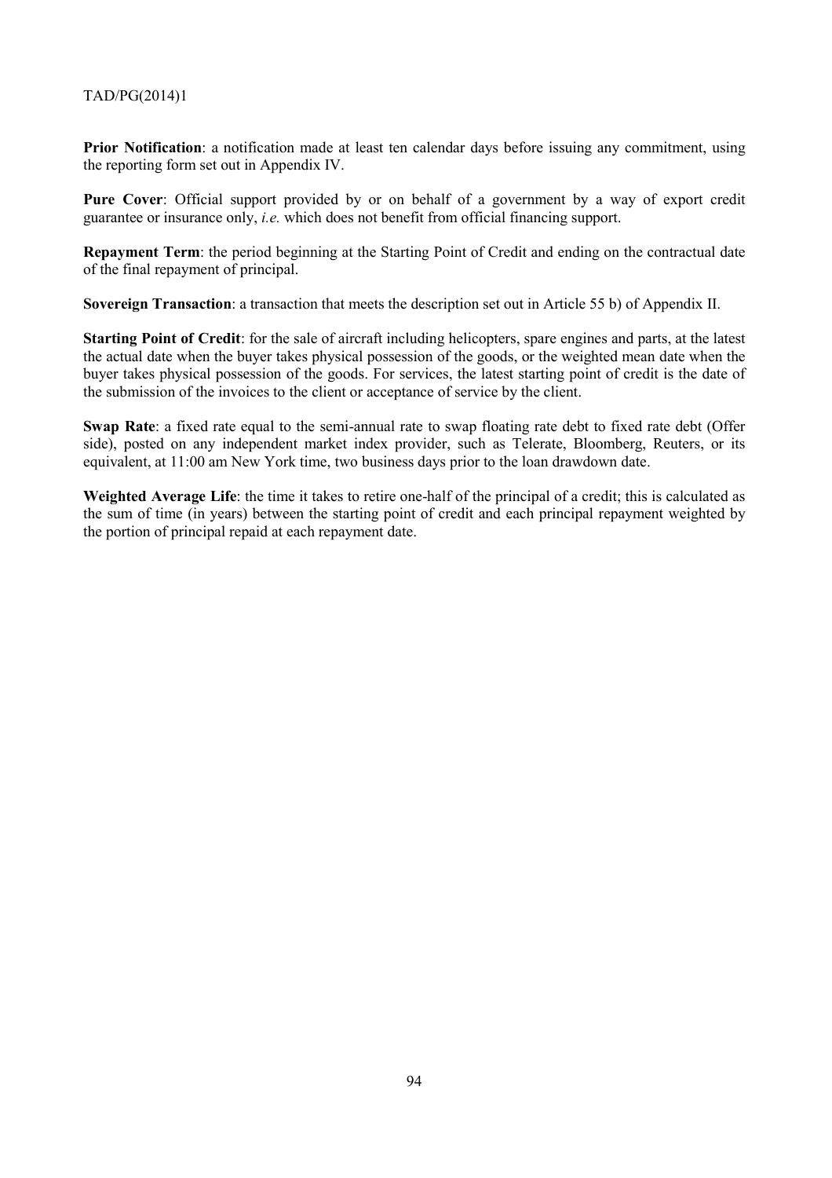**Prior Notification**: a notification made at least ten calendar days before issuing any commitment, using the reporting form set out in Appendix IV.

**Pure Cover**: Official support provided by or on behalf of a government by a way of export credit guarantee or insurance only, *i.e.* which does not benefit from official financing support.

**Repayment Term**: the period beginning at the Starting Point of Credit and ending on the contractual date of the final repayment of principal.

**Sovereign Transaction**: a transaction that meets the description set out in Article 55 b) of Appendix II.

**Starting Point of Credit**: for the sale of aircraft including helicopters, spare engines and parts, at the latest the actual date when the buyer takes physical possession of the goods, or the weighted mean date when the buyer takes physical possession of the goods. For services, the latest starting point of credit is the date of the submission of the invoices to the client or acceptance of service by the client.

**Swap Rate**: a fixed rate equal to the semi-annual rate to swap floating rate debt to fixed rate debt (Offer side), posted on any independent market index provider, such as Telerate, Bloomberg, Reuters, or its equivalent, at 11:00 am New York time, two business days prior to the loan drawdown date.

**Weighted Average Life**: the time it takes to retire one-half of the principal of a credit; this is calculated as the sum of time (in years) between the starting point of credit and each principal repayment weighted by the portion of principal repaid at each repayment date.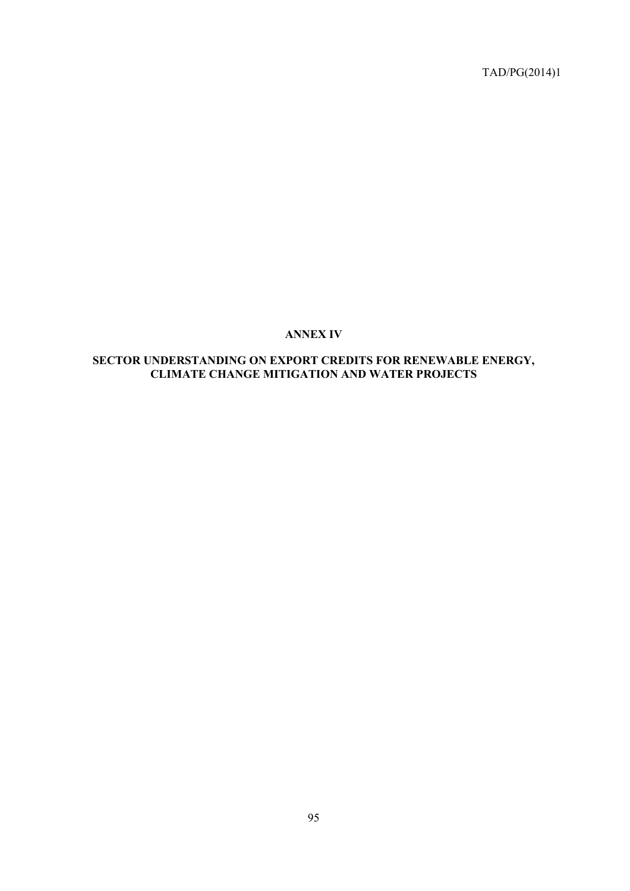# ANNEX IV

## SECTOR UNDERSTANDING ON EXPORT CREDITS FOR RENEWABLE ENERGY, CLIMATE CHANGE MITIGATION AND WATER PROJECTS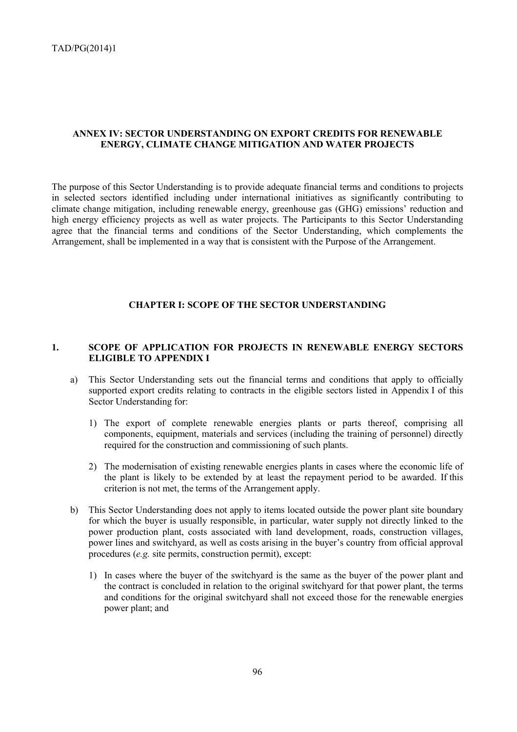## ANNEX IV: SECTOR UNDERSTANDING ON EXPORT CREDITS FOR RENEWABLE ENERGY, CLIMATE CHANGE MITIGATION AND WATER PROJECTS

The purpose of this Sector Understanding is to provide adequate financial terms and conditions to projects in selected sectors identified including under international initiatives as significantly contributing to climate change mitigation, including renewable energy, greenhouse gas (GHG) emissions' reduction and high energy efficiency projects as well as water projects. The Participants to this Sector Understanding agree that the financial terms and conditions of the Sector Understanding, which complements the Arrangement, shall be implemented in a way that is consistent with the Purpose of the Arrangement.

### CHAPTER I: SCOPE OF THE SECTOR UNDERSTANDING

#### 1. SCOPE OF APPLICATION FOR PROJECTS IN RENEWABLE ENERGY SECTORS ELIGIBLE TO APPENDIX I

a) This Sector Understanding sets out the financial terms and conditions that apply to officially supported export credits relating to contracts in the eligible sectors listed in Appendix I of this Sector Understanding for:

  1) The export of complete renewable energies plants or parts thereof, comprising all components, equipment, materials and services (including the training of personnel) directly required for the construction and commissioning of such plants.

  2) The modernisation of existing renewable energies plants in cases where the economic life of the plant is likely to be extended by at least the repayment period to be awarded. If this criterion is not met, the terms of the Arrangement apply.

b) This Sector Understanding does not apply to items located outside the power plant site boundary for which the buyer is usually responsible, in particular, water supply not directly linked to the power production plant, costs associated with land development, roads, construction villages, power lines and switchyard, as well as costs arising in the buyer's country from official approval procedures (*e.g.* site permits, construction permit), except:

  1) In cases where the buyer of the switchyard is the same as the buyer of the power plant and the contract is concluded in relation to the original switchyard for that power plant, the terms and conditions for the original switchyard shall not exceed those for the renewable energies power plant; and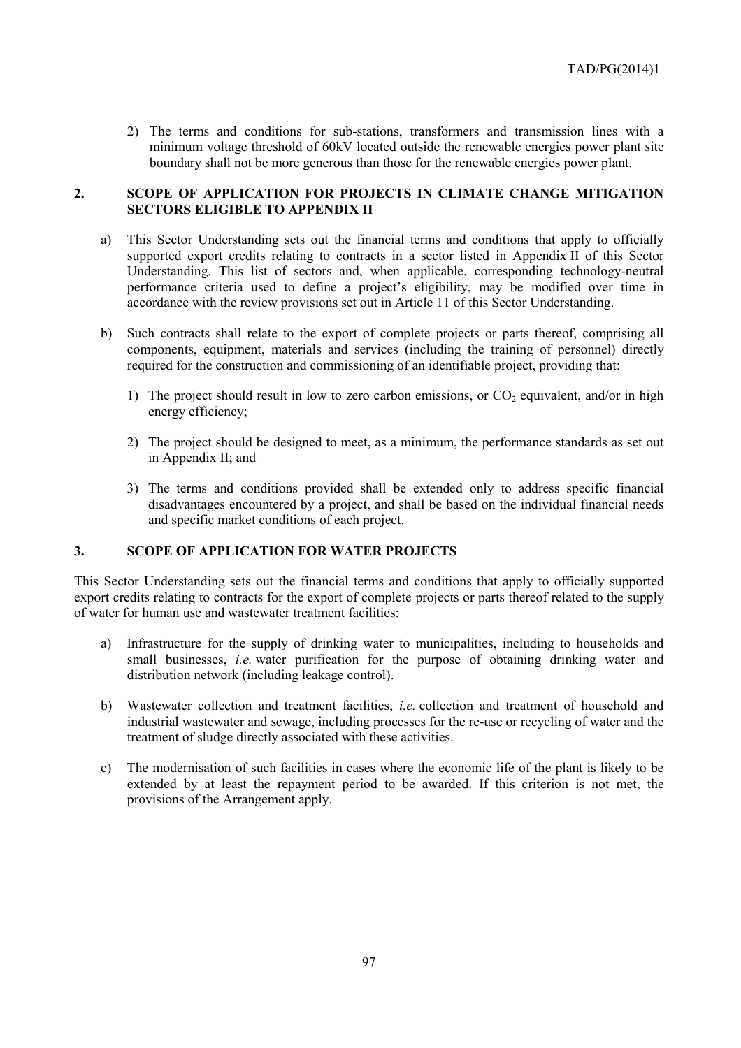2) The terms and conditions for sub-stations, transformers and transmission lines with a minimum voltage threshold of 60kV located outside the renewable energies power plant site boundary shall not be more generous than those for the renewable energies power plant.

## 2. SCOPE OF APPLICATION FOR PROJECTS IN CLIMATE CHANGE MITIGATION SECTORS ELIGIBLE TO APPENDIX II

a) This Sector Understanding sets out the financial terms and conditions that apply to officially supported export credits relating to contracts in a sector listed in Appendix II of this Sector Understanding. This list of sectors and, when applicable, corresponding technology-neutral performance criteria used to define a project's eligibility, may be modified over time in accordance with the review provisions set out in Article 11 of this Sector Understanding.

b) Such contracts shall relate to the export of complete projects or parts thereof, comprising all components, equipment, materials and services (including the training of personnel) directly required for the construction and commissioning of an identifiable project, providing that:

   1) The project should result in low to zero carbon emissions, or $CO_2$ equivalent, and/or in high energy efficiency;

   2) The project should be designed to meet, as a minimum, the performance standards as set out in Appendix II; and

   3) The terms and conditions provided shall be extended only to address specific financial disadvantages encountered by a project, and shall be based on the individual financial needs and specific market conditions of each project.

## 3. SCOPE OF APPLICATION FOR WATER PROJECTS

This Sector Understanding sets out the financial terms and conditions that apply to officially supported export credits relating to contracts for the export of complete projects or parts thereof related to the supply of water for human use and wastewater treatment facilities:

a) Infrastructure for the supply of drinking water to municipalities, including to households and small businesses, *i.e.* water purification for the purpose of obtaining drinking water and distribution network (including leakage control).

b) Wastewater collection and treatment facilities, *i.e.* collection and treatment of household and industrial wastewater and sewage, including processes for the re-use or recycling of water and the treatment of sludge directly associated with these activities.

c) The modernisation of such facilities in cases where the economic life of the plant is likely to be extended by at least the repayment period to be awarded. If this criterion is not met, the provisions of the Arrangement apply.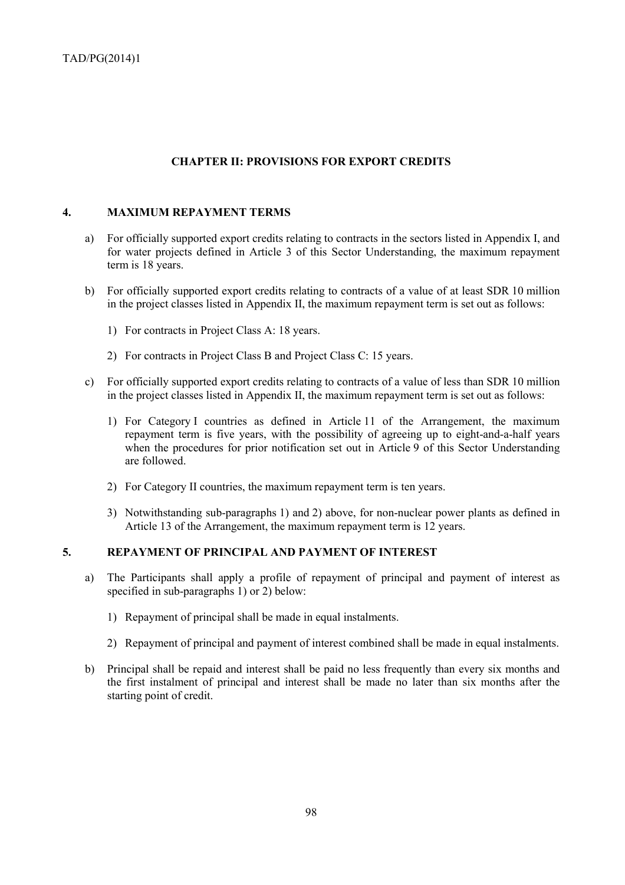## CHAPTER II: PROVISIONS FOR EXPORT CREDITS

### 4. MAXIMUM REPAYMENT TERMS

a) For officially supported export credits relating to contracts in the sectors listed in Appendix I, and for water projects defined in Article 3 of this Sector Understanding, the maximum repayment term is 18 years.

b) For officially supported export credits relating to contracts of a value of at least SDR 10 million in the project classes listed in Appendix II, the maximum repayment term is set out as follows:

   1) For contracts in Project Class A: 18 years.

   2) For contracts in Project Class B and Project Class C: 15 years.

c) For officially supported export credits relating to contracts of a value of less than SDR 10 million in the project classes listed in Appendix II, the maximum repayment term is set out as follows:

   1) For Category I countries as defined in Article 11 of the Arrangement, the maximum repayment term is five years, with the possibility of agreeing up to eight-and-a-half years when the procedures for prior notification set out in Article 9 of this Sector Understanding are followed.

   2) For Category II countries, the maximum repayment term is ten years.

   3) Notwithstanding sub-paragraphs 1) and 2) above, for non-nuclear power plants as defined in Article 13 of the Arrangement, the maximum repayment term is 12 years.

### 5. REPAYMENT OF PRINCIPAL AND PAYMENT OF INTEREST

a) The Participants shall apply a profile of repayment of principal and payment of interest as specified in sub-paragraphs 1) or 2) below:

   1) Repayment of principal shall be made in equal instalments.

   2) Repayment of principal and payment of interest combined shall be made in equal instalments.

b) Principal shall be repaid and interest shall be paid no less frequently than every six months and the first instalment of principal and interest shall be made no later than six months after the starting point of credit.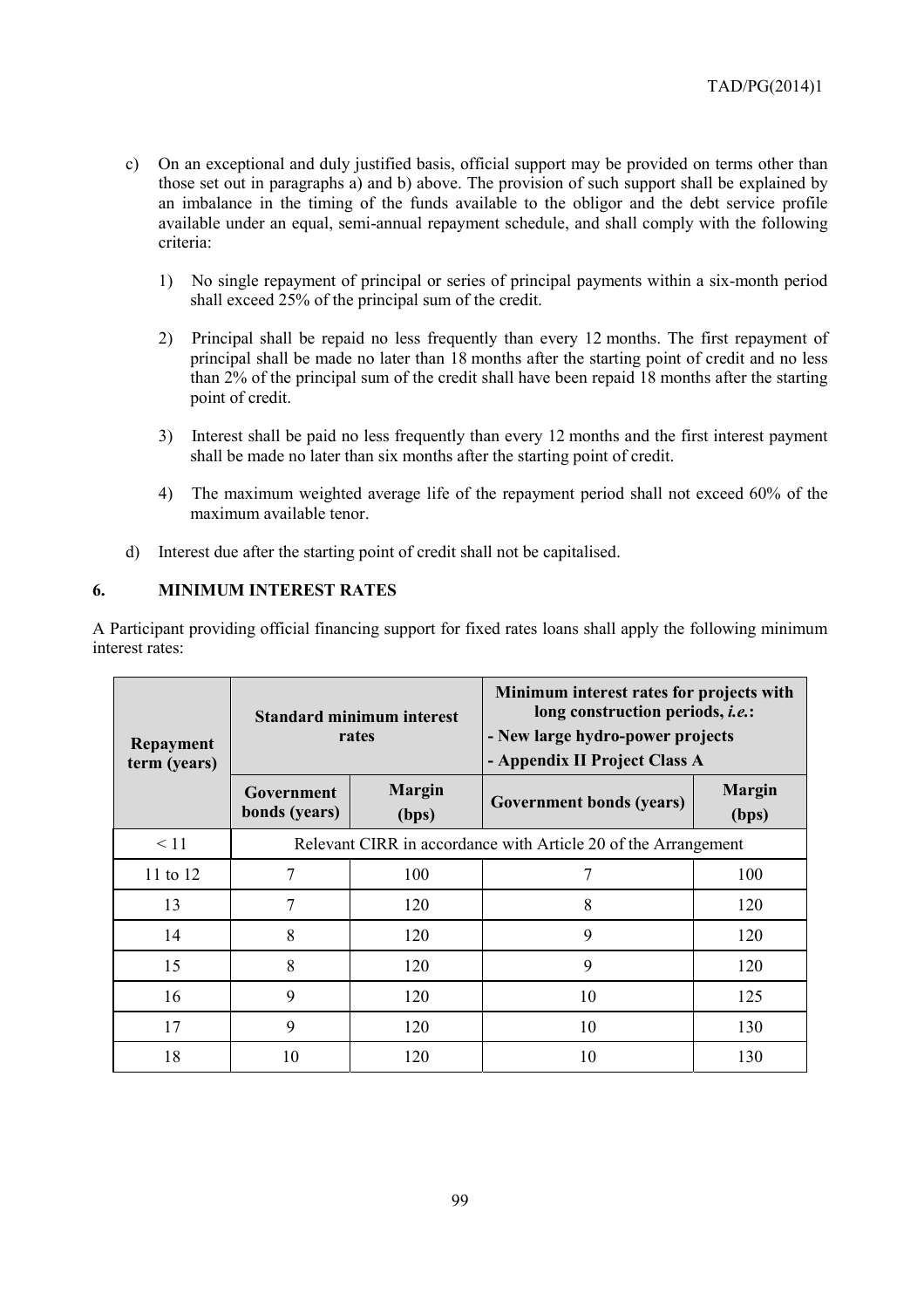c) On an exceptional and duly justified basis, official support may be provided on terms other than those set out in paragraphs a) and b) above. The provision of such support shall be explained by an imbalance in the timing of the funds available to the obligor and the debt service profile available under an equal, semi-annual repayment schedule, and shall comply with the following criteria:

   1) No single repayment of principal or series of principal payments within a six-month period shall exceed 25% of the principal sum of the credit.

   2) Principal shall be repaid no less frequently than every 12 months. The first repayment of principal shall be made no later than 18 months after the starting point of credit and no less than 2% of the principal sum of the credit shall have been repaid 18 months after the starting point of credit.

   3) Interest shall be paid no less frequently than every 12 months and the first interest payment shall be made no later than six months after the starting point of credit.

   4) The maximum weighted average life of the repayment period shall not exceed 60% of the maximum available tenor.

d) Interest due after the starting point of credit shall not be capitalised.

## 6. MINIMUM INTEREST RATES

A Participant providing official financing support for fixed rates loans shall apply the following minimum interest rates:

| Repayment term (years) | Standard minimum interest rates | | Minimum interest rates for projects with long construction periods, *i.e.*: - New large hydro-power projects - Appendix II Project Class A | |
|---|---|---|---|---|
| | Government bonds (years) | Margin (bps) | Government bonds (years) | Margin (bps) |
| < 11 | Relevant CIRR in accordance with Article 20 of the Arrangement | | | |
| 11 to 12 | 7 | 100 | 7 | 100 |
| 13 | 7 | 120 | 8 | 120 |
| 14 | 8 | 120 | 9 | 120 |
| 15 | 8 | 120 | 9 | 120 |
| 16 | 9 | 120 | 10 | 125 |
| 17 | 9 | 120 | 10 | 130 |
| 18 | 10 | 120 | 10 | 130 |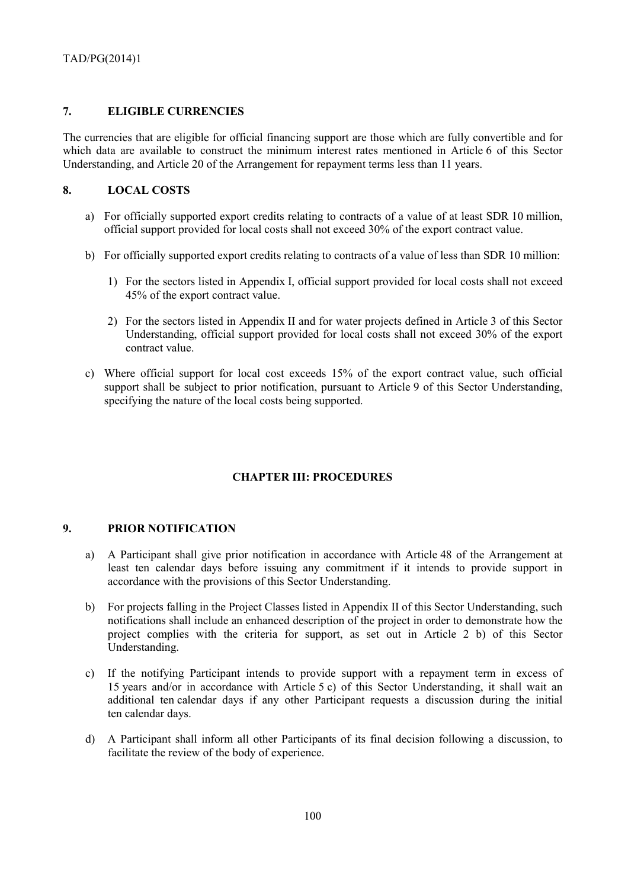## 7. ELIGIBLE CURRENCIES

The currencies that are eligible for official financing support are those which are fully convertible and for which data are available to construct the minimum interest rates mentioned in Article 6 of this Sector Understanding, and Article 20 of the Arrangement for repayment terms less than 11 years.

## 8. LOCAL COSTS

a) For officially supported export credits relating to contracts of a value of at least SDR 10 million, official support provided for local costs shall not exceed 30% of the export contract value.

b) For officially supported export credits relating to contracts of a value of less than SDR 10 million:

   1) For the sectors listed in Appendix I, official support provided for local costs shall not exceed 45% of the export contract value.

   2) For the sectors listed in Appendix II and for water projects defined in Article 3 of this Sector Understanding, official support provided for local costs shall not exceed 30% of the export contract value.

c) Where official support for local cost exceeds 15% of the export contract value, such official support shall be subject to prior notification, pursuant to Article 9 of this Sector Understanding, specifying the nature of the local costs being supported.

# CHAPTER III: PROCEDURES

## 9. PRIOR NOTIFICATION

a) A Participant shall give prior notification in accordance with Article 48 of the Arrangement at least ten calendar days before issuing any commitment if it intends to provide support in accordance with the provisions of this Sector Understanding.

b) For projects falling in the Project Classes listed in Appendix II of this Sector Understanding, such notifications shall include an enhanced description of the project in order to demonstrate how the project complies with the criteria for support, as set out in Article 2 b) of this Sector Understanding.

c) If the notifying Participant intends to provide support with a repayment term in excess of 15 years and/or in accordance with Article 5 c) of this Sector Understanding, it shall wait an additional ten calendar days if any other Participant requests a discussion during the initial ten calendar days.

d) A Participant shall inform all other Participants of its final decision following a discussion, to facilitate the review of the body of experience.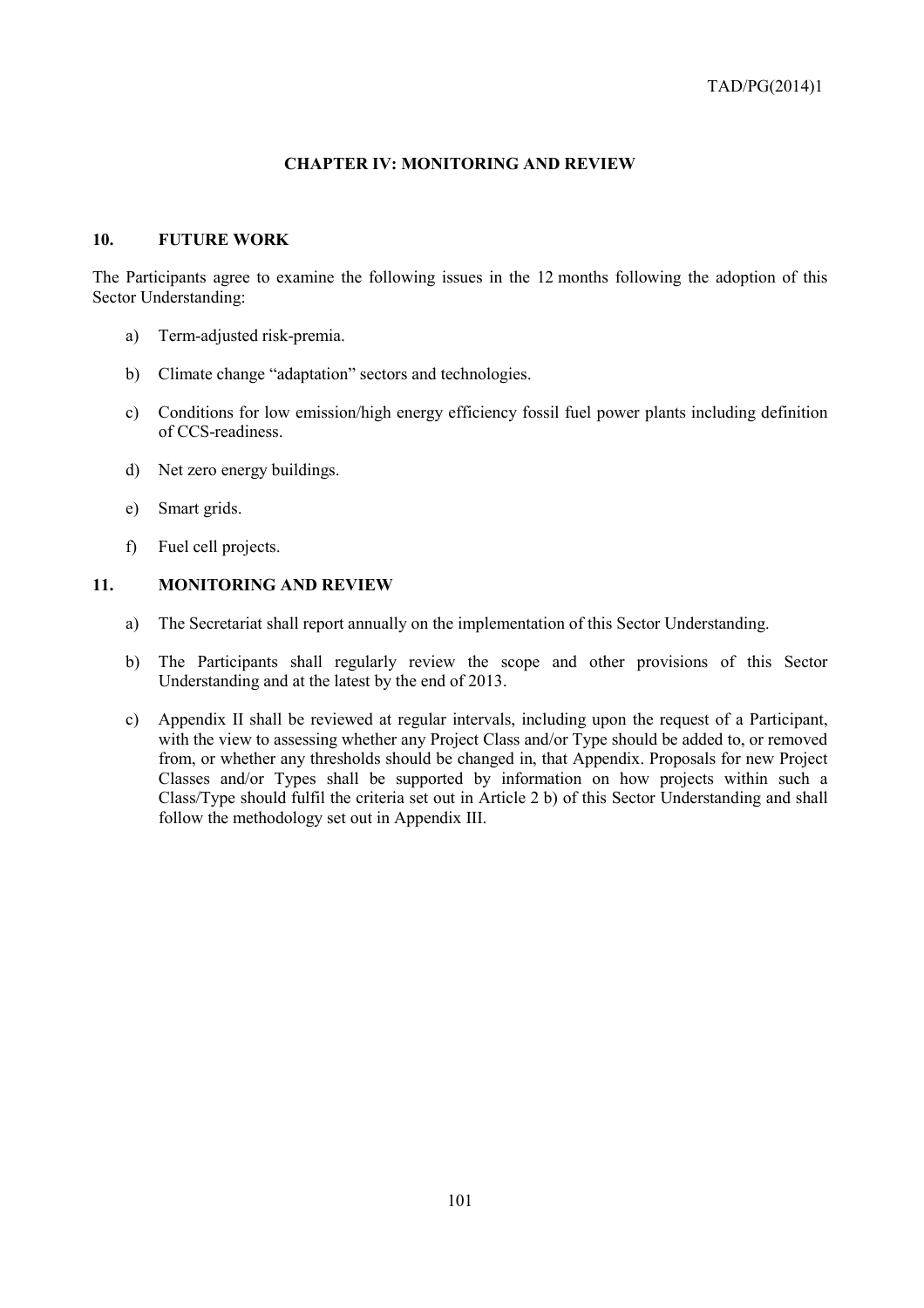## CHAPTER IV: MONITORING AND REVIEW

### 10. FUTURE WORK

The Participants agree to examine the following issues in the 12 months following the adoption of this Sector Understanding:

a) Term-adjusted risk-premia.

b) Climate change "adaptation" sectors and technologies.

c) Conditions for low emission/high energy efficiency fossil fuel power plants including definition of CCS-readiness.

d) Net zero energy buildings.

e) Smart grids.

f) Fuel cell projects.

### 11. MONITORING AND REVIEW

a) The Secretariat shall report annually on the implementation of this Sector Understanding.

b) The Participants shall regularly review the scope and other provisions of this Sector Understanding and at the latest by the end of 2013.

c) Appendix II shall be reviewed at regular intervals, including upon the request of a Participant, with the view to assessing whether any Project Class and/or Type should be added to, or removed from, or whether any thresholds should be changed in, that Appendix. Proposals for new Project Classes and/or Types shall be supported by information on how projects within such a Class/Type should fulfil the criteria set out in Article 2 b) of this Sector Understanding and shall follow the methodology set out in Appendix III.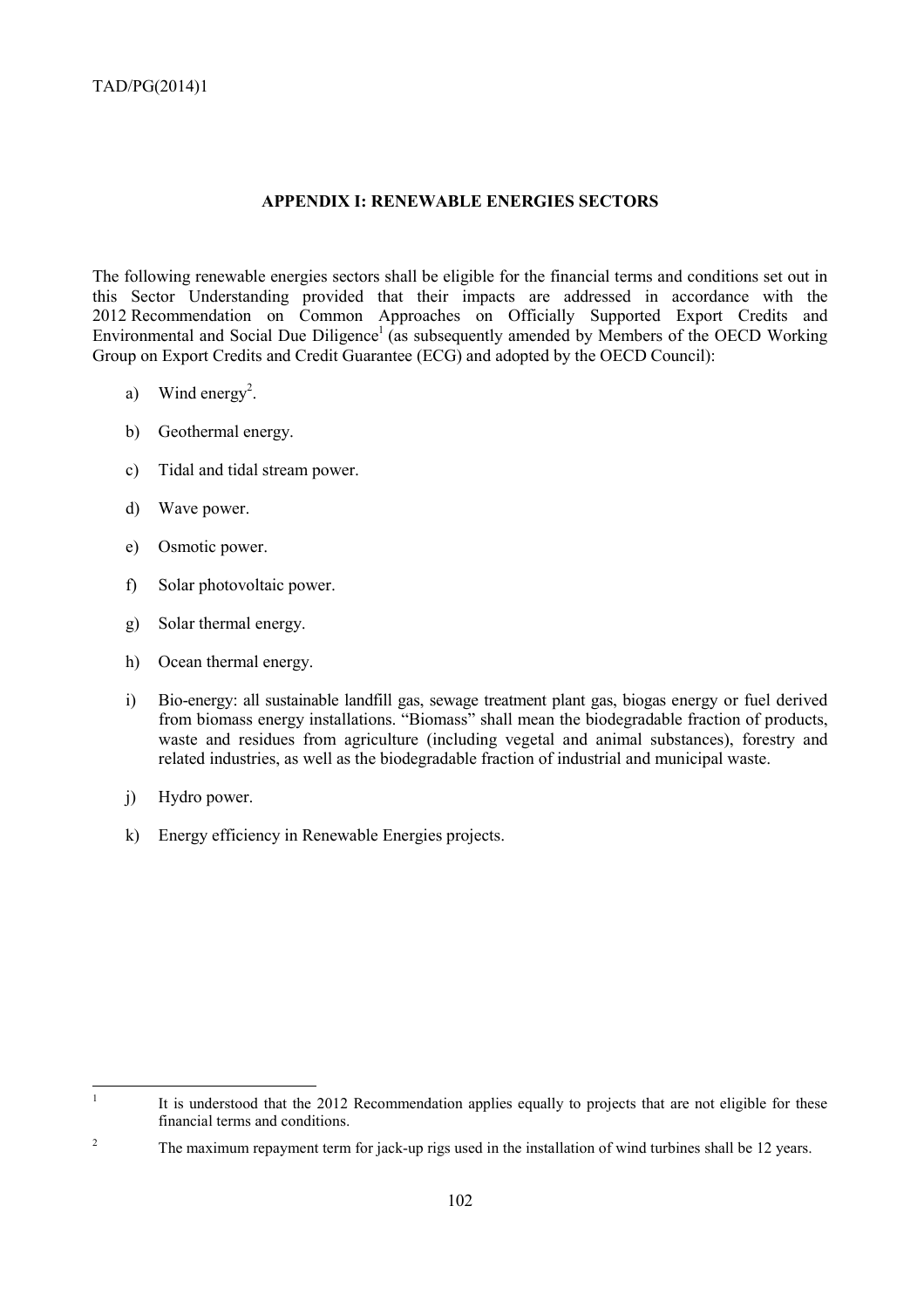## APPENDIX I: RENEWABLE ENERGIES SECTORS

The following renewable energies sectors shall be eligible for the financial terms and conditions set out in this Sector Understanding provided that their impacts are addressed in accordance with the 2012 Recommendation on Common Approaches on Officially Supported Export Credits and Environmental and Social Due Diligence[1] (as subsequently amended by Members of the OECD Working Group on Export Credits and Credit Guarantee (ECG) and adopted by the OECD Council):

a) Wind energy[2].

b) Geothermal energy.

c) Tidal and tidal stream power.

d) Wave power.

e) Osmotic power.

f) Solar photovoltaic power.

g) Solar thermal energy.

h) Ocean thermal energy.

i) Bio-energy: all sustainable landfill gas, sewage treatment plant gas, biogas energy or fuel derived from biomass energy installations. "Biomass" shall mean the biodegradable fraction of products, waste and residues from agriculture (including vegetal and animal substances), forestry and related industries, as well as the biodegradable fraction of industrial and municipal waste.

j) Hydro power.

k) Energy efficiency in Renewable Energies projects.

---

[1] It is understood that the 2012 Recommendation applies equally to projects that are not eligible for these financial terms and conditions.

[2] The maximum repayment term for jack-up rigs used in the installation of wind turbines shall be 12 years.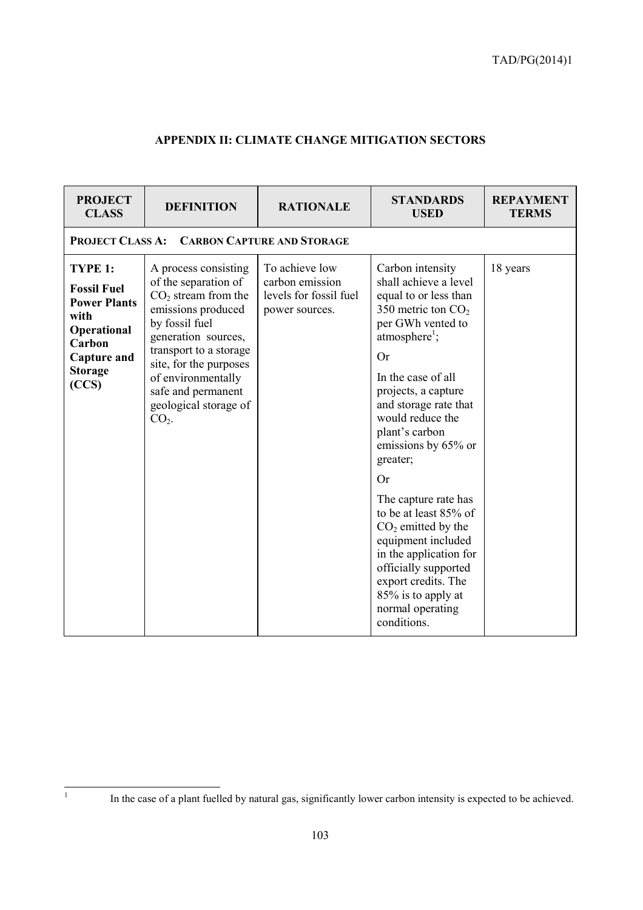## APPENDIX II: CLIMATE CHANGE MITIGATION SECTORS

| PROJECT CLASS | DEFINITION | RATIONALE | STANDARDS USED | REPAYMENT TERMS |
|---|---|---|---|---|
| **PROJECT CLASS A: CARBON CAPTURE AND STORAGE** | | | | |
| **TYPE 1: Fossil Fuel Power Plants with Operational Carbon Capture and Storage (CCS)** | A process consisting of the separation of $CO_2$ stream from the emissions produced by fossil fuel generation sources, transport to a storage site, for the purposes of environmentally safe and permanent geological storage of $CO_2$. | To achieve low carbon emission levels for fossil fuel power sources. | Carbon intensity shall achieve a level equal to or less than 350 metric ton $CO_2$ per GWh vented to atmosphere[1];<br><br>Or<br><br>In the case of all projects, a capture and storage rate that would reduce the plant's carbon emissions by 65% or greater;<br><br>Or<br><br>The capture rate has to be at least 85% of $CO_2$ emitted by the equipment included in the application for officially supported export credits. The 85% is to apply at normal operating conditions. | 18 years |

[1] In the case of a plant fuelled by natural gas, significantly lower carbon intensity is expected to be achieved.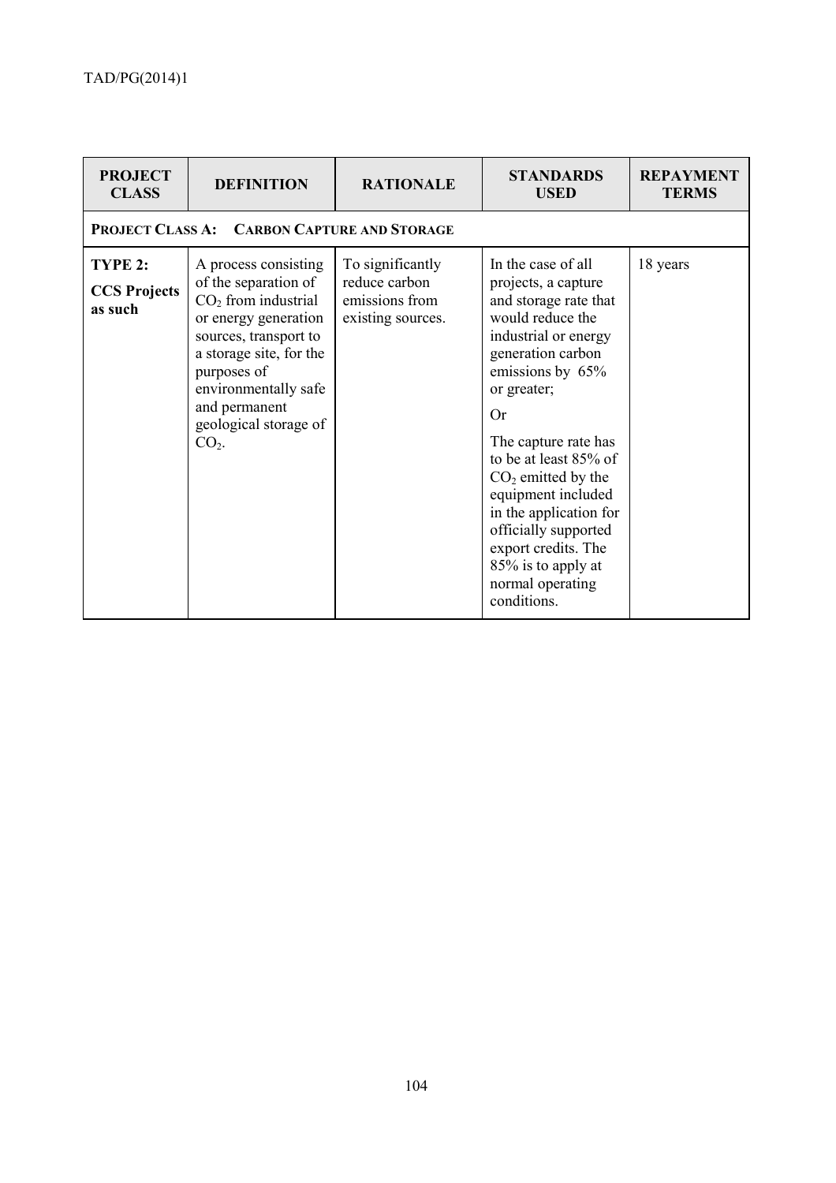| PROJECT CLASS | DEFINITION | RATIONALE | STANDARDS USED | REPAYMENT TERMS |
|---|---|---|---|---|
| **PROJECT CLASS A: CARBON CAPTURE AND STORAGE** | | | | |
| **TYPE 2: CCS Projects as such** | A process consisting of the separation of $CO_2$ from industrial or energy generation sources, transport to a storage site, for the purposes of environmentally safe and permanent geological storage of $CO_2$. | To significantly reduce carbon emissions from existing sources. | In the case of all projects, a capture and storage rate that would reduce the industrial or energy generation carbon emissions by 65% or greater;<br><br>Or<br><br>The capture rate has to be at least 85% of $CO_2$ emitted by the equipment included in the application for officially supported export credits. The 85% is to apply at normal operating conditions. | 18 years |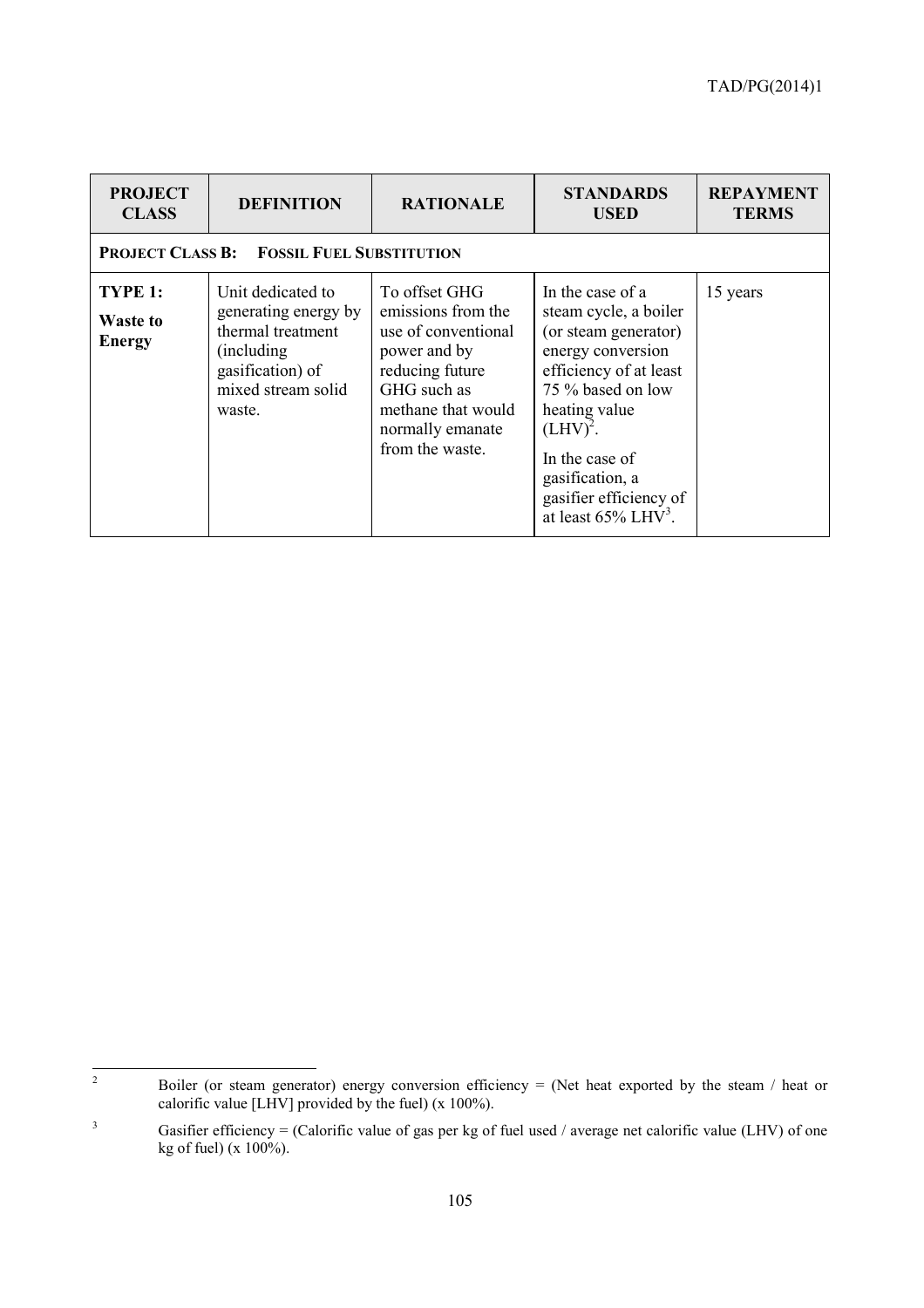| PROJECT CLASS | DEFINITION | RATIONALE | STANDARDS USED | REPAYMENT TERMS |
|---|---|---|---|---|
| **PROJECT CLASS B: FOSSIL FUEL SUBSTITUTION** | | | | |
| **TYPE 1: Waste to Energy** | Unit dedicated to generating energy by thermal treatment (including gasification) of mixed stream solid waste. | To offset GHG emissions from the use of conventional power and by reducing future GHG such as methane that would normally emanate from the waste. | In the case of a steam cycle, a boiler (or steam generator) energy conversion efficiency of at least 75 % based on low heating value (LHV)[2].<br><br>In the case of gasification, a gasifier efficiency of at least 65% LHV[3]. | 15 years |

[2] Boiler (or steam generator) energy conversion efficiency = (Net heat exported by the steam / heat or calorific value [LHV] provided by the fuel) (x 100%).

[3] Gasifier efficiency = (Calorific value of gas per kg of fuel used / average net calorific value (LHV) of one kg of fuel) (x 100%).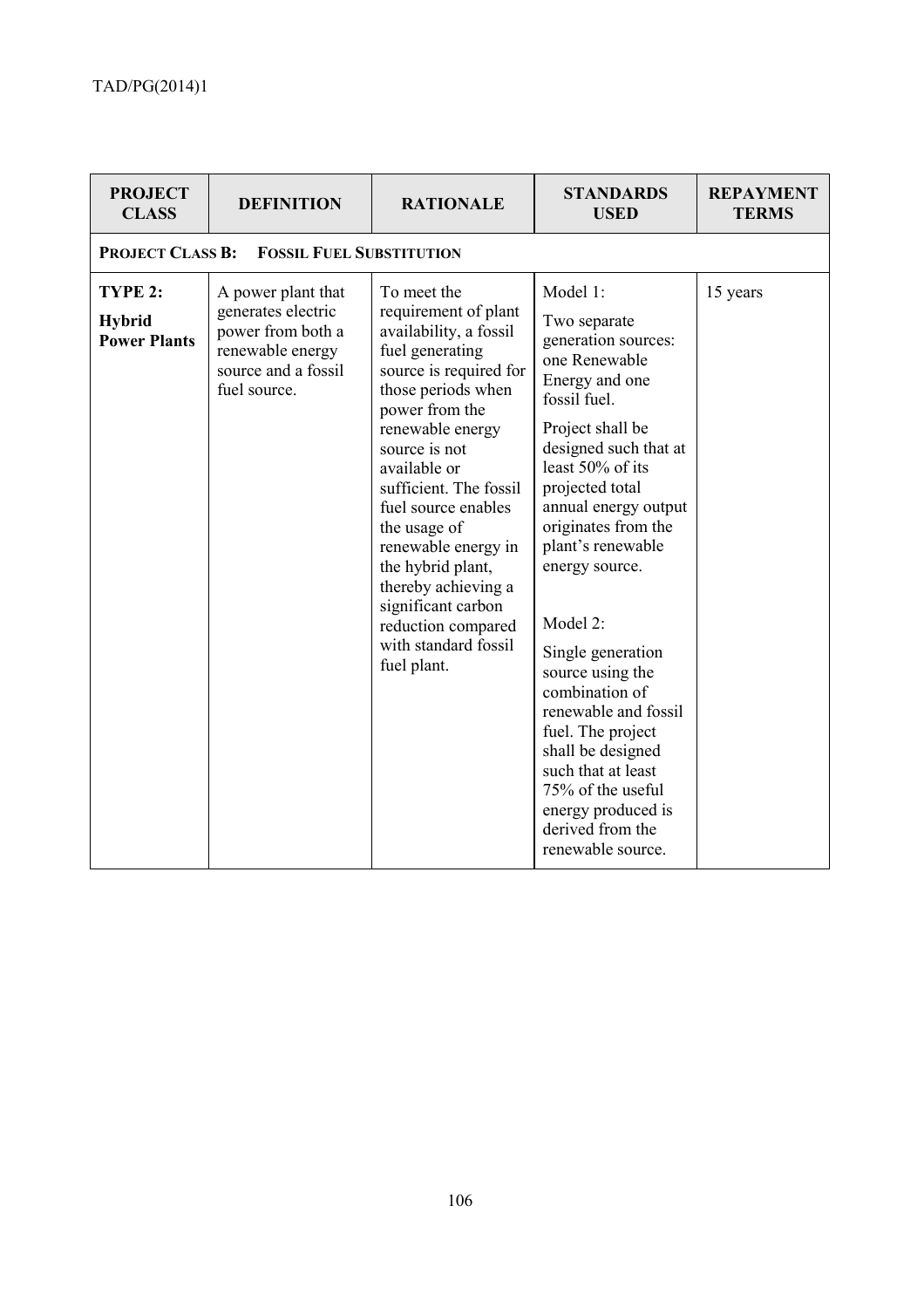| PROJECT CLASS | DEFINITION | RATIONALE | STANDARDS USED | REPAYMENT TERMS |
|---|---|---|---|---|
| **PROJECT CLASS B: FOSSIL FUEL SUBSTITUTION** | | | | |
| **TYPE 2: Hybrid Power Plants** | A power plant that generates electric power from both a renewable energy source and a fossil fuel source. | To meet the requirement of plant availability, a fossil fuel generating source is required for those periods when power from the renewable energy source is not available or sufficient. The fossil fuel source enables the usage of renewable energy in the hybrid plant, thereby achieving a significant carbon reduction compared with standard fossil fuel plant. | Model 1: Two separate generation sources: one Renewable Energy and one fossil fuel. Project shall be designed such that at least 50% of its projected total annual energy output originates from the plant's renewable energy source. Model 2: Single generation source using the combination of renewable and fossil fuel. The project shall be designed such that at least 75% of the useful energy produced is derived from the renewable source. | 15 years |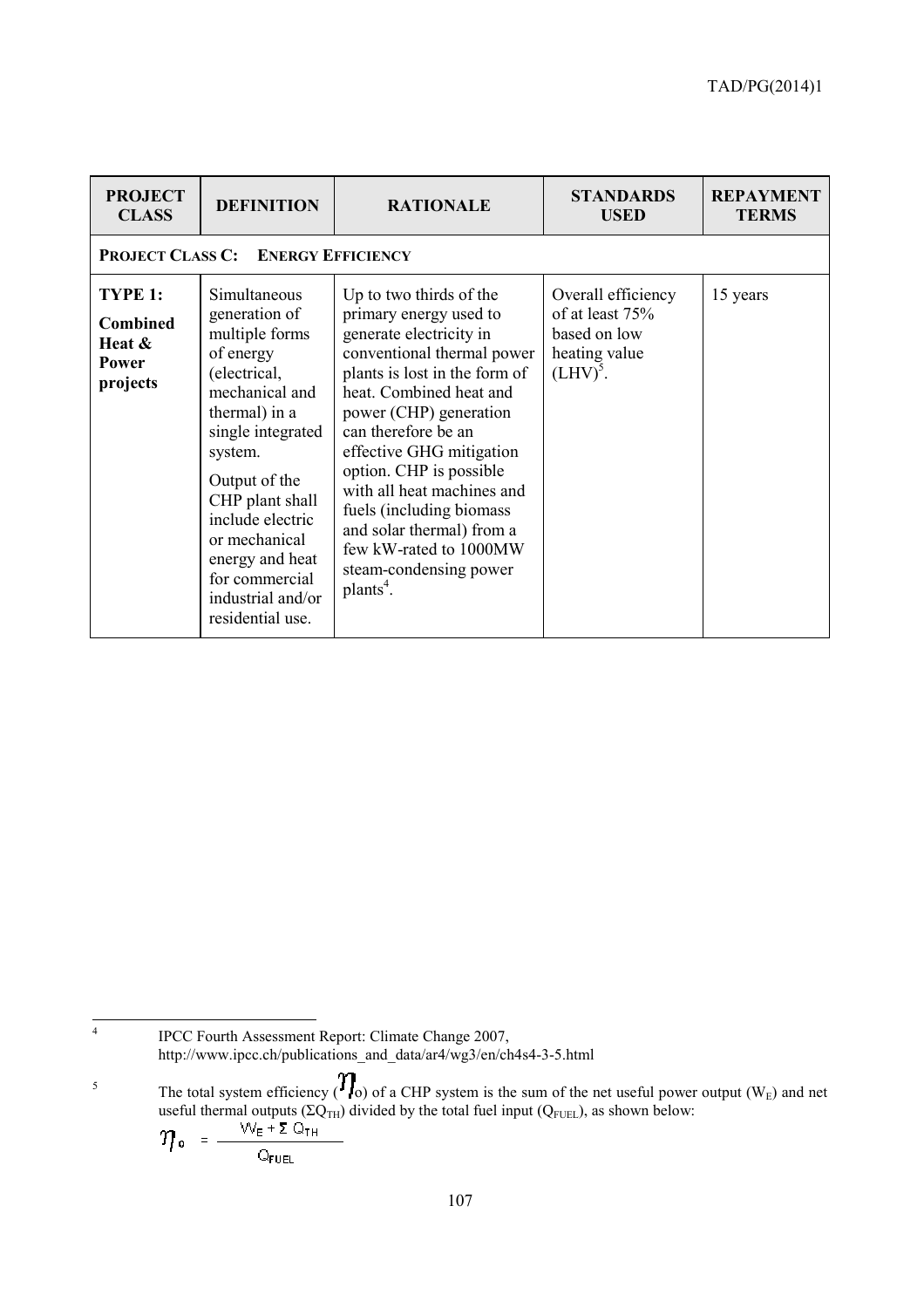| PROJECT CLASS | DEFINITION | RATIONALE | STANDARDS USED | REPAYMENT TERMS |
|---|---|---|---|---|
| **PROJECT CLASS C: ENERGY EFFICIENCY** | | | | |
| **TYPE 1: Combined Heat & Power projects** | Simultaneous generation of multiple forms of energy (electrical, mechanical and thermal) in a single integrated system. Output of the CHP plant shall include electric or mechanical energy and heat for commercial industrial and/or residential use. | Up to two thirds of the primary energy used to generate electricity in conventional thermal power plants is lost in the form of heat. Combined heat and power (CHP) generation can therefore be an effective GHG mitigation option. CHP is possible with all heat machines and fuels (including biomass and solar thermal) from a few kW-rated to 1000MW steam-condensing power plants[4]. | Overall efficiency of at least 75% based on low heating value (LHV)[5]. | 15 years |

[4] IPCC Fourth Assessment Report: Climate Change 2007, http://www.ipcc.ch/publications_and_data/ar4/wg3/en/ch4s4-3-5.html

[5] The total system efficiency ($\eta_o$) of a CHP system is the sum of the net useful power output ($W_E$) and net useful thermal outputs ($\Sigma Q_{TH}$) divided by the total fuel input ($Q_{FUEL}$), as shown below:

$$\eta_o = \frac{W_E + \Sigma Q_{TH}}{Q_{FUEL}}$$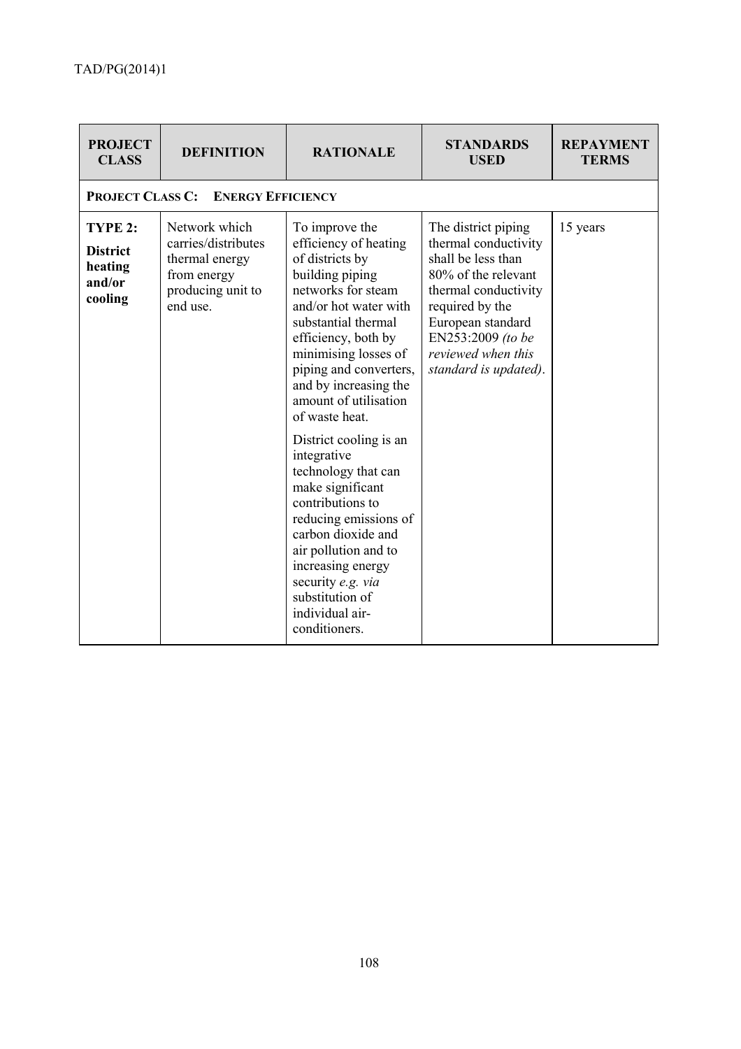| PROJECT CLASS | DEFINITION | RATIONALE | STANDARDS USED | REPAYMENT TERMS |
|---|---|---|---|---|
| **PROJECT CLASS C: ENERGY EFFICIENCY** | | | | |
| **TYPE 2: District heating and/or cooling** | Network which carries/distributes thermal energy from energy producing unit to end use. | To improve the efficiency of heating of districts by building piping networks for steam and/or hot water with substantial thermal efficiency, both by minimising losses of piping and converters, and by increasing the amount of utilisation of waste heat. District cooling is an integrative technology that can make significant contributions to reducing emissions of carbon dioxide and air pollution and to increasing energy security *e.g. via* substitution of individual air-conditioners. | The district piping thermal conductivity shall be less than 80% of the relevant thermal conductivity required by the European standard EN253:2009 *(to be reviewed when this standard is updated)*. | 15 years |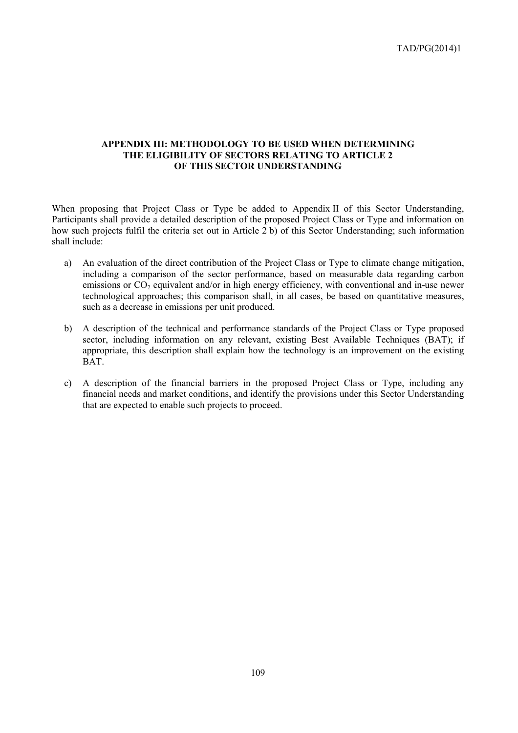## APPENDIX III: METHODOLOGY TO BE USED WHEN DETERMINING THE ELIGIBILITY OF SECTORS RELATING TO ARTICLE 2 OF THIS SECTOR UNDERSTANDING

When proposing that Project Class or Type be added to Appendix II of this Sector Understanding, Participants shall provide a detailed description of the proposed Project Class or Type and information on how such projects fulfil the criteria set out in Article 2 b) of this Sector Understanding; such information shall include:

a) An evaluation of the direct contribution of the Project Class or Type to climate change mitigation, including a comparison of the sector performance, based on measurable data regarding carbon emissions or $CO_2$ equivalent and/or in high energy efficiency, with conventional and in-use newer technological approaches; this comparison shall, in all cases, be based on quantitative measures, such as a decrease in emissions per unit produced.

b) A description of the technical and performance standards of the Project Class or Type proposed sector, including information on any relevant, existing Best Available Techniques (BAT); if appropriate, this description shall explain how the technology is an improvement on the existing BAT.

c) A description of the financial barriers in the proposed Project Class or Type, including any financial needs and market conditions, and identify the provisions under this Sector Understanding that are expected to enable such projects to proceed.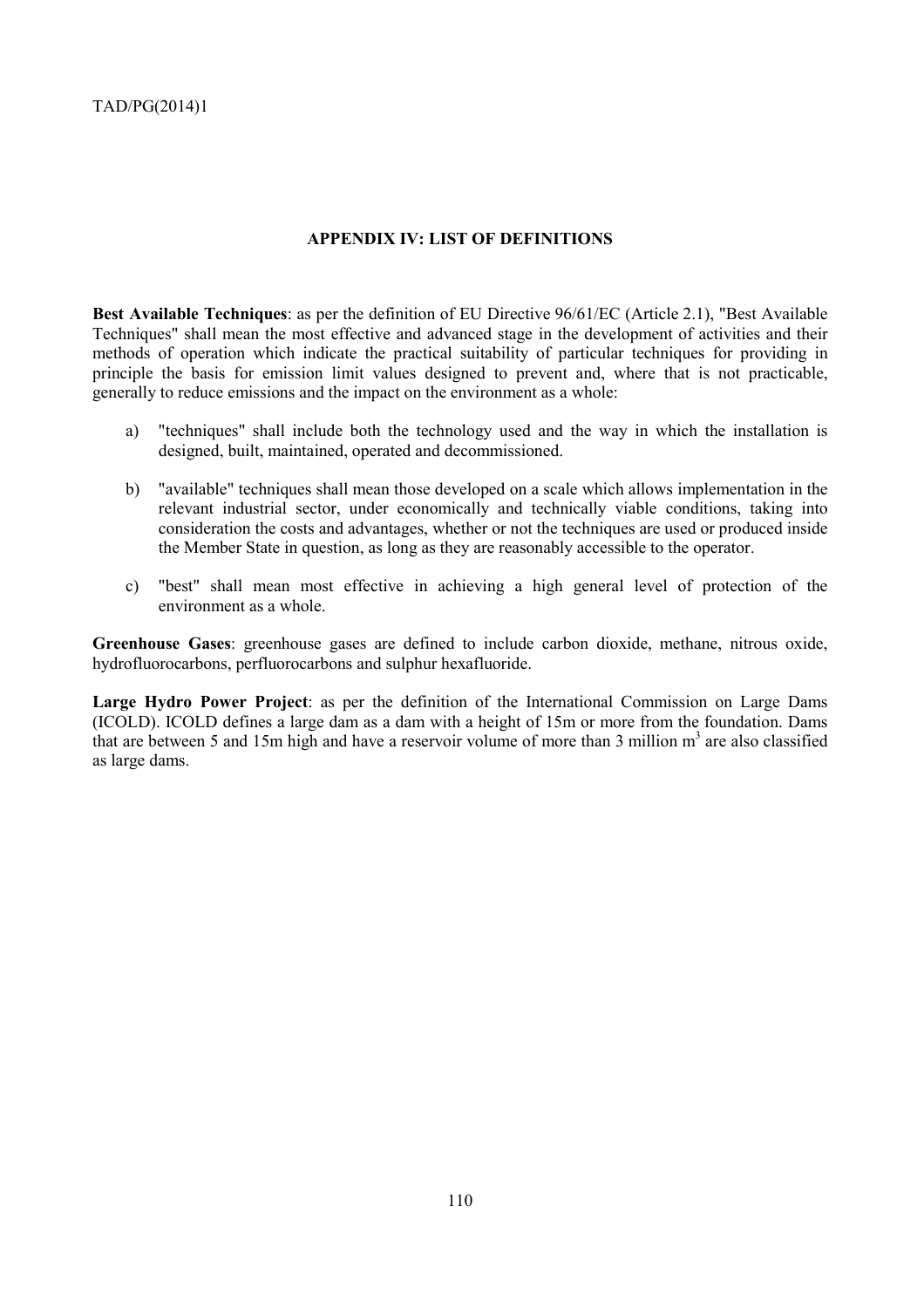## APPENDIX IV: LIST OF DEFINITIONS

**Best Available Techniques**: as per the definition of EU Directive 96/61/EC (Article 2.1), "Best Available Techniques" shall mean the most effective and advanced stage in the development of activities and their methods of operation which indicate the practical suitability of particular techniques for providing in principle the basis for emission limit values designed to prevent and, where that is not practicable, generally to reduce emissions and the impact on the environment as a whole:

a) "techniques" shall include both the technology used and the way in which the installation is designed, built, maintained, operated and decommissioned.

b) "available" techniques shall mean those developed on a scale which allows implementation in the relevant industrial sector, under economically and technically viable conditions, taking into consideration the costs and advantages, whether or not the techniques are used or produced inside the Member State in question, as long as they are reasonably accessible to the operator.

c) "best" shall mean most effective in achieving a high general level of protection of the environment as a whole.

**Greenhouse Gases**: greenhouse gases are defined to include carbon dioxide, methane, nitrous oxide, hydrofluorocarbons, perfluorocarbons and sulphur hexafluoride.

**Large Hydro Power Project**: as per the definition of the International Commission on Large Dams (ICOLD). ICOLD defines a large dam as a dam with a height of 15m or more from the foundation. Dams that are between 5 and 15m high and have a reservoir volume of more than 3 million $m^3$ are also classified as large dams.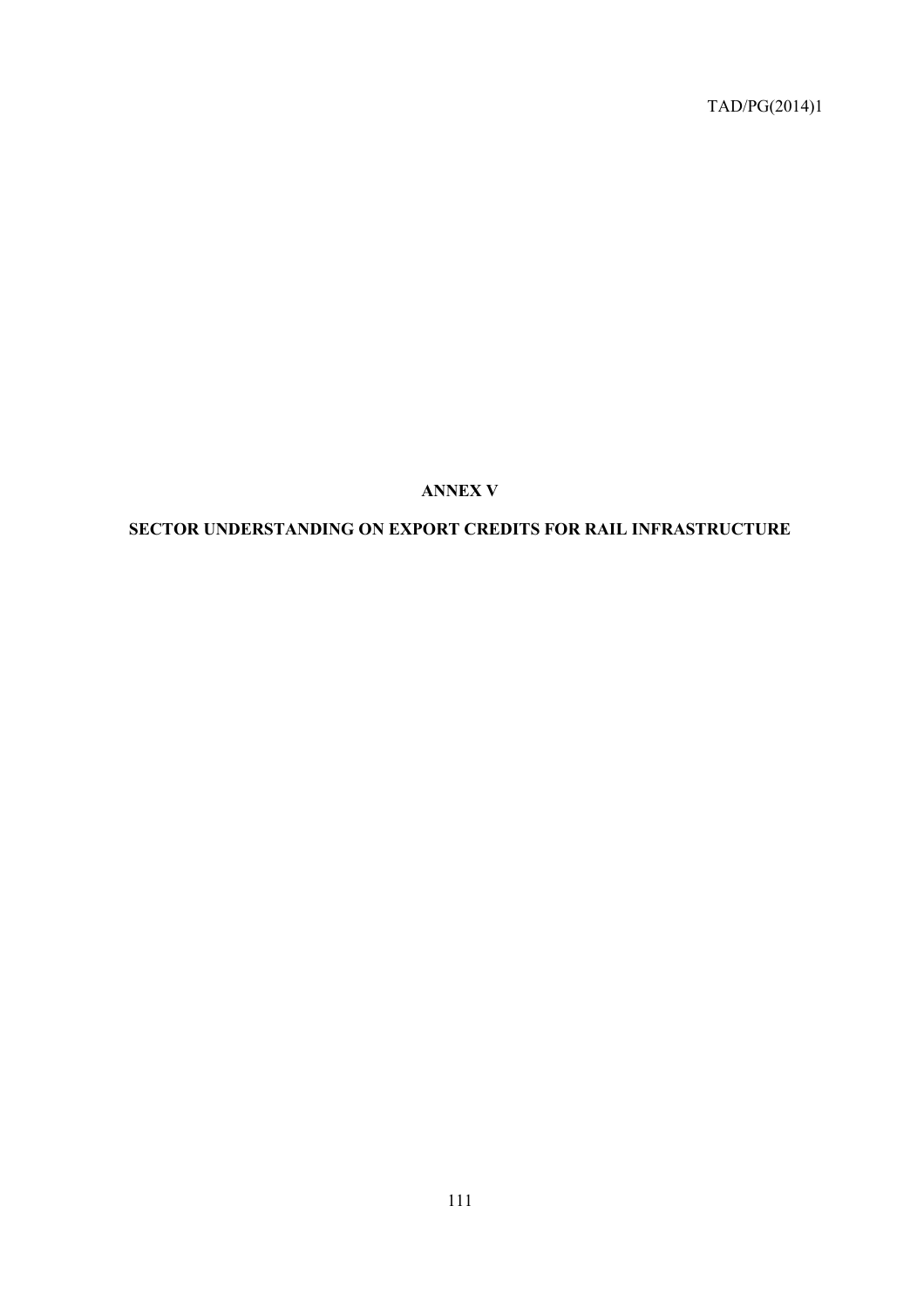# ANNEX V

# SECTOR UNDERSTANDING ON EXPORT CREDITS FOR RAIL INFRASTRUCTURE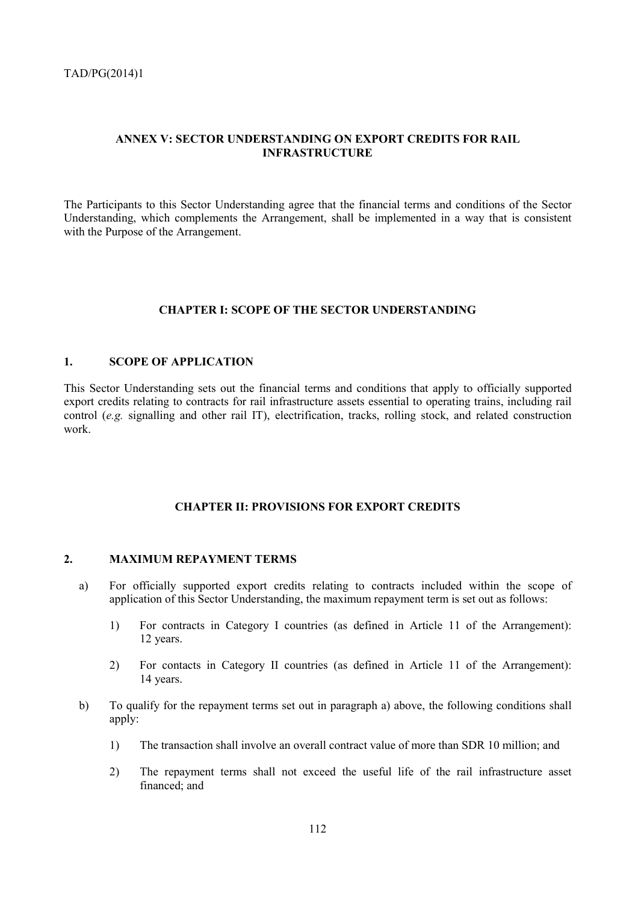## ANNEX V: SECTOR UNDERSTANDING ON EXPORT CREDITS FOR RAIL INFRASTRUCTURE

The Participants to this Sector Understanding agree that the financial terms and conditions of the Sector Understanding, which complements the Arrangement, shall be implemented in a way that is consistent with the Purpose of the Arrangement.

### CHAPTER I: SCOPE OF THE SECTOR UNDERSTANDING

#### 1. SCOPE OF APPLICATION

This Sector Understanding sets out the financial terms and conditions that apply to officially supported export credits relating to contracts for rail infrastructure assets essential to operating trains, including rail control (*e.g.* signalling and other rail IT), electrification, tracks, rolling stock, and related construction work.

### CHAPTER II: PROVISIONS FOR EXPORT CREDITS

#### 2. MAXIMUM REPAYMENT TERMS

a) For officially supported export credits relating to contracts included within the scope of application of this Sector Understanding, the maximum repayment term is set out as follows:

   1) For contracts in Category I countries (as defined in Article 11 of the Arrangement): 12 years.

   2) For contacts in Category II countries (as defined in Article 11 of the Arrangement): 14 years.

b) To qualify for the repayment terms set out in paragraph a) above, the following conditions shall apply:

   1) The transaction shall involve an overall contract value of more than SDR 10 million; and

   2) The repayment terms shall not exceed the useful life of the rail infrastructure asset financed; and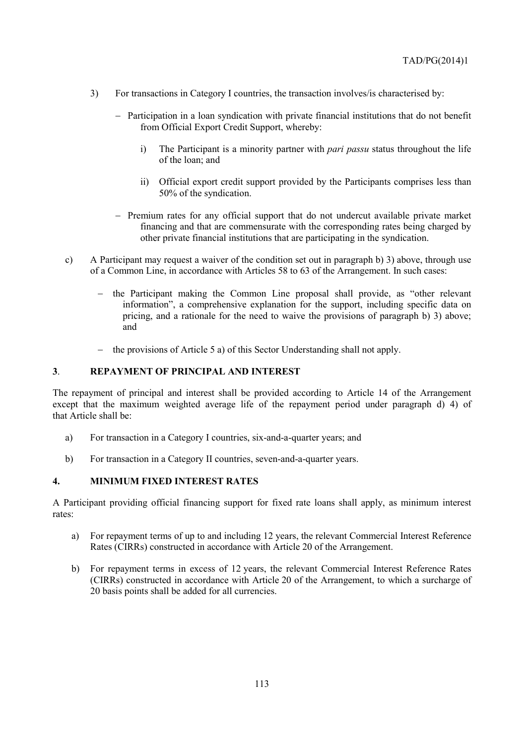3) For transactions in Category I countries, the transaction involves/is characterised by:

   - Participation in a loan syndication with private financial institutions that do not benefit from Official Export Credit Support, whereby:

     i) The Participant is a minority partner with *pari passu* status throughout the life of the loan; and

     ii) Official export credit support provided by the Participants comprises less than 50% of the syndication.

   - Premium rates for any official support that do not undercut available private market financing and that are commensurate with the corresponding rates being charged by other private financial institutions that are participating in the syndication.

c) A Participant may request a waiver of the condition set out in paragraph b) 3) above, through use of a Common Line, in accordance with Articles 58 to 63 of the Arrangement. In such cases:

   - the Participant making the Common Line proposal shall provide, as "other relevant information", a comprehensive explanation for the support, including specific data on pricing, and a rationale for the need to waive the provisions of paragraph b) 3) above; and

   - the provisions of Article 5 a) of this Sector Understanding shall not apply.

## 3. REPAYMENT OF PRINCIPAL AND INTEREST

The repayment of principal and interest shall be provided according to Article 14 of the Arrangement except that the maximum weighted average life of the repayment period under paragraph d) 4) of that Article shall be:

a) For transaction in a Category I countries, six-and-a-quarter years; and

b) For transaction in a Category II countries, seven-and-a-quarter years.

## 4. MINIMUM FIXED INTEREST RATES

A Participant providing official financing support for fixed rate loans shall apply, as minimum interest rates:

a) For repayment terms of up to and including 12 years, the relevant Commercial Interest Reference Rates (CIRRs) constructed in accordance with Article 20 of the Arrangement.

b) For repayment terms in excess of 12 years, the relevant Commercial Interest Reference Rates (CIRRs) constructed in accordance with Article 20 of the Arrangement, to which a surcharge of 20 basis points shall be added for all currencies.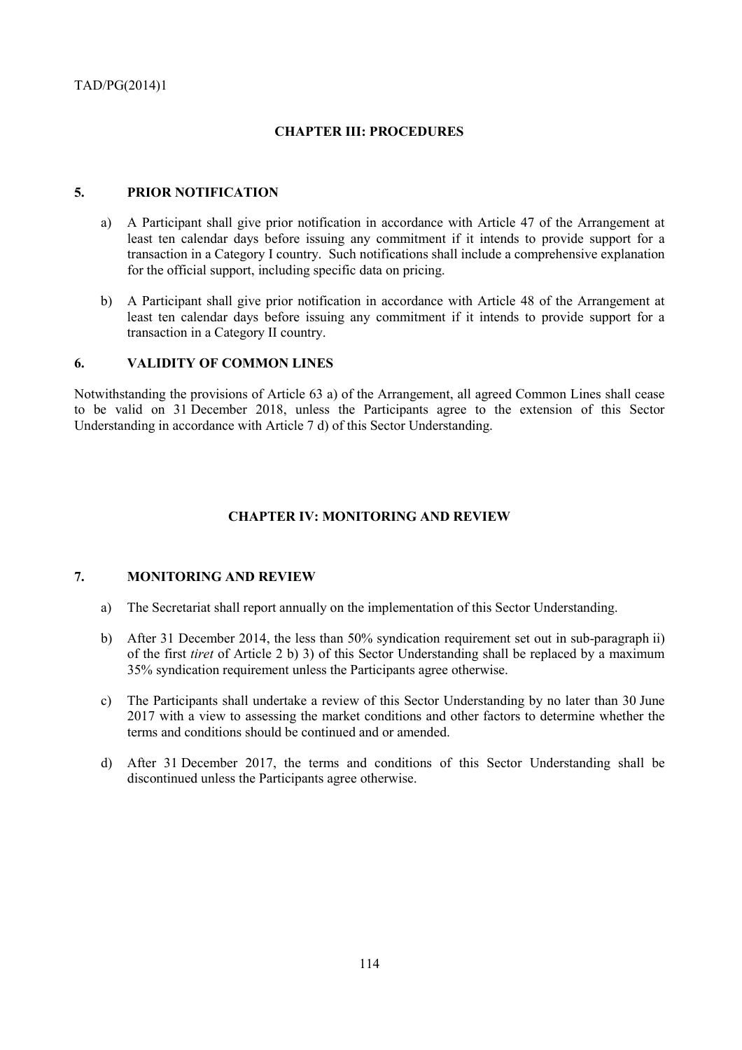## CHAPTER III: PROCEDURES

### 5. PRIOR NOTIFICATION

a) A Participant shall give prior notification in accordance with Article 47 of the Arrangement at least ten calendar days before issuing any commitment if it intends to provide support for a transaction in a Category I country. Such notifications shall include a comprehensive explanation for the official support, including specific data on pricing.

b) A Participant shall give prior notification in accordance with Article 48 of the Arrangement at least ten calendar days before issuing any commitment if it intends to provide support for a transaction in a Category II country.

### 6. VALIDITY OF COMMON LINES

Notwithstanding the provisions of Article 63 a) of the Arrangement, all agreed Common Lines shall cease to be valid on 31 December 2018, unless the Participants agree to the extension of this Sector Understanding in accordance with Article 7 d) of this Sector Understanding.

## CHAPTER IV: MONITORING AND REVIEW

### 7. MONITORING AND REVIEW

a) The Secretariat shall report annually on the implementation of this Sector Understanding.

b) After 31 December 2014, the less than 50% syndication requirement set out in sub-paragraph ii) of the first *tiret* of Article 2 b) 3) of this Sector Understanding shall be replaced by a maximum 35% syndication requirement unless the Participants agree otherwise.

c) The Participants shall undertake a review of this Sector Understanding by no later than 30 June 2017 with a view to assessing the market conditions and other factors to determine whether the terms and conditions should be continued and or amended.

d) After 31 December 2017, the terms and conditions of this Sector Understanding shall be discontinued unless the Participants agree otherwise.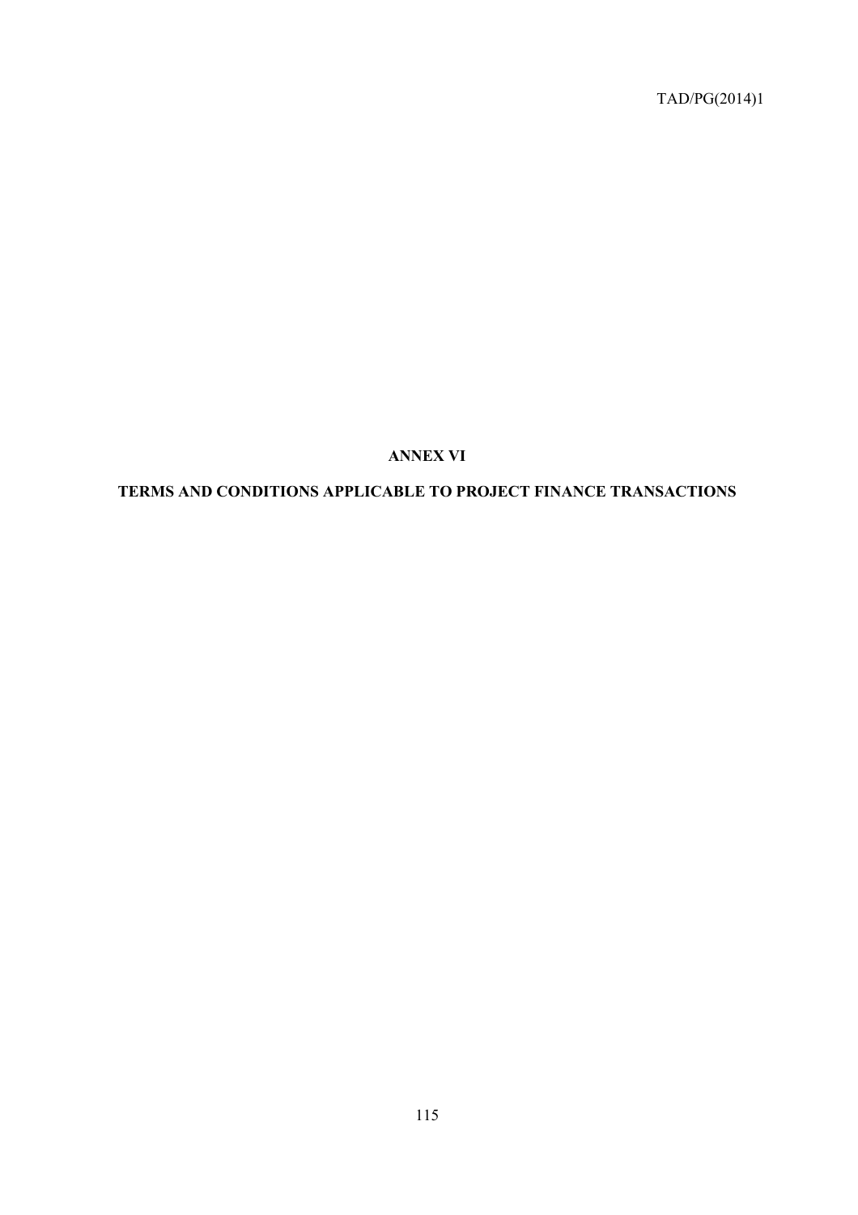# ANNEX VI

## TERMS AND CONDITIONS APPLICABLE TO PROJECT FINANCE TRANSACTIONS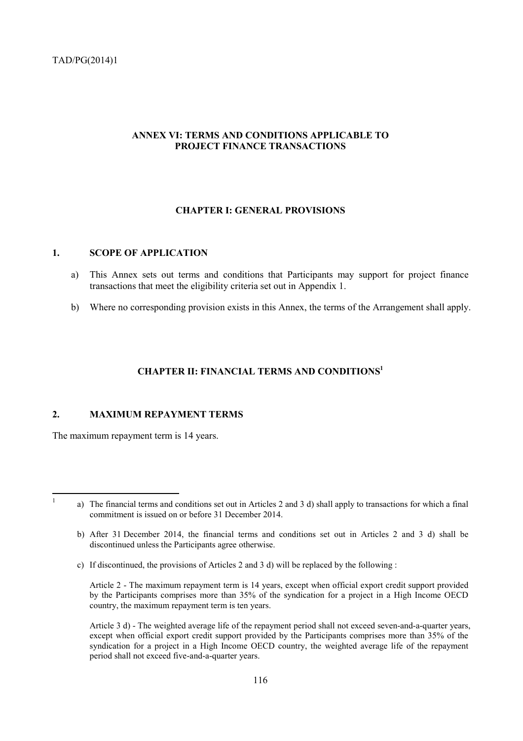# ANNEX VI: TERMS AND CONDITIONS APPLICABLE TO PROJECT FINANCE TRANSACTIONS

## CHAPTER I: GENERAL PROVISIONS

### 1. SCOPE OF APPLICATION

a) This Annex sets out terms and conditions that Participants may support for project finance transactions that meet the eligibility criteria set out in Appendix 1.

b) Where no corresponding provision exists in this Annex, the terms of the Arrangement shall apply.

## CHAPTER II: FINANCIAL TERMS AND CONDITIONS[1]

### 2. MAXIMUM REPAYMENT TERMS

The maximum repayment term is 14 years.

---

[1]

a) The financial terms and conditions set out in Articles 2 and 3 d) shall apply to transactions for which a final commitment is issued on or before 31 December 2014.

b) After 31 December 2014, the financial terms and conditions set out in Articles 2 and 3 d) shall be discontinued unless the Participants agree otherwise.

c) If discontinued, the provisions of Articles 2 and 3 d) will be replaced by the following :

Article 2 - The maximum repayment term is 14 years, except when official export credit support provided by the Participants comprises more than 35% of the syndication for a project in a High Income OECD country, the maximum repayment term is ten years.

Article 3 d) - The weighted average life of the repayment period shall not exceed seven-and-a-quarter years, except when official export credit support provided by the Participants comprises more than 35% of the syndication for a project in a High Income OECD country, the weighted average life of the repayment period shall not exceed five-and-a-quarter years.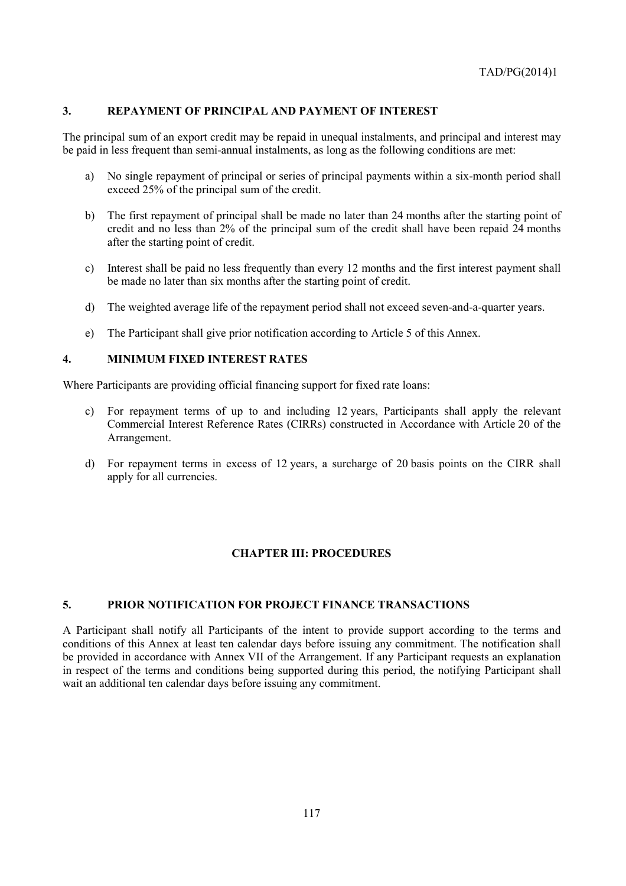## 3. REPAYMENT OF PRINCIPAL AND PAYMENT OF INTEREST

The principal sum of an export credit may be repaid in unequal instalments, and principal and interest may be paid in less frequent than semi-annual instalments, as long as the following conditions are met:

a) No single repayment of principal or series of principal payments within a six-month period shall exceed 25% of the principal sum of the credit.

b) The first repayment of principal shall be made no later than 24 months after the starting point of credit and no less than 2% of the principal sum of the credit shall have been repaid 24 months after the starting point of credit.

c) Interest shall be paid no less frequently than every 12 months and the first interest payment shall be made no later than six months after the starting point of credit.

d) The weighted average life of the repayment period shall not exceed seven-and-a-quarter years.

e) The Participant shall give prior notification according to Article 5 of this Annex.

## 4. MINIMUM FIXED INTEREST RATES

Where Participants are providing official financing support for fixed rate loans:

c) For repayment terms of up to and including 12 years, Participants shall apply the relevant Commercial Interest Reference Rates (CIRRs) constructed in Accordance with Article 20 of the Arrangement.

d) For repayment terms in excess of 12 years, a surcharge of 20 basis points on the CIRR shall apply for all currencies.

# CHAPTER III: PROCEDURES

## 5. PRIOR NOTIFICATION FOR PROJECT FINANCE TRANSACTIONS

A Participant shall notify all Participants of the intent to provide support according to the terms and conditions of this Annex at least ten calendar days before issuing any commitment. The notification shall be provided in accordance with Annex VII of the Arrangement. If any Participant requests an explanation in respect of the terms and conditions being supported during this period, the notifying Participant shall wait an additional ten calendar days before issuing any commitment.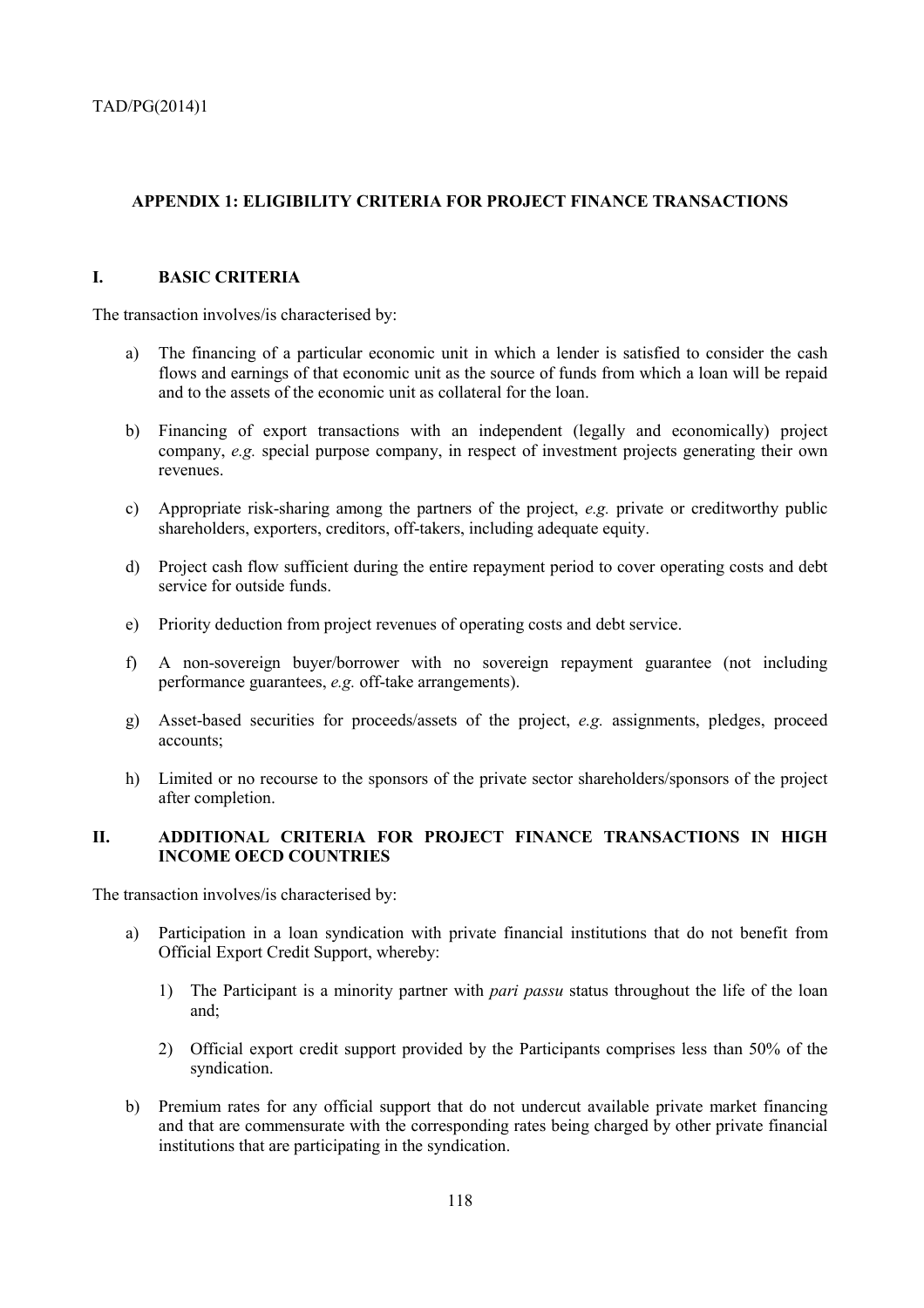## APPENDIX 1: ELIGIBILITY CRITERIA FOR PROJECT FINANCE TRANSACTIONS

### I. BASIC CRITERIA

The transaction involves/is characterised by:

a) The financing of a particular economic unit in which a lender is satisfied to consider the cash flows and earnings of that economic unit as the source of funds from which a loan will be repaid and to the assets of the economic unit as collateral for the loan.

b) Financing of export transactions with an independent (legally and economically) project company, *e.g.* special purpose company, in respect of investment projects generating their own revenues.

c) Appropriate risk-sharing among the partners of the project, *e.g.* private or creditworthy public shareholders, exporters, creditors, off-takers, including adequate equity.

d) Project cash flow sufficient during the entire repayment period to cover operating costs and debt service for outside funds.

e) Priority deduction from project revenues of operating costs and debt service.

f) A non-sovereign buyer/borrower with no sovereign repayment guarantee (not including performance guarantees, *e.g.* off-take arrangements).

g) Asset-based securities for proceeds/assets of the project, *e.g.* assignments, pledges, proceed accounts;

h) Limited or no recourse to the sponsors of the private sector shareholders/sponsors of the project after completion.

### II. ADDITIONAL CRITERIA FOR PROJECT FINANCE TRANSACTIONS IN HIGH INCOME OECD COUNTRIES

The transaction involves/is characterised by:

a) Participation in a loan syndication with private financial institutions that do not benefit from Official Export Credit Support, whereby:

   1) The Participant is a minority partner with *pari passu* status throughout the life of the loan and;

   2) Official export credit support provided by the Participants comprises less than 50% of the syndication.

b) Premium rates for any official support that do not undercut available private market financing and that are commensurate with the corresponding rates being charged by other private financial institutions that are participating in the syndication.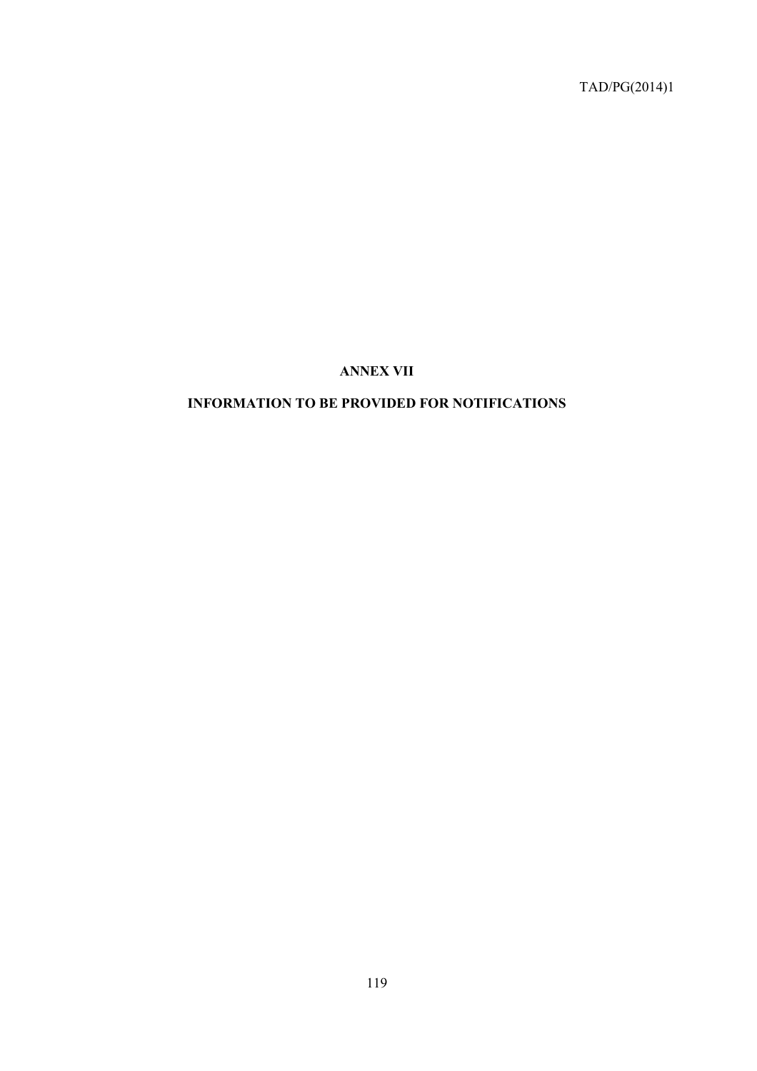# ANNEX VII

## INFORMATION TO BE PROVIDED FOR NOTIFICATIONS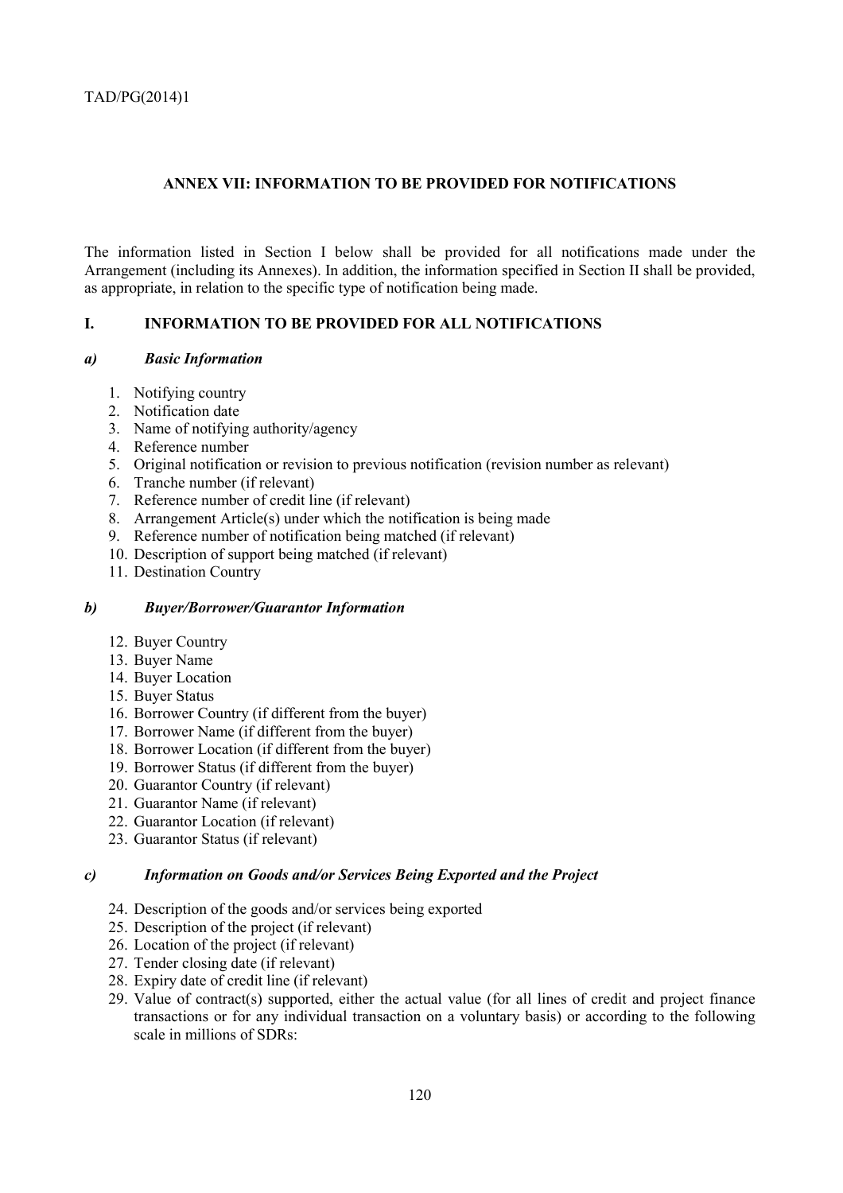## ANNEX VII: INFORMATION TO BE PROVIDED FOR NOTIFICATIONS

The information listed in Section I below shall be provided for all notifications made under the Arrangement (including its Annexes). In addition, the information specified in Section II shall be provided, as appropriate, in relation to the specific type of notification being made.

### I. INFORMATION TO BE PROVIDED FOR ALL NOTIFICATIONS

#### *a) Basic Information*

1. Notifying country
2. Notification date
3. Name of notifying authority/agency
4. Reference number
5. Original notification or revision to previous notification (revision number as relevant)
6. Tranche number (if relevant)
7. Reference number of credit line (if relevant)
8. Arrangement Article(s) under which the notification is being made
9. Reference number of notification being matched (if relevant)
10. Description of support being matched (if relevant)
11. Destination Country

#### *b) Buyer/Borrower/Guarantor Information*

12. Buyer Country
13. Buyer Name
14. Buyer Location
15. Buyer Status
16. Borrower Country (if different from the buyer)
17. Borrower Name (if different from the buyer)
18. Borrower Location (if different from the buyer)
19. Borrower Status (if different from the buyer)
20. Guarantor Country (if relevant)
21. Guarantor Name (if relevant)
22. Guarantor Location (if relevant)
23. Guarantor Status (if relevant)

#### *c) Information on Goods and/or Services Being Exported and the Project*

24. Description of the goods and/or services being exported
25. Description of the project (if relevant)
26. Location of the project (if relevant)
27. Tender closing date (if relevant)
28. Expiry date of credit line (if relevant)
29. Value of contract(s) supported, either the actual value (for all lines of credit and project finance transactions or for any individual transaction on a voluntary basis) or according to the following scale in millions of SDRs: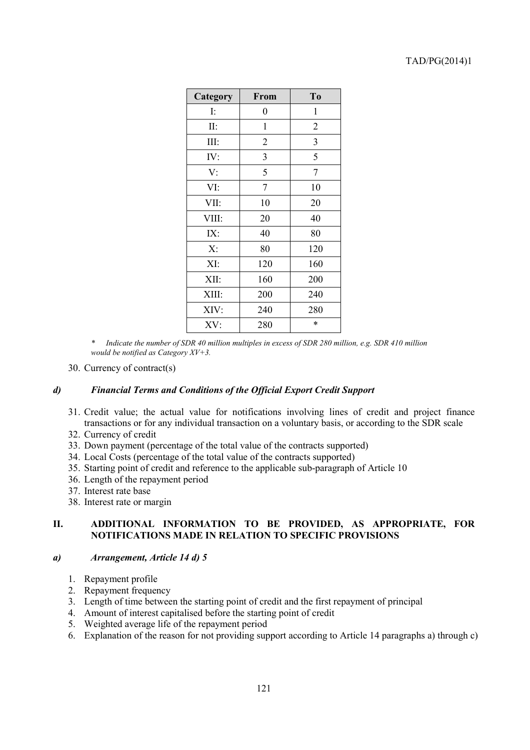| Category | From | To |
|---|---|---|
| I: | 0 | 1 |
| II: | 1 | 2 |
| III: | 2 | 3 |
| IV: | 3 | 5 |
| V: | 5 | 7 |
| VI: | 7 | 10 |
| VII: | 10 | 20 |
| VIII: | 20 | 40 |
| IX: | 40 | 80 |
| X: | 80 | 120 |
| XI: | 120 | 160 |
| XII: | 160 | 200 |
| XIII: | 200 | 240 |
| XIV: | 240 | 280 |
| XV: | 280 | * |

\* *Indicate the number of SDR 40 million multiples in excess of SDR 280 million, e.g. SDR 410 million would be notified as Category XV+3.*

30. Currency of contract(s)

### *d) Financial Terms and Conditions of the Official Export Credit Support*

31. Credit value; the actual value for notifications involving lines of credit and project finance transactions or for any individual transaction on a voluntary basis, or according to the SDR scale
32. Currency of credit
33. Down payment (percentage of the total value of the contracts supported)
34. Local Costs (percentage of the total value of the contracts supported)
35. Starting point of credit and reference to the applicable sub-paragraph of Article 10
36. Length of the repayment period
37. Interest rate base
38. Interest rate or margin

## II. ADDITIONAL INFORMATION TO BE PROVIDED, AS APPROPRIATE, FOR NOTIFICATIONS MADE IN RELATION TO SPECIFIC PROVISIONS

### *a) Arrangement, Article 14 d) 5*

1. Repayment profile
2. Repayment frequency
3. Length of time between the starting point of credit and the first repayment of principal
4. Amount of interest capitalised before the starting point of credit
5. Weighted average life of the repayment period
6. Explanation of the reason for not providing support according to Article 14 paragraphs a) through c)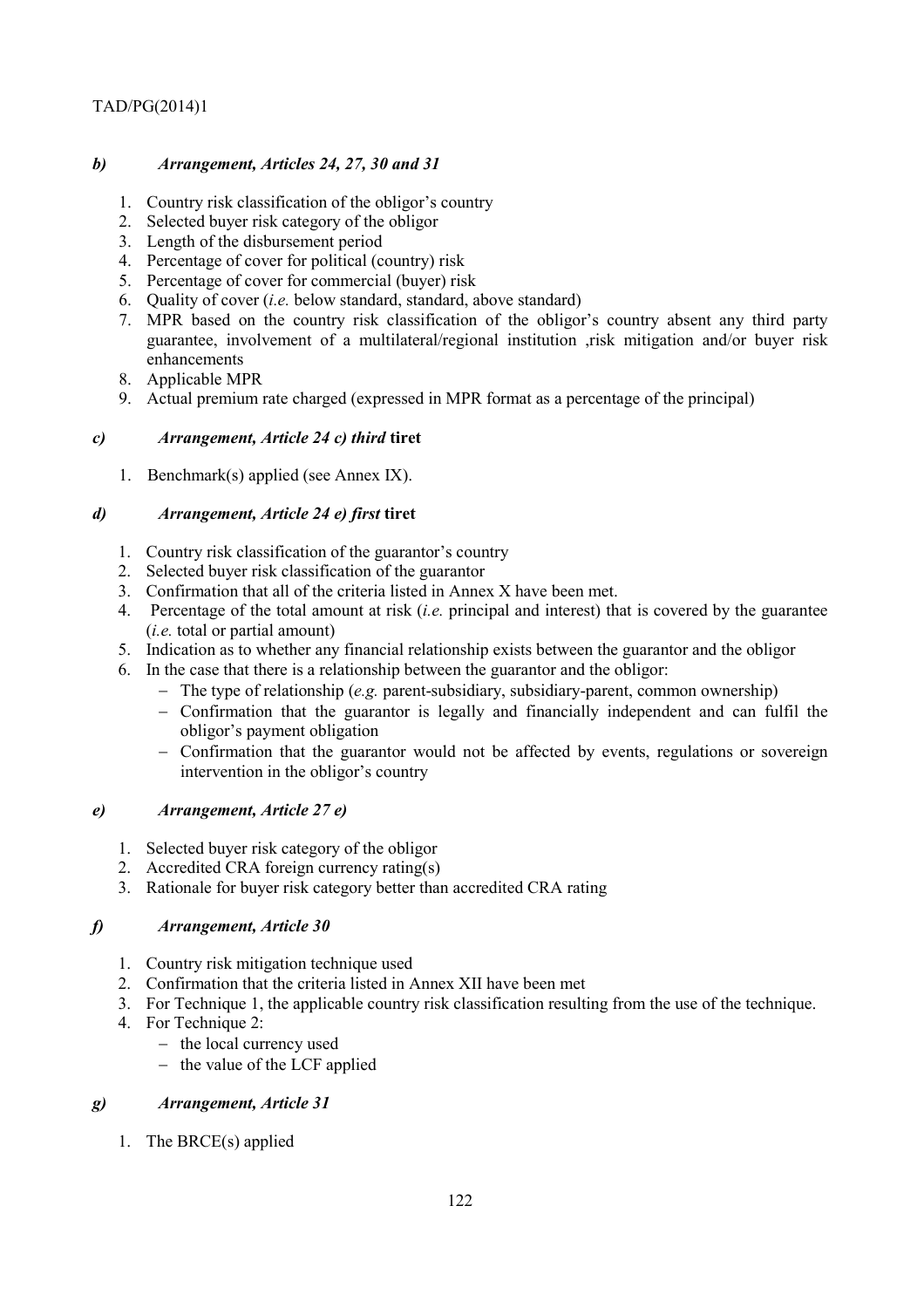***b) Arrangement, Articles 24, 27, 30 and 31***

1. Country risk classification of the obligor's country
2. Selected buyer risk category of the obligor
3. Length of the disbursement period
4. Percentage of cover for political (country) risk
5. Percentage of cover for commercial (buyer) risk
6. Quality of cover (*i.e.* below standard, standard, above standard)
7. MPR based on the country risk classification of the obligor's country absent any third party guarantee, involvement of a multilateral/regional institution ,risk mitigation and/or buyer risk enhancements
8. Applicable MPR
9. Actual premium rate charged (expressed in MPR format as a percentage of the principal)

***c) Arrangement, Article 24 c) third* tiret**

1. Benchmark(s) applied (see Annex IX).

***d) Arrangement, Article 24 e) first* tiret**

1. Country risk classification of the guarantor's country
2. Selected buyer risk classification of the guarantor
3. Confirmation that all of the criteria listed in Annex X have been met.
4. Percentage of the total amount at risk (*i.e.* principal and interest) that is covered by the guarantee (*i.e.* total or partial amount)
5. Indication as to whether any financial relationship exists between the guarantor and the obligor
6. In the case that there is a relationship between the guarantor and the obligor:
   - The type of relationship (*e.g.* parent-subsidiary, subsidiary-parent, common ownership)
   - Confirmation that the guarantor is legally and financially independent and can fulfil the obligor's payment obligation
   - Confirmation that the guarantor would not be affected by events, regulations or sovereign intervention in the obligor's country

***e) Arrangement, Article 27 e)***

1. Selected buyer risk category of the obligor
2. Accredited CRA foreign currency rating(s)
3. Rationale for buyer risk category better than accredited CRA rating

***f) Arrangement, Article 30***

1. Country risk mitigation technique used
2. Confirmation that the criteria listed in Annex XII have been met
3. For Technique 1, the applicable country risk classification resulting from the use of the technique.
4. For Technique 2:
   - the local currency used
   - the value of the LCF applied

***g) Arrangement, Article 31***

1. The BRCE(s) applied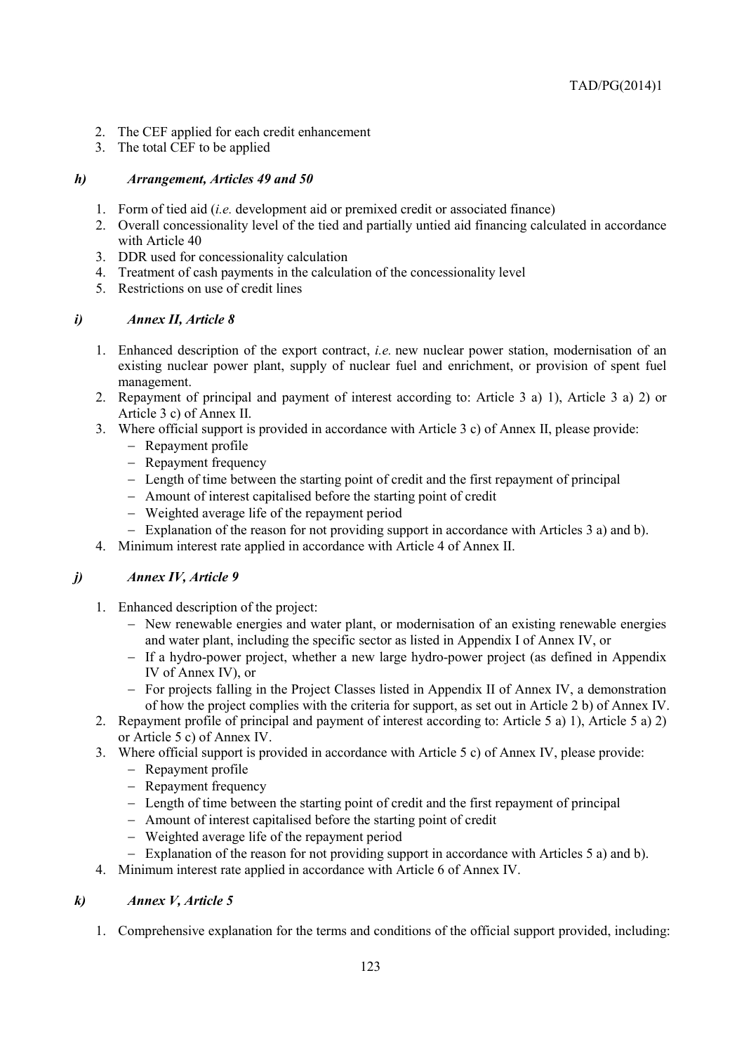2. The CEF applied for each credit enhancement
3. The total CEF to be applied

### *h) Arrangement, Articles 49 and 50*

1. Form of tied aid (*i.e.* development aid or premixed credit or associated finance)
2. Overall concessionality level of the tied and partially untied aid financing calculated in accordance with Article 40
3. DDR used for concessionality calculation
4. Treatment of cash payments in the calculation of the concessionality level
5. Restrictions on use of credit lines

### *i) Annex II, Article 8*

1. Enhanced description of the export contract, *i.e.* new nuclear power station, modernisation of an existing nuclear power plant, supply of nuclear fuel and enrichment, or provision of spent fuel management.
2. Repayment of principal and payment of interest according to: Article 3 a) 1), Article 3 a) 2) or Article 3 c) of Annex II.
3. Where official support is provided in accordance with Article 3 c) of Annex II, please provide:
   - Repayment profile
   - Repayment frequency
   - Length of time between the starting point of credit and the first repayment of principal
   - Amount of interest capitalised before the starting point of credit
   - Weighted average life of the repayment period
   - Explanation of the reason for not providing support in accordance with Articles 3 a) and b).
4. Minimum interest rate applied in accordance with Article 4 of Annex II.

### *j) Annex IV, Article 9*

1. Enhanced description of the project:
   - New renewable energies and water plant, or modernisation of an existing renewable energies and water plant, including the specific sector as listed in Appendix I of Annex IV, or
   - If a hydro-power project, whether a new large hydro-power project (as defined in Appendix IV of Annex IV), or
   - For projects falling in the Project Classes listed in Appendix II of Annex IV, a demonstration of how the project complies with the criteria for support, as set out in Article 2 b) of Annex IV.
2. Repayment profile of principal and payment of interest according to: Article 5 a) 1), Article 5 a) 2) or Article 5 c) of Annex IV.
3. Where official support is provided in accordance with Article 5 c) of Annex IV, please provide:
   - Repayment profile
   - Repayment frequency
   - Length of time between the starting point of credit and the first repayment of principal
   - Amount of interest capitalised before the starting point of credit
   - Weighted average life of the repayment period
   - Explanation of the reason for not providing support in accordance with Articles 5 a) and b).
4. Minimum interest rate applied in accordance with Article 6 of Annex IV.

### *k) Annex V, Article 5*

1. Comprehensive explanation for the terms and conditions of the official support provided, including: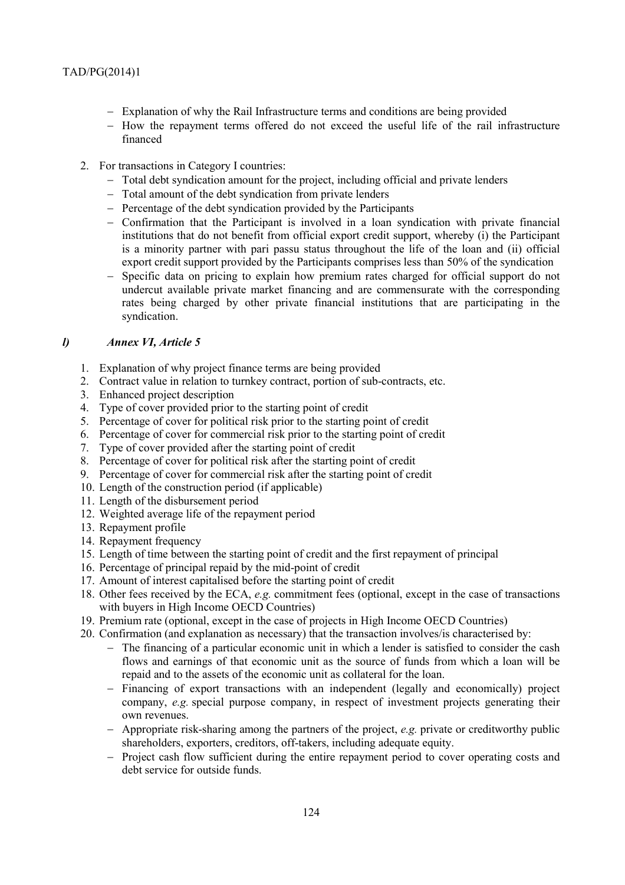- Explanation of why the Rail Infrastructure terms and conditions are being provided
- How the repayment terms offered do not exceed the useful life of the rail infrastructure financed

2. For transactions in Category I countries:
   - Total debt syndication amount for the project, including official and private lenders
   - Total amount of the debt syndication from private lenders
   - Percentage of the debt syndication provided by the Participants
   - Confirmation that the Participant is involved in a loan syndication with private financial institutions that do not benefit from official export credit support, whereby (i) the Participant is a minority partner with pari passu status throughout the life of the loan and (ii) official export credit support provided by the Participants comprises less than 50% of the syndication
   - Specific data on pricing to explain how premium rates charged for official support do not undercut available private market financing and are commensurate with the corresponding rates being charged by other private financial institutions that are participating in the syndication.

### *l) Annex VI, Article 5*

1. Explanation of why project finance terms are being provided
2. Contract value in relation to turnkey contract, portion of sub-contracts, etc.
3. Enhanced project description
4. Type of cover provided prior to the starting point of credit
5. Percentage of cover for political risk prior to the starting point of credit
6. Percentage of cover for commercial risk prior to the starting point of credit
7. Type of cover provided after the starting point of credit
8. Percentage of cover for political risk after the starting point of credit
9. Percentage of cover for commercial risk after the starting point of credit
10. Length of the construction period (if applicable)
11. Length of the disbursement period
12. Weighted average life of the repayment period
13. Repayment profile
14. Repayment frequency
15. Length of time between the starting point of credit and the first repayment of principal
16. Percentage of principal repaid by the mid-point of credit
17. Amount of interest capitalised before the starting point of credit
18. Other fees received by the ECA, *e.g.* commitment fees (optional, except in the case of transactions with buyers in High Income OECD Countries)
19. Premium rate (optional, except in the case of projects in High Income OECD Countries)
20. Confirmation (and explanation as necessary) that the transaction involves/is characterised by:
    - The financing of a particular economic unit in which a lender is satisfied to consider the cash flows and earnings of that economic unit as the source of funds from which a loan will be repaid and to the assets of the economic unit as collateral for the loan.
    - Financing of export transactions with an independent (legally and economically) project company, *e.g.* special purpose company, in respect of investment projects generating their own revenues.
    - Appropriate risk-sharing among the partners of the project, *e.g.* private or creditworthy public shareholders, exporters, creditors, off-takers, including adequate equity.
    - Project cash flow sufficient during the entire repayment period to cover operating costs and debt service for outside funds.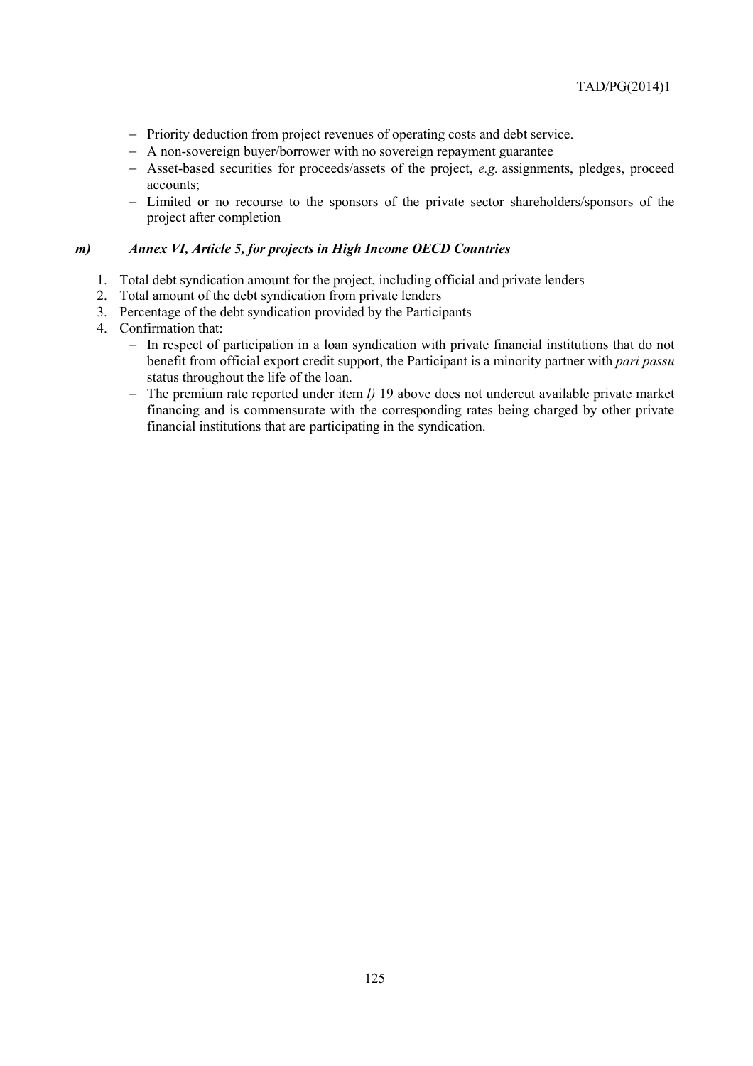- Priority deduction from project revenues of operating costs and debt service.
- A non-sovereign buyer/borrower with no sovereign repayment guarantee
- Asset-based securities for proceeds/assets of the project, *e.g.* assignments, pledges, proceed accounts;
- Limited or no recourse to the sponsors of the private sector shareholders/sponsors of the project after completion

### *m) Annex VI, Article 5, for projects in High Income OECD Countries*

1. Total debt syndication amount for the project, including official and private lenders
2. Total amount of the debt syndication from private lenders
3. Percentage of the debt syndication provided by the Participants
4. Confirmation that:
   - In respect of participation in a loan syndication with private financial institutions that do not benefit from official export credit support, the Participant is a minority partner with *pari passu* status throughout the life of the loan.
   - The premium rate reported under item *l)* 19 above does not undercut available private market financing and is commensurate with the corresponding rates being charged by other private financial institutions that are participating in the syndication.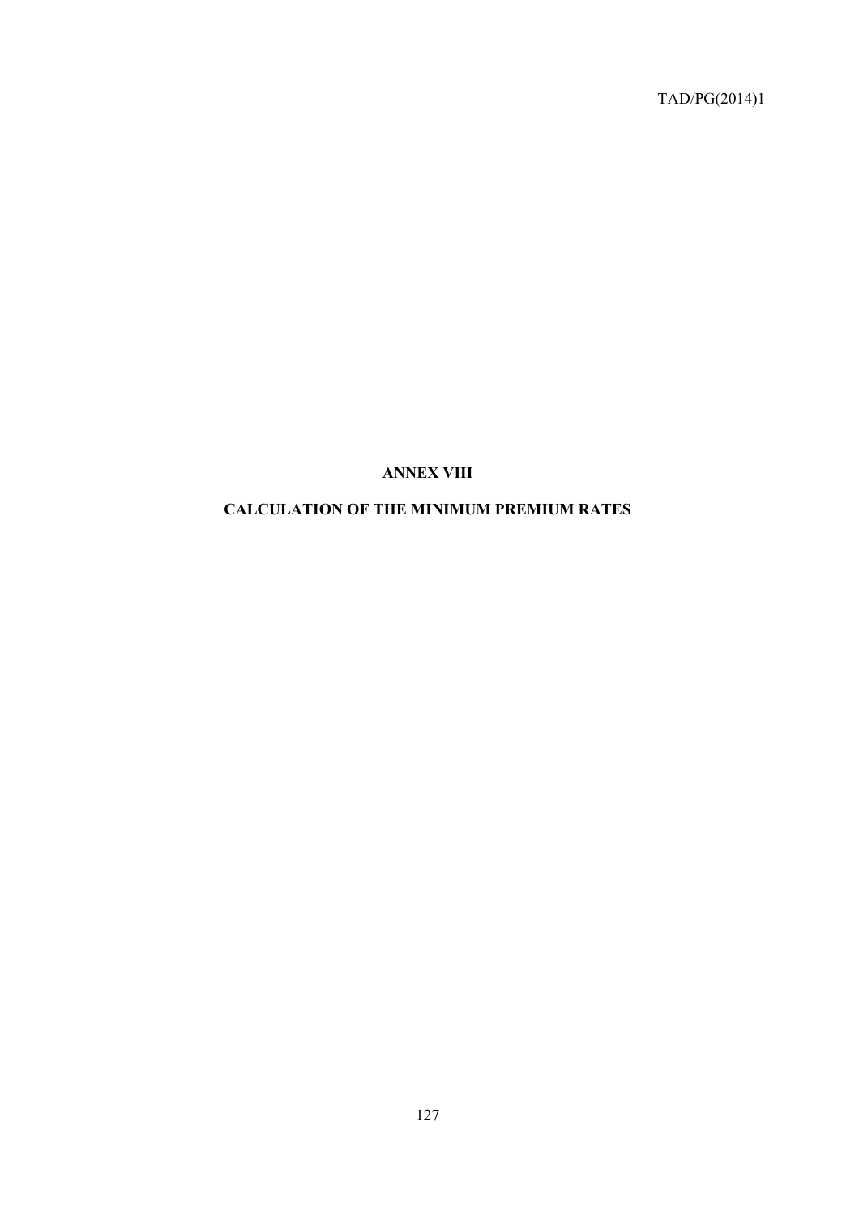# ANNEX VIII

## CALCULATION OF THE MINIMUM PREMIUM RATES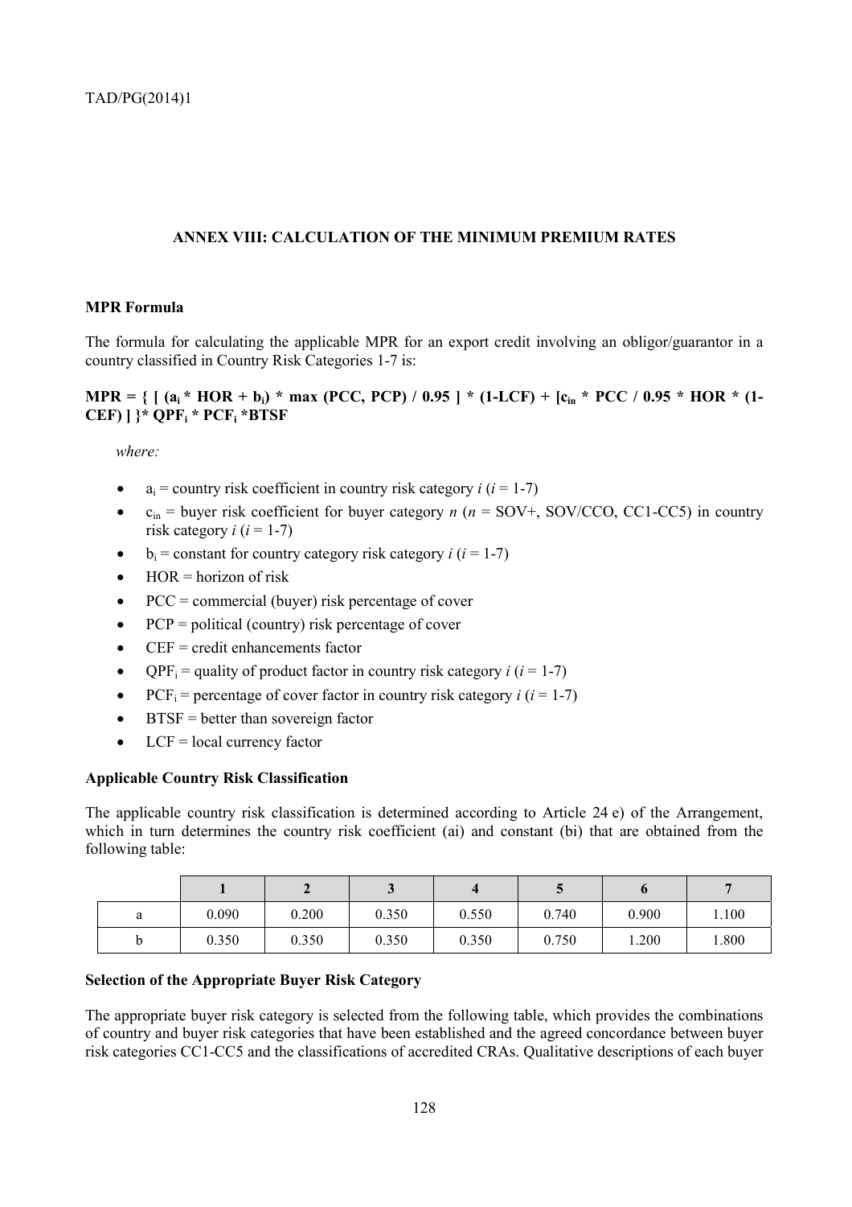## ANNEX VIII: CALCULATION OF THE MINIMUM PREMIUM RATES

### MPR Formula

The formula for calculating the applicable MPR for an export credit involving an obligor/guarantor in a country classified in Country Risk Categories 1-7 is:

$$MPR = \{ [ (a_i * HOR + b_i) * \max (PCC, PCP) / 0.95 ] * (1-LCF) + [c_{in} * PCC / 0.95 * HOR * (1-CEF) ] \} * QPF_i * PCF_i * BTSF$$

*where:*

- $a_i$ = country risk coefficient in country risk category $i$ ($i$ = 1-7)
- $c_{in}$ = buyer risk coefficient for buyer category $n$ ($n$ = SOV+, SOV/CCO, CC1-CC5) in country risk category $i$ ($i$ = 1-7)
- $b_i$ = constant for country category risk category $i$ ($i$ = 1-7)
- HOR = horizon of risk
- PCC = commercial (buyer) risk percentage of cover
- PCP = political (country) risk percentage of cover
- CEF = credit enhancements factor
- $QPF_i$ = quality of product factor in country risk category $i$ ($i$ = 1-7)
- $PCF_i$ = percentage of cover factor in country risk category $i$ ($i$ = 1-7)
- BTSF = better than sovereign factor
- LCF = local currency factor

### Applicable Country Risk Classification

The applicable country risk classification is determined according to Article 24 e) of the Arrangement, which in turn determines the country risk coefficient (ai) and constant (bi) that are obtained from the following table:

| | 1 | 2 | 3 | 4 | 5 | 6 | 7 |
|---|---|---|---|---|---|---|---|
| a | 0.090 | 0.200 | 0.350 | 0.550 | 0.740 | 0.900 | 1.100 |
| b | 0.350 | 0.350 | 0.350 | 0.350 | 0.750 | 1.200 | 1.800 |

### Selection of the Appropriate Buyer Risk Category

The appropriate buyer risk category is selected from the following table, which provides the combinations of country and buyer risk categories that have been established and the agreed concordance between buyer risk categories CC1-CC5 and the classifications of accredited CRAs. Qualitative descriptions of each buyer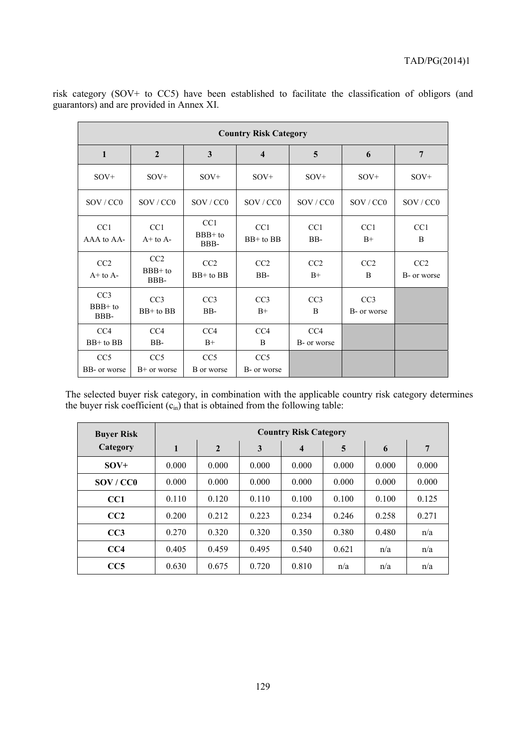risk category (SOV+ to CC5) have been established to facilitate the classification of obligors (and guarantors) and are provided in Annex XI.

| Country Risk Category | | | | | | |
|---|---|---|---|---|---|---|
| **1** | **2** | **3** | **4** | **5** | **6** | **7** |
| SOV+ | SOV+ | SOV+ | SOV+ | SOV+ | SOV+ | SOV+ |
| SOV / CC0 | SOV / CC0 | SOV / CC0 | SOV / CC0 | SOV / CC0 | SOV / CC0 | SOV / CC0 |
| CC1 AAA to AA- | CC1 A+ to A- | CC1 BBB+ to BBB- | CC1 BB+ to BB | CC1 BB- | CC1 B+ | CC1 B |
| CC2 A+ to A- | CC2 BBB+ to BBB- | CC2 BB+ to BB | CC2 BB- | CC2 B+ | CC2 B | CC2 B- or worse |
| CC3 BBB+ to BBB- | CC3 BB+ to BB | CC3 BB- | CC3 B+ | CC3 B | CC3 B- or worse | |
| CC4 BB+ to BB | CC4 BB- | CC4 B+ | CC4 B | CC4 B- or worse | | |
| CC5 BB- or worse | CC5 B+ or worse | CC5 B or worse | CC5 B- or worse | | | |

The selected buyer risk category, in combination with the applicable country risk category determines the buyer risk coefficient ($c_{in}$) that is obtained from the following table:

| Buyer Risk Category | Country Risk Category | | | | | | |
|---|---|---|---|---|---|---|---|
| | **1** | **2** | **3** | **4** | **5** | **6** | **7** |
| **SOV+** | 0.000 | 0.000 | 0.000 | 0.000 | 0.000 | 0.000 | 0.000 |
| **SOV / CC0** | 0.000 | 0.000 | 0.000 | 0.000 | 0.000 | 0.000 | 0.000 |
| **CC1** | 0.110 | 0.120 | 0.110 | 0.100 | 0.100 | 0.100 | 0.125 |
| **CC2** | 0.200 | 0.212 | 0.223 | 0.234 | 0.246 | 0.258 | 0.271 |
| **CC3** | 0.270 | 0.320 | 0.320 | 0.350 | 0.380 | 0.480 | n/a |
| **CC4** | 0.405 | 0.459 | 0.495 | 0.540 | 0.621 | n/a | n/a |
| **CC5** | 0.630 | 0.675 | 0.720 | 0.810 | n/a | n/a | n/a |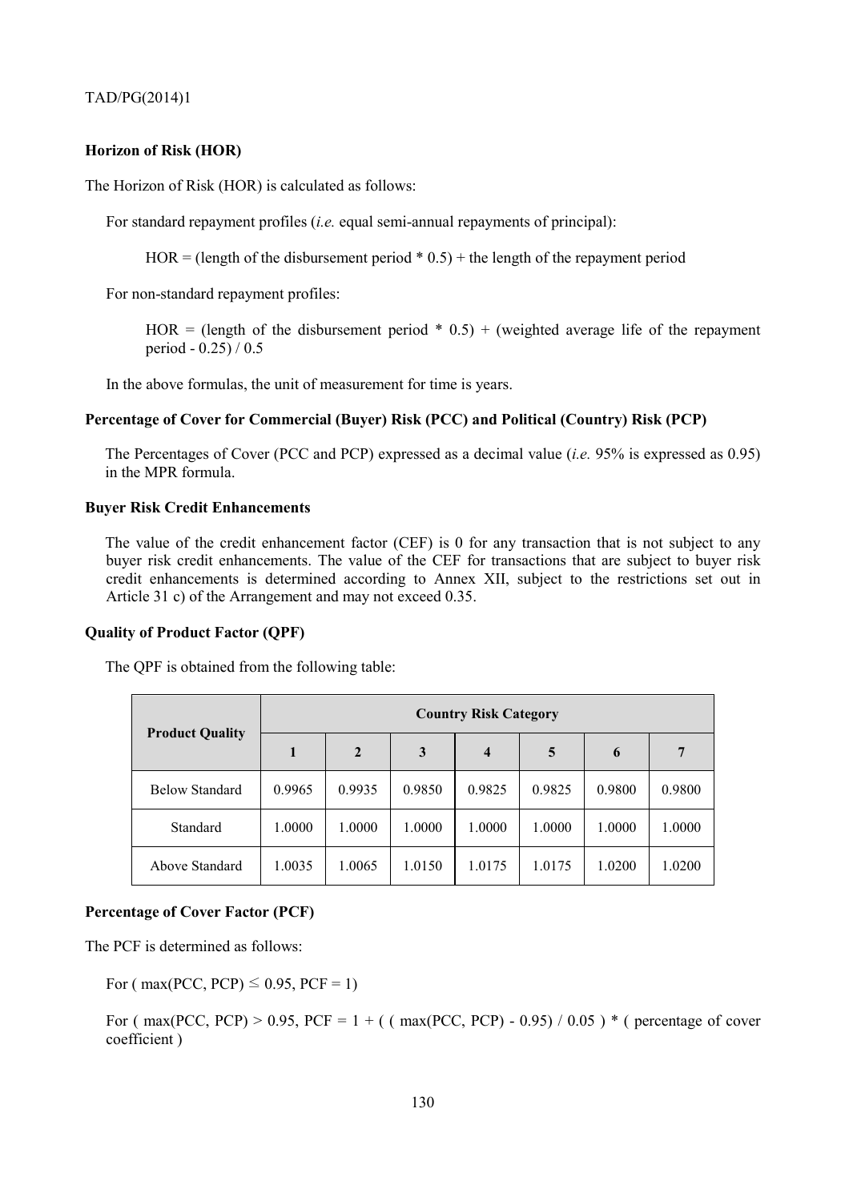**Horizon of Risk (HOR)**

The Horizon of Risk (HOR) is calculated as follows:

For standard repayment profiles (*i.e.* equal semi-annual repayments of principal):

HOR = (length of the disbursement period * 0.5) + the length of the repayment period

For non-standard repayment profiles:

HOR = (length of the disbursement period * 0.5) + (weighted average life of the repayment period - 0.25) / 0.5

In the above formulas, the unit of measurement for time is years.

**Percentage of Cover for Commercial (Buyer) Risk (PCC) and Political (Country) Risk (PCP)**

The Percentages of Cover (PCC and PCP) expressed as a decimal value (*i.e.* 95% is expressed as 0.95) in the MPR formula.

**Buyer Risk Credit Enhancements**

The value of the credit enhancement factor (CEF) is 0 for any transaction that is not subject to any buyer risk credit enhancements. The value of the CEF for transactions that are subject to buyer risk credit enhancements is determined according to Annex XII, subject to the restrictions set out in Article 31 c) of the Arrangement and may not exceed 0.35.

**Quality of Product Factor (QPF)**

The QPF is obtained from the following table:

| Product Quality | Country Risk Category | | | | | | |
|---|---|---|---|---|---|---|---|
| | 1 | 2 | 3 | 4 | 5 | 6 | 7 |
| Below Standard | 0.9965 | 0.9935 | 0.9850 | 0.9825 | 0.9825 | 0.9800 | 0.9800 |
| Standard | 1.0000 | 1.0000 | 1.0000 | 1.0000 | 1.0000 | 1.0000 | 1.0000 |
| Above Standard | 1.0035 | 1.0065 | 1.0150 | 1.0175 | 1.0175 | 1.0200 | 1.0200 |

**Percentage of Cover Factor (PCF)**

The PCF is determined as follows:

For ( max(PCC, PCP) $\leq$ 0.95, PCF = 1)

For ( max(PCC, PCP) > 0.95, PCF = 1 + ( ( max(PCC, PCP) - 0.95) / 0.05 ) * ( percentage of cover coefficient )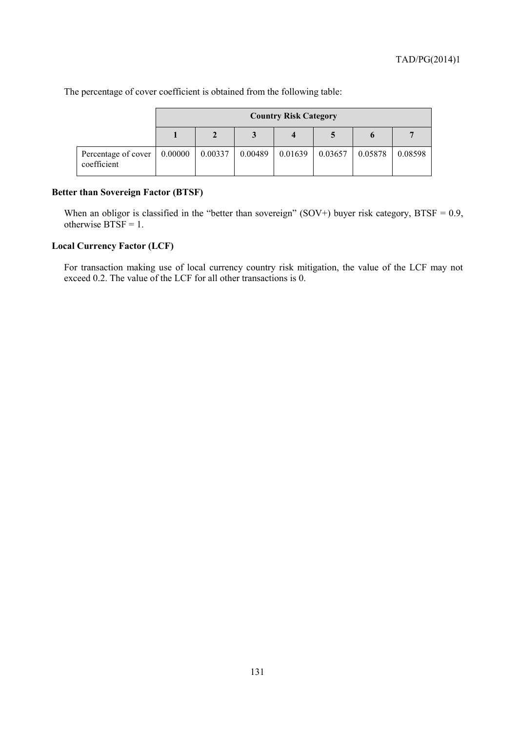The percentage of cover coefficient is obtained from the following table:

| | Country Risk Category | | | | | | |
|---|---|---|---|---|---|---|---|
| | 1 | 2 | 3 | 4 | 5 | 6 | 7 |
| Percentage of cover coefficient | 0.00000 | 0.00337 | 0.00489 | 0.01639 | 0.03657 | 0.05878 | 0.08598 |

**Better than Sovereign Factor (BTSF)**

When an obligor is classified in the "better than sovereign" (SOV+) buyer risk category, BTSF = 0.9, otherwise BTSF = 1.

**Local Currency Factor (LCF)**

For transaction making use of local currency country risk mitigation, the value of the LCF may not exceed 0.2. The value of the LCF for all other transactions is 0.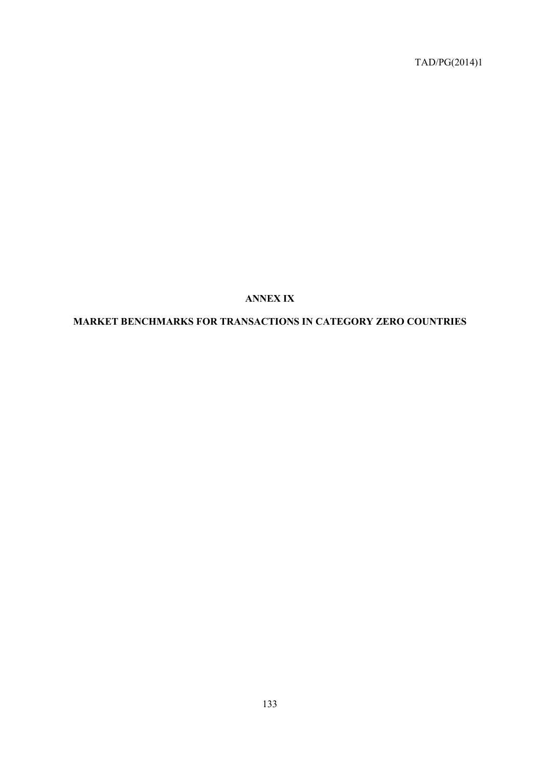# ANNEX IX

## MARKET BENCHMARKS FOR TRANSACTIONS IN CATEGORY ZERO COUNTRIES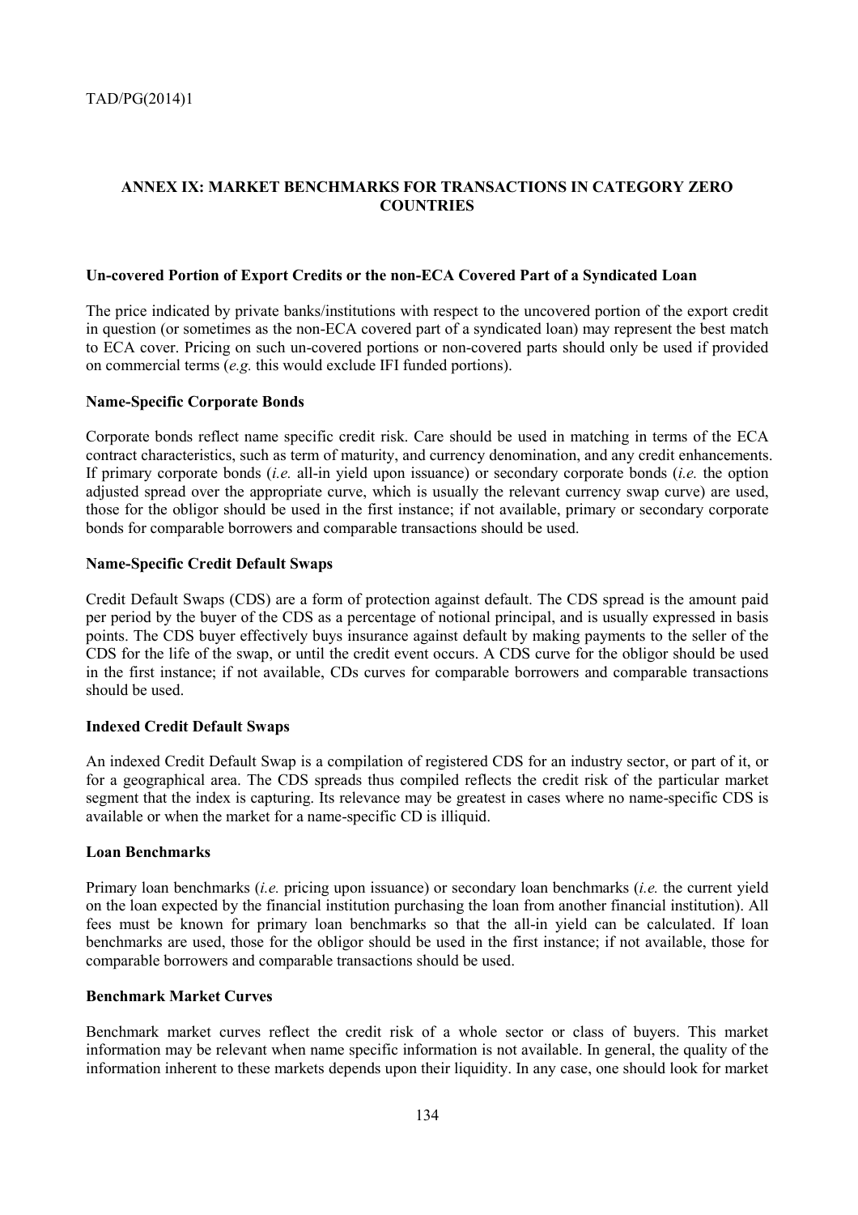## ANNEX IX: MARKET BENCHMARKS FOR TRANSACTIONS IN CATEGORY ZERO COUNTRIES

**Un-covered Portion of Export Credits or the non-ECA Covered Part of a Syndicated Loan**

The price indicated by private banks/institutions with respect to the uncovered portion of the export credit in question (or sometimes as the non-ECA covered part of a syndicated loan) may represent the best match to ECA cover. Pricing on such un-covered portions or non-covered parts should only be used if provided on commercial terms (*e.g.* this would exclude IFI funded portions).

**Name-Specific Corporate Bonds**

Corporate bonds reflect name specific credit risk. Care should be used in matching in terms of the ECA contract characteristics, such as term of maturity, and currency denomination, and any credit enhancements. If primary corporate bonds (*i.e.* all-in yield upon issuance) or secondary corporate bonds (*i.e.* the option adjusted spread over the appropriate curve, which is usually the relevant currency swap curve) are used, those for the obligor should be used in the first instance; if not available, primary or secondary corporate bonds for comparable borrowers and comparable transactions should be used.

**Name-Specific Credit Default Swaps**

Credit Default Swaps (CDS) are a form of protection against default. The CDS spread is the amount paid per period by the buyer of the CDS as a percentage of notional principal, and is usually expressed in basis points. The CDS buyer effectively buys insurance against default by making payments to the seller of the CDS for the life of the swap, or until the credit event occurs. A CDS curve for the obligor should be used in the first instance; if not available, CDs curves for comparable borrowers and comparable transactions should be used.

**Indexed Credit Default Swaps**

An indexed Credit Default Swap is a compilation of registered CDS for an industry sector, or part of it, or for a geographical area. The CDS spreads thus compiled reflects the credit risk of the particular market segment that the index is capturing. Its relevance may be greatest in cases where no name-specific CDS is available or when the market for a name-specific CD is illiquid.

**Loan Benchmarks**

Primary loan benchmarks (*i.e.* pricing upon issuance) or secondary loan benchmarks (*i.e.* the current yield on the loan expected by the financial institution purchasing the loan from another financial institution). All fees must be known for primary loan benchmarks so that the all-in yield can be calculated. If loan benchmarks are used, those for the obligor should be used in the first instance; if not available, those for comparable borrowers and comparable transactions should be used.

**Benchmark Market Curves**

Benchmark market curves reflect the credit risk of a whole sector or class of buyers. This market information may be relevant when name specific information is not available. In general, the quality of the information inherent to these markets depends upon their liquidity. In any case, one should look for market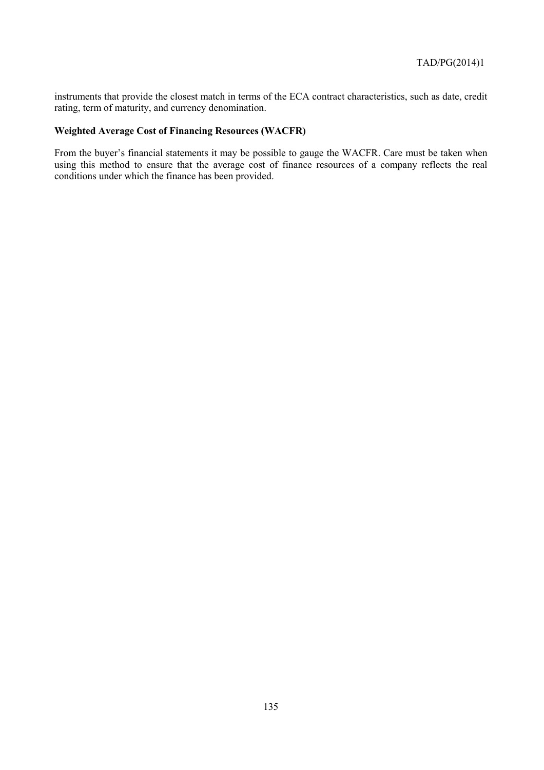instruments that provide the closest match in terms of the ECA contract characteristics, such as date, credit rating, term of maturity, and currency denomination.

**Weighted Average Cost of Financing Resources (WACFR)**

From the buyer's financial statements it may be possible to gauge the WACFR. Care must be taken when using this method to ensure that the average cost of finance resources of a company reflects the real conditions under which the finance has been provided.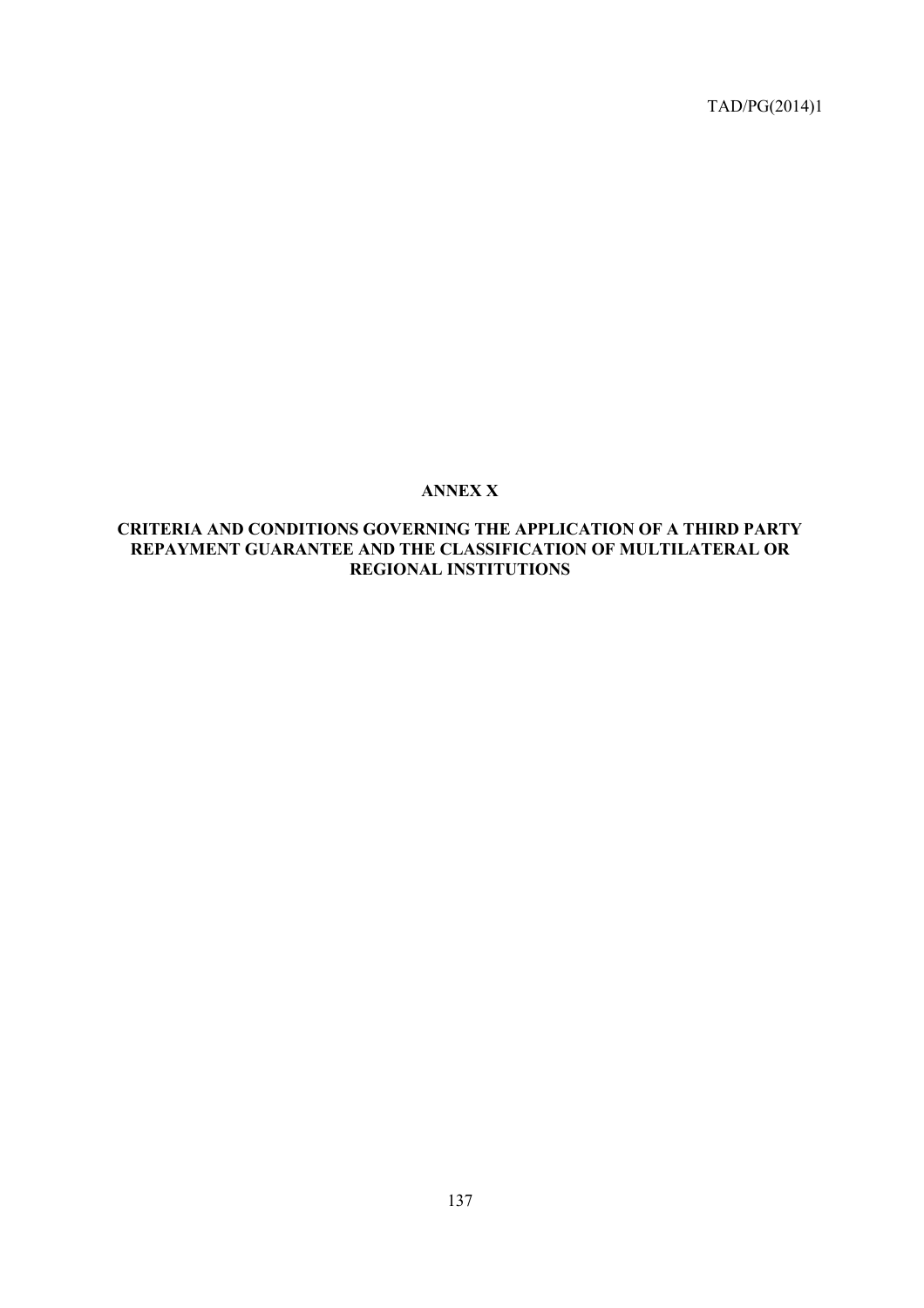# ANNEX X

## CRITERIA AND CONDITIONS GOVERNING THE APPLICATION OF A THIRD PARTY REPAYMENT GUARANTEE AND THE CLASSIFICATION OF MULTILATERAL OR REGIONAL INSTITUTIONS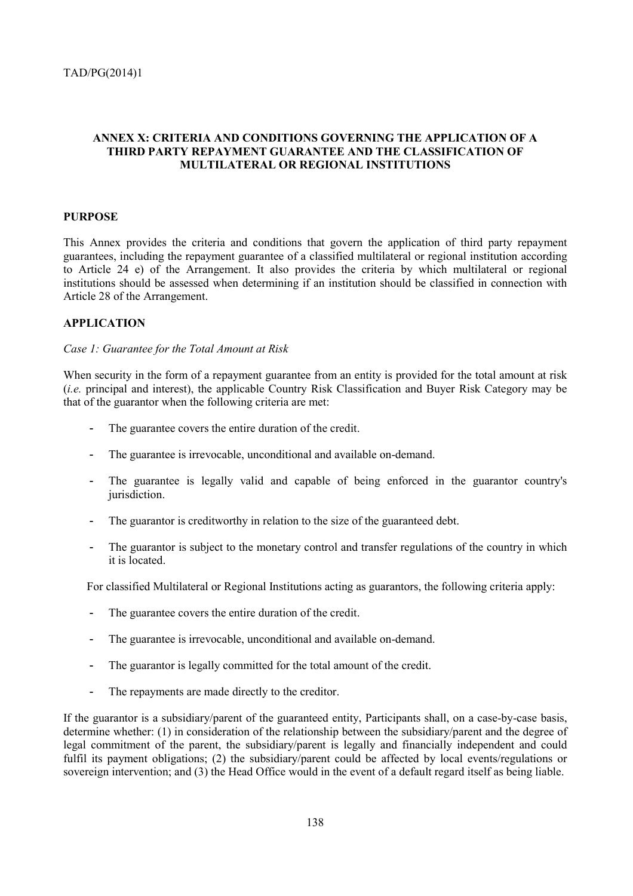## ANNEX X: CRITERIA AND CONDITIONS GOVERNING THE APPLICATION OF A THIRD PARTY REPAYMENT GUARANTEE AND THE CLASSIFICATION OF MULTILATERAL OR REGIONAL INSTITUTIONS

### PURPOSE

This Annex provides the criteria and conditions that govern the application of third party repayment guarantees, including the repayment guarantee of a classified multilateral or regional institution according to Article 24 e) of the Arrangement. It also provides the criteria by which multilateral or regional institutions should be assessed when determining if an institution should be classified in connection with Article 28 of the Arrangement.

### APPLICATION

*Case 1: Guarantee for the Total Amount at Risk*

When security in the form of a repayment guarantee from an entity is provided for the total amount at risk (*i.e.* principal and interest), the applicable Country Risk Classification and Buyer Risk Category may be that of the guarantor when the following criteria are met:

- The guarantee covers the entire duration of the credit.
- The guarantee is irrevocable, unconditional and available on-demand.
- The guarantee is legally valid and capable of being enforced in the guarantor country's jurisdiction.
- The guarantor is creditworthy in relation to the size of the guaranteed debt.
- The guarantor is subject to the monetary control and transfer regulations of the country in which it is located.

For classified Multilateral or Regional Institutions acting as guarantors, the following criteria apply:

- The guarantee covers the entire duration of the credit.
- The guarantee is irrevocable, unconditional and available on-demand.
- The guarantor is legally committed for the total amount of the credit.
- The repayments are made directly to the creditor.

If the guarantor is a subsidiary/parent of the guaranteed entity, Participants shall, on a case-by-case basis, determine whether: (1) in consideration of the relationship between the subsidiary/parent and the degree of legal commitment of the parent, the subsidiary/parent is legally and financially independent and could fulfil its payment obligations; (2) the subsidiary/parent could be affected by local events/regulations or sovereign intervention; and (3) the Head Office would in the event of a default regard itself as being liable.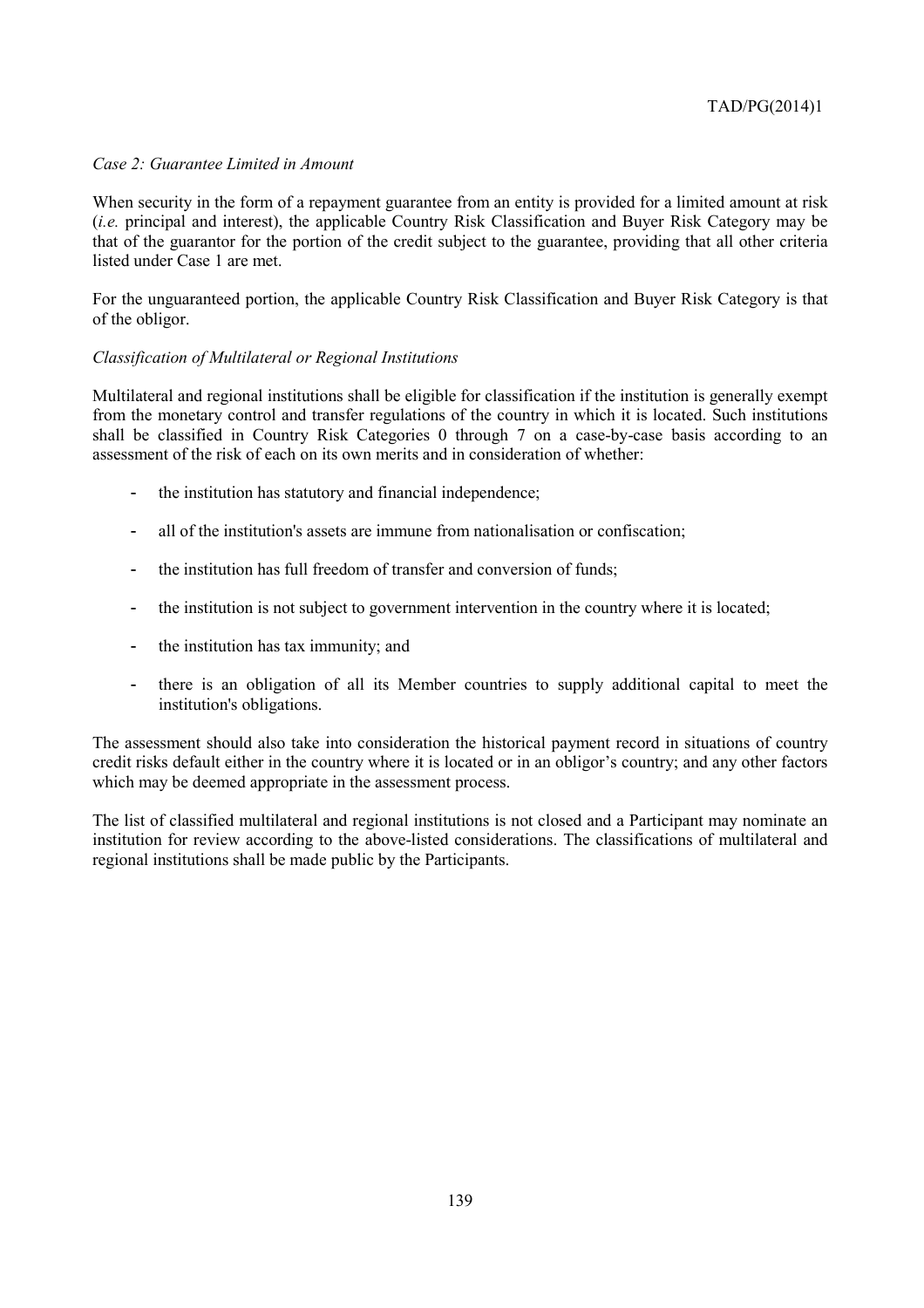*Case 2: Guarantee Limited in Amount*

When security in the form of a repayment guarantee from an entity is provided for a limited amount at risk (*i.e.* principal and interest), the applicable Country Risk Classification and Buyer Risk Category may be that of the guarantor for the portion of the credit subject to the guarantee, providing that all other criteria listed under Case 1 are met.

For the unguaranteed portion, the applicable Country Risk Classification and Buyer Risk Category is that of the obligor.

*Classification of Multilateral or Regional Institutions*

Multilateral and regional institutions shall be eligible for classification if the institution is generally exempt from the monetary control and transfer regulations of the country in which it is located. Such institutions shall be classified in Country Risk Categories 0 through 7 on a case-by-case basis according to an assessment of the risk of each on its own merits and in consideration of whether:

- the institution has statutory and financial independence;
- all of the institution's assets are immune from nationalisation or confiscation;
- the institution has full freedom of transfer and conversion of funds;
- the institution is not subject to government intervention in the country where it is located;
- the institution has tax immunity; and
- there is an obligation of all its Member countries to supply additional capital to meet the institution's obligations.

The assessment should also take into consideration the historical payment record in situations of country credit risks default either in the country where it is located or in an obligor's country; and any other factors which may be deemed appropriate in the assessment process.

The list of classified multilateral and regional institutions is not closed and a Participant may nominate an institution for review according to the above-listed considerations. The classifications of multilateral and regional institutions shall be made public by the Participants.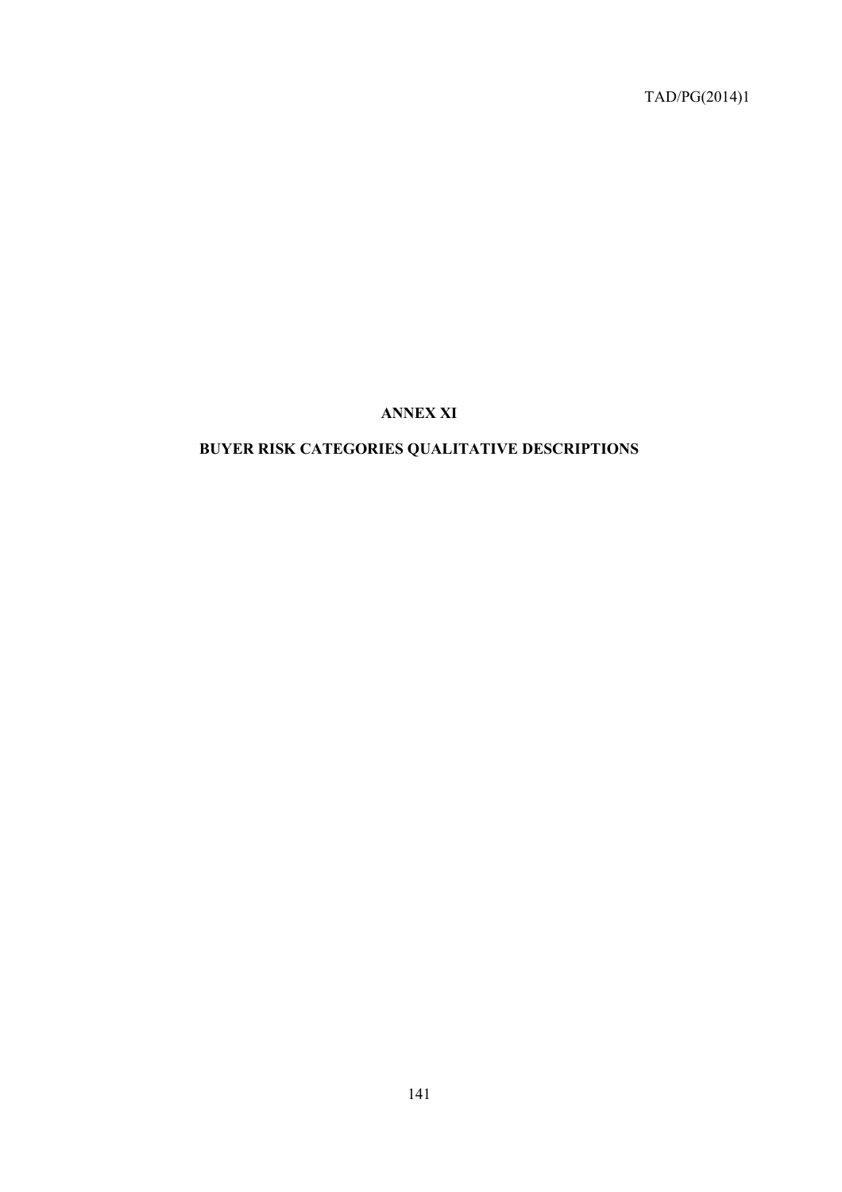# ANNEX XI

## BUYER RISK CATEGORIES QUALITATIVE DESCRIPTIONS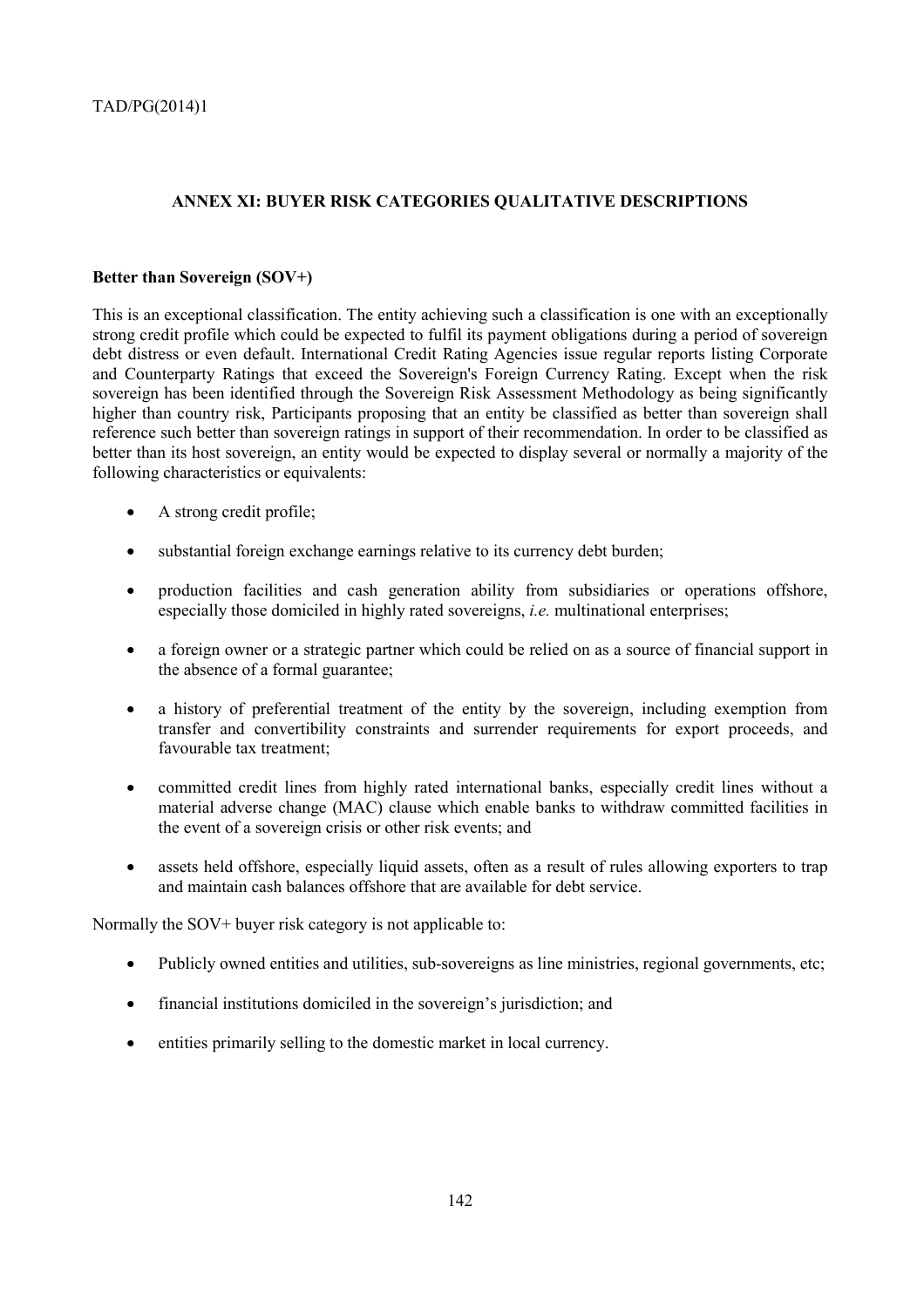## ANNEX XI: BUYER RISK CATEGORIES QUALITATIVE DESCRIPTIONS

**Better than Sovereign (SOV+)**

This is an exceptional classification. The entity achieving such a classification is one with an exceptionally strong credit profile which could be expected to fulfil its payment obligations during a period of sovereign debt distress or even default. International Credit Rating Agencies issue regular reports listing Corporate and Counterparty Ratings that exceed the Sovereign's Foreign Currency Rating. Except when the risk sovereign has been identified through the Sovereign Risk Assessment Methodology as being significantly higher than country risk, Participants proposing that an entity be classified as better than sovereign shall reference such better than sovereign ratings in support of their recommendation. In order to be classified as better than its host sovereign, an entity would be expected to display several or normally a majority of the following characteristics or equivalents:

- A strong credit profile;
- substantial foreign exchange earnings relative to its currency debt burden;
- production facilities and cash generation ability from subsidiaries or operations offshore, especially those domiciled in highly rated sovereigns, *i.e.* multinational enterprises;
- a foreign owner or a strategic partner which could be relied on as a source of financial support in the absence of a formal guarantee;
- a history of preferential treatment of the entity by the sovereign, including exemption from transfer and convertibility constraints and surrender requirements for export proceeds, and favourable tax treatment;
- committed credit lines from highly rated international banks, especially credit lines without a material adverse change (MAC) clause which enable banks to withdraw committed facilities in the event of a sovereign crisis or other risk events; and
- assets held offshore, especially liquid assets, often as a result of rules allowing exporters to trap and maintain cash balances offshore that are available for debt service.

Normally the SOV+ buyer risk category is not applicable to:

- Publicly owned entities and utilities, sub-sovereigns as line ministries, regional governments, etc;
- financial institutions domiciled in the sovereign's jurisdiction; and
- entities primarily selling to the domestic market in local currency.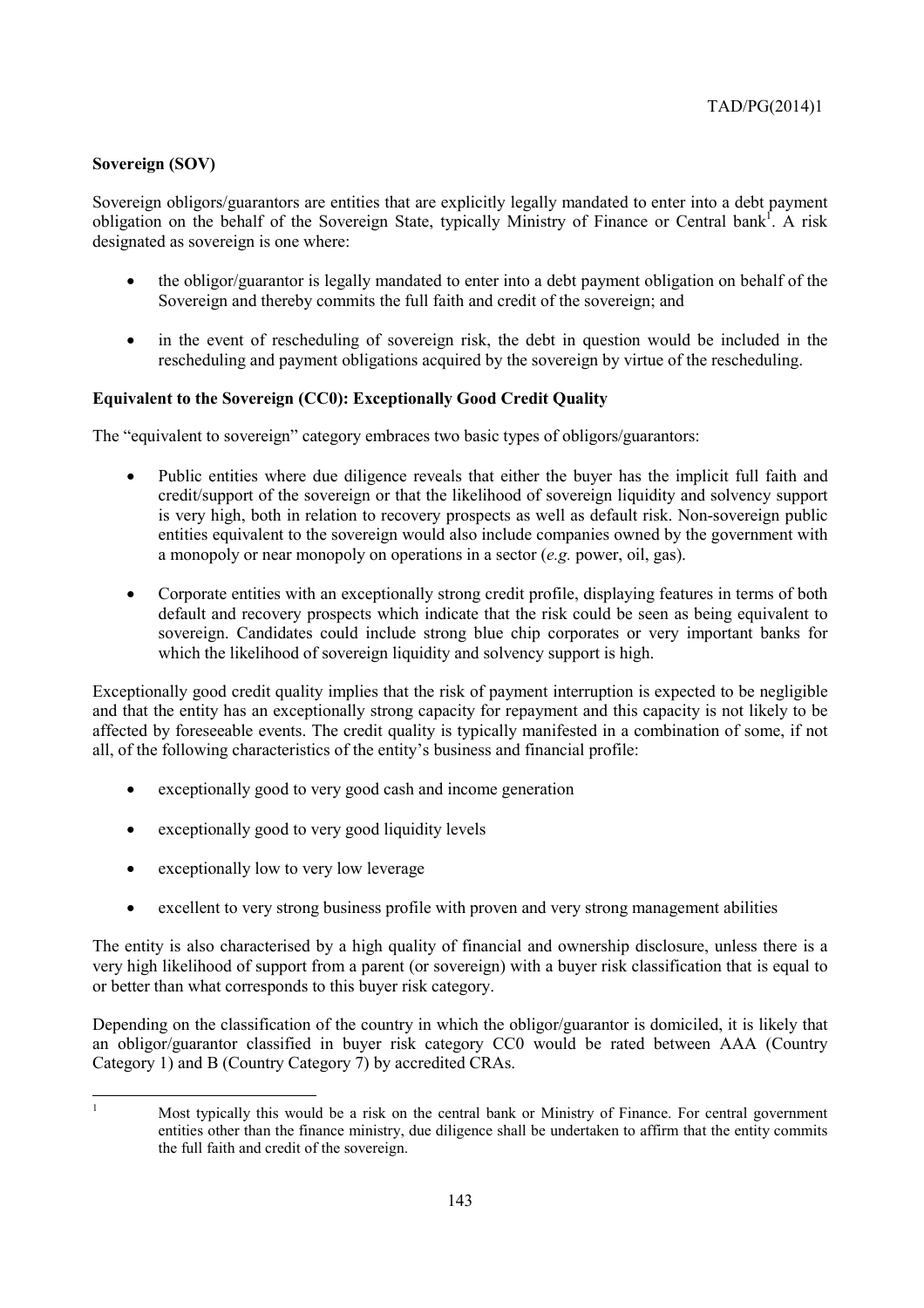**Sovereign (SOV)**

Sovereign obligors/guarantors are entities that are explicitly legally mandated to enter into a debt payment obligation on the behalf of the Sovereign State, typically Ministry of Finance or Central bank[1]. A risk designated as sovereign is one where:

- the obligor/guarantor is legally mandated to enter into a debt payment obligation on behalf of the Sovereign and thereby commits the full faith and credit of the sovereign; and
- in the event of rescheduling of sovereign risk, the debt in question would be included in the rescheduling and payment obligations acquired by the sovereign by virtue of the rescheduling.

**Equivalent to the Sovereign (CC0): Exceptionally Good Credit Quality**

The "equivalent to sovereign" category embraces two basic types of obligors/guarantors:

- Public entities where due diligence reveals that either the buyer has the implicit full faith and credit/support of the sovereign or that the likelihood of sovereign liquidity and solvency support is very high, both in relation to recovery prospects as well as default risk. Non-sovereign public entities equivalent to the sovereign would also include companies owned by the government with a monopoly or near monopoly on operations in a sector (*e.g.* power, oil, gas).
- Corporate entities with an exceptionally strong credit profile, displaying features in terms of both default and recovery prospects which indicate that the risk could be seen as being equivalent to sovereign. Candidates could include strong blue chip corporates or very important banks for which the likelihood of sovereign liquidity and solvency support is high.

Exceptionally good credit quality implies that the risk of payment interruption is expected to be negligible and that the entity has an exceptionally strong capacity for repayment and this capacity is not likely to be affected by foreseeable events. The credit quality is typically manifested in a combination of some, if not all, of the following characteristics of the entity's business and financial profile:

- exceptionally good to very good cash and income generation
- exceptionally good to very good liquidity levels
- exceptionally low to very low leverage
- excellent to very strong business profile with proven and very strong management abilities

The entity is also characterised by a high quality of financial and ownership disclosure, unless there is a very high likelihood of support from a parent (or sovereign) with a buyer risk classification that is equal to or better than what corresponds to this buyer risk category.

Depending on the classification of the country in which the obligor/guarantor is domiciled, it is likely that an obligor/guarantor classified in buyer risk category CC0 would be rated between AAA (Country Category 1) and B (Country Category 7) by accredited CRAs.

---

[1] Most typically this would be a risk on the central bank or Ministry of Finance. For central government entities other than the finance ministry, due diligence shall be undertaken to affirm that the entity commits the full faith and credit of the sovereign.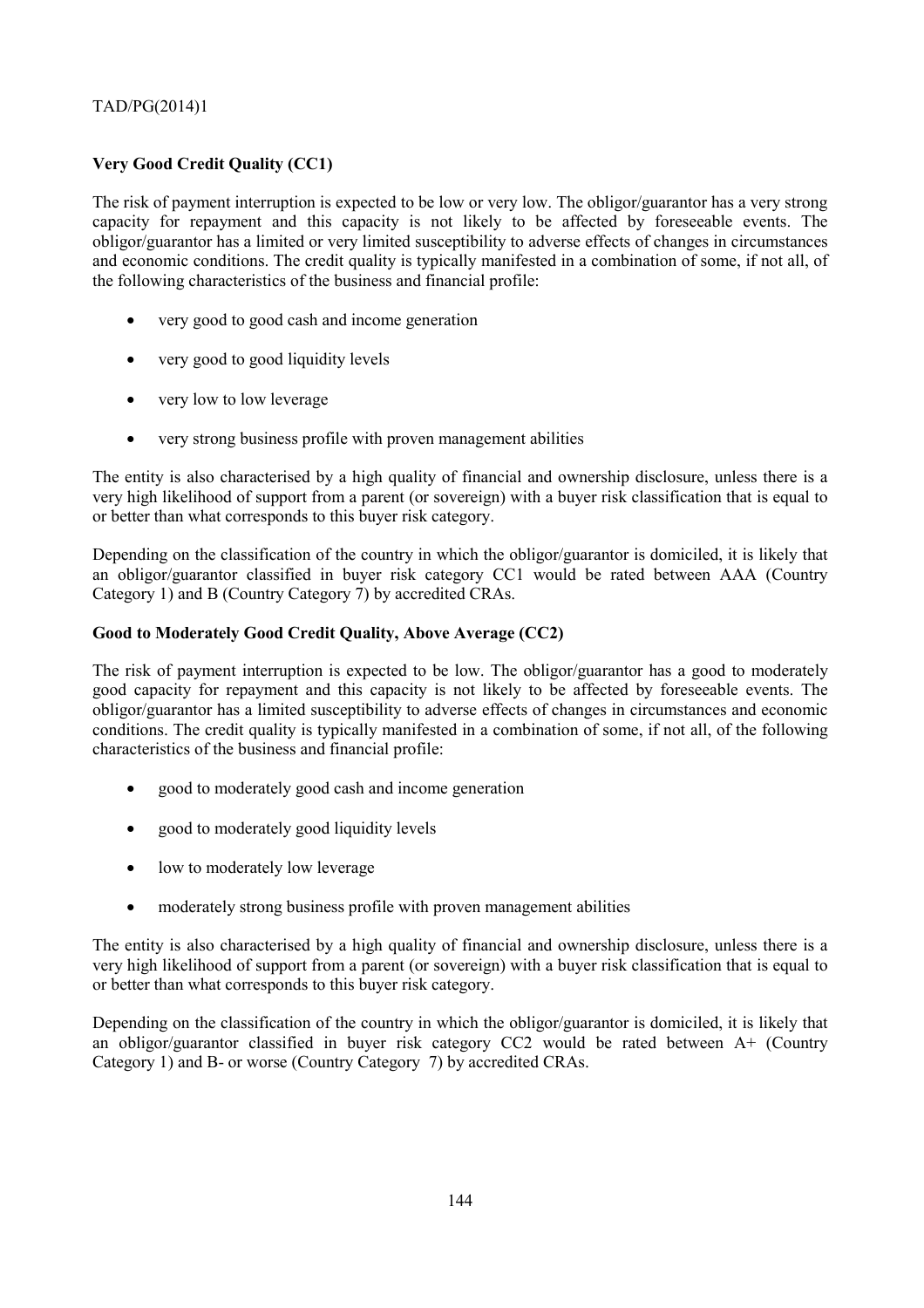**Very Good Credit Quality (CC1)**

The risk of payment interruption is expected to be low or very low. The obligor/guarantor has a very strong capacity for repayment and this capacity is not likely to be affected by foreseeable events. The obligor/guarantor has a limited or very limited susceptibility to adverse effects of changes in circumstances and economic conditions. The credit quality is typically manifested in a combination of some, if not all, of the following characteristics of the business and financial profile:

- very good to good cash and income generation
- very good to good liquidity levels
- very low to low leverage
- very strong business profile with proven management abilities

The entity is also characterised by a high quality of financial and ownership disclosure, unless there is a very high likelihood of support from a parent (or sovereign) with a buyer risk classification that is equal to or better than what corresponds to this buyer risk category.

Depending on the classification of the country in which the obligor/guarantor is domiciled, it is likely that an obligor/guarantor classified in buyer risk category CC1 would be rated between AAA (Country Category 1) and B (Country Category 7) by accredited CRAs.

**Good to Moderately Good Credit Quality, Above Average (CC2)**

The risk of payment interruption is expected to be low. The obligor/guarantor has a good to moderately good capacity for repayment and this capacity is not likely to be affected by foreseeable events. The obligor/guarantor has a limited susceptibility to adverse effects of changes in circumstances and economic conditions. The credit quality is typically manifested in a combination of some, if not all, of the following characteristics of the business and financial profile:

- good to moderately good cash and income generation
- good to moderately good liquidity levels
- low to moderately low leverage
- moderately strong business profile with proven management abilities

The entity is also characterised by a high quality of financial and ownership disclosure, unless there is a very high likelihood of support from a parent (or sovereign) with a buyer risk classification that is equal to or better than what corresponds to this buyer risk category.

Depending on the classification of the country in which the obligor/guarantor is domiciled, it is likely that an obligor/guarantor classified in buyer risk category CC2 would be rated between A+ (Country Category 1) and B- or worse (Country Category 7) by accredited CRAs.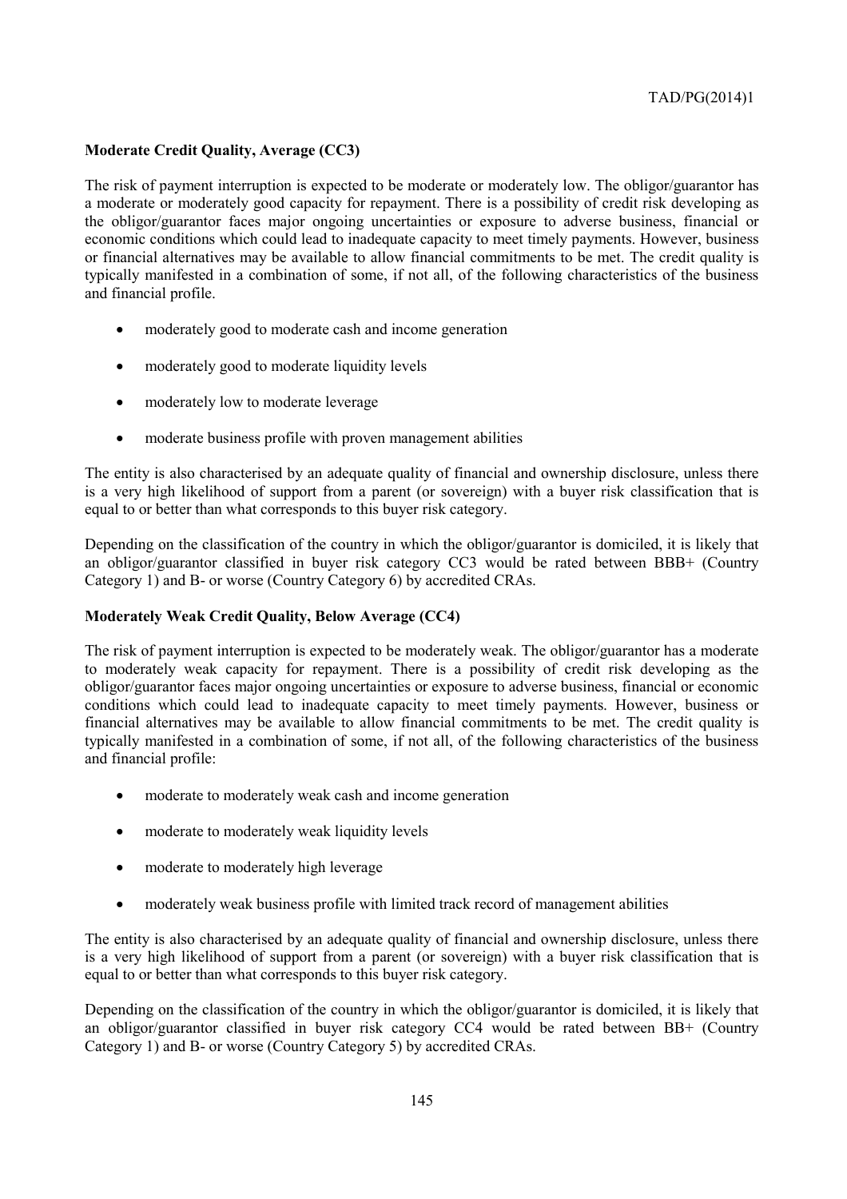**Moderate Credit Quality, Average (CC3)**

The risk of payment interruption is expected to be moderate or moderately low. The obligor/guarantor has a moderate or moderately good capacity for repayment. There is a possibility of credit risk developing as the obligor/guarantor faces major ongoing uncertainties or exposure to adverse business, financial or economic conditions which could lead to inadequate capacity to meet timely payments. However, business or financial alternatives may be available to allow financial commitments to be met. The credit quality is typically manifested in a combination of some, if not all, of the following characteristics of the business and financial profile.

- moderately good to moderate cash and income generation
- moderately good to moderate liquidity levels
- moderately low to moderate leverage
- moderate business profile with proven management abilities

The entity is also characterised by an adequate quality of financial and ownership disclosure, unless there is a very high likelihood of support from a parent (or sovereign) with a buyer risk classification that is equal to or better than what corresponds to this buyer risk category.

Depending on the classification of the country in which the obligor/guarantor is domiciled, it is likely that an obligor/guarantor classified in buyer risk category CC3 would be rated between BBB+ (Country Category 1) and B- or worse (Country Category 6) by accredited CRAs.

**Moderately Weak Credit Quality, Below Average (CC4)**

The risk of payment interruption is expected to be moderately weak. The obligor/guarantor has a moderate to moderately weak capacity for repayment. There is a possibility of credit risk developing as the obligor/guarantor faces major ongoing uncertainties or exposure to adverse business, financial or economic conditions which could lead to inadequate capacity to meet timely payments. However, business or financial alternatives may be available to allow financial commitments to be met. The credit quality is typically manifested in a combination of some, if not all, of the following characteristics of the business and financial profile:

- moderate to moderately weak cash and income generation
- moderate to moderately weak liquidity levels
- moderate to moderately high leverage
- moderately weak business profile with limited track record of management abilities

The entity is also characterised by an adequate quality of financial and ownership disclosure, unless there is a very high likelihood of support from a parent (or sovereign) with a buyer risk classification that is equal to or better than what corresponds to this buyer risk category.

Depending on the classification of the country in which the obligor/guarantor is domiciled, it is likely that an obligor/guarantor classified in buyer risk category CC4 would be rated between BB+ (Country Category 1) and B- or worse (Country Category 5) by accredited CRAs.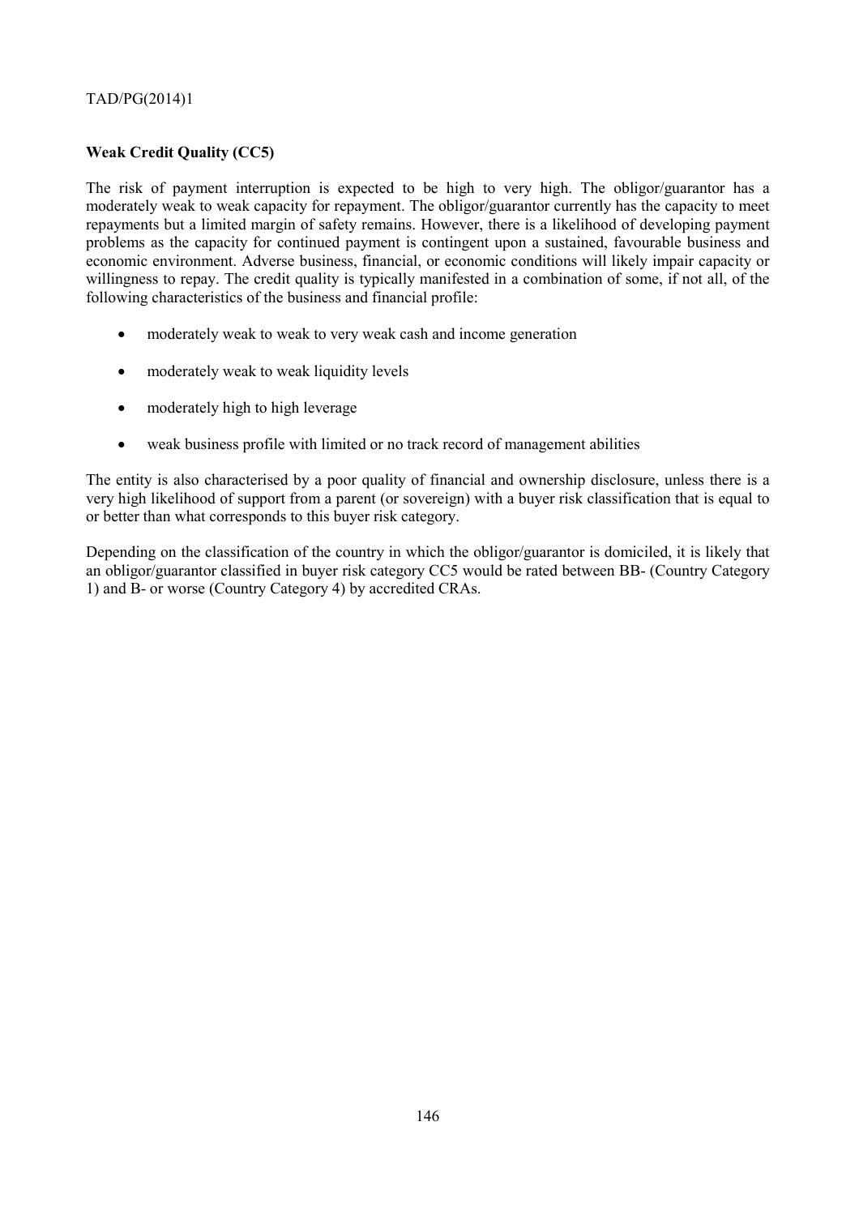**Weak Credit Quality (CC5)**

The risk of payment interruption is expected to be high to very high. The obligor/guarantor has a moderately weak to weak capacity for repayment. The obligor/guarantor currently has the capacity to meet repayments but a limited margin of safety remains. However, there is a likelihood of developing payment problems as the capacity for continued payment is contingent upon a sustained, favourable business and economic environment. Adverse business, financial, or economic conditions will likely impair capacity or willingness to repay. The credit quality is typically manifested in a combination of some, if not all, of the following characteristics of the business and financial profile:

- moderately weak to weak to very weak cash and income generation
- moderately weak to weak liquidity levels
- moderately high to high leverage
- weak business profile with limited or no track record of management abilities

The entity is also characterised by a poor quality of financial and ownership disclosure, unless there is a very high likelihood of support from a parent (or sovereign) with a buyer risk classification that is equal to or better than what corresponds to this buyer risk category.

Depending on the classification of the country in which the obligor/guarantor is domiciled, it is likely that an obligor/guarantor classified in buyer risk category CC5 would be rated between BB- (Country Category 1) and B- or worse (Country Category 4) by accredited CRAs.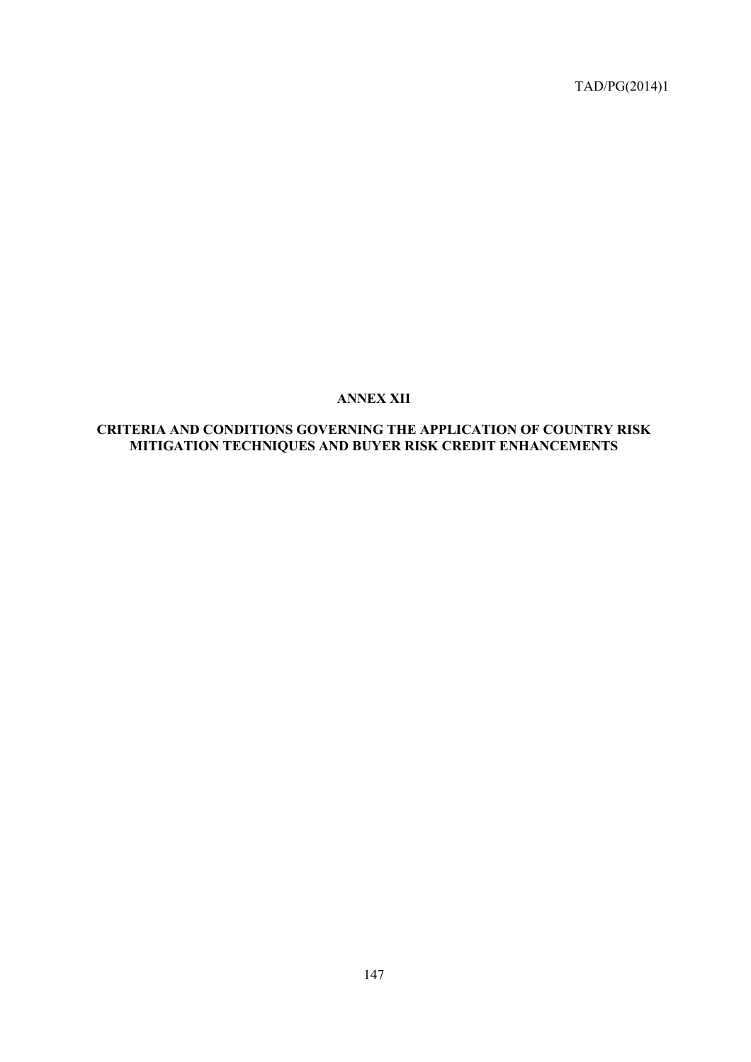# ANNEX XII

## CRITERIA AND CONDITIONS GOVERNING THE APPLICATION OF COUNTRY RISK MITIGATION TECHNIQUES AND BUYER RISK CREDIT ENHANCEMENTS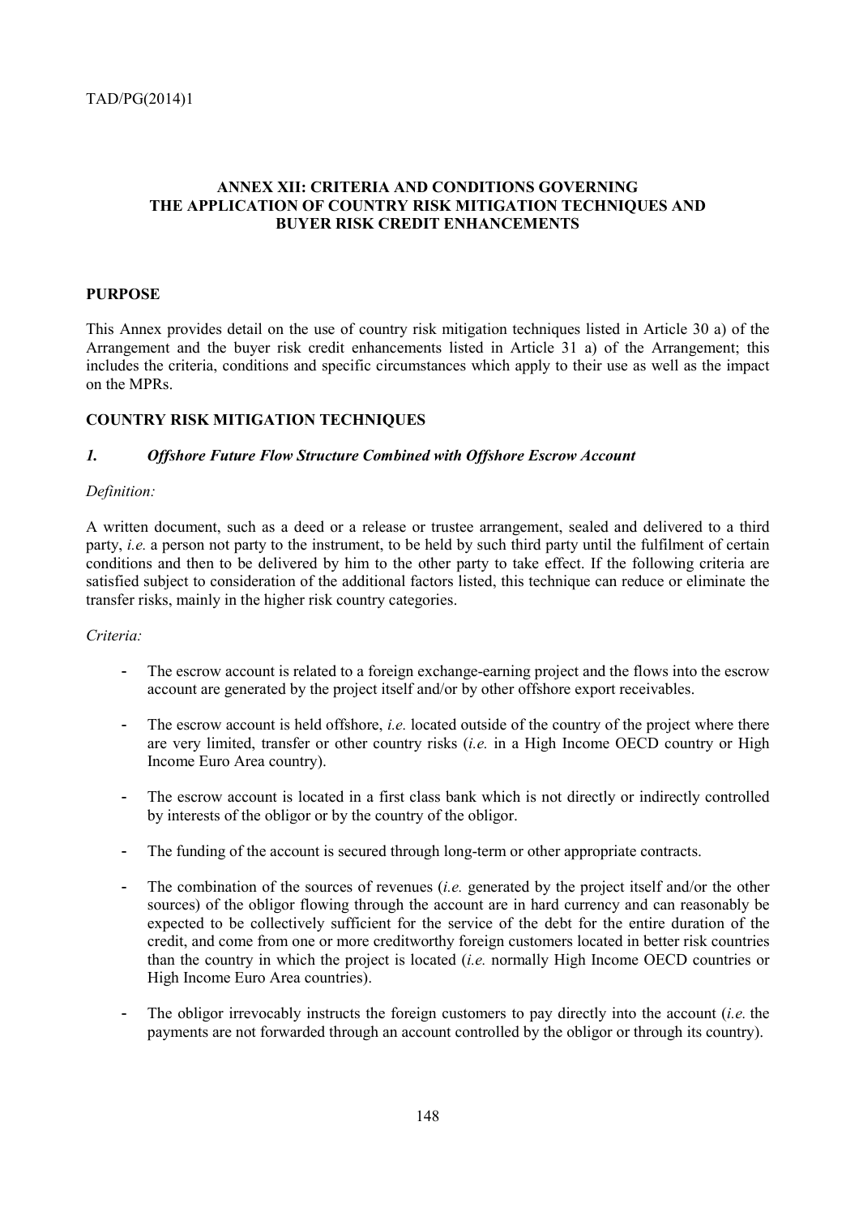## ANNEX XII: CRITERIA AND CONDITIONS GOVERNING THE APPLICATION OF COUNTRY RISK MITIGATION TECHNIQUES AND BUYER RISK CREDIT ENHANCEMENTS

### PURPOSE

This Annex provides detail on the use of country risk mitigation techniques listed in Article 30 a) of the Arrangement and the buyer risk credit enhancements listed in Article 31 a) of the Arrangement; this includes the criteria, conditions and specific circumstances which apply to their use as well as the impact on the MPRs.

### COUNTRY RISK MITIGATION TECHNIQUES

#### *1. Offshore Future Flow Structure Combined with Offshore Escrow Account*

*Definition:*

A written document, such as a deed or a release or trustee arrangement, sealed and delivered to a third party, *i.e.* a person not party to the instrument, to be held by such third party until the fulfilment of certain conditions and then to be delivered by him to the other party to take effect. If the following criteria are satisfied subject to consideration of the additional factors listed, this technique can reduce or eliminate the transfer risks, mainly in the higher risk country categories.

*Criteria:*

- The escrow account is related to a foreign exchange-earning project and the flows into the escrow account are generated by the project itself and/or by other offshore export receivables.
- The escrow account is held offshore, *i.e.* located outside of the country of the project where there are very limited, transfer or other country risks (*i.e.* in a High Income OECD country or High Income Euro Area country).
- The escrow account is located in a first class bank which is not directly or indirectly controlled by interests of the obligor or by the country of the obligor.
- The funding of the account is secured through long-term or other appropriate contracts.
- The combination of the sources of revenues (*i.e.* generated by the project itself and/or the other sources) of the obligor flowing through the account are in hard currency and can reasonably be expected to be collectively sufficient for the service of the debt for the entire duration of the credit, and come from one or more creditworthy foreign customers located in better risk countries than the country in which the project is located (*i.e.* normally High Income OECD countries or High Income Euro Area countries).
- The obligor irrevocably instructs the foreign customers to pay directly into the account (*i.e.* the payments are not forwarded through an account controlled by the obligor or through its country).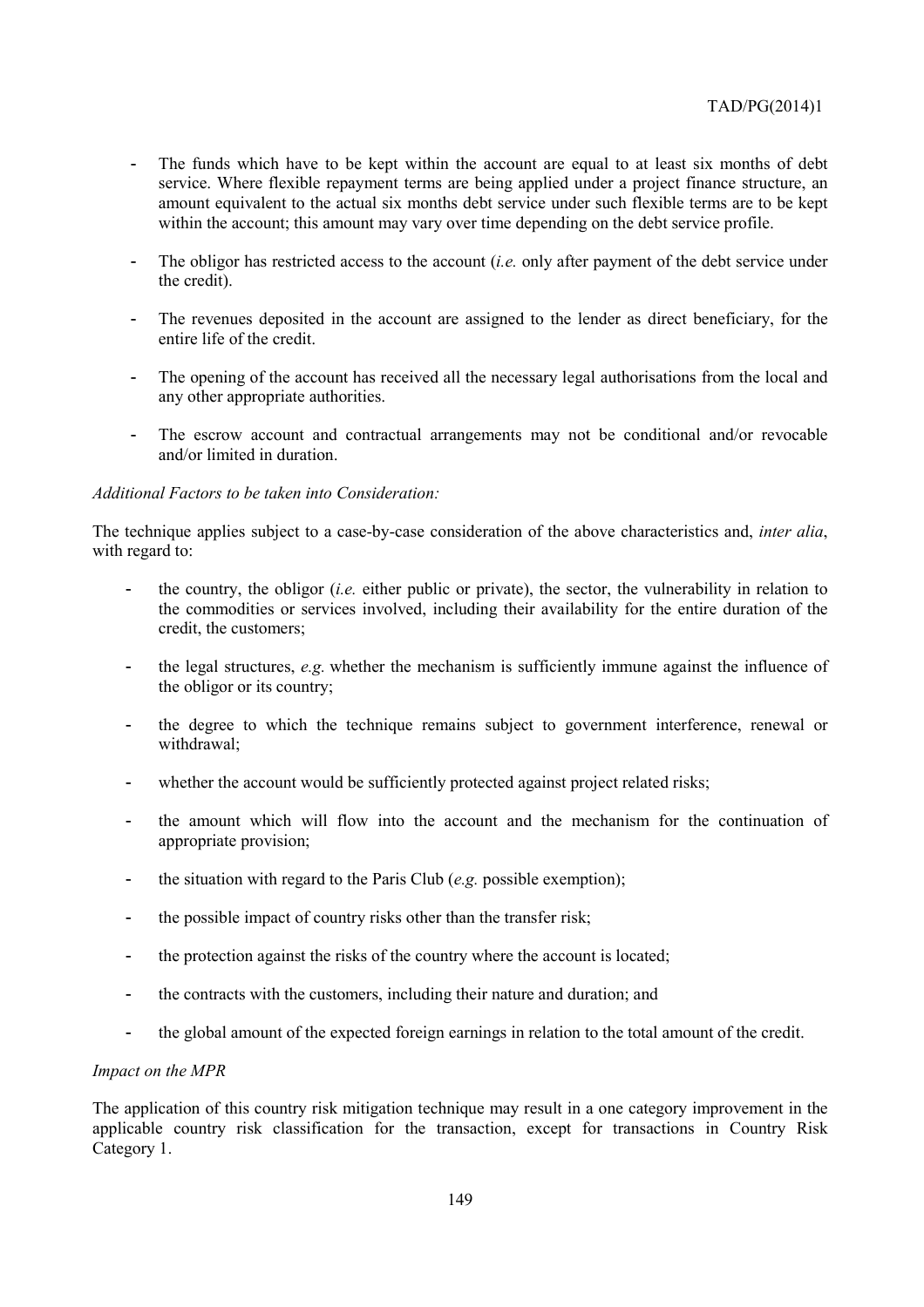- The funds which have to be kept within the account are equal to at least six months of debt service. Where flexible repayment terms are being applied under a project finance structure, an amount equivalent to the actual six months debt service under such flexible terms are to be kept within the account; this amount may vary over time depending on the debt service profile.

- The obligor has restricted access to the account (*i.e.* only after payment of the debt service under the credit).

- The revenues deposited in the account are assigned to the lender as direct beneficiary, for the entire life of the credit.

- The opening of the account has received all the necessary legal authorisations from the local and any other appropriate authorities.

- The escrow account and contractual arrangements may not be conditional and/or revocable and/or limited in duration.

*Additional Factors to be taken into Consideration:*

The technique applies subject to a case-by-case consideration of the above characteristics and, *inter alia*, with regard to:

- the country, the obligor (*i.e.* either public or private), the sector, the vulnerability in relation to the commodities or services involved, including their availability for the entire duration of the credit, the customers;

- the legal structures, *e.g.* whether the mechanism is sufficiently immune against the influence of the obligor or its country;

- the degree to which the technique remains subject to government interference, renewal or withdrawal;

- whether the account would be sufficiently protected against project related risks;

- the amount which will flow into the account and the mechanism for the continuation of appropriate provision;

- the situation with regard to the Paris Club (*e.g.* possible exemption);

- the possible impact of country risks other than the transfer risk;

- the protection against the risks of the country where the account is located;

- the contracts with the customers, including their nature and duration; and

- the global amount of the expected foreign earnings in relation to the total amount of the credit.

*Impact on the MPR*

The application of this country risk mitigation technique may result in a one category improvement in the applicable country risk classification for the transaction, except for transactions in Country Risk Category 1.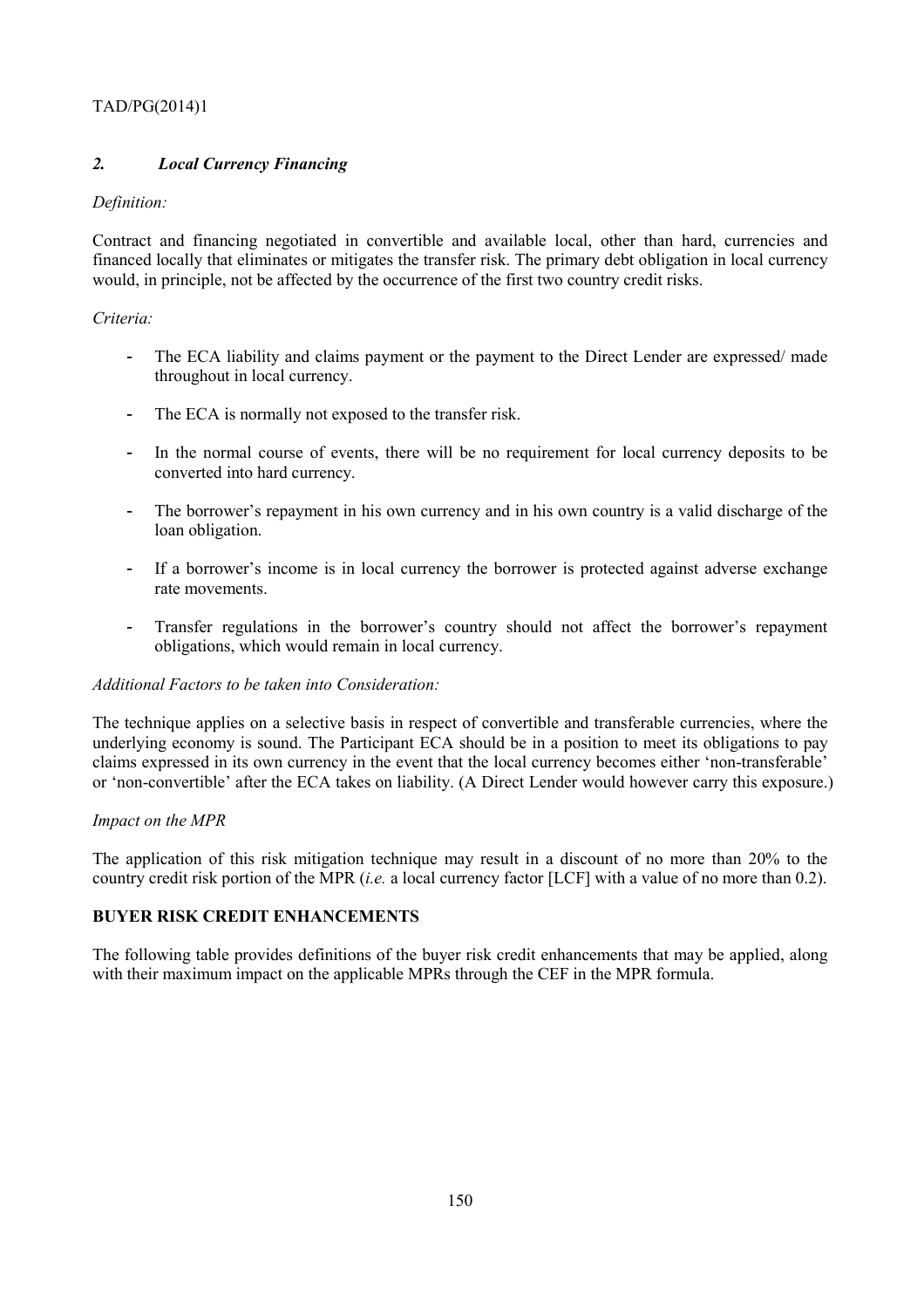## *2. Local Currency Financing*

*Definition:*

Contract and financing negotiated in convertible and available local, other than hard, currencies and financed locally that eliminates or mitigates the transfer risk. The primary debt obligation in local currency would, in principle, not be affected by the occurrence of the first two country credit risks.

*Criteria:*

- The ECA liability and claims payment or the payment to the Direct Lender are expressed/ made throughout in local currency.
- The ECA is normally not exposed to the transfer risk.
- In the normal course of events, there will be no requirement for local currency deposits to be converted into hard currency.
- The borrower's repayment in his own currency and in his own country is a valid discharge of the loan obligation.
- If a borrower's income is in local currency the borrower is protected against adverse exchange rate movements.
- Transfer regulations in the borrower's country should not affect the borrower's repayment obligations, which would remain in local currency.

*Additional Factors to be taken into Consideration:*

The technique applies on a selective basis in respect of convertible and transferable currencies, where the underlying economy is sound. The Participant ECA should be in a position to meet its obligations to pay claims expressed in its own currency in the event that the local currency becomes either 'non-transferable' or 'non-convertible' after the ECA takes on liability. (A Direct Lender would however carry this exposure.)

*Impact on the MPR*

The application of this risk mitigation technique may result in a discount of no more than 20% to the country credit risk portion of the MPR (*i.e.* a local currency factor [LCF] with a value of no more than 0.2).

**BUYER RISK CREDIT ENHANCEMENTS**

The following table provides definitions of the buyer risk credit enhancements that may be applied, along with their maximum impact on the applicable MPRs through the CEF in the MPR formula.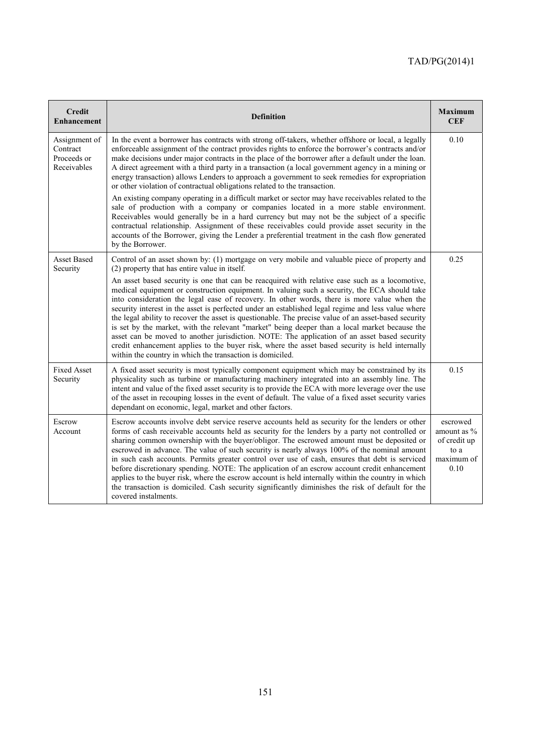| Credit Enhancement | Definition | Maximum CEF |
|---|---|---|
| Assignment of Contract Proceeds or Receivables | In the event a borrower has contracts with strong off-takers, whether offshore or local, a legally enforceable assignment of the contract provides rights to enforce the borrower's contracts and/or make decisions under major contracts in the place of the borrower after a default under the loan. A direct agreement with a third party in a transaction (a local government agency in a mining or energy transaction) allows Lenders to approach a government to seek remedies for expropriation or other violation of contractual obligations related to the transaction.<br><br>An existing company operating in a difficult market or sector may have receivables related to the sale of production with a company or companies located in a more stable environment. Receivables would generally be in a hard currency but may not be the subject of a specific contractual relationship. Assignment of these receivables could provide asset security in the accounts of the Borrower, giving the Lender a preferential treatment in the cash flow generated by the Borrower. | 0.10 |
| Asset Based Security | Control of an asset shown by: (1) mortgage on very mobile and valuable piece of property and (2) property that has entire value in itself.<br><br>An asset based security is one that can be reacquired with relative ease such as a locomotive, medical equipment or construction equipment. In valuing such a security, the ECA should take into consideration the legal ease of recovery. In other words, there is more value when the security interest in the asset is perfected under an established legal regime and less value where the legal ability to recover the asset is questionable. The precise value of an asset-based security is set by the market, with the relevant "market" being deeper than a local market because the asset can be moved to another jurisdiction. NOTE: The application of an asset based security credit enhancement applies to the buyer risk, where the asset based security is held internally within the country in which the transaction is domiciled. | 0.25 |
| Fixed Asset Security | A fixed asset security is most typically component equipment which may be constrained by its physicality such as turbine or manufacturing machinery integrated into an assembly line. The intent and value of the fixed asset security is to provide the ECA with more leverage over the use of the asset in recouping losses in the event of default. The value of a fixed asset security varies dependant on economic, legal, market and other factors. | 0.15 |
| Escrow Account | Escrow accounts involve debt service reserve accounts held as security for the lenders or other forms of cash receivable accounts held as security for the lenders by a party not controlled or sharing common ownership with the buyer/obligor. The escrowed amount must be deposited or escrowed in advance. The value of such security is nearly always 100% of the nominal amount in such cash accounts. Permits greater control over use of cash, ensures that debt is serviced before discretionary spending. NOTE: The application of an escrow account credit enhancement applies to the buyer risk, where the escrow account is held internally within the country in which the transaction is domiciled. Cash security significantly diminishes the risk of default for the covered instalments. | escrowed amount as % of credit up to a maximum of 0.10 |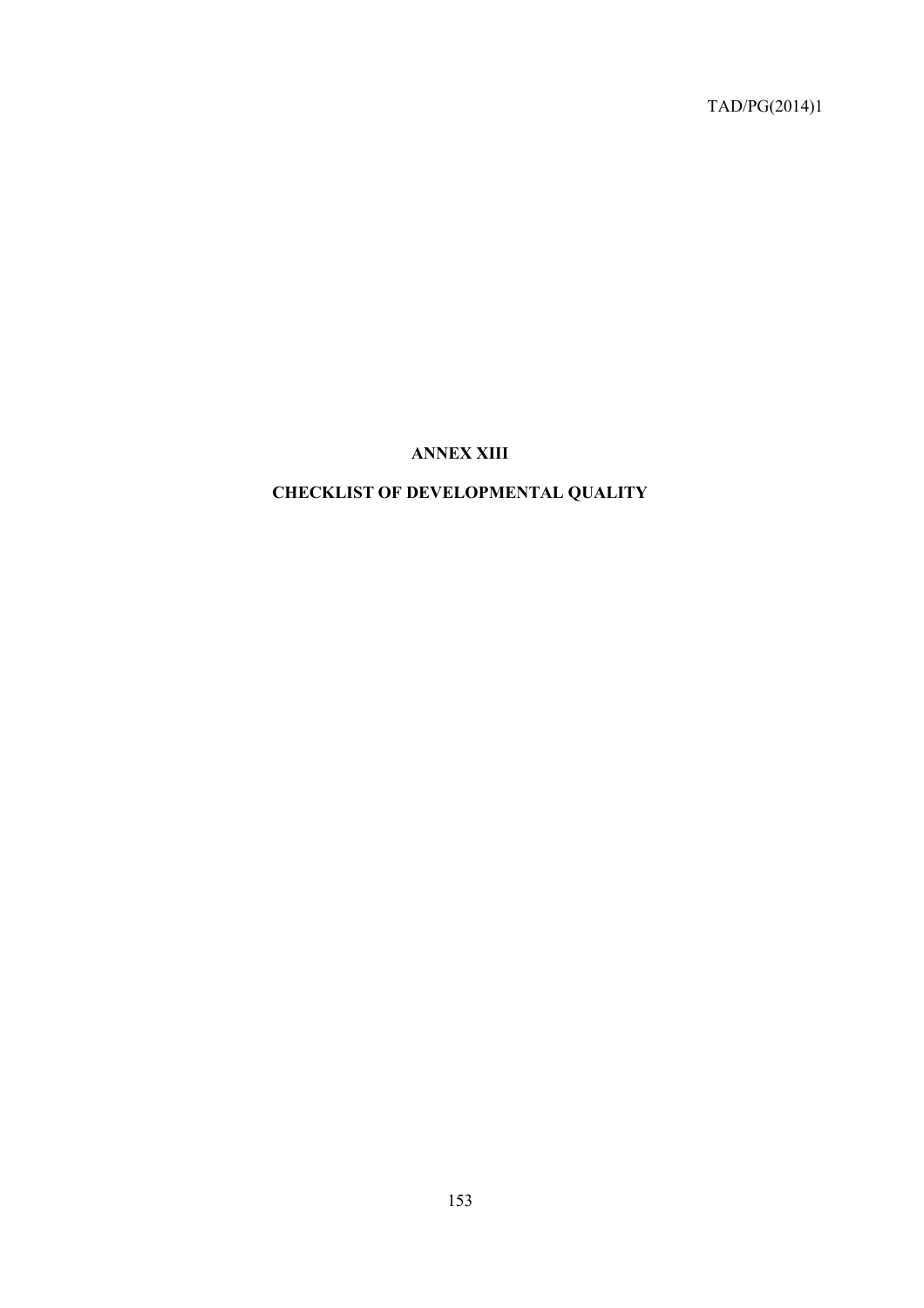# ANNEX XIII

## CHECKLIST OF DEVELOPMENTAL QUALITY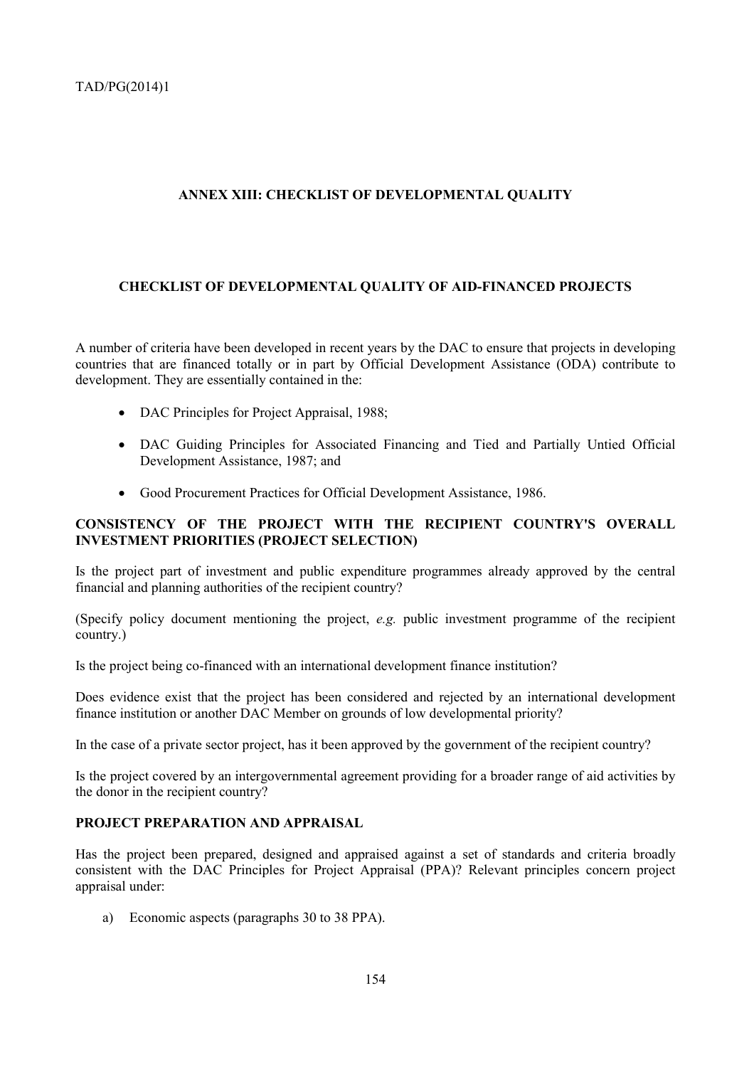## ANNEX XIII: CHECKLIST OF DEVELOPMENTAL QUALITY

### CHECKLIST OF DEVELOPMENTAL QUALITY OF AID-FINANCED PROJECTS

A number of criteria have been developed in recent years by the DAC to ensure that projects in developing countries that are financed totally or in part by Official Development Assistance (ODA) contribute to development. They are essentially contained in the:

- DAC Principles for Project Appraisal, 1988;
- DAC Guiding Principles for Associated Financing and Tied and Partially Untied Official Development Assistance, 1987; and
- Good Procurement Practices for Official Development Assistance, 1986.

**CONSISTENCY OF THE PROJECT WITH THE RECIPIENT COUNTRY'S OVERALL INVESTMENT PRIORITIES (PROJECT SELECTION)**

Is the project part of investment and public expenditure programmes already approved by the central financial and planning authorities of the recipient country?

(Specify policy document mentioning the project, *e.g.* public investment programme of the recipient country.)

Is the project being co-financed with an international development finance institution?

Does evidence exist that the project has been considered and rejected by an international development finance institution or another DAC Member on grounds of low developmental priority?

In the case of a private sector project, has it been approved by the government of the recipient country?

Is the project covered by an intergovernmental agreement providing for a broader range of aid activities by the donor in the recipient country?

**PROJECT PREPARATION AND APPRAISAL**

Has the project been prepared, designed and appraised against a set of standards and criteria broadly consistent with the DAC Principles for Project Appraisal (PPA)? Relevant principles concern project appraisal under:

a) Economic aspects (paragraphs 30 to 38 PPA).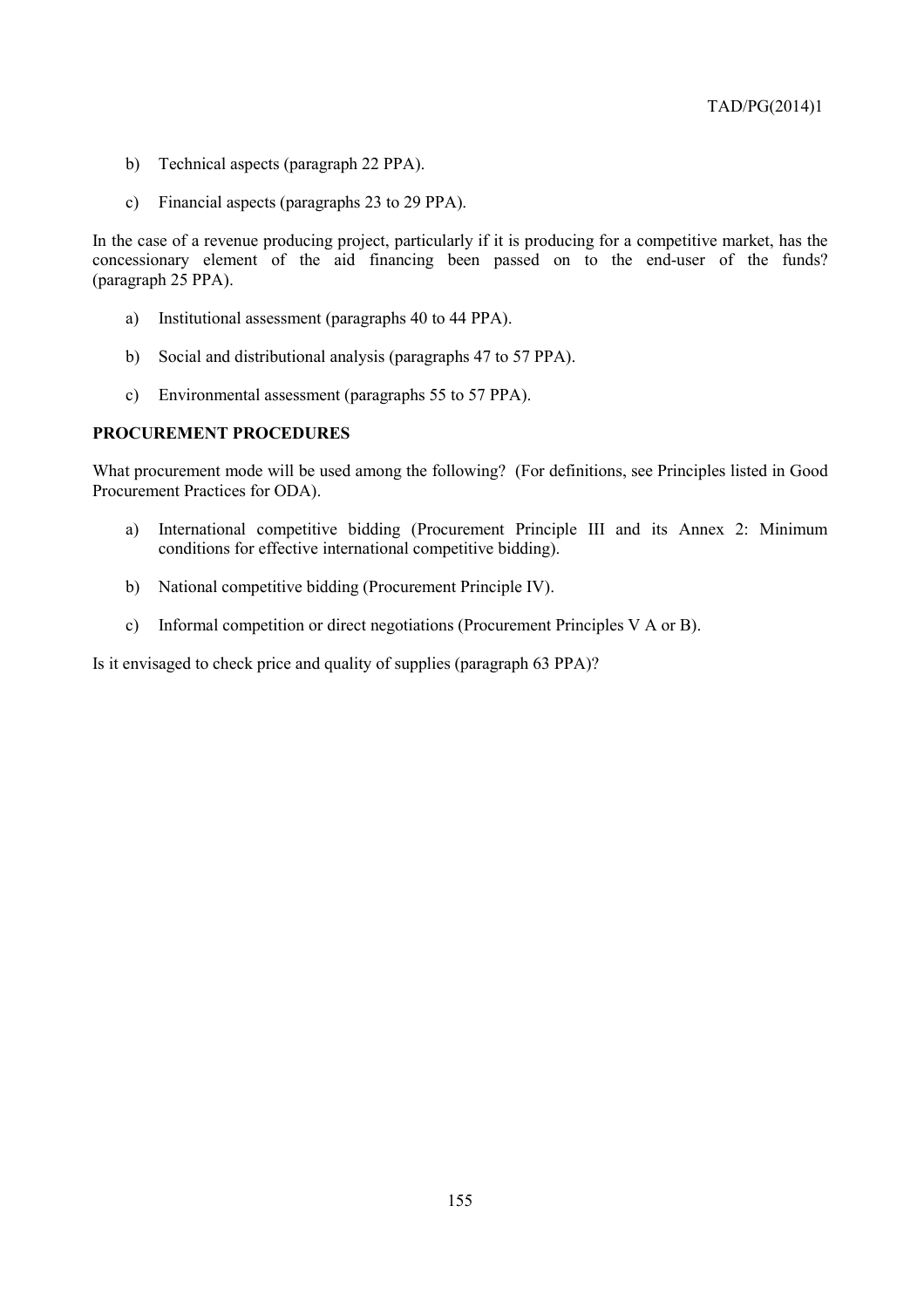b) Technical aspects (paragraph 22 PPA).

c) Financial aspects (paragraphs 23 to 29 PPA).

In the case of a revenue producing project, particularly if it is producing for a competitive market, has the concessionary element of the aid financing been passed on to the end-user of the funds? (paragraph 25 PPA).

a) Institutional assessment (paragraphs 40 to 44 PPA).

b) Social and distributional analysis (paragraphs 47 to 57 PPA).

c) Environmental assessment (paragraphs 55 to 57 PPA).

**PROCUREMENT PROCEDURES**

What procurement mode will be used among the following? (For definitions, see Principles listed in Good Procurement Practices for ODA).

a) International competitive bidding (Procurement Principle III and its Annex 2: Minimum conditions for effective international competitive bidding).

b) National competitive bidding (Procurement Principle IV).

c) Informal competition or direct negotiations (Procurement Principles V A or B).

Is it envisaged to check price and quality of supplies (paragraph 63 PPA)?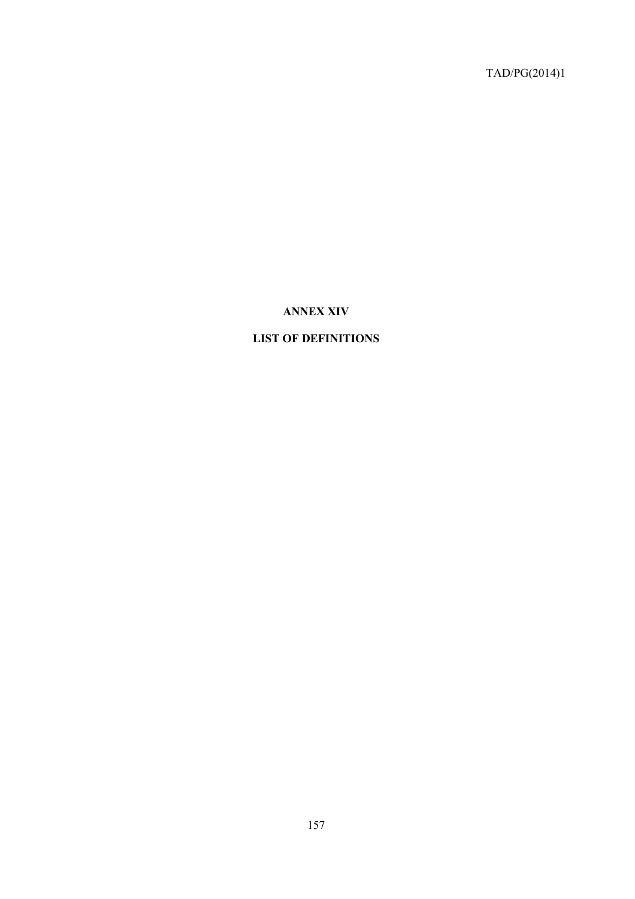# ANNEX XIV

## LIST OF DEFINITIONS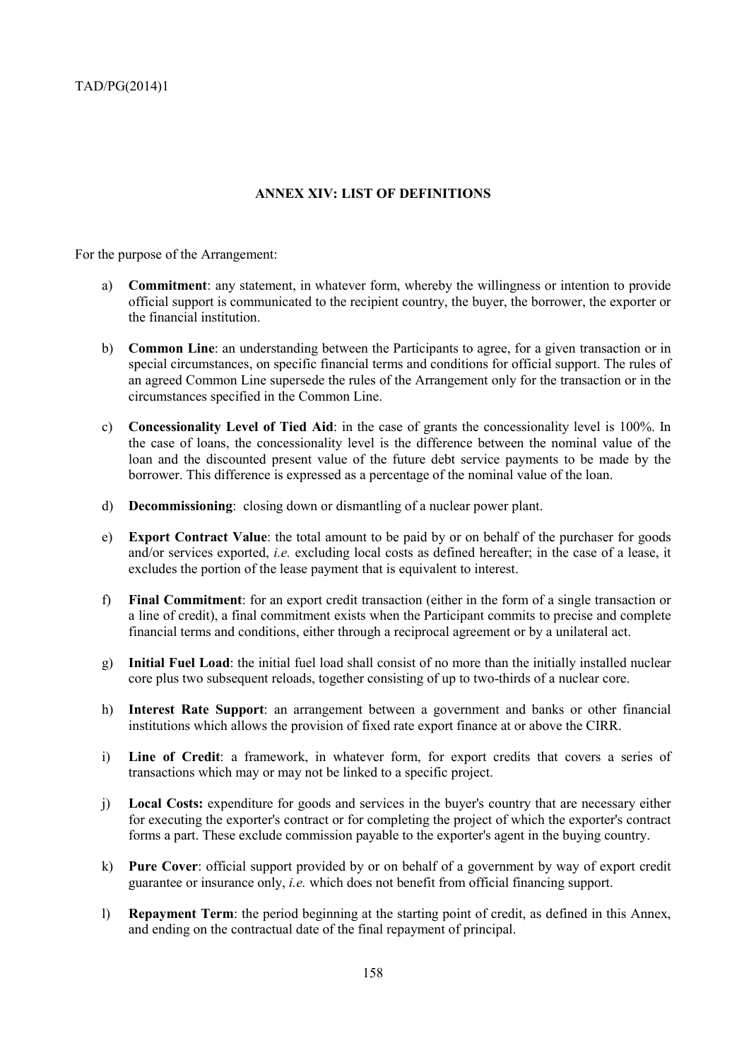## ANNEX XIV: LIST OF DEFINITIONS

For the purpose of the Arrangement:

a) **Commitment**: any statement, in whatever form, whereby the willingness or intention to provide official support is communicated to the recipient country, the buyer, the borrower, the exporter or the financial institution.

b) **Common Line**: an understanding between the Participants to agree, for a given transaction or in special circumstances, on specific financial terms and conditions for official support. The rules of an agreed Common Line supersede the rules of the Arrangement only for the transaction or in the circumstances specified in the Common Line.

c) **Concessionality Level of Tied Aid**: in the case of grants the concessionality level is 100%. In the case of loans, the concessionality level is the difference between the nominal value of the loan and the discounted present value of the future debt service payments to be made by the borrower. This difference is expressed as a percentage of the nominal value of the loan.

d) **Decommissioning**: closing down or dismantling of a nuclear power plant.

e) **Export Contract Value**: the total amount to be paid by or on behalf of the purchaser for goods and/or services exported, *i.e.* excluding local costs as defined hereafter; in the case of a lease, it excludes the portion of the lease payment that is equivalent to interest.

f) **Final Commitment**: for an export credit transaction (either in the form of a single transaction or a line of credit), a final commitment exists when the Participant commits to precise and complete financial terms and conditions, either through a reciprocal agreement or by a unilateral act.

g) **Initial Fuel Load**: the initial fuel load shall consist of no more than the initially installed nuclear core plus two subsequent reloads, together consisting of up to two-thirds of a nuclear core.

h) **Interest Rate Support**: an arrangement between a government and banks or other financial institutions which allows the provision of fixed rate export finance at or above the CIRR.

i) **Line of Credit**: a framework, in whatever form, for export credits that covers a series of transactions which may or may not be linked to a specific project.

j) **Local Costs:** expenditure for goods and services in the buyer's country that are necessary either for executing the exporter's contract or for completing the project of which the exporter's contract forms a part. These exclude commission payable to the exporter's agent in the buying country.

k) **Pure Cover**: official support provided by or on behalf of a government by way of export credit guarantee or insurance only, *i.e.* which does not benefit from official financing support.

l) **Repayment Term**: the period beginning at the starting point of credit, as defined in this Annex, and ending on the contractual date of the final repayment of principal.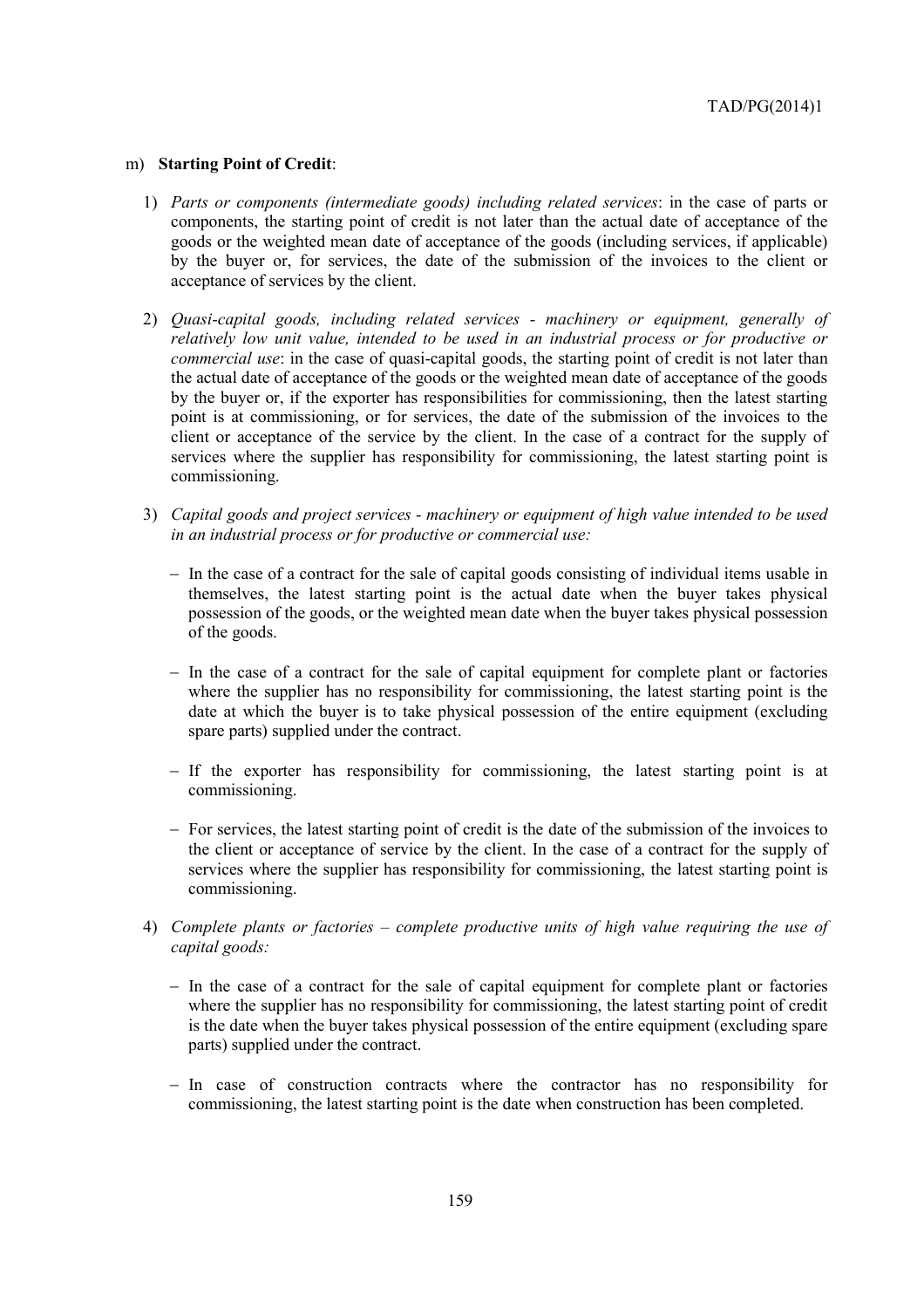m) **Starting Point of Credit**:

1) *Parts or components (intermediate goods) including related services*: in the case of parts or components, the starting point of credit is not later than the actual date of acceptance of the goods or the weighted mean date of acceptance of the goods (including services, if applicable) by the buyer or, for services, the date of the submission of the invoices to the client or acceptance of services by the client.

2) *Quasi-capital goods, including related services - machinery or equipment, generally of relatively low unit value, intended to be used in an industrial process or for productive or commercial use*: in the case of quasi-capital goods, the starting point of credit is not later than the actual date of acceptance of the goods or the weighted mean date of acceptance of the goods by the buyer or, if the exporter has responsibilities for commissioning, then the latest starting point is at commissioning, or for services, the date of the submission of the invoices to the client or acceptance of the service by the client. In the case of a contract for the supply of services where the supplier has responsibility for commissioning, the latest starting point is commissioning.

3) *Capital goods and project services - machinery or equipment of high value intended to be used in an industrial process or for productive or commercial use:*

   - In the case of a contract for the sale of capital goods consisting of individual items usable in themselves, the latest starting point is the actual date when the buyer takes physical possession of the goods, or the weighted mean date when the buyer takes physical possession of the goods.

   - In the case of a contract for the sale of capital equipment for complete plant or factories where the supplier has no responsibility for commissioning, the latest starting point is the date at which the buyer is to take physical possession of the entire equipment (excluding spare parts) supplied under the contract.

   - If the exporter has responsibility for commissioning, the latest starting point is at commissioning.

   - For services, the latest starting point of credit is the date of the submission of the invoices to the client or acceptance of service by the client. In the case of a contract for the supply of services where the supplier has responsibility for commissioning, the latest starting point is commissioning.

4) *Complete plants or factories – complete productive units of high value requiring the use of capital goods:*

   - In the case of a contract for the sale of capital equipment for complete plant or factories where the supplier has no responsibility for commissioning, the latest starting point of credit is the date when the buyer takes physical possession of the entire equipment (excluding spare parts) supplied under the contract.

   - In case of construction contracts where the contractor has no responsibility for commissioning, the latest starting point is the date when construction has been completed.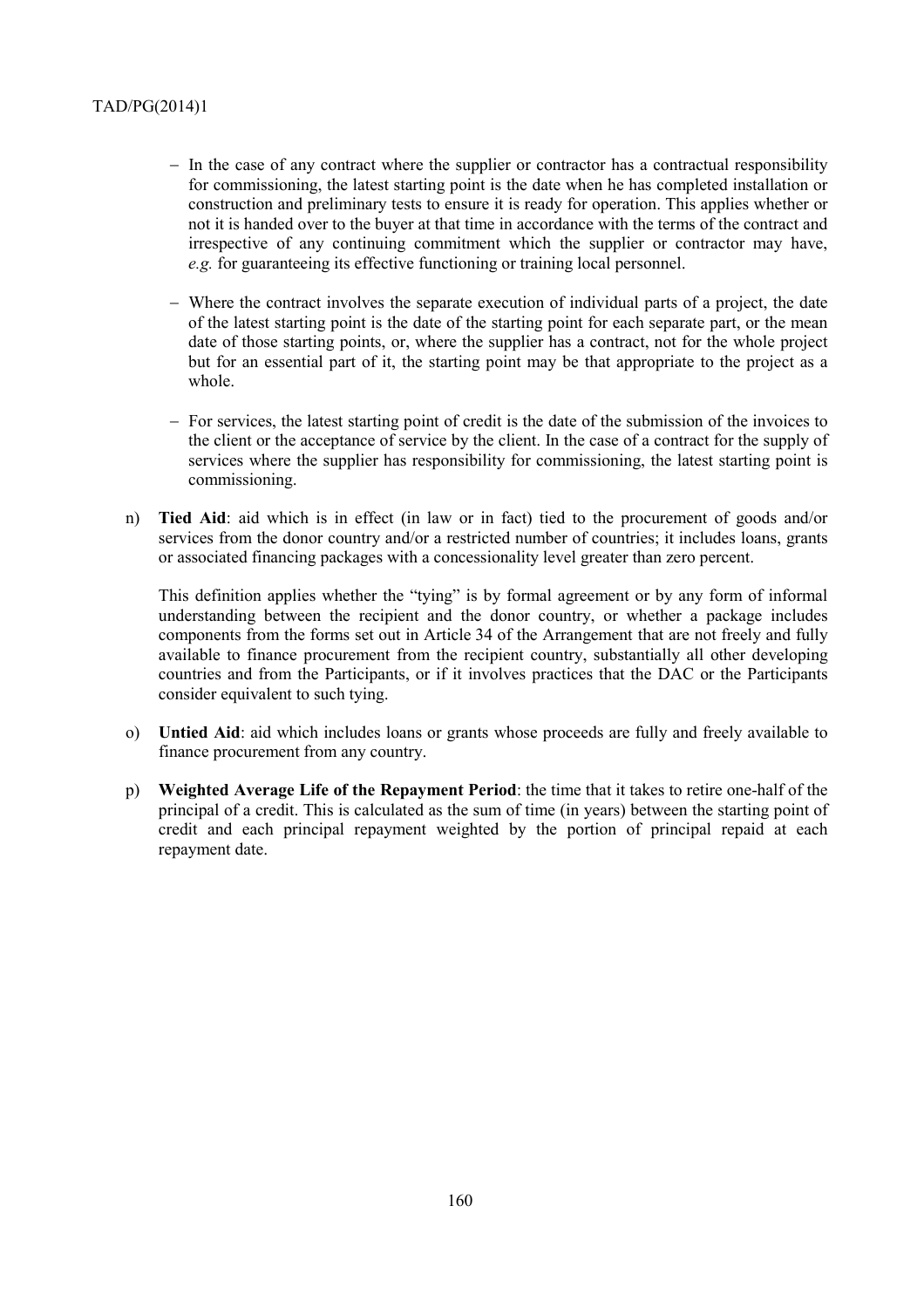- In the case of any contract where the supplier or contractor has a contractual responsibility for commissioning, the latest starting point is the date when he has completed installation or construction and preliminary tests to ensure it is ready for operation. This applies whether or not it is handed over to the buyer at that time in accordance with the terms of the contract and irrespective of any continuing commitment which the supplier or contractor may have, *e.g.* for guaranteeing its effective functioning or training local personnel.

- Where the contract involves the separate execution of individual parts of a project, the date of the latest starting point is the date of the starting point for each separate part, or the mean date of those starting points, or, where the supplier has a contract, not for the whole project but for an essential part of it, the starting point may be that appropriate to the project as a whole.

- For services, the latest starting point of credit is the date of the submission of the invoices to the client or the acceptance of service by the client. In the case of a contract for the supply of services where the supplier has responsibility for commissioning, the latest starting point is commissioning.

n) **Tied Aid**: aid which is in effect (in law or in fact) tied to the procurement of goods and/or services from the donor country and/or a restricted number of countries; it includes loans, grants or associated financing packages with a concessionality level greater than zero percent.

   This definition applies whether the "tying" is by formal agreement or by any form of informal understanding between the recipient and the donor country, or whether a package includes components from the forms set out in Article 34 of the Arrangement that are not freely and fully available to finance procurement from the recipient country, substantially all other developing countries and from the Participants, or if it involves practices that the DAC or the Participants consider equivalent to such tying.

o) **Untied Aid**: aid which includes loans or grants whose proceeds are fully and freely available to finance procurement from any country.

p) **Weighted Average Life of the Repayment Period**: the time that it takes to retire one-half of the principal of a credit. This is calculated as the sum of time (in years) between the starting point of credit and each principal repayment weighted by the portion of principal repaid at each repayment date.